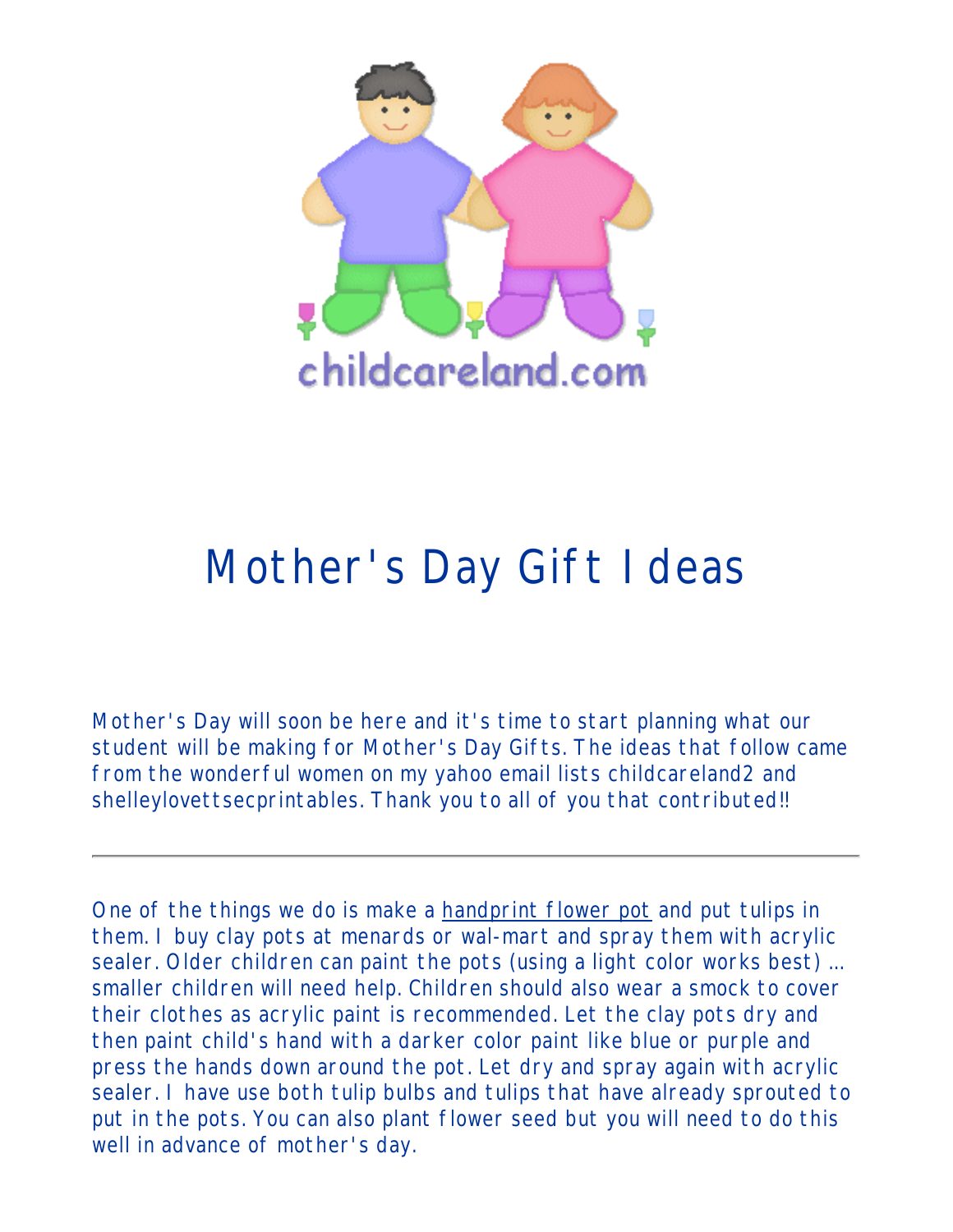childcareland.com

# Mother's Day Gift Ideas

Mother's Day will soon be here and it's time to start planning what our student will be making for Mother's Day Gifts. The ideas that follow came from the wonderful women on my yahoo email lists childcareland2 and shelleylovettsecprintables. Thank you to all of you that contributed!!

---

One of the things we do is make a handprint flower pot and put tulips in them. I buy clay pots at menards or wal-mart and spray them with acrylic sealer. Older children can paint the pots (using a light color works best) ... smaller children will need help. Children should also wear a smock to cover their clothes as acrylic paint is recommended. Let the clay pots dry and then paint child's hand with a darker color paint like blue or purple and press the hands down around the pot. Let dry and spray again with acrylic sealer. I have use both tulip bulbs and tulips that have already sprouted to put in the pots. You can also plant flower seed but you will need to do this well in advance of mother's day.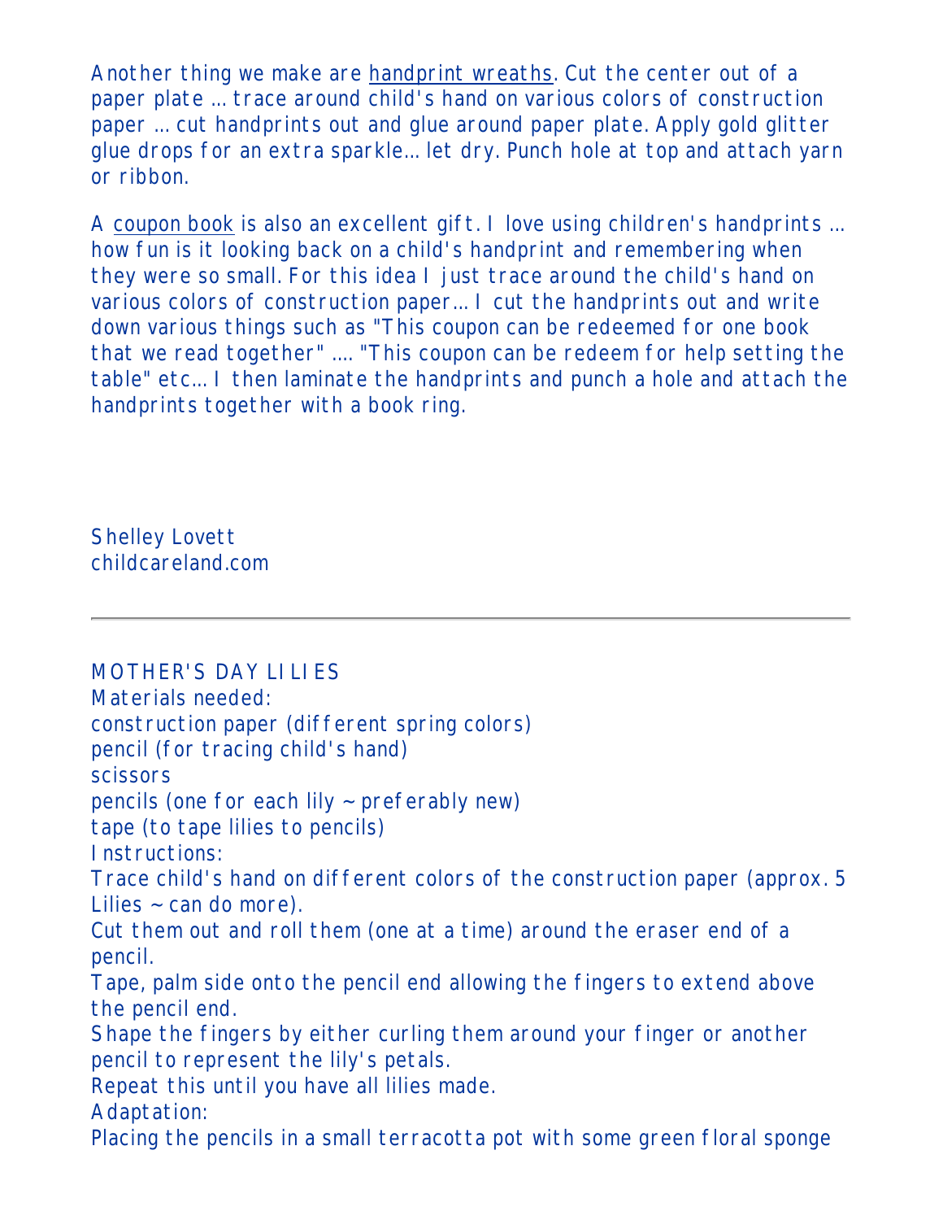Another thing we make are handprint wreaths. Cut the center out of a paper plate ... trace around child's hand on various colors of construction paper ... cut handprints out and glue around paper plate. Apply gold glitter glue drops for an extra sparkle... let dry. Punch hole at top and attach yarn or ribbon.

A coupon book is also an excellent gift. I love using children's handprints ... how fun is it looking back on a child's handprint and remembering when they were so small. For this idea I just trace around the child's hand on various colors of construction paper... I cut the handprints out and write down various things such as "This coupon can be redeemed for one book that we read together" .... "This coupon can be redeem for help setting the table" etc... I then laminate the handprints and punch a hole and attach the handprints together with a book ring.

Shelley Lovett
childcareland.com

---

MOTHER'S DAY LILIES

Materials needed:
construction paper (different spring colors)
pencil (for tracing child's hand)
scissors
pencils (one for each lily ~ preferably new)
tape (to tape lilies to pencils)

Instructions:
Trace child's hand on different colors of the construction paper (approx. 5 Lilies ~ can do more).
Cut them out and roll them (one at a time) around the eraser end of a pencil.
Tape, palm side onto the pencil end allowing the fingers to extend above the pencil end.
Shape the fingers by either curling them around your finger or another pencil to represent the lily's petals.
Repeat this until you have all lilies made.

Adaptation:
Placing the pencils in a small terracotta pot with some green floral sponge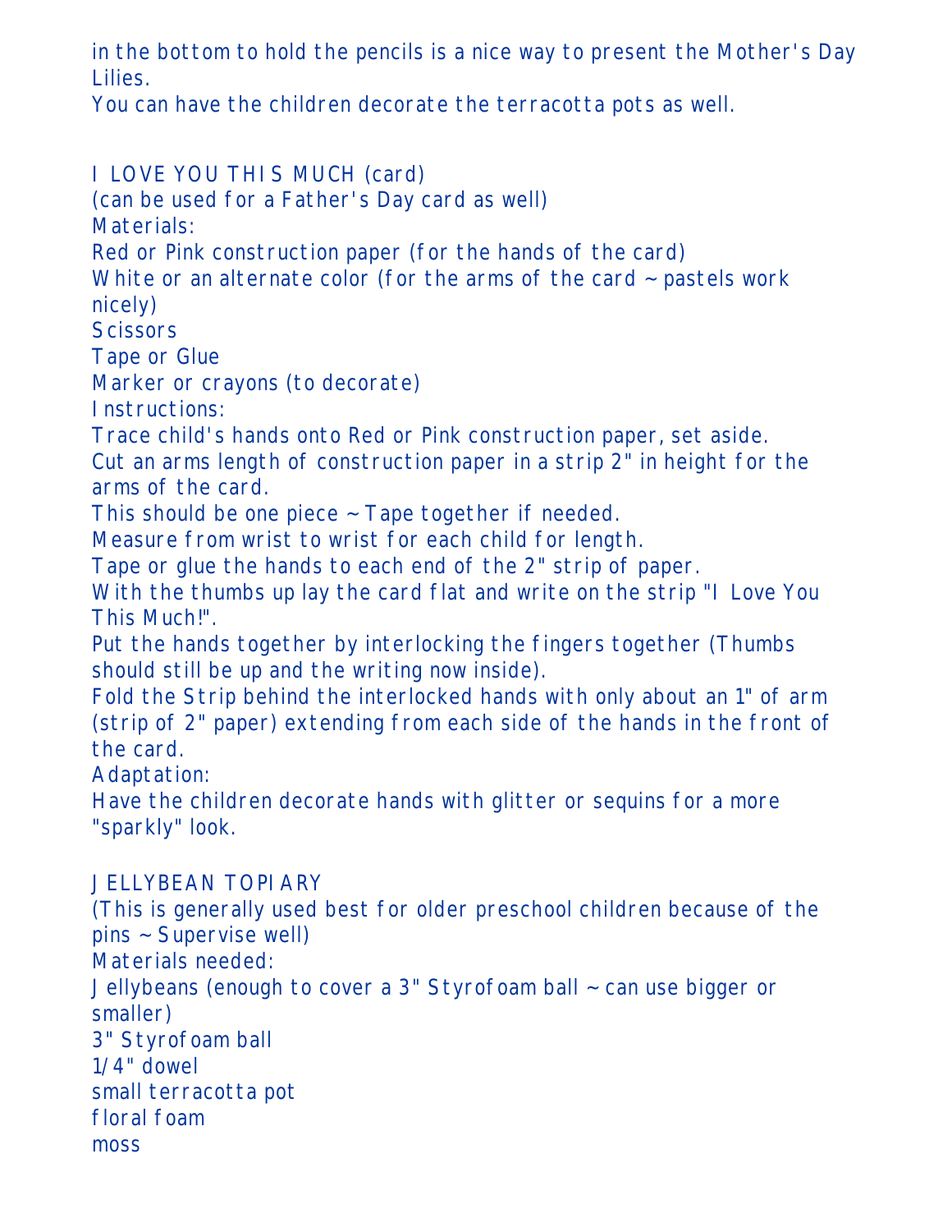in the bottom to hold the pencils is a nice way to present the Mother's Day Lilies.
You can have the children decorate the terracotta pots as well.

## I LOVE YOU THIS MUCH (card)

(can be used for a Father's Day card as well)

Materials:
Red or Pink construction paper (for the hands of the card)
White or an alternate color (for the arms of the card ~ pastels work nicely)
Scissors
Tape or Glue
Marker or crayons (to decorate)

Instructions:
Trace child's hands onto Red or Pink construction paper, set aside.
Cut an arms length of construction paper in a strip 2" in height for the arms of the card.
This should be one piece ~ Tape together if needed.
Measure from wrist to wrist for each child for length.
Tape or glue the hands to each end of the 2" strip of paper.
With the thumbs up lay the card flat and write on the strip "I Love You This Much!".
Put the hands together by interlocking the fingers together (Thumbs should still be up and the writing now inside).
Fold the Strip behind the interlocked hands with only about an 1" of arm (strip of 2" paper) extending from each side of the hands in the front of the card.

Adaptation:
Have the children decorate hands with glitter or sequins for a more "sparkly" look.

## JELLYBEAN TOPIARY

(This is generally used best for older preschool children because of the pins ~ Supervise well)

Materials needed:
Jellybeans (enough to cover a 3" Styrofoam ball ~ can use bigger or smaller)
3" Styrofoam ball
1/4" dowel
small terracotta pot
floral foam
moss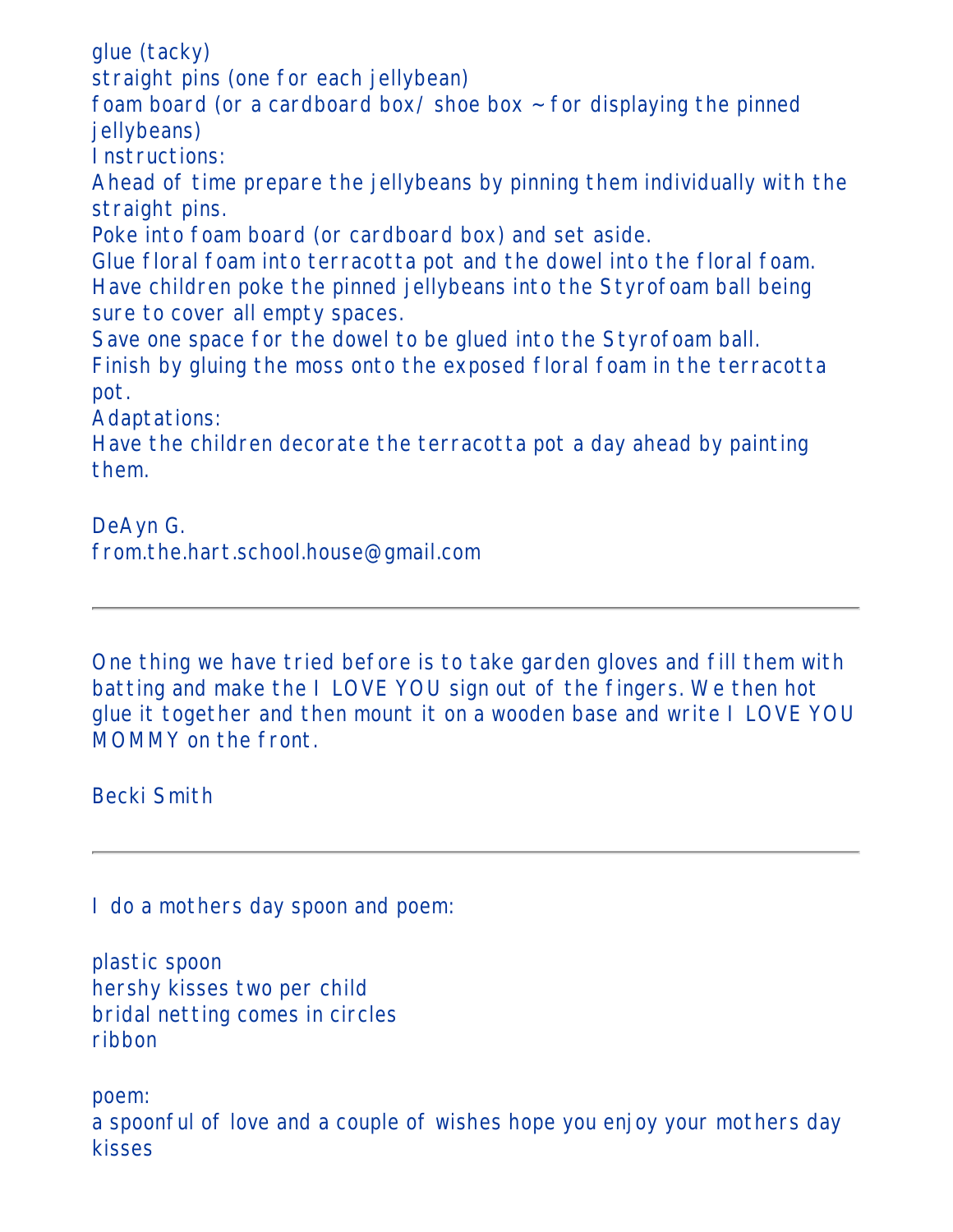glue (tacky)
straight pins (one for each jellybean)
foam board (or a cardboard box/ shoe box ~ for displaying the pinned jellybeans)
Instructions:
Ahead of time prepare the jellybeans by pinning them individually with the straight pins.
Poke into foam board (or cardboard box) and set aside.
Glue floral foam into terracotta pot and the dowel into the floral foam.
Have children poke the pinned jellybeans into the Styrofoam ball being sure to cover all empty spaces.
Save one space for the dowel to be glued into the Styrofoam ball.
Finish by gluing the moss onto the exposed floral foam in the terracotta pot.
Adaptations:
Have the children decorate the terracotta pot a day ahead by painting them.

DeAyn G.
from.the.hart.school.house@gmail.com

---

One thing we have tried before is to take garden gloves and fill them with batting and make the I LOVE YOU sign out of the fingers. We then hot glue it together and then mount it on a wooden base and write I LOVE YOU MOMMY on the front.

Becki Smith

---

I do a mothers day spoon and poem:

plastic spoon
hershy kisses two per child
bridal netting comes in circles
ribbon

poem:
a spoonful of love and a couple of wishes hope you enjoy your mothers day kisses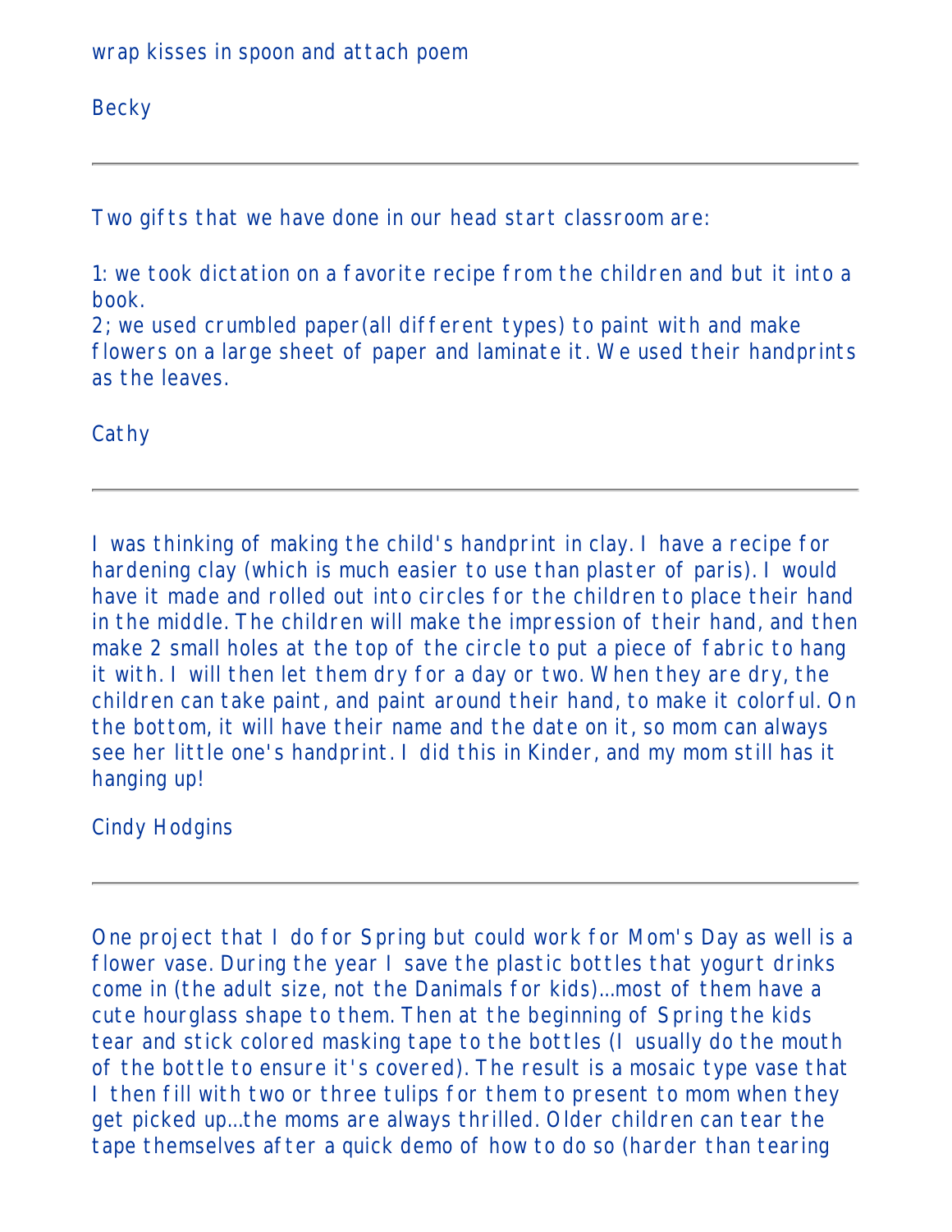wrap kisses in spoon and attach poem

Becky

---

Two gifts that we have done in our head start classroom are:

1: we took dictation on a favorite recipe from the children and but it into a book.
2; we used crumbled paper(all different types) to paint with and make flowers on a large sheet of paper and laminate it. We used their handprints as the leaves.

Cathy

---

I was thinking of making the child's handprint in clay. I have a recipe for hardening clay (which is much easier to use than plaster of paris). I would have it made and rolled out into circles for the children to place their hand in the middle. The children will make the impression of their hand, and then make 2 small holes at the top of the circle to put a piece of fabric to hang it with. I will then let them dry for a day or two. When they are dry, the children can take paint, and paint around their hand, to make it colorful. On the bottom, it will have their name and the date on it, so mom can always see her little one's handprint. I did this in Kinder, and my mom still has it hanging up!

Cindy Hodgins

---

One project that I do for Spring but could work for Mom's Day as well is a flower vase. During the year I save the plastic bottles that yogurt drinks come in (the adult size, not the Danimals for kids)...most of them have a cute hourglass shape to them. Then at the beginning of Spring the kids tear and stick colored masking tape to the bottles (I usually do the mouth of the bottle to ensure it's covered). The result is a mosaic type vase that I then fill with two or three tulips for them to present to mom when they get picked up...the moms are always thrilled. Older children can tear the tape themselves after a quick demo of how to do so (harder than tearing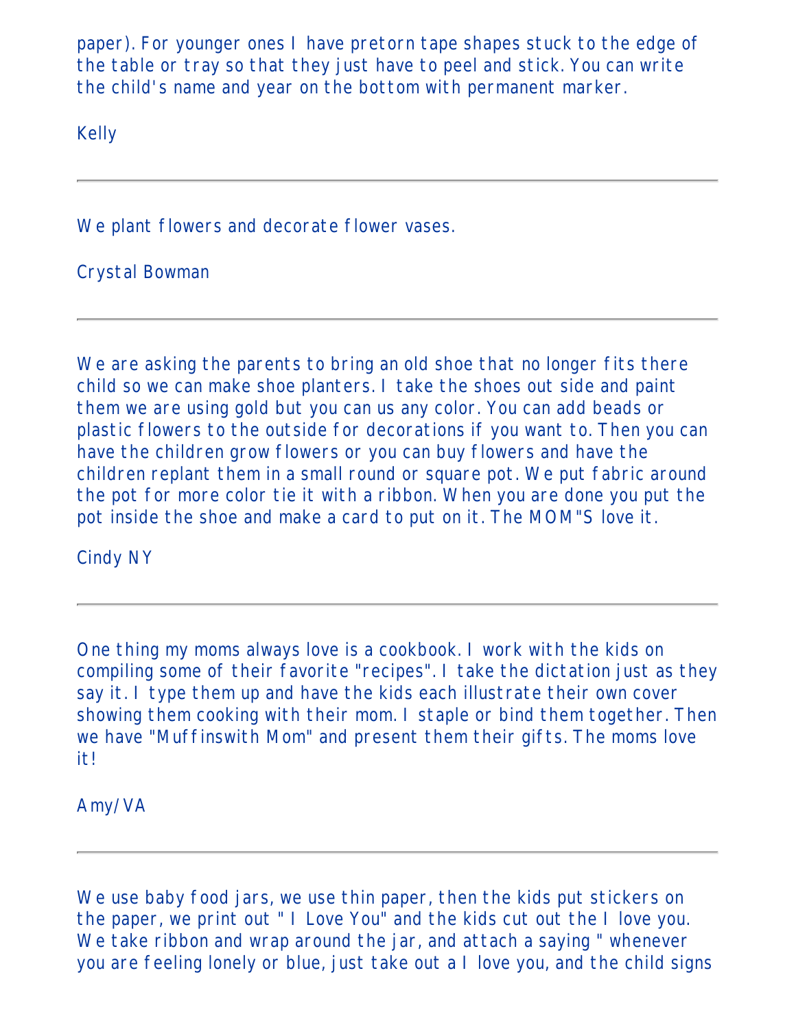paper). For younger ones I have pretorn tape shapes stuck to the edge of the table or tray so that they just have to peel and stick. You can write the child's name and year on the bottom with permanent marker.

Kelly

---

We plant flowers and decorate flower vases.

Crystal Bowman

---

We are asking the parents to bring an old shoe that no longer fits there child so we can make shoe planters. I take the shoes out side and paint them we are using gold but you can us any color. You can add beads or plastic flowers to the outside for decorations if you want to. Then you can have the children grow flowers or you can buy flowers and have the children replant them in a small round or square pot. We put fabric around the pot for more color tie it with a ribbon. When you are done you put the pot inside the shoe and make a card to put on it. The MOM"S love it.

Cindy NY

---

One thing my moms always love is a cookbook. I work with the kids on compiling some of their favorite "recipes". I take the dictation just as they say it. I type them up and have the kids each illustrate their own cover showing them cooking with their mom. I staple or bind them together. Then we have "Muffinswith Mom" and present them their gifts. The moms love it!

Amy/VA

---

We use baby food jars, we use thin paper, then the kids put stickers on the paper, we print out " I Love You" and the kids cut out the I love you. We take ribbon and wrap around the jar, and attach a saying " whenever you are feeling lonely or blue, just take out a I love you, and the child signs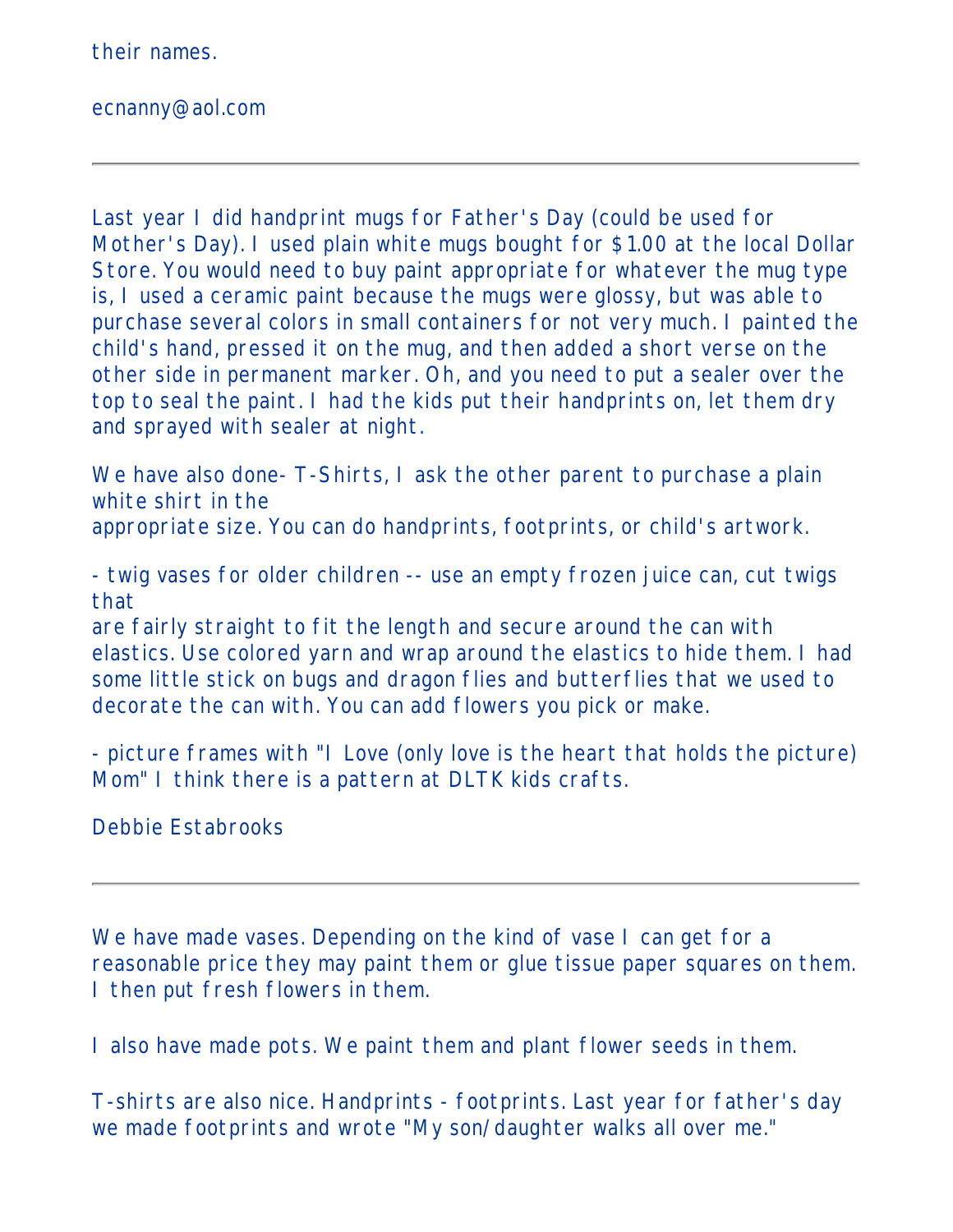their names.

ecnanny@aol.com

---

Last year I did handprint mugs for Father's Day (could be used for Mother's Day). I used plain white mugs bought for $1.00 at the local Dollar Store. You would need to buy paint appropriate for whatever the mug type is, I used a ceramic paint because the mugs were glossy, but was able to purchase several colors in small containers for not very much. I painted the child's hand, pressed it on the mug, and then added a short verse on the other side in permanent marker. Oh, and you need to put a sealer over the top to seal the paint. I had the kids put their handprints on, let them dry and sprayed with sealer at night.

We have also done- T-Shirts, I ask the other parent to purchase a plain white shirt in the
appropriate size. You can do handprints, footprints, or child's artwork.

- twig vases for older children -- use an empty frozen juice can, cut twigs that
are fairly straight to fit the length and secure around the can with elastics. Use colored yarn and wrap around the elastics to hide them. I had some little stick on bugs and dragon flies and butterflies that we used to decorate the can with. You can add flowers you pick or make.

- picture frames with "I Love (only love is the heart that holds the picture) Mom" I think there is a pattern at DLTK kids crafts.

Debbie Estabrooks

---

We have made vases. Depending on the kind of vase I can get for a reasonable price they may paint them or glue tissue paper squares on them. I then put fresh flowers in them.

I also have made pots. We paint them and plant flower seeds in them.

T-shirts are also nice. Handprints - footprints. Last year for father's day we made footprints and wrote "My son/daughter walks all over me."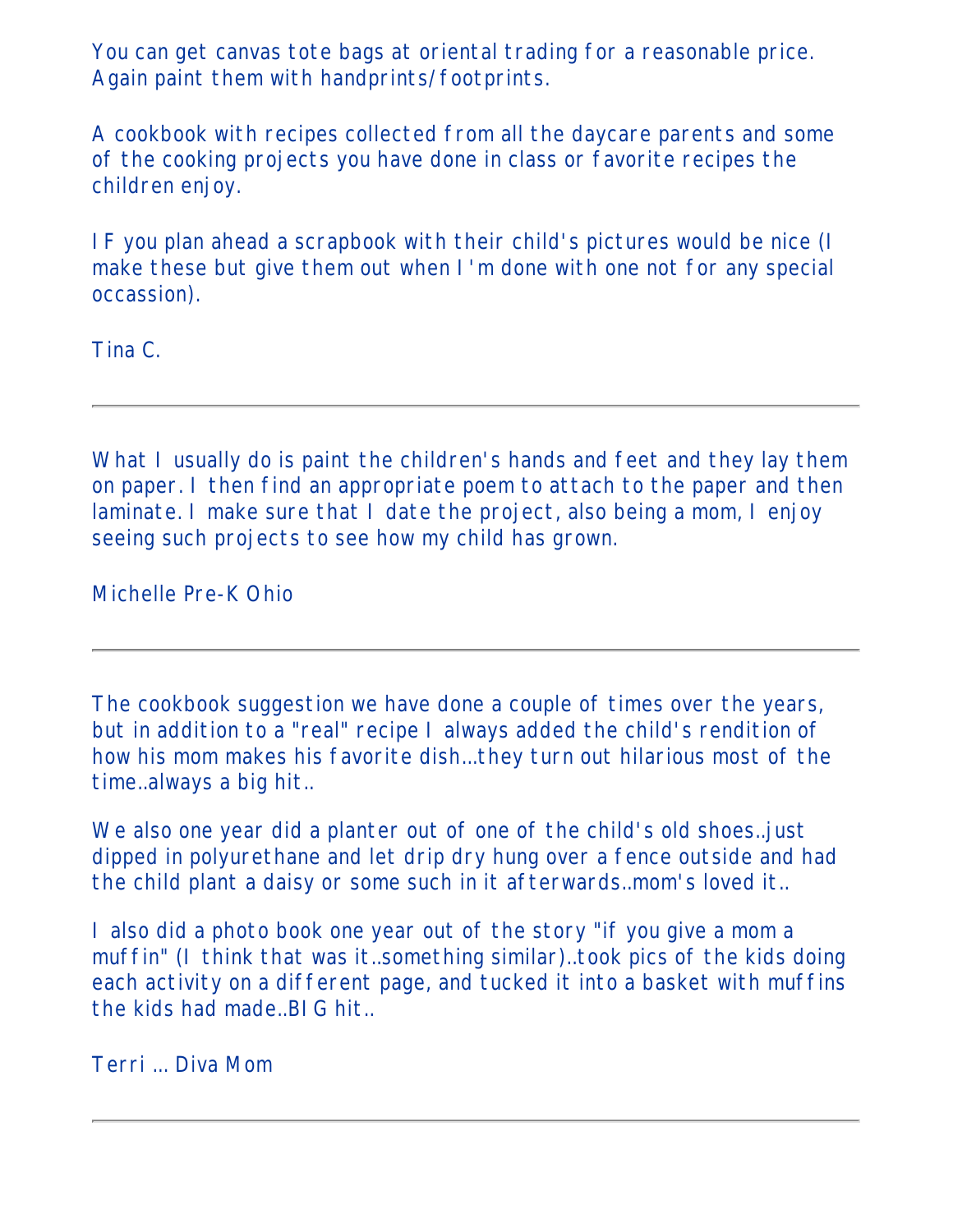You can get canvas tote bags at oriental trading for a reasonable price. Again paint them with handprints/footprints.

A cookbook with recipes collected from all the daycare parents and some of the cooking projects you have done in class or favorite recipes the children enjoy.

IF you plan ahead a scrapbook with their child's pictures would be nice (I make these but give them out when I'm done with one not for any special occassion).

Tina C.

---

What I usually do is paint the children's hands and feet and they lay them on paper. I then find an appropriate poem to attach to the paper and then laminate. I make sure that I date the project, also being a mom, I enjoy seeing such projects to see how my child has grown.

Michelle Pre-K Ohio

---

The cookbook suggestion we have done a couple of times over the years, but in addition to a "real" recipe I always added the child's rendition of how his mom makes his favorite dish...they turn out hilarious most of the time..always a big hit..

We also one year did a planter out of one of the child's old shoes..just dipped in polyurethane and let drip dry hung over a fence outside and had the child plant a daisy or some such in it afterwards..mom's loved it..

I also did a photo book one year out of the story "if you give a mom a muffin" (I think that was it..something similar)..took pics of the kids doing each activity on a different page, and tucked it into a basket with muffins the kids had made..BIG hit..

Terri ... Diva Mom

---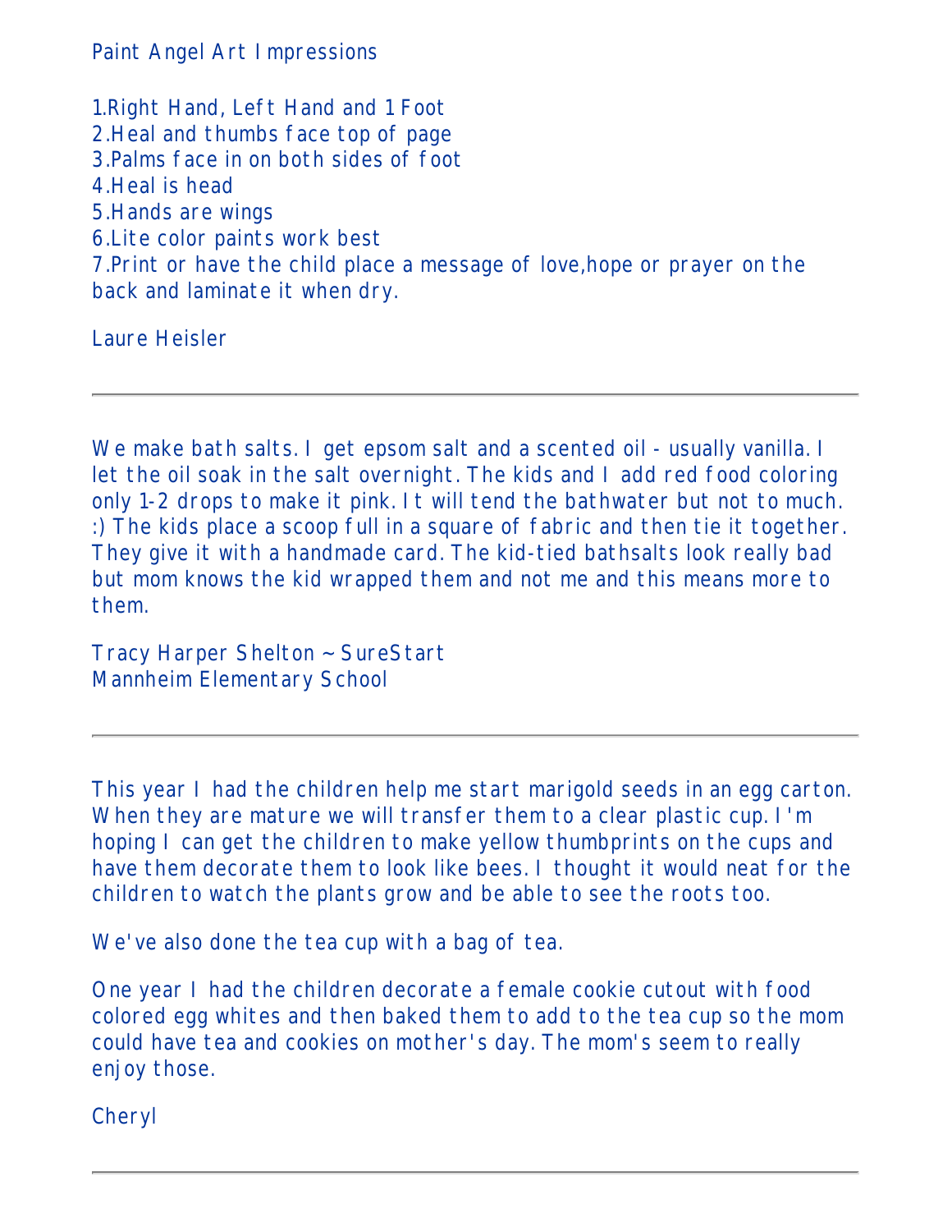Paint Angel Art Impressions

1.Right Hand, Left Hand and 1 Foot
2.Heal and thumbs face top of page
3.Palms face in on both sides of foot
4.Heal is head
5.Hands are wings
6.Lite color paints work best
7.Print or have the child place a message of love,hope or prayer on the back and laminate it when dry.

Laure Heisler

---

We make bath salts. I get epsom salt and a scented oil - usually vanilla. I let the oil soak in the salt overnight. The kids and I add red food coloring only 1-2 drops to make it pink. It will tend the bathwater but not to much. :) The kids place a scoop full in a square of fabric and then tie it together. They give it with a handmade card. The kid-tied bathsalts look really bad but mom knows the kid wrapped them and not me and this means more to them.

Tracy Harper Shelton ~ SureStart
Mannheim Elementary School

---

This year I had the children help me start marigold seeds in an egg carton. When they are mature we will transfer them to a clear plastic cup. I'm hoping I can get the children to make yellow thumbprints on the cups and have them decorate them to look like bees. I thought it would neat for the children to watch the plants grow and be able to see the roots too.

We've also done the tea cup with a bag of tea.

One year I had the children decorate a female cookie cutout with food colored egg whites and then baked them to add to the tea cup so the mom could have tea and cookies on mother's day. The mom's seem to really enjoy those.

Cheryl

---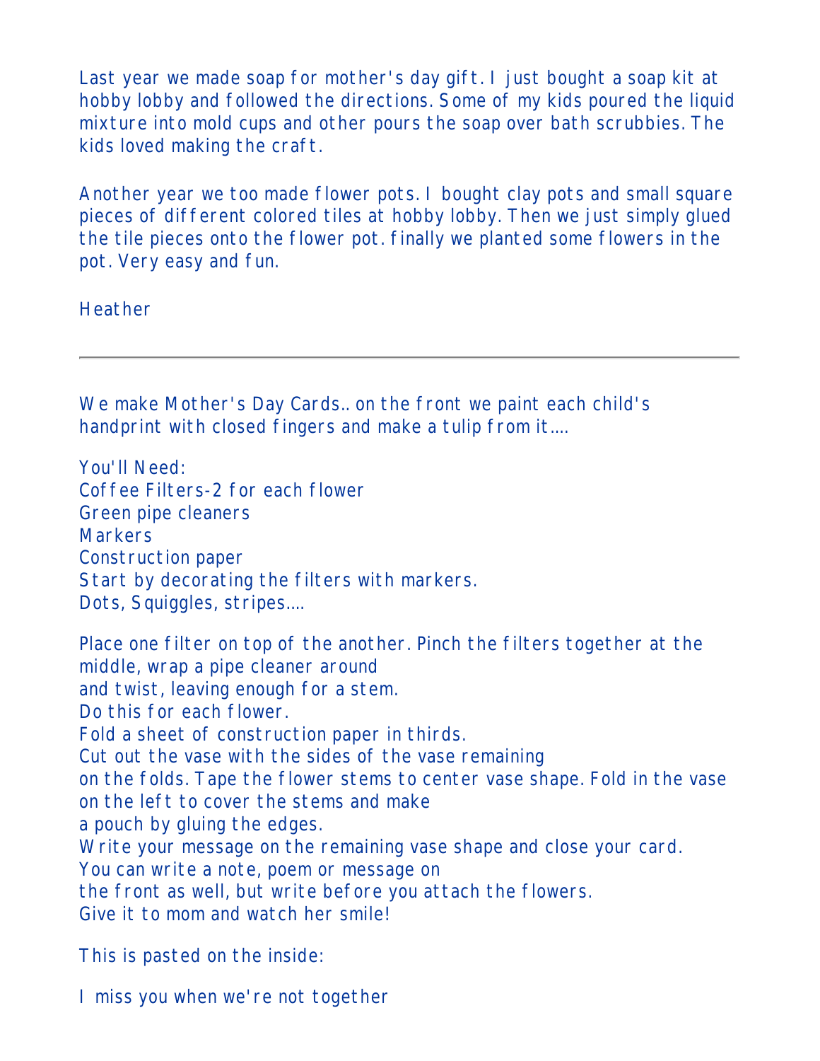Last year we made soap for mother's day gift. I just bought a soap kit at hobby lobby and followed the directions. Some of my kids poured the liquid mixture into mold cups and other pours the soap over bath scrubbies. The kids loved making the craft.

Another year we too made flower pots. I bought clay pots and small square pieces of different colored tiles at hobby lobby. Then we just simply glued the tile pieces onto the flower pot. finally we planted some flowers in the pot. Very easy and fun.

Heather

---

We make Mother's Day Cards.. on the front we paint each child's handprint with closed fingers and make a tulip from it....

You'll Need:
Coffee Filters-2 for each flower
Green pipe cleaners
Markers
Construction paper
Start by decorating the filters with markers.
Dots, Squiggles, stripes....

Place one filter on top of the another. Pinch the filters together at the middle, wrap a pipe cleaner around
and twist, leaving enough for a stem.
Do this for each flower.
Fold a sheet of construction paper in thirds.
Cut out the vase with the sides of the vase remaining
on the folds. Tape the flower stems to center vase shape. Fold in the vase on the left to cover the stems and make
a pouch by gluing the edges.
Write your message on the remaining vase shape and close your card.
You can write a note, poem or message on
the front as well, but write before you attach the flowers.
Give it to mom and watch her smile!

This is pasted on the inside:

I miss you when we're not together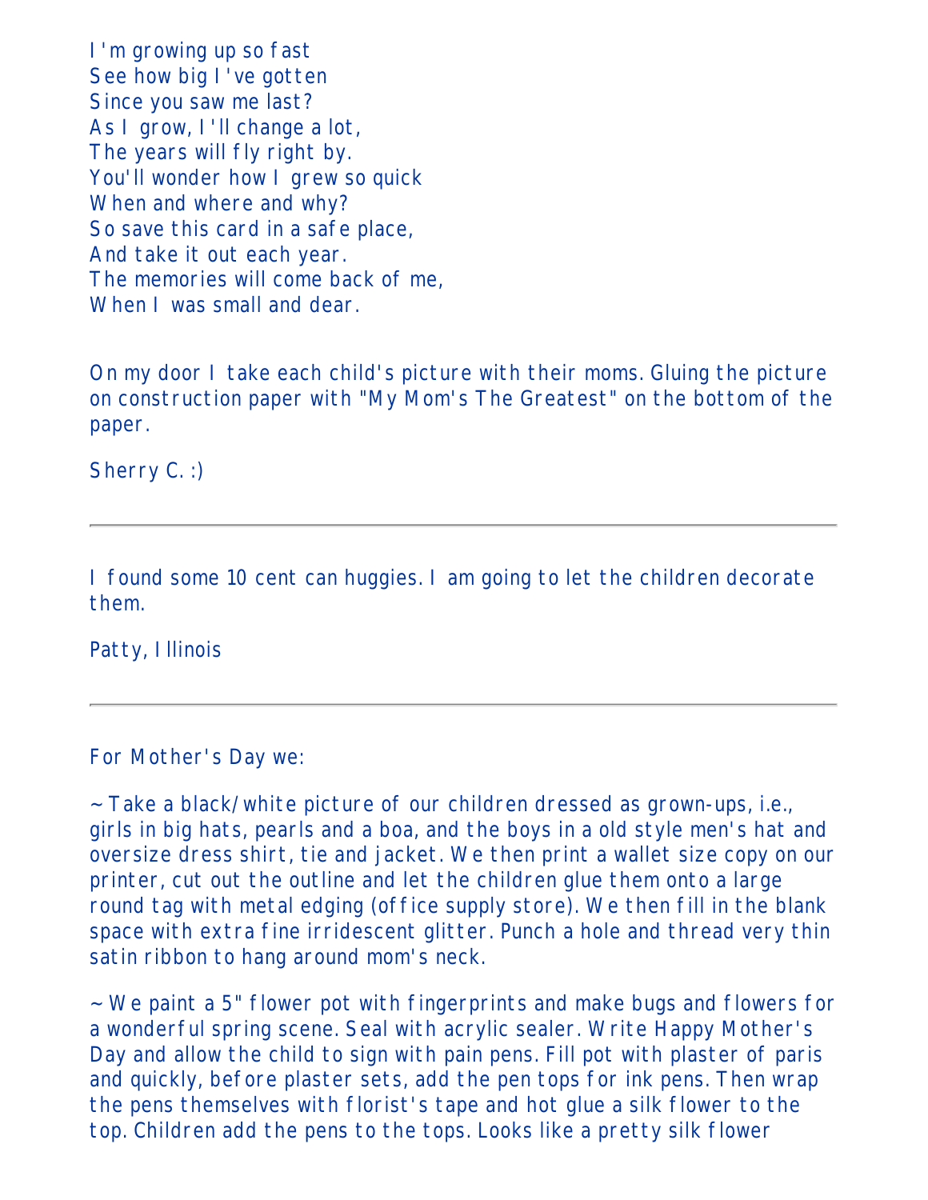I'm growing up so fast
See how big I've gotten
Since you saw me last?
As I grow, I'll change a lot,
The years will fly right by.
You'll wonder how I grew so quick
When and where and why?
So save this card in a safe place,
And take it out each year.
The memories will come back of me,
When I was small and dear.

On my door I take each child's picture with their moms. Gluing the picture on construction paper with "My Mom's The Greatest" on the bottom of the paper.

Sherry C. :)

---

I found some 10 cent can huggies. I am going to let the children decorate them.

Patty, Illinois

---

For Mother's Day we:

~Take a black/white picture of our children dressed as grown-ups, i.e., girls in big hats, pearls and a boa, and the boys in a old style men's hat and oversize dress shirt, tie and jacket. We then print a wallet size copy on our printer, cut out the outline and let the children glue them onto a large round tag with metal edging (office supply store). We then fill in the blank space with extra fine irridescent glitter. Punch a hole and thread very thin satin ribbon to hang around mom's neck.

~We paint a 5" flower pot with fingerprints and make bugs and flowers for a wonderful spring scene. Seal with acrylic sealer. Write Happy Mother's Day and allow the child to sign with pain pens. Fill pot with plaster of paris and quickly, before plaster sets, add the pen tops for ink pens. Then wrap the pens themselves with florist's tape and hot glue a silk flower to the top. Children add the pens to the tops. Looks like a pretty silk flower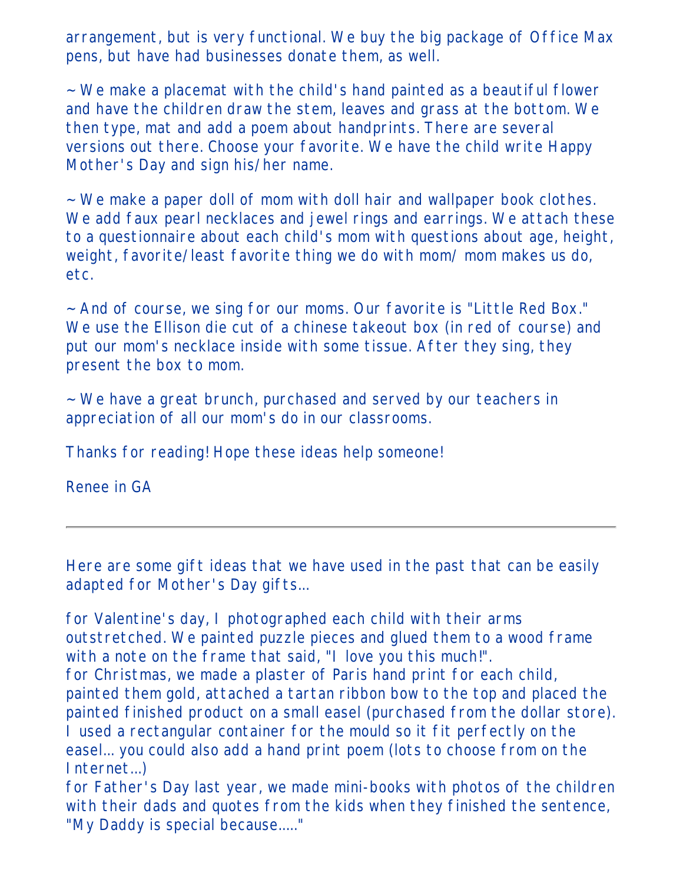arrangement, but is very functional. We buy the big package of Office Max pens, but have had businesses donate them, as well.

~ We make a placemat with the child's hand painted as a beautiful flower and have the children draw the stem, leaves and grass at the bottom. We then type, mat and add a poem about handprints. There are several versions out there. Choose your favorite. We have the child write Happy Mother's Day and sign his/her name.

~ We make a paper doll of mom with doll hair and wallpaper book clothes. We add faux pearl necklaces and jewel rings and earrings. We attach these to a questionnaire about each child's mom with questions about age, height, weight, favorite/least favorite thing we do with mom/ mom makes us do, etc.

~ And of course, we sing for our moms. Our favorite is "Little Red Box." We use the Ellison die cut of a chinese takeout box (in red of course) and put our mom's necklace inside with some tissue. After they sing, they present the box to mom.

~ We have a great brunch, purchased and served by our teachers in appreciation of all our mom's do in our classrooms.

Thanks for reading! Hope these ideas help someone!

Renee in GA

---

Here are some gift ideas that we have used in the past that can be easily adapted for Mother's Day gifts...

for Valentine's day, I photographed each child with their arms outstretched. We painted puzzle pieces and glued them to a wood frame with a note on the frame that said, "I love you this much!".
for Christmas, we made a plaster of Paris hand print for each child, painted them gold, attached a tartan ribbon bow to the top and placed the painted finished product on a small easel (purchased from the dollar store). I used a rectangular container for the mould so it fit perfectly on the easel... you could also add a hand print poem (lots to choose from on the Internet...)
for Father's Day last year, we made mini-books with photos of the children with their dads and quotes from the kids when they finished the sentence, "My Daddy is special because....."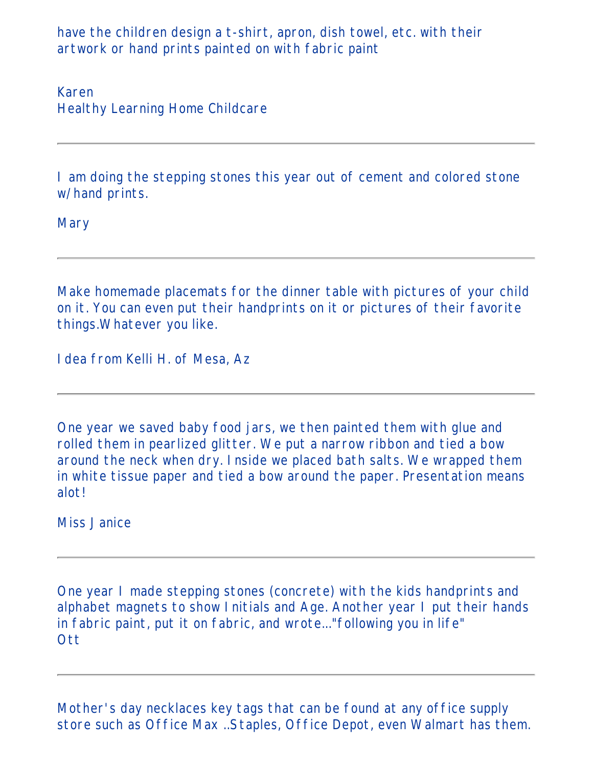have the children design a t-shirt, apron, dish towel, etc. with their artwork or hand prints painted on with fabric paint

Karen
Healthy Learning Home Childcare

---

I am doing the stepping stones this year out of cement and colored stone w/hand prints.

Mary

---

Make homemade placemats for the dinner table with pictures of your child on it. You can even put their handprints on it or pictures of their favorite things.Whatever you like.

Idea from Kelli H. of Mesa, Az

---

One year we saved baby food jars, we then painted them with glue and rolled them in pearlized glitter. We put a narrow ribbon and tied a bow around the neck when dry. Inside we placed bath salts. We wrapped them in white tissue paper and tied a bow around the paper. Presentation means alot!

Miss Janice

---

One year I made stepping stones (concrete) with the kids handprints and alphabet magnets to show Initials and Age. Another year I put their hands in fabric paint, put it on fabric, and wrote..."following you in life"
Ott

---

Mother's day necklaces key tags that can be found at any office supply store such as Office Max ..Staples, Office Depot, even Walmart has them.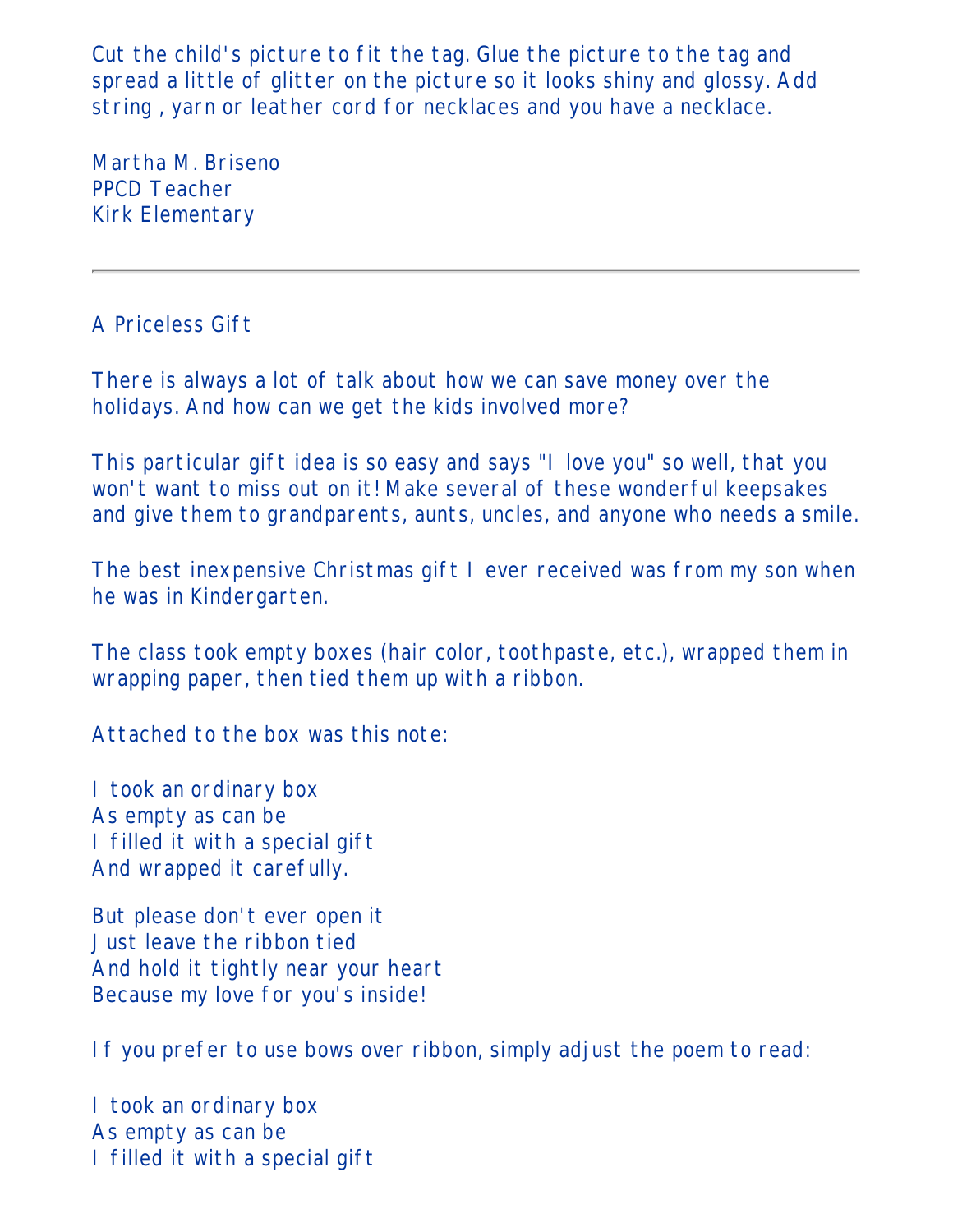Cut the child's picture to fit the tag. Glue the picture to the tag and spread a little of glitter on the picture so it looks shiny and glossy. Add string , yarn or leather cord for necklaces and you have a necklace.

Martha M. Briseno  
PPCD Teacher  
Kirk Elementary

---

A Priceless Gift

There is always a lot of talk about how we can save money over the holidays. And how can we get the kids involved more?

This particular gift idea is so easy and says "I love you" so well, that you won't want to miss out on it! Make several of these wonderful keepsakes and give them to grandparents, aunts, uncles, and anyone who needs a smile.

The best inexpensive Christmas gift I ever received was from my son when he was in Kindergarten.

The class took empty boxes (hair color, toothpaste, etc.), wrapped them in wrapping paper, then tied them up with a ribbon.

Attached to the box was this note:

I took an ordinary box  
As empty as can be  
I filled it with a special gift  
And wrapped it carefully.

But please don't ever open it  
Just leave the ribbon tied  
And hold it tightly near your heart  
Because my love for you's inside!

If you prefer to use bows over ribbon, simply adjust the poem to read:

I took an ordinary box  
As empty as can be  
I filled it with a special gift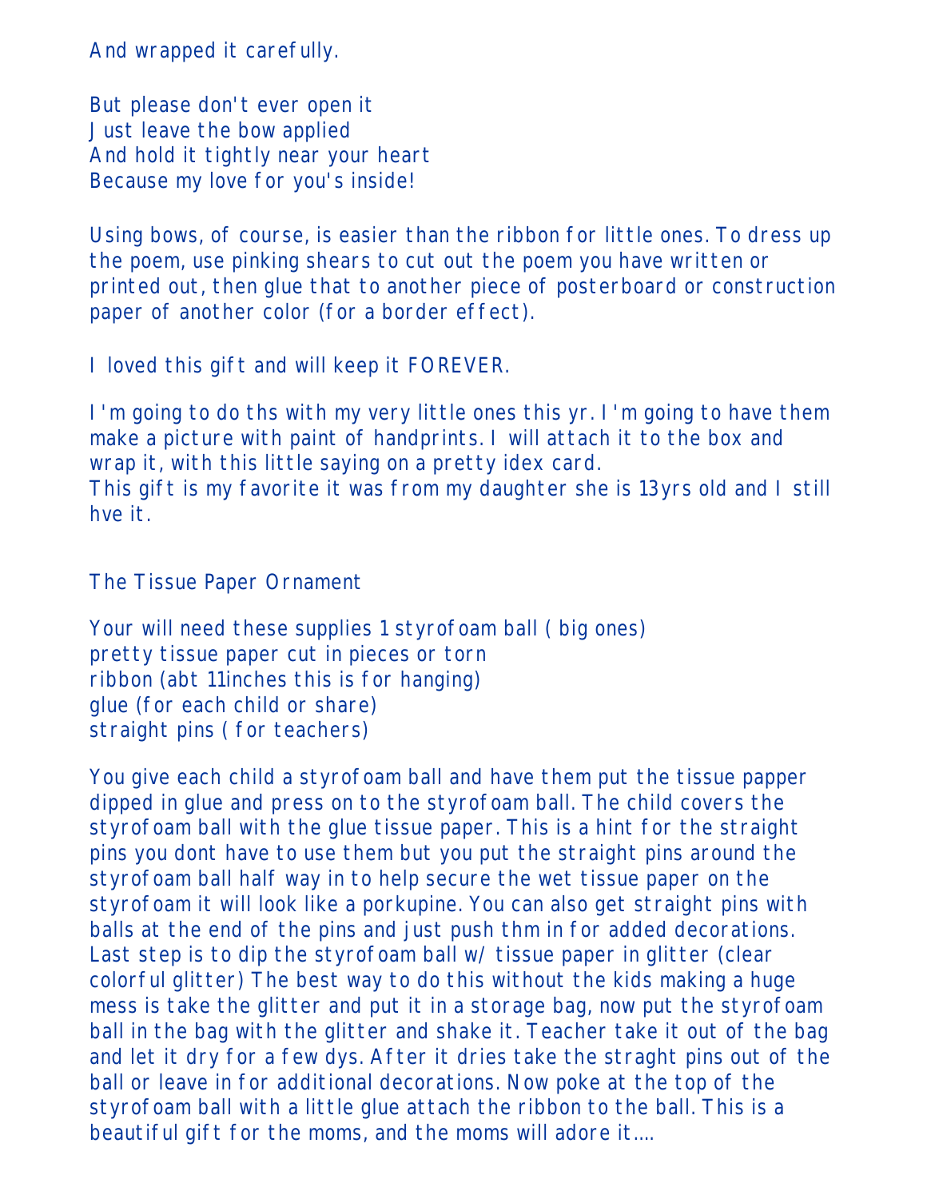And wrapped it carefully.

But please don't ever open it  
Just leave the bow applied  
And hold it tightly near your heart  
Because my love for you's inside!

Using bows, of course, is easier than the ribbon for little ones. To dress up the poem, use pinking shears to cut out the poem you have written or printed out, then glue that to another piece of posterboard or construction paper of another color (for a border effect).

I loved this gift and will keep it FOREVER.

I'm going to do ths with my very little ones this yr. I'm going to have them make a picture with paint of handprints. I will attach it to the box and wrap it, with this little saying on a pretty idex card.  
This gift is my favorite it was from my daughter she is 13yrs old and I still hve it.

The Tissue Paper Ornament

Your will need these supplies 1 styrofoam ball ( big ones)  
pretty tissue paper cut in pieces or torn  
ribbon (abt 11inches this is for hanging)  
glue (for each child or share)  
straight pins ( for teachers)

You give each child a styrofoam ball and have them put the tissue papper dipped in glue and press on to the styrofoam ball. The child covers the styrofoam ball with the glue tissue paper. This is a hint for the straight pins you dont have to use them but you put the straight pins around the styrofoam ball half way in to help secure the wet tissue paper on the styrofoam it will look like a porkupine. You can also get straight pins with balls at the end of the pins and just push thm in for added decorations. Last step is to dip the styrofoam ball w/ tissue paper in glitter (clear colorful glitter) The best way to do this without the kids making a huge mess is take the glitter and put it in a storage bag, now put the styrofoam ball in the bag with the glitter and shake it. Teacher take it out of the bag and let it dry for a few dys. After it dries take the straght pins out of the ball or leave in for additional decorations. Now poke at the top of the styrofoam ball with a little glue attach the ribbon to the ball. This is a beautiful gift for the moms, and the moms will adore it....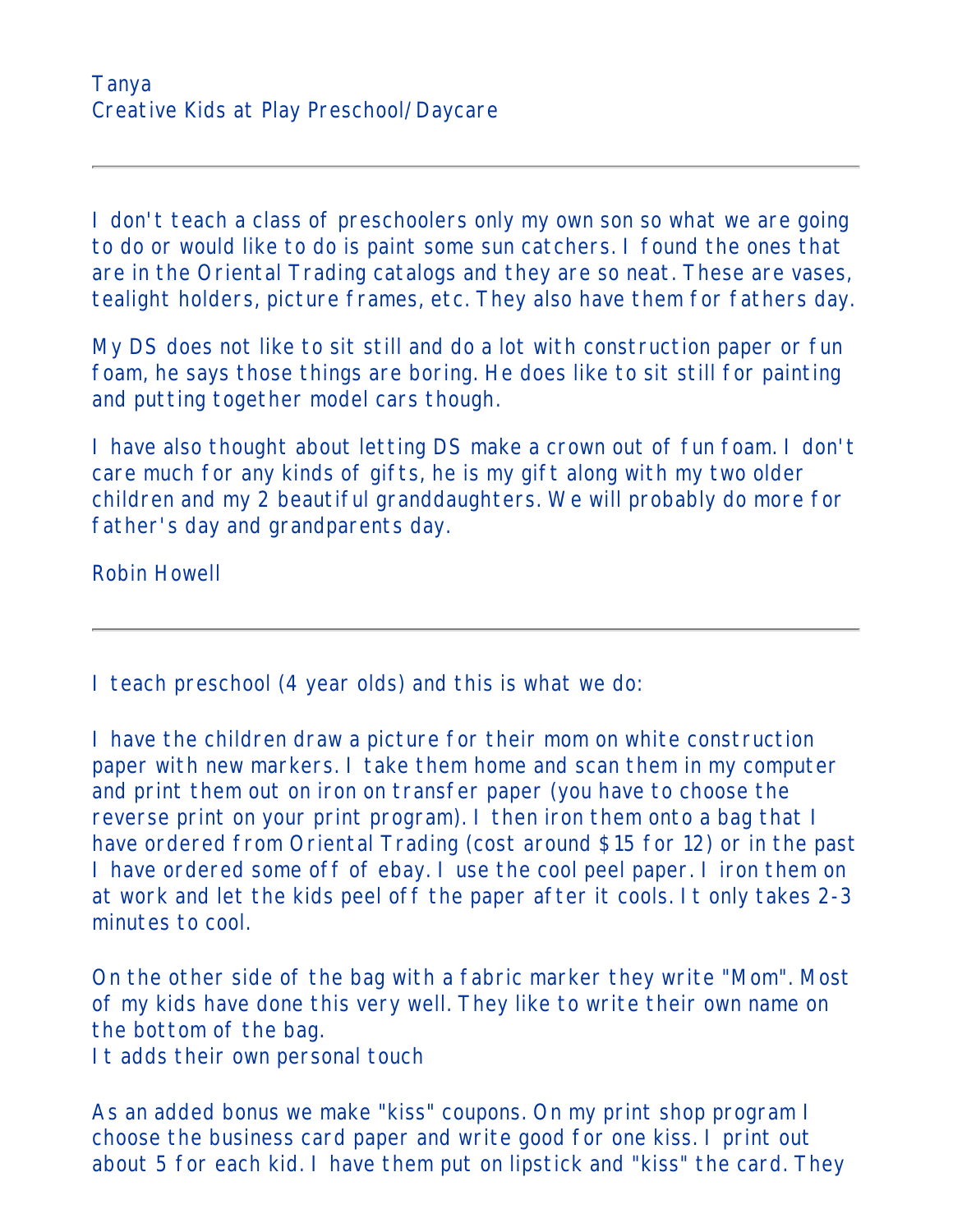Tanya
Creative Kids at Play Preschool/Daycare

---

I don't teach a class of preschoolers only my own son so what we are going to do or would like to do is paint some sun catchers. I found the ones that are in the Oriental Trading catalogs and they are so neat. These are vases, tealight holders, picture frames, etc. They also have them for fathers day.

My DS does not like to sit still and do a lot with construction paper or fun foam, he says those things are boring. He does like to sit still for painting and putting together model cars though.

I have also thought about letting DS make a crown out of fun foam. I don't care much for any kinds of gifts, he is my gift along with my two older children and my 2 beautiful granddaughters. We will probably do more for father's day and grandparents day.

Robin Howell

---

I teach preschool (4 year olds) and this is what we do:

I have the children draw a picture for their mom on white construction paper with new markers. I take them home and scan them in my computer and print them out on iron on transfer paper (you have to choose the reverse print on your print program). I then iron them onto a bag that I have ordered from Oriental Trading (cost around $15 for 12) or in the past I have ordered some off of ebay. I use the cool peel paper. I iron them on at work and let the kids peel off the paper after it cools. It only takes 2-3 minutes to cool.

On the other side of the bag with a fabric marker they write "Mom". Most of my kids have done this very well. They like to write their own name on the bottom of the bag.
It adds their own personal touch

As an added bonus we make "kiss" coupons. On my print shop program I choose the business card paper and write good for one kiss. I print out about 5 for each kid. I have them put on lipstick and "kiss" the card. They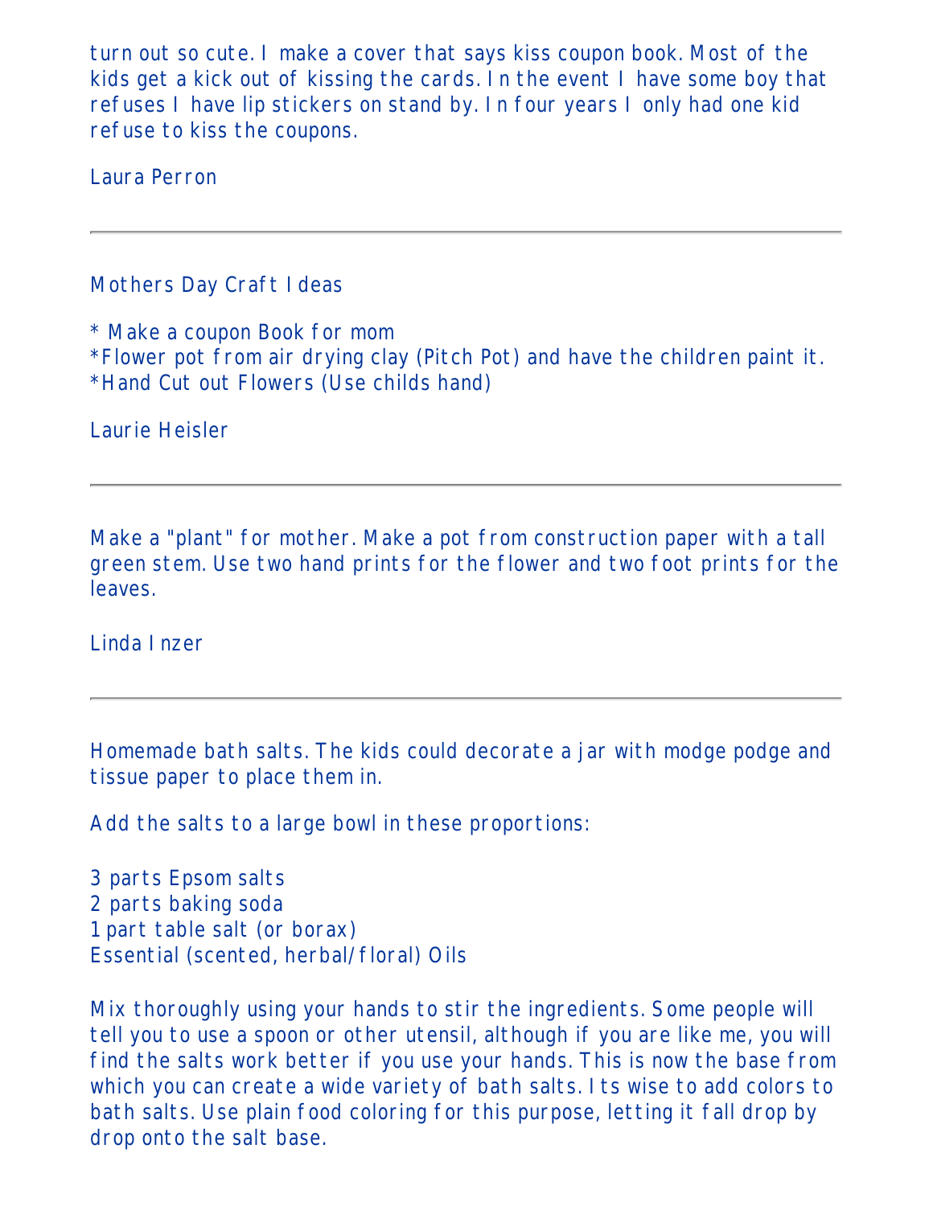turn out so cute. I make a cover that says kiss coupon book. Most of the kids get a kick out of kissing the cards. In the event I have some boy that refuses I have lip stickers on stand by. In four years I only had one kid refuse to kiss the coupons.

Laura Perron

---

Mothers Day Craft Ideas

* Make a coupon Book for mom
*Flower pot from air drying clay (Pitch Pot) and have the children paint it.
*Hand Cut out Flowers (Use childs hand)

Laurie Heisler

---

Make a "plant" for mother. Make a pot from construction paper with a tall green stem. Use two hand prints for the flower and two foot prints for the leaves.

Linda Inzer

---

Homemade bath salts. The kids could decorate a jar with modge podge and tissue paper to place them in.

Add the salts to a large bowl in these proportions:

3 parts Epsom salts
2 parts baking soda
1 part table salt (or borax)
Essential (scented, herbal/floral) Oils

Mix thoroughly using your hands to stir the ingredients. Some people will tell you to use a spoon or other utensil, although if you are like me, you will find the salts work better if you use your hands. This is now the base from which you can create a wide variety of bath salts. Its wise to add colors to bath salts. Use plain food coloring for this purpose, letting it fall drop by drop onto the salt base.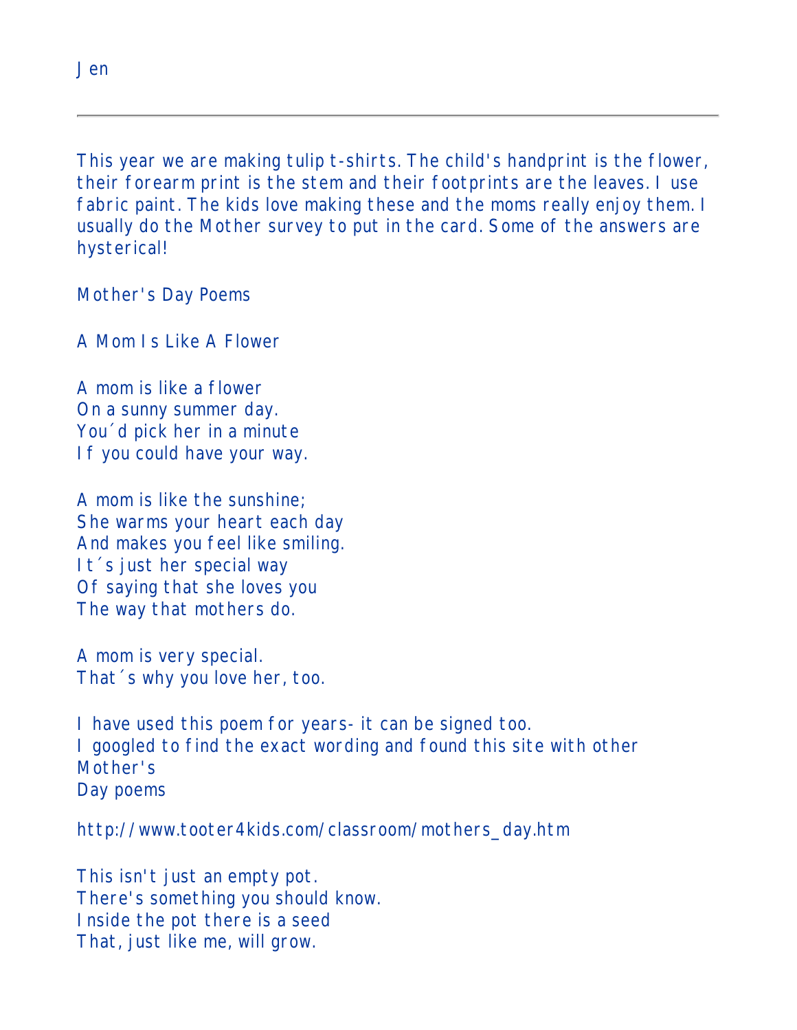Jen

---

This year we are making tulip t-shirts. The child's handprint is the flower, their forearm print is the stem and their footprints are the leaves. I use fabric paint. The kids love making these and the moms really enjoy them. I usually do the Mother survey to put in the card. Some of the answers are hysterical!

Mother's Day Poems

A Mom Is Like A Flower

A mom is like a flower  
On a sunny summer day.  
You´d pick her in a minute  
If you could have your way.

A mom is like the sunshine;  
She warms your heart each day  
And makes you feel like smiling.  
It´s just her special way  
Of saying that she loves you  
The way that mothers do.

A mom is very special.  
That´s why you love her, too.

I have used this poem for years- it can be signed too.  
I googled to find the exact wording and found this site with other Mother's  
Day poems

http://www.tooter4kids.com/classroom/mothers_day.htm

This isn't just an empty pot.  
There's something you should know.  
Inside the pot there is a seed  
That, just like me, will grow.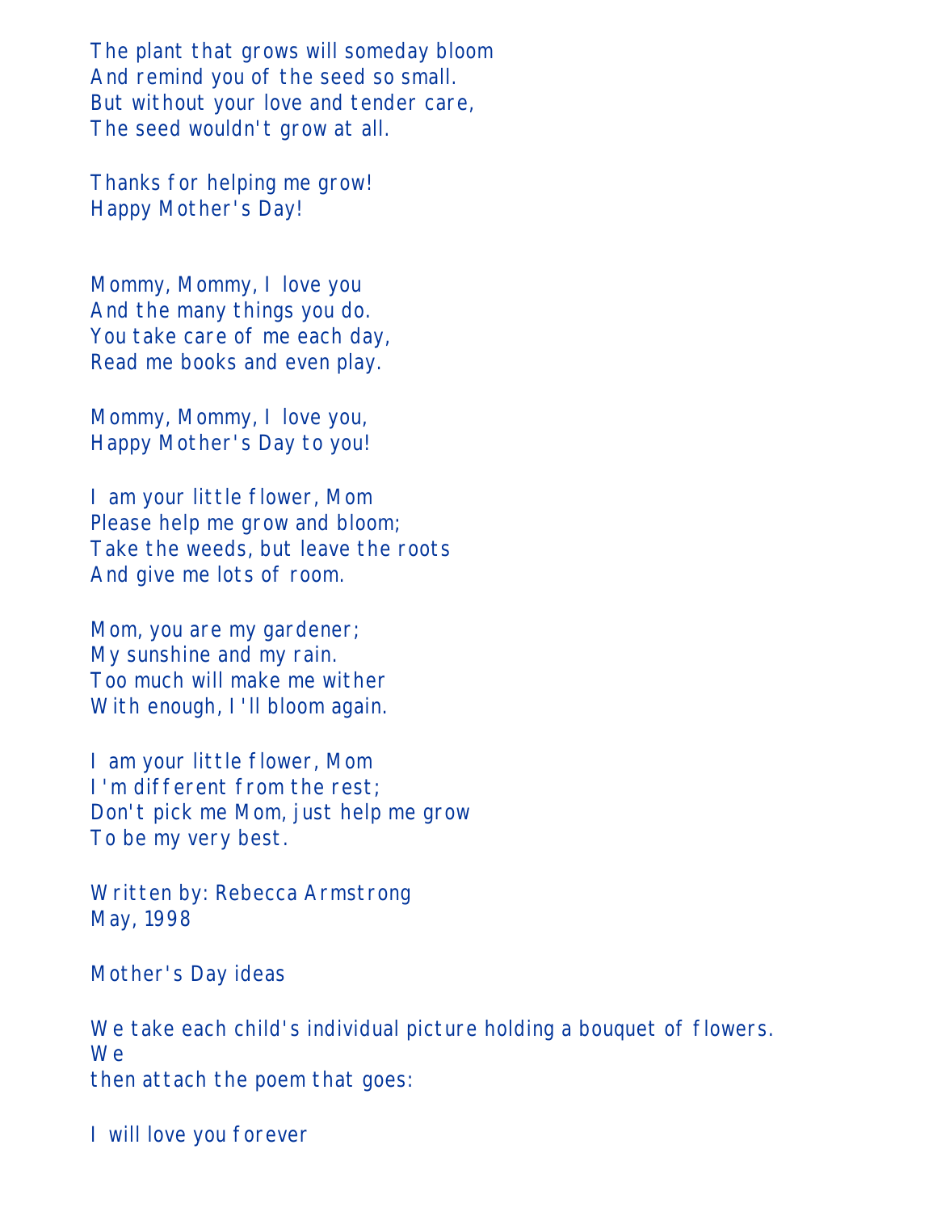The plant that grows will someday bloom
And remind you of the seed so small.
But without your love and tender care,
The seed wouldn't grow at all.

Thanks for helping me grow!
Happy Mother's Day!

Mommy, Mommy, I love you
And the many things you do.
You take care of me each day,
Read me books and even play.

Mommy, Mommy, I love you,
Happy Mother's Day to you!

I am your little flower, Mom
Please help me grow and bloom;
Take the weeds, but leave the roots
And give me lots of room.

Mom, you are my gardener;
My sunshine and my rain.
Too much will make me wither
With enough, I'll bloom again.

I am your little flower, Mom
I'm different from the rest;
Don't pick me Mom, just help me grow
To be my very best.

Written by: Rebecca Armstrong
May, 1998

Mother's Day ideas

We take each child's individual picture holding a bouquet of flowers. We
then attach the poem that goes:

I will love you forever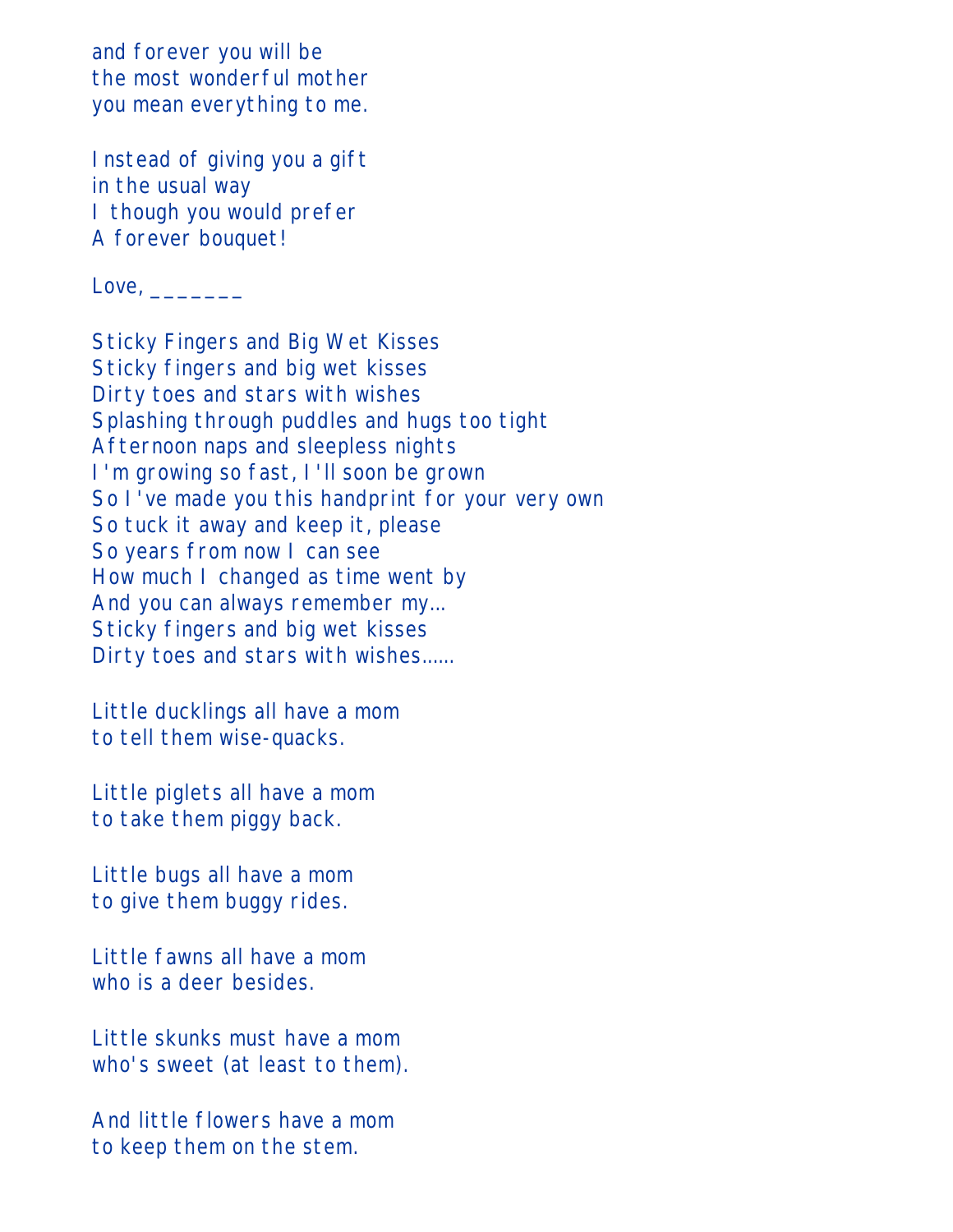and forever you will be
the most wonderful mother
you mean everything to me.

Instead of giving you a gift
in the usual way
I though you would prefer
A forever bouquet!

Love, _______

Sticky Fingers and Big Wet Kisses
Sticky fingers and big wet kisses
Dirty toes and stars with wishes
Splashing through puddles and hugs too tight
Afternoon naps and sleepless nights
I'm growing so fast, I'll soon be grown
So I've made you this handprint for your very own
So tuck it away and keep it, please
So years from now I can see
How much I changed as time went by
And you can always remember my...
Sticky fingers and big wet kisses
Dirty toes and stars with wishes......

Little ducklings all have a mom
to tell them wise-quacks.

Little piglets all have a mom
to take them piggy back.

Little bugs all have a mom
to give them buggy rides.

Little fawns all have a mom
who is a deer besides.

Little skunks must have a mom
who's sweet (at least to them).

And little flowers have a mom
to keep them on the stem.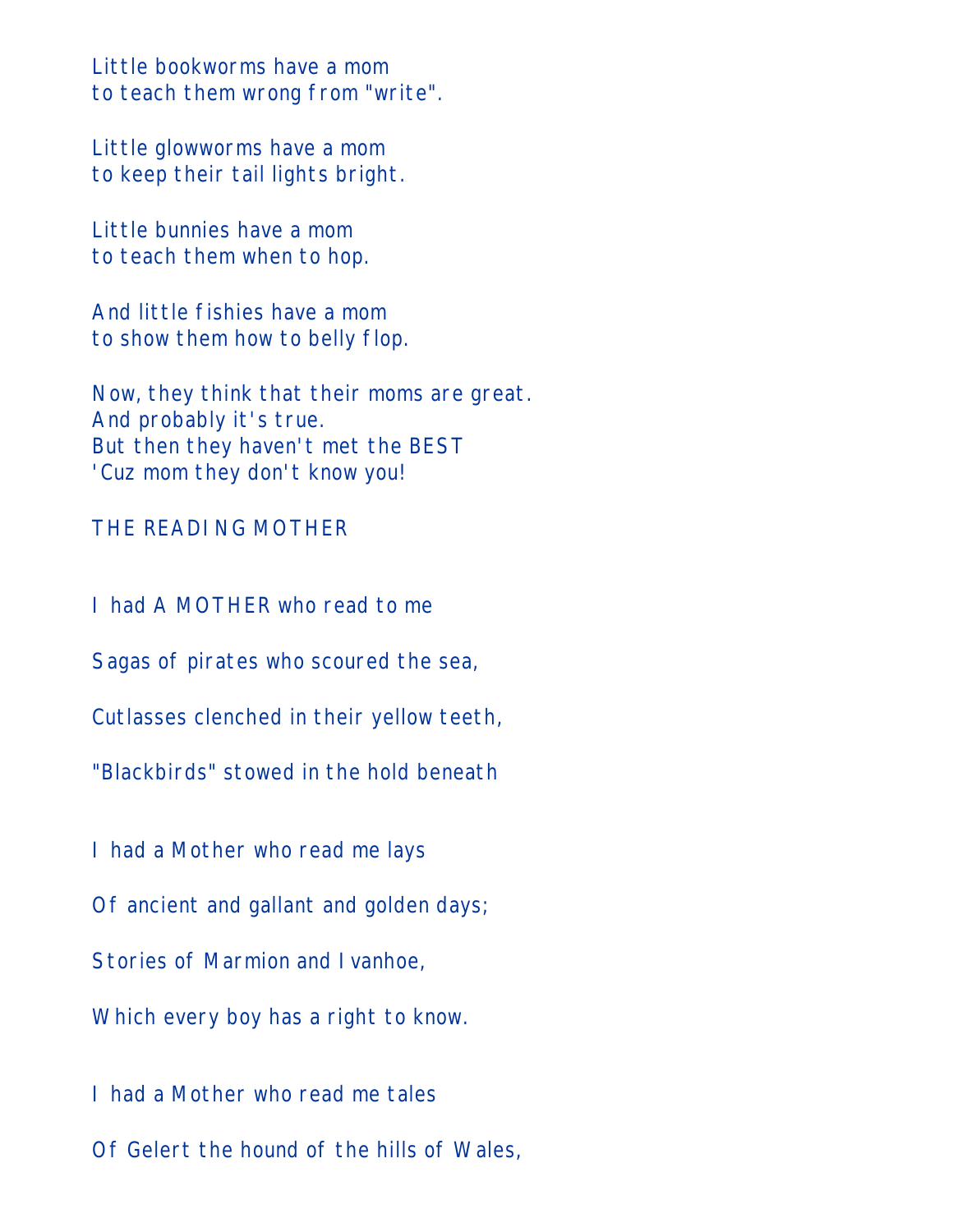Little bookworms have a mom
to teach them wrong from "write".

Little glowworms have a mom
to keep their tail lights bright.

Little bunnies have a mom
to teach them when to hop.

And little fishies have a mom
to show them how to belly flop.

Now, they think that their moms are great.
And probably it's true.
But then they haven't met the BEST
'Cuz mom they don't know you!

THE READING MOTHER

I had A MOTHER who read to me

Sagas of pirates who scoured the sea,

Cutlasses clenched in their yellow teeth,

"Blackbirds" stowed in the hold beneath

I had a Mother who read me lays

Of ancient and gallant and golden days;

Stories of Marmion and Ivanhoe,

Which every boy has a right to know.

I had a Mother who read me tales

Of Gelert the hound of the hills of Wales,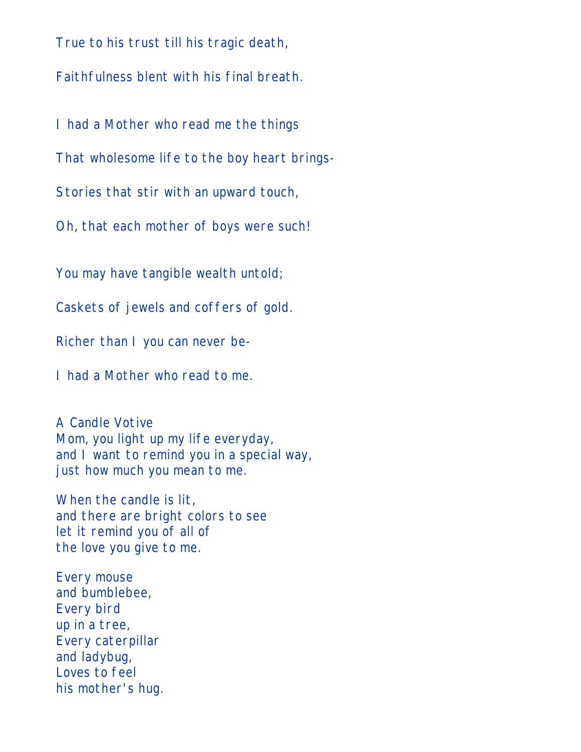True to his trust till his tragic death,

Faithfulness blent with his final breath.

I had a Mother who read me the things

That wholesome life to the boy heart brings-

Stories that stir with an upward touch,

Oh, that each mother of boys were such!

You may have tangible wealth untold;

Caskets of jewels and coffers of gold.

Richer than I you can never be-

I had a Mother who read to me.

A Candle Votive
Mom, you light up my life everyday,
and I want to remind you in a special way,
just how much you mean to me.

When the candle is lit,
and there are bright colors to see
let it remind you of all of
the love you give to me.

Every mouse
and bumblebee,
Every bird
up in a tree,
Every caterpillar
and ladybug,
Loves to feel
his mother's hug.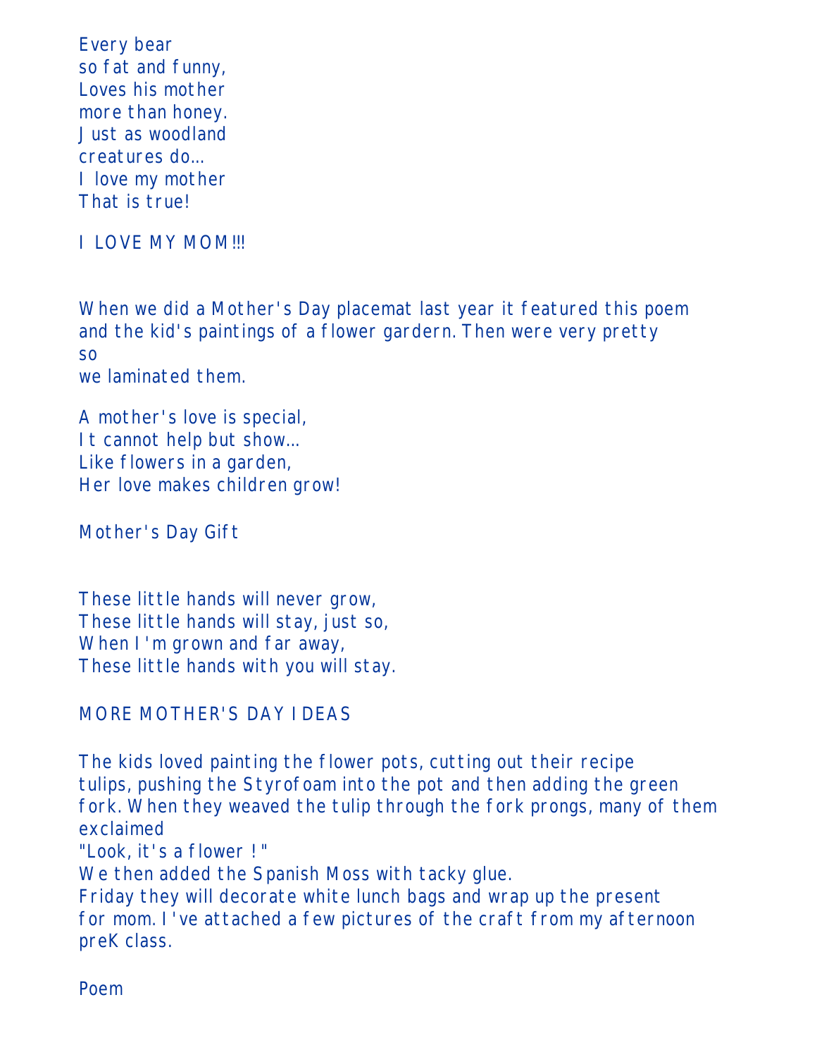Every bear
so fat and funny,
Loves his mother
more than honey.
Just as woodland
creatures do...
I love my mother
That is true!

I LOVE MY MOM!!!

When we did a Mother's Day placemat last year it featured this poem and the kid's paintings of a flower gardern. Then were very pretty so
we laminated them.

A mother's love is special,
It cannot help but show...
Like flowers in a garden,
Her love makes children grow!

Mother's Day Gift

These little hands will never grow,
These little hands will stay, just so,
When I'm grown and far away,
These little hands with you will stay.

MORE MOTHER'S DAY IDEAS

The kids loved painting the flower pots, cutting out their recipe tulips, pushing the Styrofoam into the pot and then adding the green fork. When they weaved the tulip through the fork prongs, many of them exclaimed
"Look, it's a flower !"
We then added the Spanish Moss with tacky glue.
Friday they will decorate white lunch bags and wrap up the present for mom. I've attached a few pictures of the craft from my afternoon preK class.

Poem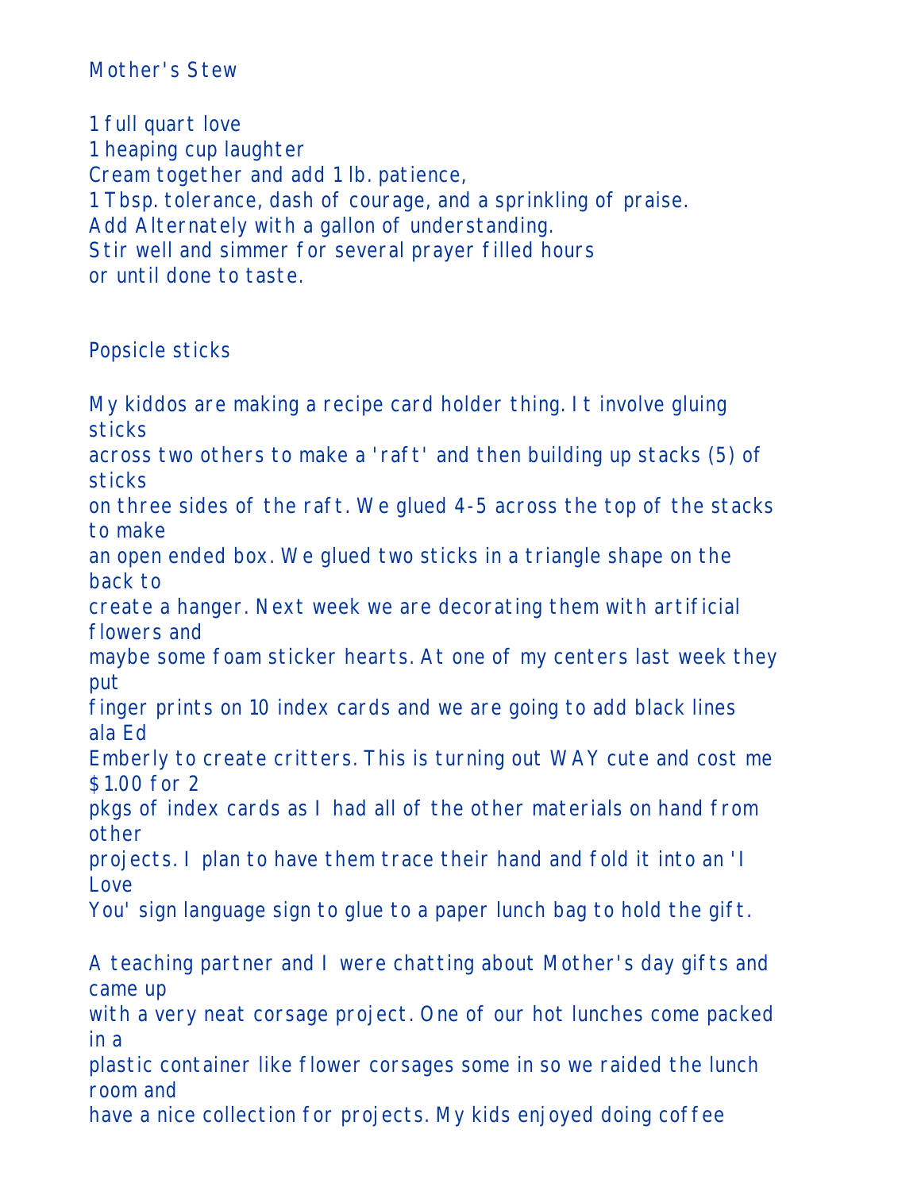Mother's Stew

1 full quart love
1 heaping cup laughter
Cream together and add 1 lb. patience,
1 Tbsp. tolerance, dash of courage, and a sprinkling of praise.
Add Alternately with a gallon of understanding.
Stir well and simmer for several prayer filled hours
or until done to taste.

Popsicle sticks

My kiddos are making a recipe card holder thing. It involve gluing sticks across two others to make a 'raft' and then building up stacks (5) of sticks on three sides of the raft. We glued 4-5 across the top of the stacks to make an open ended box. We glued two sticks in a triangle shape on the back to create a hanger. Next week we are decorating them with artificial flowers and maybe some foam sticker hearts. At one of my centers last week they put finger prints on 10 index cards and we are going to add black lines ala Ed Emberly to create critters. This is turning out WAY cute and cost me $1.00 for 2 pkgs of index cards as I had all of the other materials on hand from other projects. I plan to have them trace their hand and fold it into an 'I Love You' sign language sign to glue to a paper lunch bag to hold the gift.

A teaching partner and I were chatting about Mother's day gifts and came up with a very neat corsage project. One of our hot lunches come packed in a plastic container like flower corsages some in so we raided the lunch room and have a nice collection for projects. My kids enjoyed doing coffee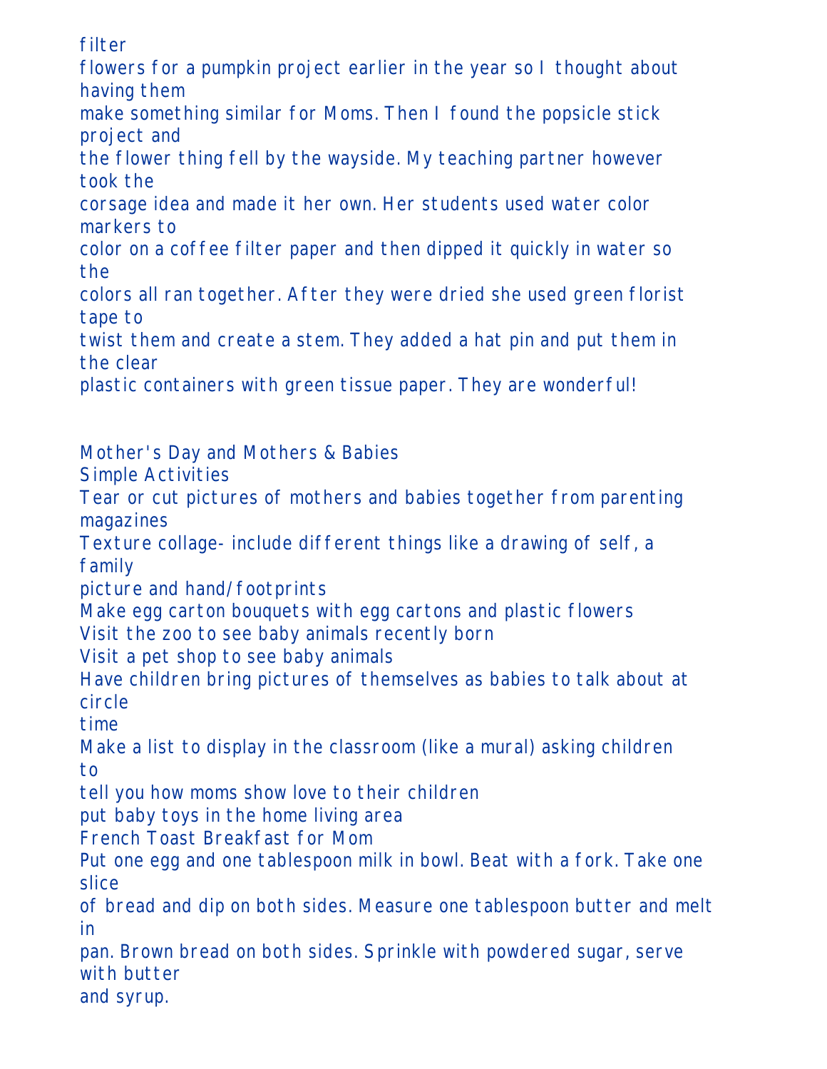filter flowers for a pumpkin project earlier in the year so I thought about having them make something similar for Moms. Then I found the popsicle stick project and the flower thing fell by the wayside. My teaching partner however took the corsage idea and made it her own. Her students used water color markers to color on a coffee filter paper and then dipped it quickly in water so the colors all ran together. After they were dried she used green florist tape to twist them and create a stem. They added a hat pin and put them in the clear plastic containers with green tissue paper. They are wonderful!

Mother's Day and Mothers & Babies

Simple Activities

Tear or cut pictures of mothers and babies together from parenting magazines

Texture collage- include different things like a drawing of self, a family picture and hand/footprints

Make egg carton bouquets with egg cartons and plastic flowers

Visit the zoo to see baby animals recently born

Visit a pet shop to see baby animals

Have children bring pictures of themselves as babies to talk about at circle time

Make a list to display in the classroom (like a mural) asking children to tell you how moms show love to their children

put baby toys in the home living area

French Toast Breakfast for Mom

Put one egg and one tablespoon milk in bowl. Beat with a fork. Take one slice of bread and dip on both sides. Measure one tablespoon butter and melt in pan. Brown bread on both sides. Sprinkle with powdered sugar, serve with butter and syrup.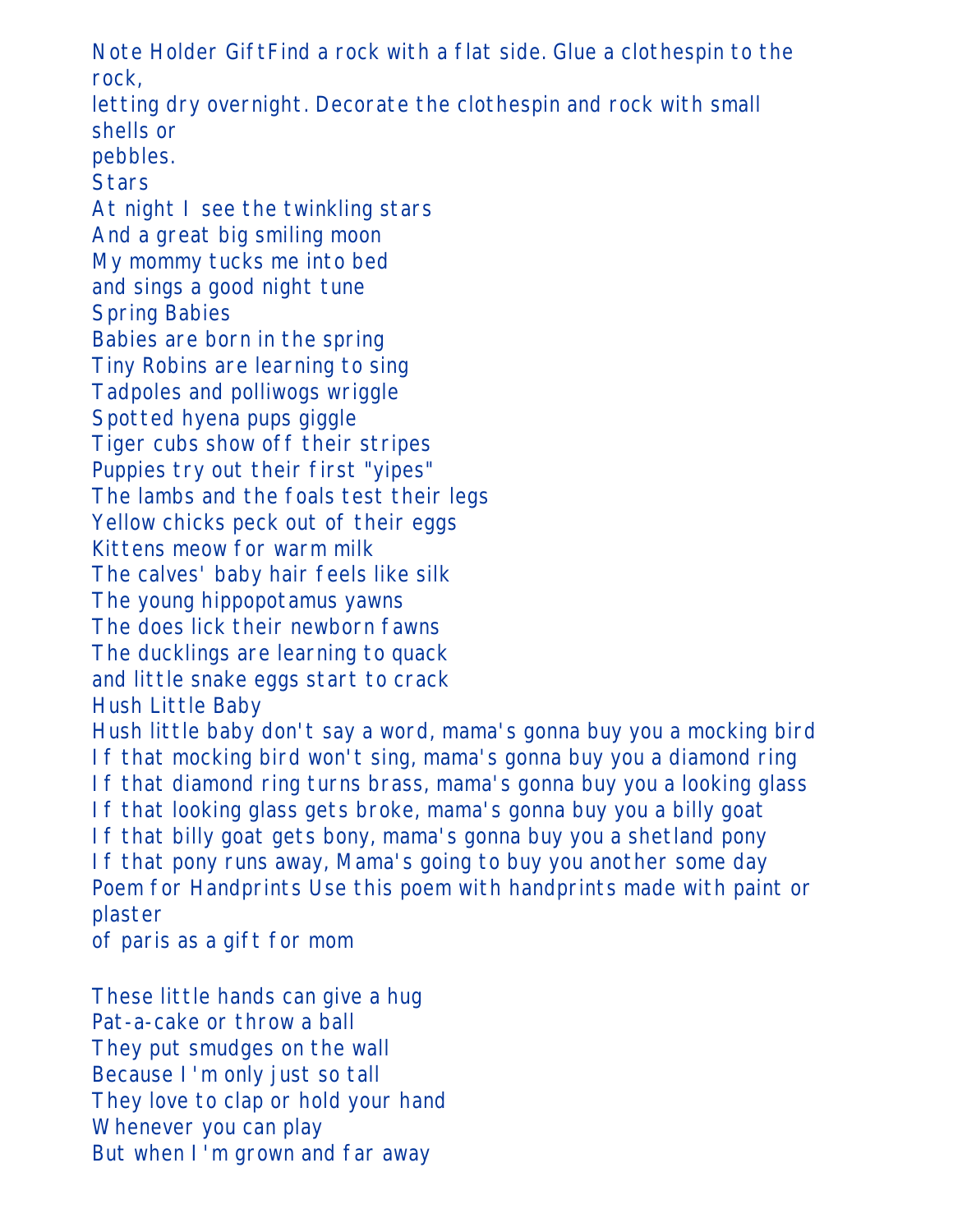Note Holder GiftFind a rock with a flat side. Glue a clothespin to the rock,
letting dry overnight. Decorate the clothespin and rock with small shells or
pebbles.

Stars

At night I see the twinkling stars
And a great big smiling moon
My mommy tucks me into bed
and sings a good night tune

Spring Babies

Babies are born in the spring
Tiny Robins are learning to sing
Tadpoles and polliwogs wriggle
Spotted hyena pups giggle
Tiger cubs show off their stripes
Puppies try out their first "yipes"
The lambs and the foals test their legs
Yellow chicks peck out of their eggs
Kittens meow for warm milk
The calves' baby hair feels like silk
The young hippopotamus yawns
The does lick their newborn fawns
The ducklings are learning to quack
and little snake eggs start to crack

Hush Little Baby

Hush little baby don't say a word, mama's gonna buy you a mocking bird
If that mocking bird won't sing, mama's gonna buy you a diamond ring
If that diamond ring turns brass, mama's gonna buy you a looking glass
If that looking glass gets broke, mama's gonna buy you a billy goat
If that billy goat gets bony, mama's gonna buy you a shetland pony
If that pony runs away, Mama's going to buy you another some day

Poem for Handprints Use this poem with handprints made with paint or plaster
of paris as a gift for mom

These little hands can give a hug
Pat-a-cake or throw a ball
They put smudges on the wall
Because I'm only just so tall
They love to clap or hold your hand
Whenever you can play
But when I'm grown and far away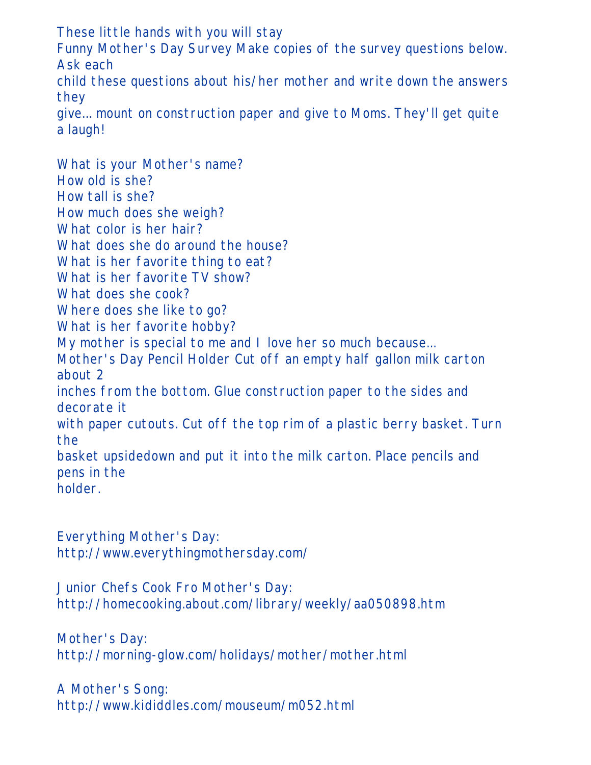These little hands with you will stay

Funny Mother's Day Survey Make copies of the survey questions below. Ask each child these questions about his/her mother and write down the answers they give... mount on construction paper and give to Moms. They'll get quite a laugh!

What is your Mother's name?
How old is she?
How tall is she?
How much does she weigh?
What color is her hair?
What does she do around the house?
What is her favorite thing to eat?
What is her favorite TV show?
What does she cook?
Where does she like to go?
What is her favorite hobby?
My mother is special to me and I love her so much because...

Mother's Day Pencil Holder Cut off an empty half gallon milk carton about 2 inches from the bottom. Glue construction paper to the sides and decorate it with paper cutouts. Cut off the top rim of a plastic berry basket. Turn the basket upsidedown and put it into the milk carton. Place pencils and pens in the holder.

Everything Mother's Day:
http://www.everythingmothersday.com/

Junior Chefs Cook Fro Mother's Day:
http://homecooking.about.com/library/weekly/aa050898.htm

Mother's Day:
http://morning-glow.com/holidays/mother/mother.html

A Mother's Song:
http://www.kididdles.com/mouseum/m052.html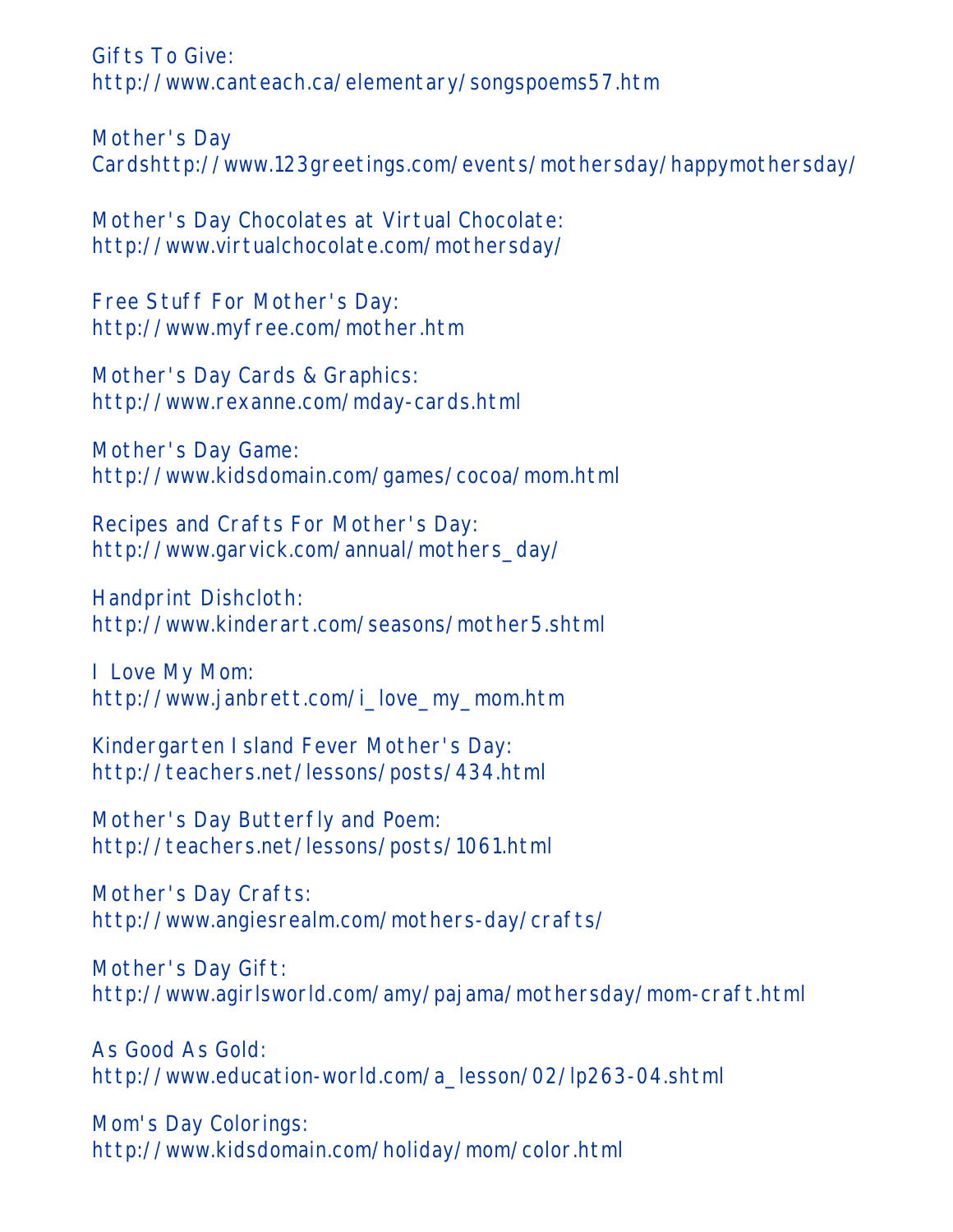Gifts To Give:
http://www.canteach.ca/elementary/songspoems57.htm

Mother's Day
Cardshttp://www.123greetings.com/events/mothersday/happymothersday/

Mother's Day Chocolates at Virtual Chocolate:
http://www.virtualchocolate.com/mothersday/

Free Stuff For Mother's Day:
http://www.myfree.com/mother.htm

Mother's Day Cards & Graphics:
http://www.rexanne.com/mday-cards.html

Mother's Day Game:
http://www.kidsdomain.com/games/cocoa/mom.html

Recipes and Crafts For Mother's Day:
http://www.garvick.com/annual/mothers_day/

Handprint Dishcloth:
http://www.kinderart.com/seasons/mother5.shtml

I Love My Mom:
http://www.janbrett.com/i_love_my_mom.htm

Kindergarten Island Fever Mother's Day:
http://teachers.net/lessons/posts/434.html

Mother's Day Butterfly and Poem:
http://teachers.net/lessons/posts/1061.html

Mother's Day Crafts:
http://www.angiesrealm.com/mothers-day/crafts/

Mother's Day Gift:
http://www.agirlsworld.com/amy/pajama/mothersday/mom-craft.html

As Good As Gold:
http://www.education-world.com/a_lesson/02/lp263-04.shtml

Mom's Day Colorings:
http://www.kidsdomain.com/holiday/mom/color.html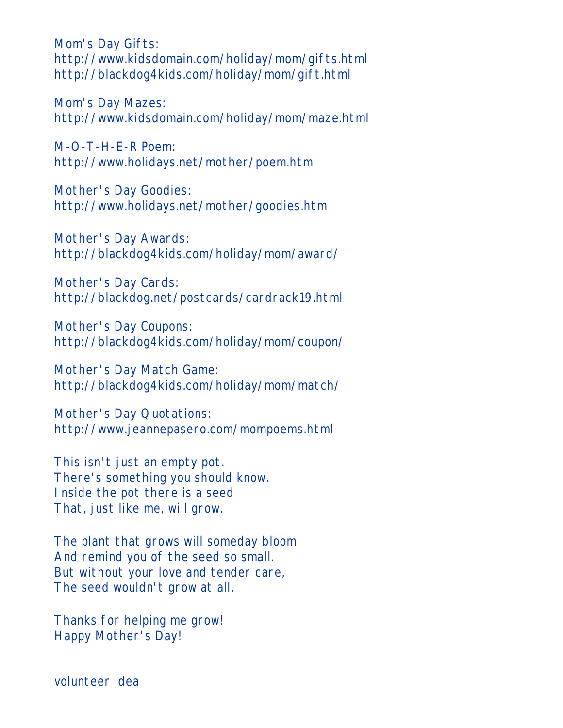Mom's Day Gifts:
http://www.kidsdomain.com/holiday/mom/gifts.html
http://blackdog4kids.com/holiday/mom/gift.html

Mom's Day Mazes:
http://www.kidsdomain.com/holiday/mom/maze.html

M-O-T-H-E-R Poem:
http://www.holidays.net/mother/poem.htm

Mother's Day Goodies:
http://www.holidays.net/mother/goodies.htm

Mother's Day Awards:
http://blackdog4kids.com/holiday/mom/award/

Mother's Day Cards:
http://blackdog.net/postcards/cardrack19.html

Mother's Day Coupons:
http://blackdog4kids.com/holiday/mom/coupon/

Mother's Day Match Game:
http://blackdog4kids.com/holiday/mom/match/

Mother's Day Quotations:
http://www.jeannepasero.com/mompoems.html

This isn't just an empty pot.
There's something you should know.
Inside the pot there is a seed
That, just like me, will grow.

The plant that grows will someday bloom
And remind you of the seed so small.
But without your love and tender care,
The seed wouldn't grow at all.

Thanks for helping me grow!
Happy Mother's Day!

volunteer idea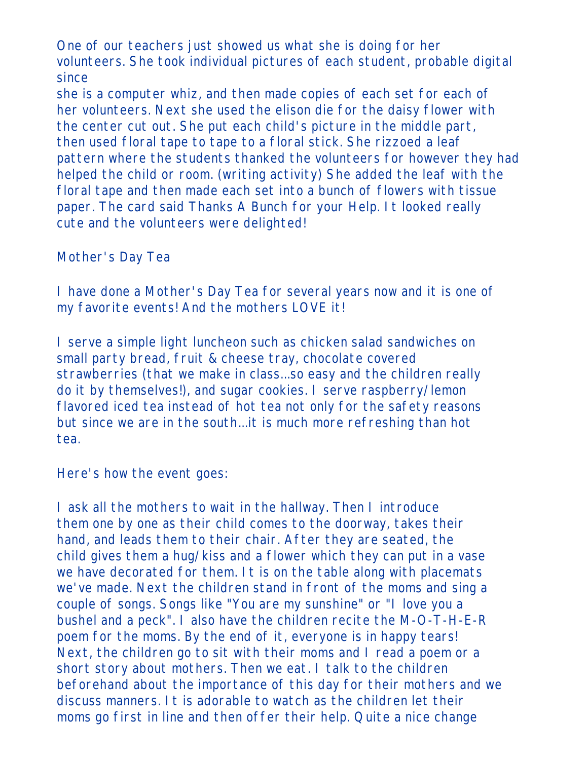One of our teachers just showed us what she is doing for her volunteers. She took individual pictures of each student, probable digital since
she is a computer whiz, and then made copies of each set for each of her volunteers. Next she used the elison die for the daisy flower with the center cut out. She put each child's picture in the middle part, then used floral tape to tape to a floral stick. She rizzoed a leaf pattern where the students thanked the volunteers for however they had helped the child or room. (writing activity) She added the leaf with the floral tape and then made each set into a bunch of flowers with tissue paper. The card said Thanks A Bunch for your Help. It looked really cute and the volunteers were delighted!

Mother's Day Tea

I have done a Mother's Day Tea for several years now and it is one of my favorite events! And the mothers LOVE it!

I serve a simple light luncheon such as chicken salad sandwiches on small party bread, fruit & cheese tray, chocolate covered strawberries (that we make in class...so easy and the children really do it by themselves!), and sugar cookies. I serve raspberry/lemon flavored iced tea instead of hot tea not only for the safety reasons but since we are in the south...it is much more refreshing than hot tea.

Here's how the event goes:

I ask all the mothers to wait in the hallway. Then I introduce them one by one as their child comes to the doorway, takes their hand, and leads them to their chair. After they are seated, the child gives them a hug/kiss and a flower which they can put in a vase we have decorated for them. It is on the table along with placemats we've made. Next the children stand in front of the moms and sing a couple of songs. Songs like "You are my sunshine" or "I love you a bushel and a peck". I also have the children recite the M-O-T-H-E-R poem for the moms. By the end of it, everyone is in happy tears! Next, the children go to sit with their moms and I read a poem or a short story about mothers. Then we eat. I talk to the children beforehand about the importance of this day for their mothers and we discuss manners. It is adorable to watch as the children let their moms go first in line and then offer their help. Quite a nice change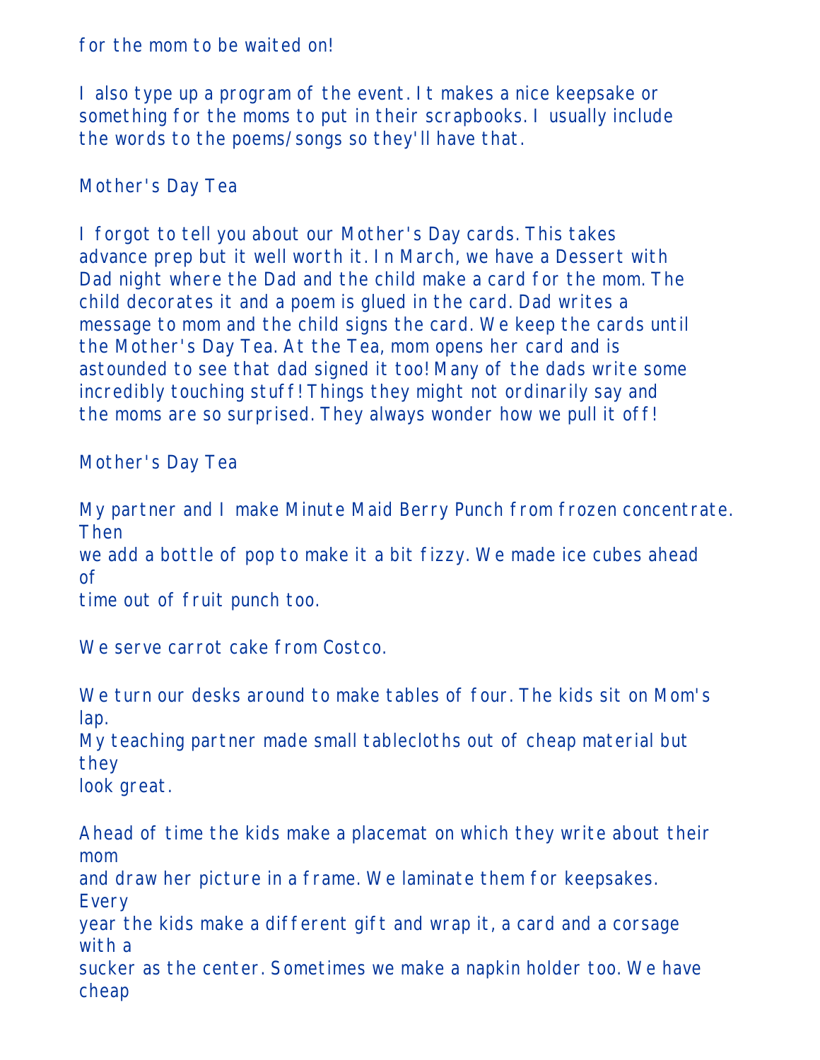for the mom to be waited on!

I also type up a program of the event. It makes a nice keepsake or something for the moms to put in their scrapbooks. I usually include the words to the poems/songs so they'll have that.

Mother's Day Tea

I forgot to tell you about our Mother's Day cards. This takes advance prep but it well worth it. In March, we have a Dessert with Dad night where the Dad and the child make a card for the mom. The child decorates it and a poem is glued in the card. Dad writes a message to mom and the child signs the card. We keep the cards until the Mother's Day Tea. At the Tea, mom opens her card and is astounded to see that dad signed it too! Many of the dads write some incredibly touching stuff! Things they might not ordinarily say and the moms are so surprised. They always wonder how we pull it off!

Mother's Day Tea

My partner and I make Minute Maid Berry Punch from frozen concentrate. Then
we add a bottle of pop to make it a bit fizzy. We made ice cubes ahead of
time out of fruit punch too.

We serve carrot cake from Costco.

We turn our desks around to make tables of four. The kids sit on Mom's lap.
My teaching partner made small tablecloths out of cheap material but they
look great.

Ahead of time the kids make a placemat on which they write about their mom
and draw her picture in a frame. We laminate them for keepsakes. Every
year the kids make a different gift and wrap it, a card and a corsage with a
sucker as the center. Sometimes we make a napkin holder too. We have cheap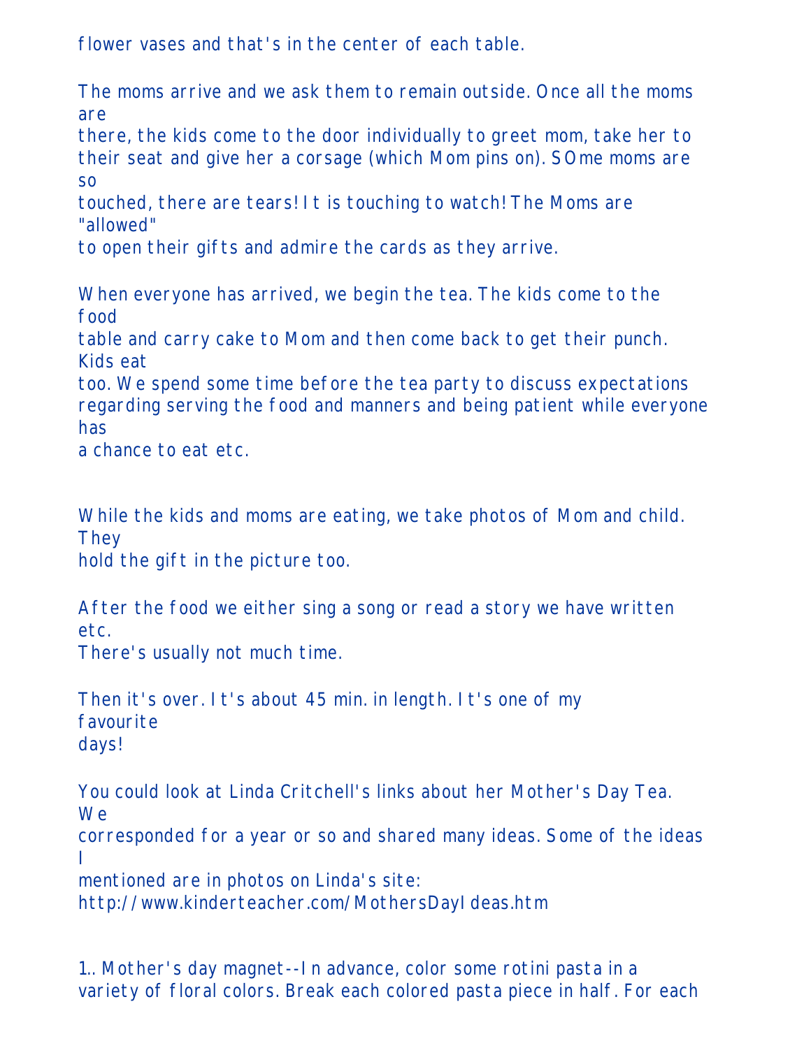flower vases and that's in the center of each table.

The moms arrive and we ask them to remain outside. Once all the moms are there, the kids come to the door individually to greet mom, take her to their seat and give her a corsage (which Mom pins on). SOme moms are so touched, there are tears! It is touching to watch! The Moms are "allowed" to open their gifts and admire the cards as they arrive.

When everyone has arrived, we begin the tea. The kids come to the food table and carry cake to Mom and then come back to get their punch. Kids eat too. We spend some time before the tea party to discuss expectations regarding serving the food and manners and being patient while everyone has a chance to eat etc.

While the kids and moms are eating, we take photos of Mom and child. They hold the gift in the picture too.

After the food we either sing a song or read a story we have written etc. There's usually not much time.

Then it's over. It's about 45 min. in length. It's one of my favourite days!

You could look at Linda Critchell's links about her Mother's Day Tea. We corresponded for a year or so and shared many ideas. Some of the ideas I mentioned are in photos on Linda's site:
http://www.kinderteacher.com/MothersDayIdeas.htm

1.. Mother's day magnet--In advance, color some rotini pasta in a variety of floral colors. Break each colored pasta piece in half. For each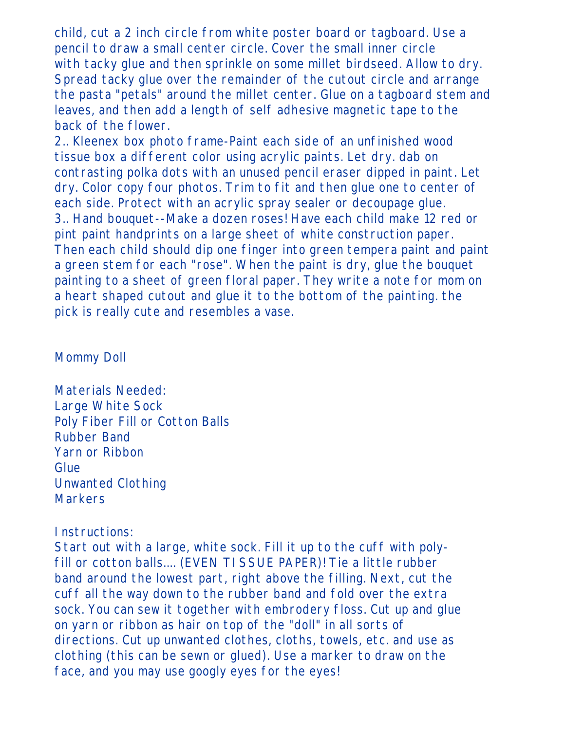child, cut a 2 inch circle from white poster board or tagboard. Use a pencil to draw a small center circle. Cover the small inner circle with tacky glue and then sprinkle on some millet birdseed. Allow to dry. Spread tacky glue over the remainder of the cutout circle and arrange the pasta "petals" around the millet center. Glue on a tagboard stem and leaves, and then add a length of self adhesive magnetic tape to the back of the flower.

2.. Kleenex box photo frame-Paint each side of an unfinished wood tissue box a different color using acrylic paints. Let dry. dab on contrasting polka dots with an unused pencil eraser dipped in paint. Let dry. Color copy four photos. Trim to fit and then glue one to center of each side. Protect with an acrylic spray sealer or decoupage glue.

3.. Hand bouquet--Make a dozen roses! Have each child make 12 red or pint paint handprints on a large sheet of white construction paper. Then each child should dip one finger into green tempera paint and paint a green stem for each "rose". When the paint is dry, glue the bouquet painting to a sheet of green floral paper. They write a note for mom on a heart shaped cutout and glue it to the bottom of the painting. the pick is really cute and resembles a vase.

Mommy Doll

Materials Needed:
Large White Sock
Poly Fiber Fill or Cotton Balls
Rubber Band
Yarn or Ribbon
Glue
Unwanted Clothing
Markers

Instructions:
Start out with a large, white sock. Fill it up to the cuff with poly-fill or cotton balls.... (EVEN TISSUE PAPER)! Tie a little rubber band around the lowest part, right above the filling. Next, cut the cuff all the way down to the rubber band and fold over the extra sock. You can sew it together with embrodery floss. Cut up and glue on yarn or ribbon as hair on top of the "doll" in all sorts of directions. Cut up unwanted clothes, cloths, towels, etc. and use as clothing (this can be sewn or glued). Use a marker to draw on the face, and you may use googly eyes for the eyes!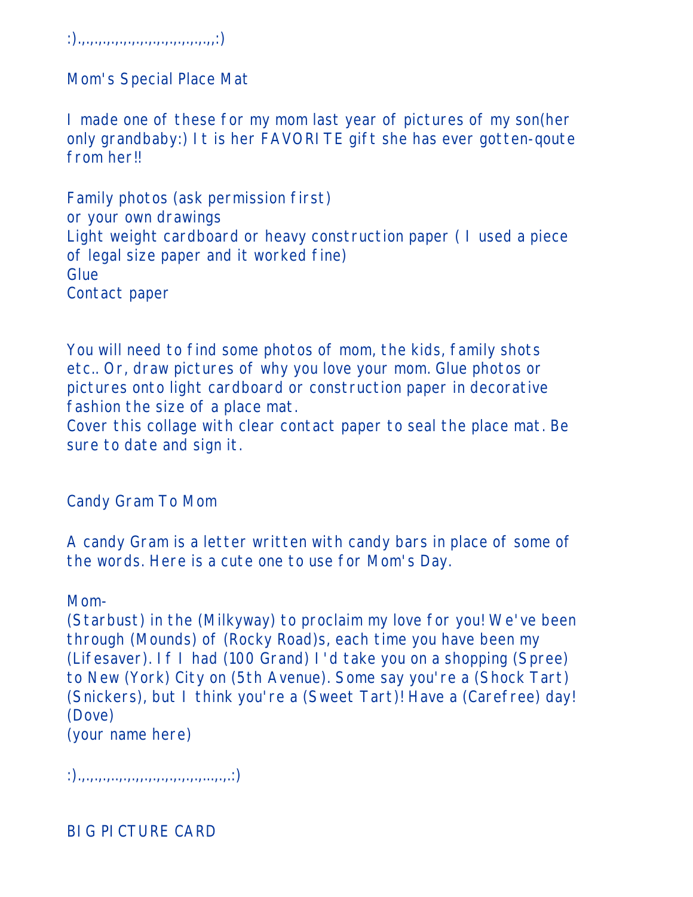:).,.,.,.,.,.,.,.,.,.,.,.,.,.,.,.,.,.,.,:)

## Mom's Special Place Mat

I made one of these for my mom last year of pictures of my son(her only grandbaby:) It is her FAVORITE gift she has ever gotten-qoute from her!!

Family photos (ask permission first)
or your own drawings
Light weight cardboard or heavy construction paper ( I used a piece of legal size paper and it worked fine)
Glue
Contact paper

You will need to find some photos of mom, the kids, family shots etc.. Or, draw pictures of why you love your mom. Glue photos or pictures onto light cardboard or construction paper in decorative fashion the size of a place mat.
Cover this collage with clear contact paper to seal the place mat. Be sure to date and sign it.

## Candy Gram To Mom

A candy Gram is a letter written with candy bars in place of some of the words. Here is a cute one to use for Mom's Day.

Mom-
(Starbust) in the (Milkyway) to proclaim my love for you! We've been through (Mounds) of (Rocky Road)s, each time you have been my (Lifesaver). If I had (100 Grand) I'd take you on a shopping (Spree) to New (York) City on (5th Avenue). Some say you're a (Shock Tart) (Snickers), but I think you're a (Sweet Tart)! Have a (Carefree) day!
(Dove)
(your name here)

:).,.,.,.,.,..,.,.,.,.,.,.,.,.,.,.,.,...,.,.:)

## BIG PICTURE CARD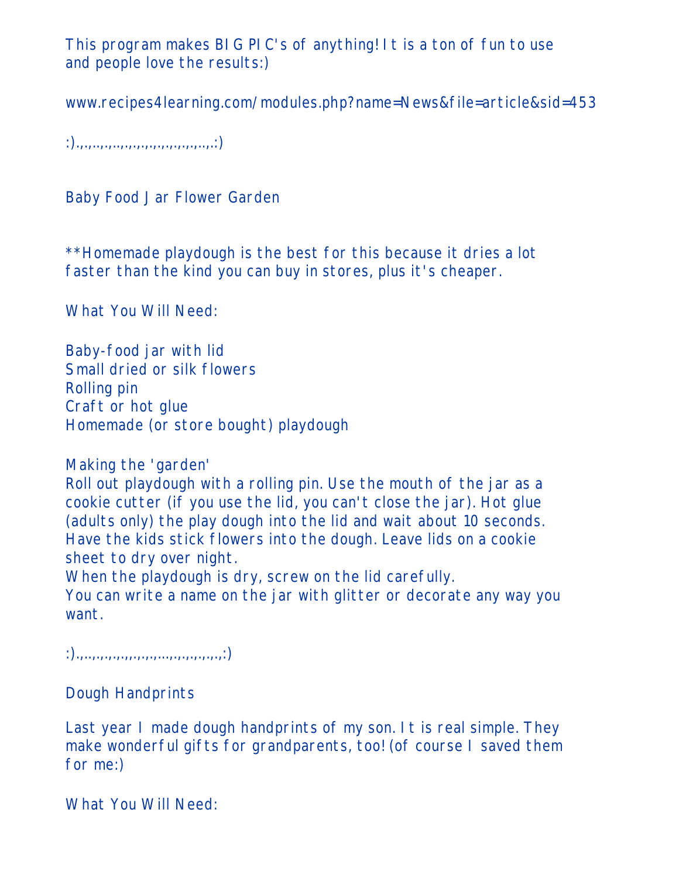This program makes BIG PIC's of anything! It is a ton of fun to use and people love the results:)

www.recipes4learning.com/modules.php?name=News&file=article&sid=453

:).,.,..,.,..,.,.,.,.,.,.,.,.,.,..,.:)

## Baby Food Jar Flower Garden

**Homemade playdough is the best for this because it dries a lot faster than the kind you can buy in stores, plus it's cheaper.

What You Will Need:

Baby-food jar with lid
Small dried or silk flowers
Rolling pin
Craft or hot glue
Homemade (or store bought) playdough

Making the 'garden'
Roll out playdough with a rolling pin. Use the mouth of the jar as a cookie cutter (if you use the lid, you can't close the jar). Hot glue (adults only) the play dough into the lid and wait about 10 seconds. Have the kids stick flowers into the dough. Leave lids on a cookie sheet to dry over night.
When the playdough is dry, screw on the lid carefully.
You can write a name on the jar with glitter or decorate any way you want.

:).,..,.,.,.,.,.,.,.,.,...,.,.,.,.,.,.,:)

## Dough Handprints

Last year I made dough handprints of my son. It is real simple. They make wonderful gifts for grandparents, too! (of course I saved them for me:)

What You Will Need: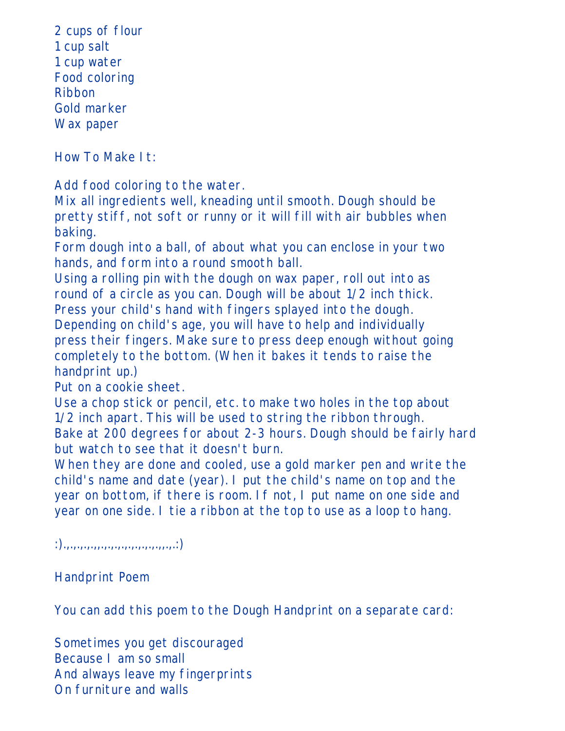2 cups of flour
1 cup salt
1 cup water
Food coloring
Ribbon
Gold marker
Wax paper

How To Make It:

Add food coloring to the water.
Mix all ingredients well, kneading until smooth. Dough should be pretty stiff, not soft or runny or it will fill with air bubbles when baking.
Form dough into a ball, of about what you can enclose in your two hands, and form into a round smooth ball.
Using a rolling pin with the dough on wax paper, roll out into as round of a circle as you can. Dough will be about 1/2 inch thick.
Press your child's hand with fingers splayed into the dough.
Depending on child's age, you will have to help and individually press their fingers. Make sure to press deep enough without going completely to the bottom. (When it bakes it tends to raise the handprint up.)
Put on a cookie sheet.
Use a chop stick or pencil, etc. to make two holes in the top about 1/2 inch apart. This will be used to string the ribbon through.
Bake at 200 degrees for about 2-3 hours. Dough should be fairly hard but watch to see that it doesn't burn.
When they are done and cooled, use a gold marker pen and write the child's name and date (year). I put the child's name on top and the year on bottom, if there is room. If not, I put name on one side and year on one side. I tie a ribbon at the top to use as a loop to hang.

:).,.,.,.,.,.,.,.,.,.,.,.,.,.,.,.,.,.,.,.:)

Handprint Poem

You can add this poem to the Dough Handprint on a separate card:

Sometimes you get discouraged
Because I am so small
And always leave my fingerprints
On furniture and walls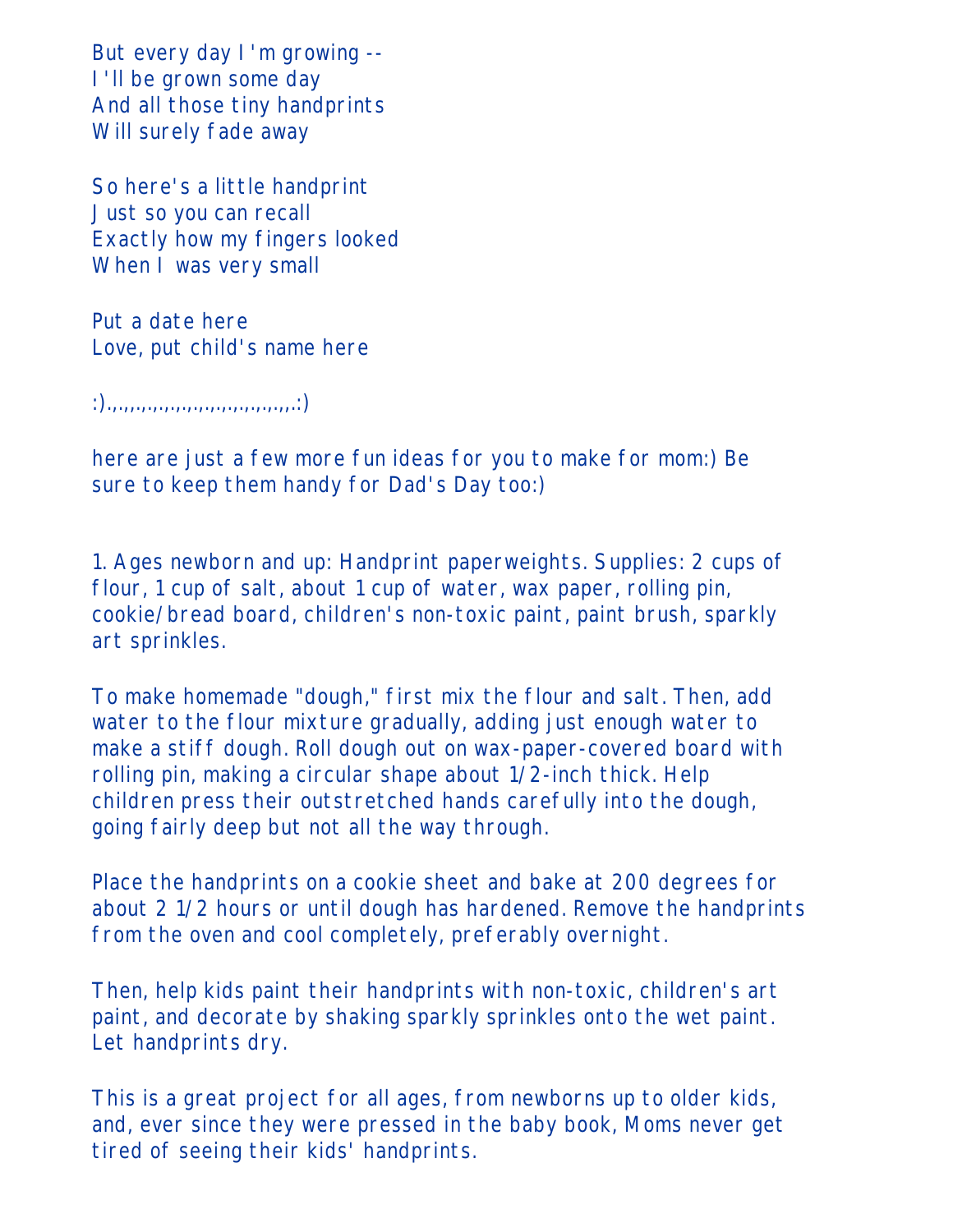But every day I'm growing --
I'll be grown some day
And all those tiny handprints
Will surely fade away

So here's a little handprint
Just so you can recall
Exactly how my fingers looked
When I was very small

Put a date here
Love, put child's name here

:).,.,,.,.,.,.,.,.,.,.,.,.,.,.,.,.,.,.,.,.,.:)

here are just a few more fun ideas for you to make for mom:) Be sure to keep them handy for Dad's Day too:)

1. Ages newborn and up: Handprint paperweights. Supplies: 2 cups of flour, 1 cup of salt, about 1 cup of water, wax paper, rolling pin, cookie/bread board, children's non-toxic paint, paint brush, sparkly art sprinkles.

To make homemade "dough," first mix the flour and salt. Then, add water to the flour mixture gradually, adding just enough water to make a stiff dough. Roll dough out on wax-paper-covered board with rolling pin, making a circular shape about 1/2-inch thick. Help children press their outstretched hands carefully into the dough, going fairly deep but not all the way through.

Place the handprints on a cookie sheet and bake at 200 degrees for about 2 1/2 hours or until dough has hardened. Remove the handprints from the oven and cool completely, preferably overnight.

Then, help kids paint their handprints with non-toxic, children's art paint, and decorate by shaking sparkly sprinkles onto the wet paint. Let handprints dry.

This is a great project for all ages, from newborns up to older kids, and, ever since they were pressed in the baby book, Moms never get tired of seeing their kids' handprints.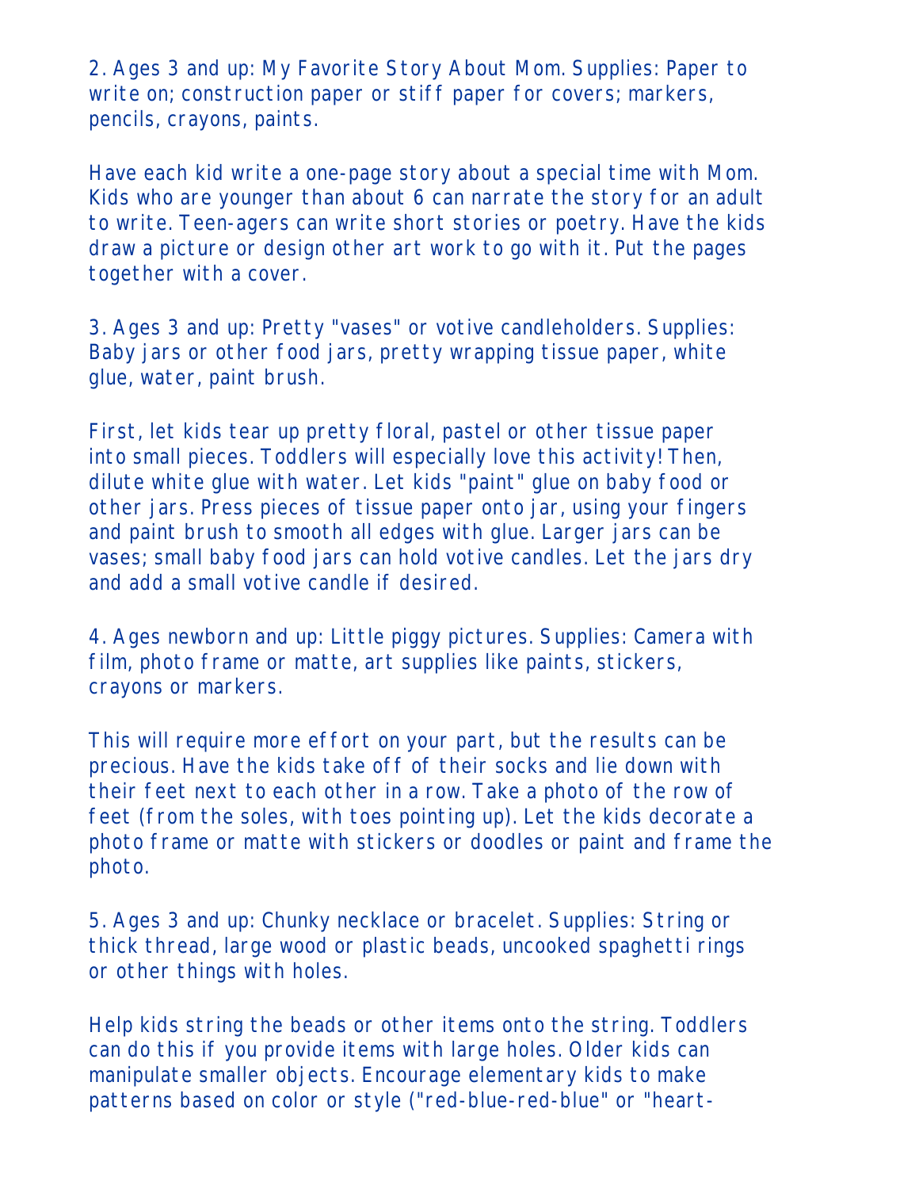2. Ages 3 and up: My Favorite Story About Mom. Supplies: Paper to write on; construction paper or stiff paper for covers; markers, pencils, crayons, paints.

Have each kid write a one-page story about a special time with Mom. Kids who are younger than about 6 can narrate the story for an adult to write. Teen-agers can write short stories or poetry. Have the kids draw a picture or design other art work to go with it. Put the pages together with a cover.

3. Ages 3 and up: Pretty "vases" or votive candleholders. Supplies: Baby jars or other food jars, pretty wrapping tissue paper, white glue, water, paint brush.

First, let kids tear up pretty floral, pastel or other tissue paper into small pieces. Toddlers will especially love this activity! Then, dilute white glue with water. Let kids "paint" glue on baby food or other jars. Press pieces of tissue paper onto jar, using your fingers and paint brush to smooth all edges with glue. Larger jars can be vases; small baby food jars can hold votive candles. Let the jars dry and add a small votive candle if desired.

4. Ages newborn and up: Little piggy pictures. Supplies: Camera with film, photo frame or matte, art supplies like paints, stickers, crayons or markers.

This will require more effort on your part, but the results can be precious. Have the kids take off of their socks and lie down with their feet next to each other in a row. Take a photo of the row of feet (from the soles, with toes pointing up). Let the kids decorate a photo frame or matte with stickers or doodles or paint and frame the photo.

5. Ages 3 and up: Chunky necklace or bracelet. Supplies: String or thick thread, large wood or plastic beads, uncooked spaghetti rings or other things with holes.

Help kids string the beads or other items onto the string. Toddlers can do this if you provide items with large holes. Older kids can manipulate smaller objects. Encourage elementary kids to make patterns based on color or style ("red-blue-red-blue" or "heart-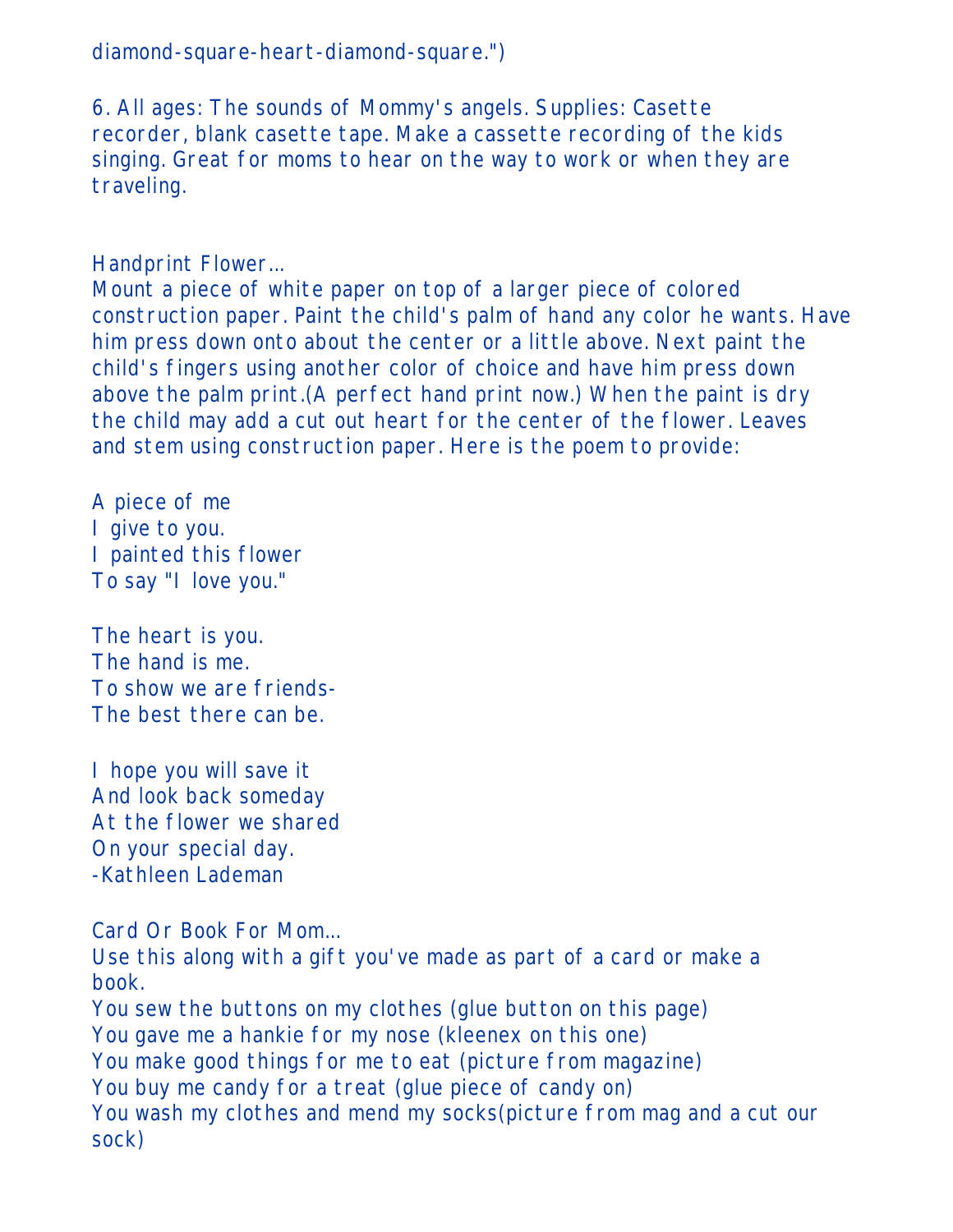diamond-square-heart-diamond-square.")

6. All ages: The sounds of Mommy's angels. Supplies: Casette recorder, blank casette tape. Make a cassette recording of the kids singing. Great for moms to hear on the way to work or when they are traveling.

Handprint Flower...
Mount a piece of white paper on top of a larger piece of colored construction paper. Paint the child's palm of hand any color he wants. Have him press down onto about the center or a little above. Next paint the child's fingers using another color of choice and have him press down above the palm print.(A perfect hand print now.) When the paint is dry the child may add a cut out heart for the center of the flower. Leaves and stem using construction paper. Here is the poem to provide:

A piece of me
I give to you.
I painted this flower
To say "I love you."

The heart is you.
The hand is me.
To show we are friends-
The best there can be.

I hope you will save it
And look back someday
At the flower we shared
On your special day.
-Kathleen Lademan

Card Or Book For Mom...
Use this along with a gift you've made as part of a card or make a book.
You sew the buttons on my clothes (glue button on this page)
You gave me a hankie for my nose (kleenex on this one)
You make good things for me to eat (picture from magazine)
You buy me candy for a treat (glue piece of candy on)
You wash my clothes and mend my socks(picture from mag and a cut our sock)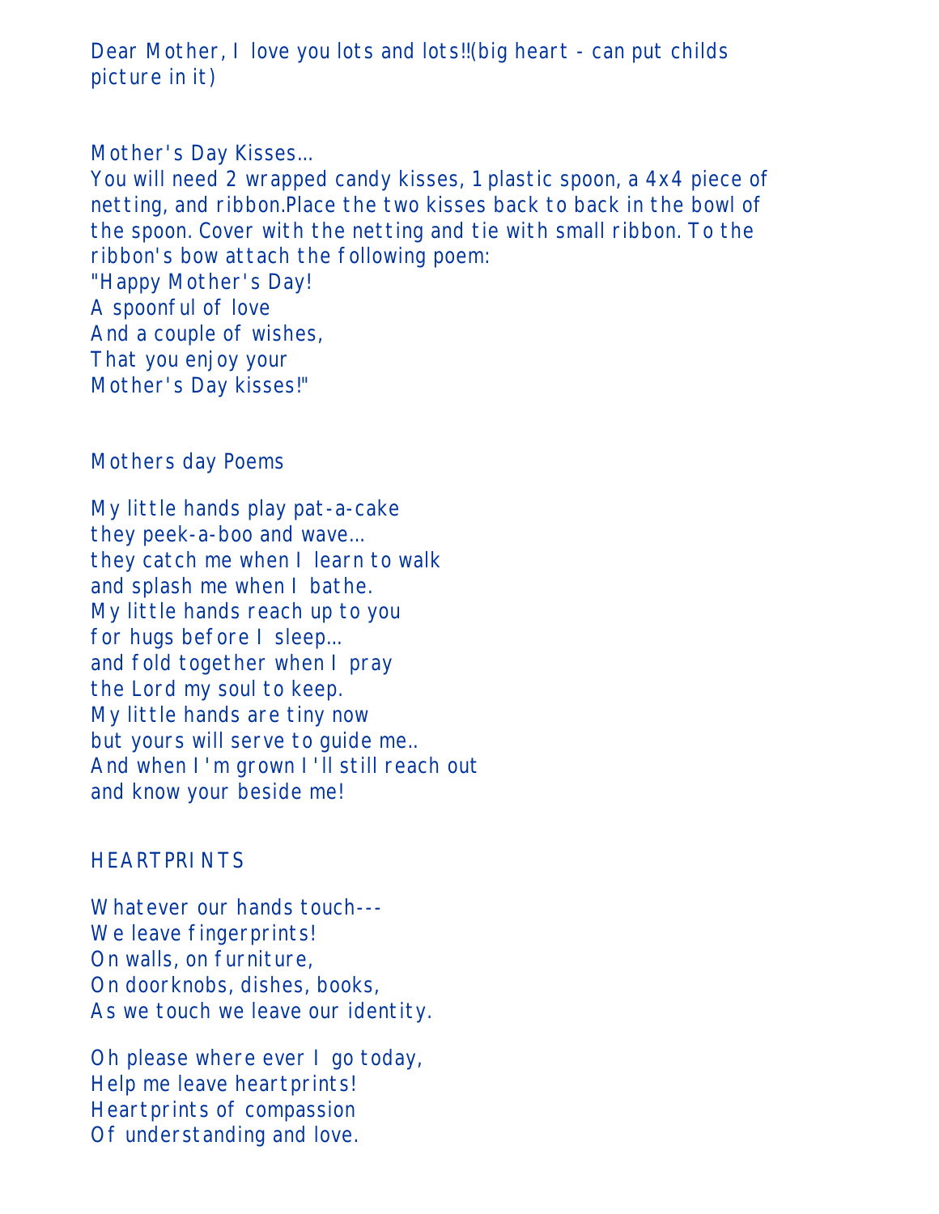Dear Mother, I love you lots and lots!!(big heart - can put childs picture in it)

Mother's Day Kisses...
You will need 2 wrapped candy kisses, 1 plastic spoon, a 4x4 piece of netting, and ribbon.Place the two kisses back to back in the bowl of the spoon. Cover with the netting and tie with small ribbon. To the ribbon's bow attach the following poem:
"Happy Mother's Day!
A spoonful of love
And a couple of wishes,
That you enjoy your
Mother's Day kisses!"

Mothers day Poems

My little hands play pat-a-cake
they peek-a-boo and wave...
they catch me when I learn to walk
and splash me when I bathe.
My little hands reach up to you
for hugs before I sleep...
and fold together when I pray
the Lord my soul to keep.
My little hands are tiny now
but yours will serve to guide me..
And when I'm grown I'll still reach out
and know your beside me!

HEARTPRINTS

Whatever our hands touch---
We leave fingerprints!
On walls, on furniture,
On doorknobs, dishes, books,
As we touch we leave our identity.

Oh please where ever I go today,
Help me leave heartprints!
Heartprints of compassion
Of understanding and love.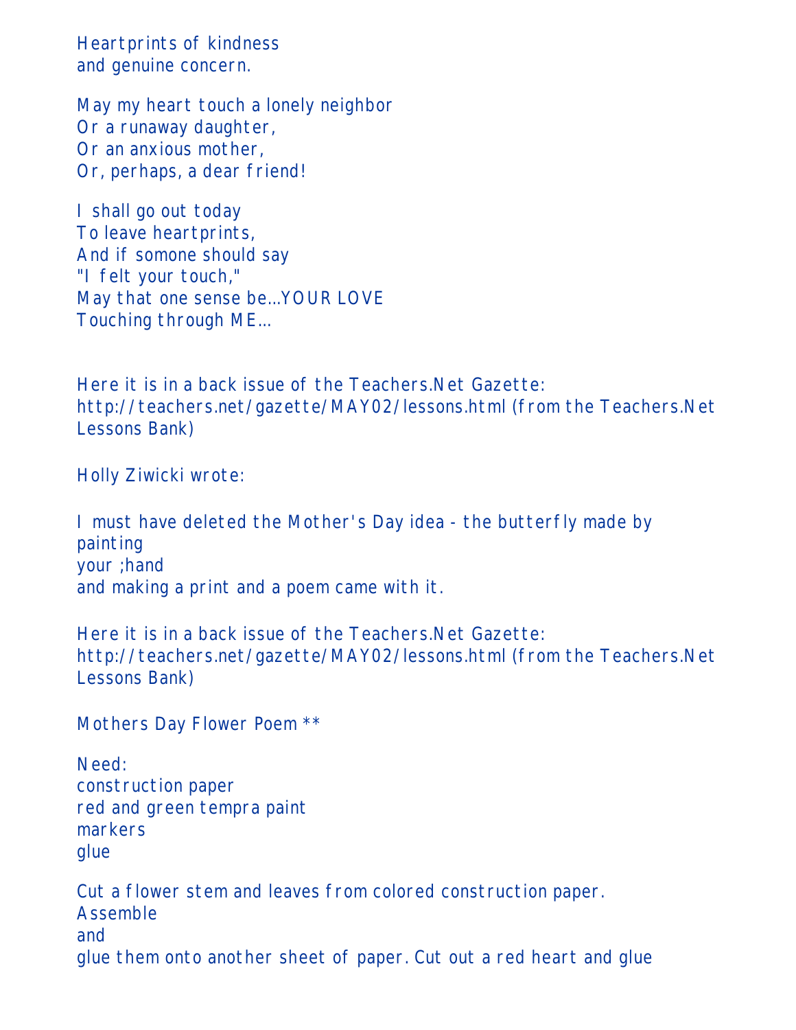Heartprints of kindness
and genuine concern.

May my heart touch a lonely neighbor
Or a runaway daughter,
Or an anxious mother,
Or, perhaps, a dear friend!

I shall go out today
To leave heartprints,
And if somone should say
"I felt your touch,"
May that one sense be...YOUR LOVE
Touching through ME...

Here it is in a back issue of the Teachers.Net Gazette:
http://teachers.net/gazette/MAY02/lessons.html (from the Teachers.Net Lessons Bank)

Holly Ziwicki wrote:

I must have deleted the Mother's Day idea - the butterfly made by painting
your ;hand
and making a print and a poem came with it.

Here it is in a back issue of the Teachers.Net Gazette:
http://teachers.net/gazette/MAY02/lessons.html (from the Teachers.Net Lessons Bank)

Mothers Day Flower Poem **

Need:
construction paper
red and green tempra paint
markers
glue

Cut a flower stem and leaves from colored construction paper.
Assemble
and
glue them onto another sheet of paper. Cut out a red heart and glue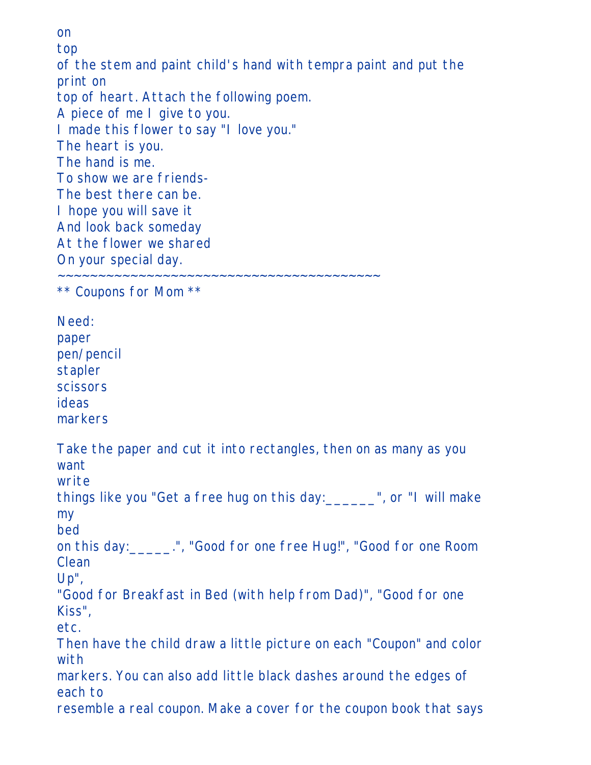on
top
of the stem and paint child's hand with tempra paint and put the print on
top of heart. Attach the following poem.

A piece of me I give to you.
I made this flower to say "I love you."
The heart is you.
The hand is me.
To show we are friends-
The best there can be.
I hope you will save it
And look back someday
At the flower we shared
On your special day.

~~~~~~~~~~~~~~~~~~~~~~~~~~~~~~~~~~~~~~~~

** Coupons for Mom **

Need:
paper
pen/pencil
stapler
scissors
ideas
markers

Take the paper and cut it into rectangles, then on as many as you want
write
things like you "Get a free hug on this day:______", or "I will make my
bed
on this day:_____.", "Good for one free Hug!", "Good for one Room Clean
Up",
"Good for Breakfast in Bed (with help from Dad)", "Good for one Kiss",
etc.
Then have the child draw a little picture on each "Coupon" and color with
markers. You can also add little black dashes around the edges of each to
resemble a real coupon. Make a cover for the coupon book that says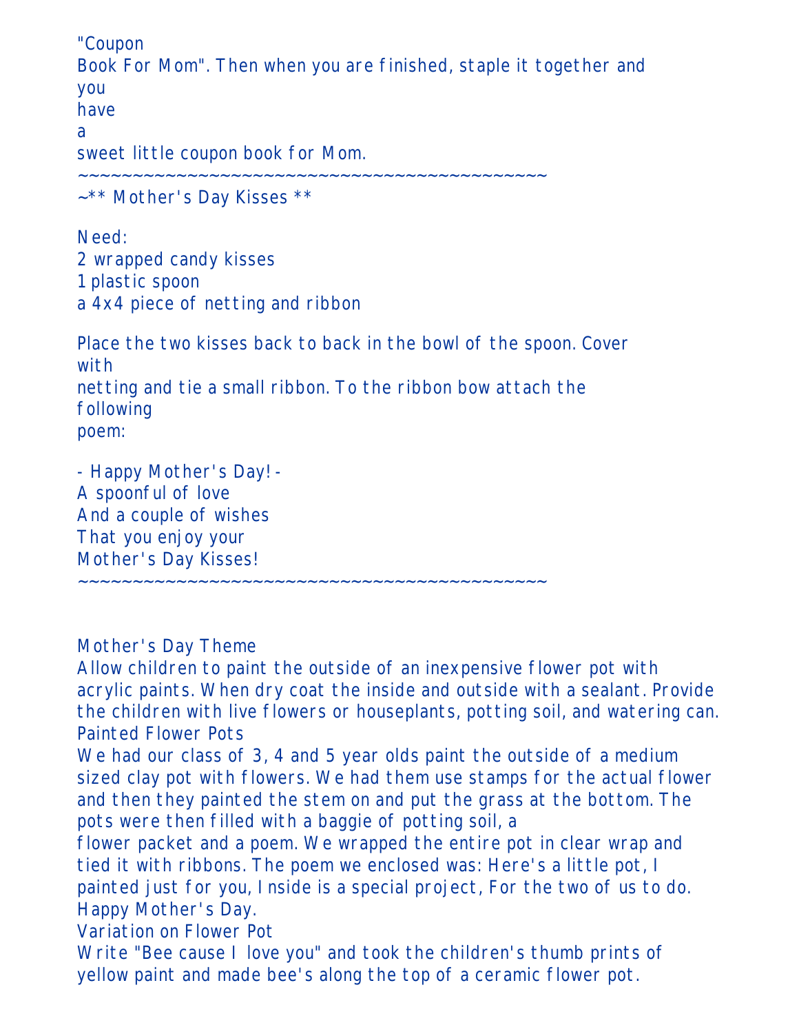"Coupon
Book For Mom". Then when you are finished, staple it together and
you
have
a
sweet little coupon book for Mom.

~~~~~~~~~~~~~~~~~~~~~~~~~~~~~~~~~~~~~~~~~~~~

~** Mother's Day Kisses **

Need:
2 wrapped candy kisses
1 plastic spoon
a 4x4 piece of netting and ribbon

Place the two kisses back to back in the bowl of the spoon. Cover
with
netting and tie a small ribbon. To the ribbon bow attach the
following
poem:

- Happy Mother's Day! -
A spoonful of love
And a couple of wishes
That you enjoy your
Mother's Day Kisses!

~~~~~~~~~~~~~~~~~~~~~~~~~~~~~~~~~~~~~~~~~~~~

Mother's Day Theme
Allow children to paint the outside of an inexpensive flower pot with acrylic paints. When dry coat the inside and outside with a sealant. Provide the children with live flowers or houseplants, potting soil, and watering can.

Painted Flower Pots
We had our class of 3, 4 and 5 year olds paint the outside of a medium sized clay pot with flowers. We had them use stamps for the actual flower and then they painted the stem on and put the grass at the bottom. The pots were then filled with a baggie of potting soil, a
flower packet and a poem. We wrapped the entire pot in clear wrap and tied it with ribbons. The poem we enclosed was: Here's a little pot, I painted just for you, Inside is a special project, For the two of us to do. Happy Mother's Day.

Variation on Flower Pot
Write "Bee cause I love you" and took the children's thumb prints of yellow paint and made bee's along the top of a ceramic flower pot.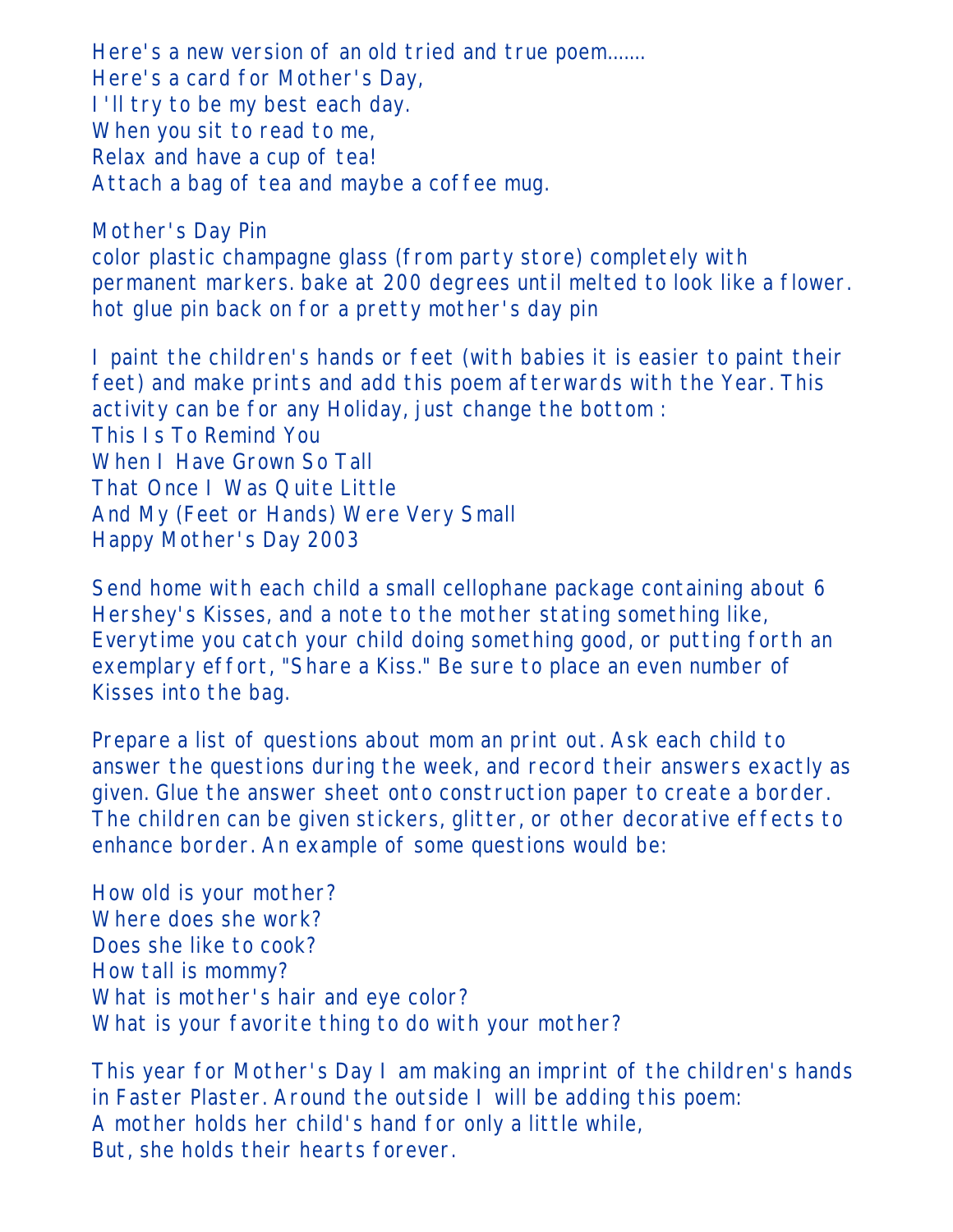Here's a new version of an old tried and true poem.......
Here's a card for Mother's Day,
I'll try to be my best each day.
When you sit to read to me,
Relax and have a cup of tea!
Attach a bag of tea and maybe a coffee mug.

Mother's Day Pin
color plastic champagne glass (from party store) completely with permanent markers. bake at 200 degrees until melted to look like a flower. hot glue pin back on for a pretty mother's day pin

I paint the children's hands or feet (with babies it is easier to paint their feet) and make prints and add this poem afterwards with the Year. This activity can be for any Holiday, just change the bottom :
This Is To Remind You
When I Have Grown So Tall
That Once I Was Quite Little
And My (Feet or Hands) Were Very Small
Happy Mother's Day 2003

Send home with each child a small cellophane package containing about 6 Hershey's Kisses, and a note to the mother stating something like, Everytime you catch your child doing something good, or putting forth an exemplary effort, "Share a Kiss." Be sure to place an even number of Kisses into the bag.

Prepare a list of questions about mom an print out. Ask each child to answer the questions during the week, and record their answers exactly as given. Glue the answer sheet onto construction paper to create a border. The children can be given stickers, glitter, or other decorative effects to enhance border. An example of some questions would be:

How old is your mother?
Where does she work?
Does she like to cook?
How tall is mommy?
What is mother's hair and eye color?
What is your favorite thing to do with your mother?

This year for Mother's Day I am making an imprint of the children's hands in Faster Plaster. Around the outside I will be adding this poem:
A mother holds her child's hand for only a little while,
But, she holds their hearts forever.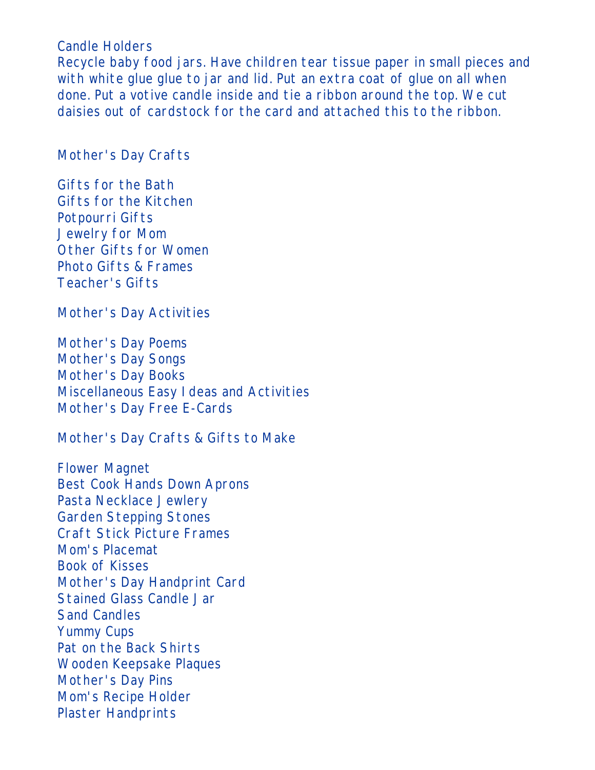Candle Holders

Recycle baby food jars. Have children tear tissue paper in small pieces and with white glue glue to jar and lid. Put an extra coat of glue on all when done. Put a votive candle inside and tie a ribbon around the top. We cut daisies out of cardstock for the card and attached this to the ribbon.

Mother's Day Crafts

Gifts for the Bath
Gifts for the Kitchen
Potpourri Gifts
Jewelry for Mom
Other Gifts for Women
Photo Gifts & Frames
Teacher's Gifts

Mother's Day Activities

Mother's Day Poems
Mother's Day Songs
Mother's Day Books
Miscellaneous Easy Ideas and Activities
Mother's Day Free E-Cards

Mother's Day Crafts & Gifts to Make

Flower Magnet
Best Cook Hands Down Aprons
Pasta Necklace Jewlery
Garden Stepping Stones
Craft Stick Picture Frames
Mom's Placemat
Book of Kisses
Mother's Day Handprint Card
Stained Glass Candle Jar
Sand Candles
Yummy Cups
Pat on the Back Shirts
Wooden Keepsake Plaques
Mother's Day Pins
Mom's Recipe Holder
Plaster Handprints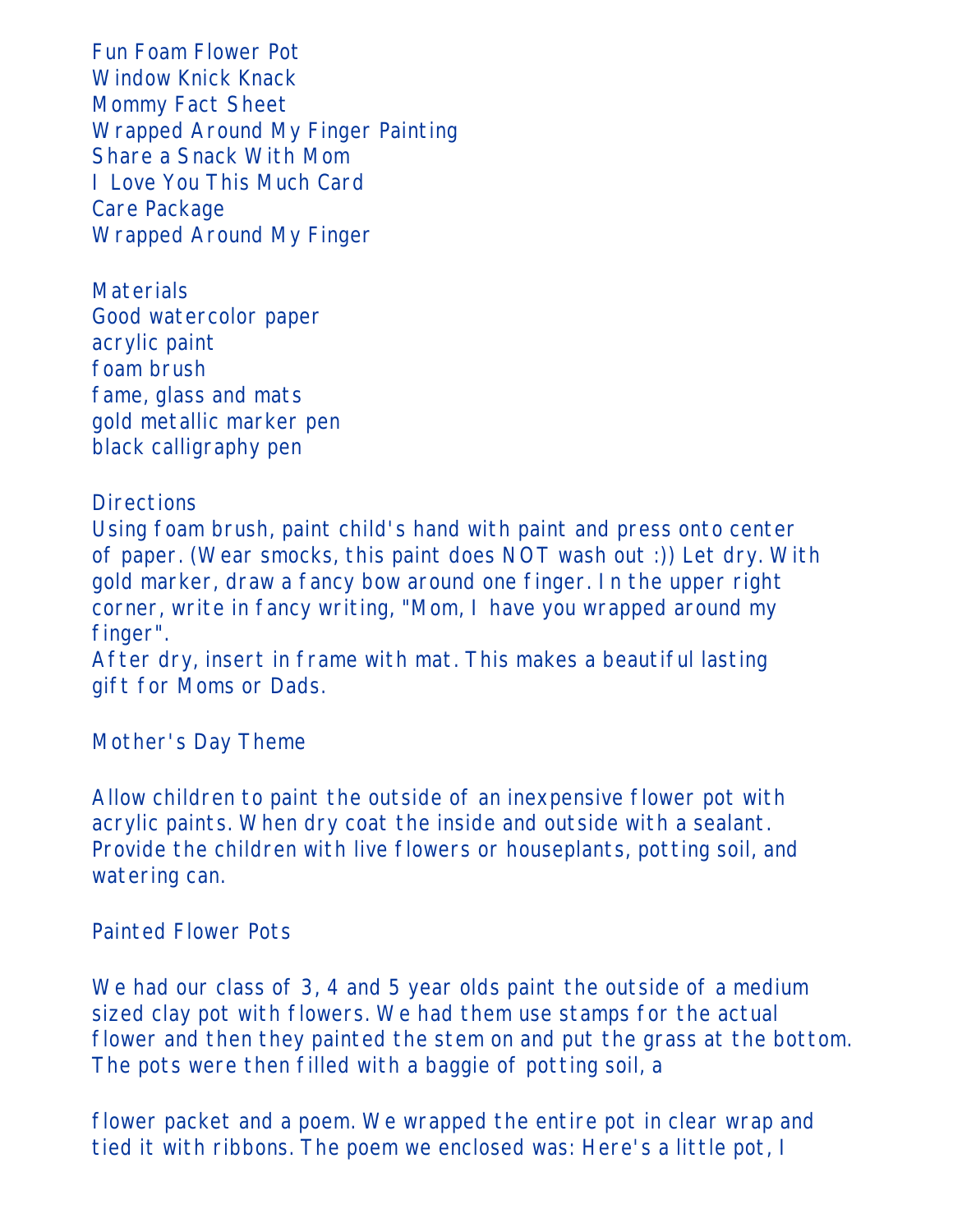Fun Foam Flower Pot
Window Knick Knack
Mommy Fact Sheet
Wrapped Around My Finger Painting
Share a Snack With Mom
I Love You This Much Card
Care Package
Wrapped Around My Finger

Materials
Good watercolor paper
acrylic paint
foam brush
fame, glass and mats
gold metallic marker pen
black calligraphy pen

Directions
Using foam brush, paint child's hand with paint and press onto center of paper. (Wear smocks, this paint does NOT wash out :)) Let dry. With gold marker, draw a fancy bow around one finger. In the upper right corner, write in fancy writing, "Mom, I have you wrapped around my finger".
After dry, insert in frame with mat. This makes a beautiful lasting gift for Moms or Dads.

Mother's Day Theme

Allow children to paint the outside of an inexpensive flower pot with acrylic paints. When dry coat the inside and outside with a sealant. Provide the children with live flowers or houseplants, potting soil, and watering can.

Painted Flower Pots

We had our class of 3, 4 and 5 year olds paint the outside of a medium sized clay pot with flowers. We had them use stamps for the actual flower and then they painted the stem on and put the grass at the bottom. The pots were then filled with a baggie of potting soil, a

flower packet and a poem. We wrapped the entire pot in clear wrap and tied it with ribbons. The poem we enclosed was: Here's a little pot, I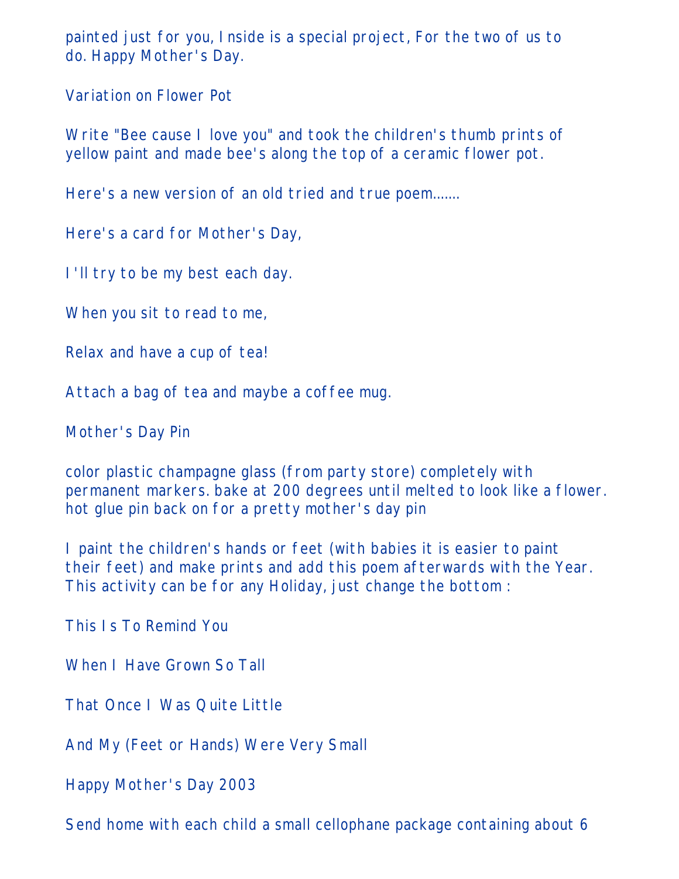painted just for you, Inside is a special project, For the two of us to do. Happy Mother's Day.

Variation on Flower Pot

Write "Bee cause I love you" and took the children's thumb prints of yellow paint and made bee's along the top of a ceramic flower pot.

Here's a new version of an old tried and true poem.......

Here's a card for Mother's Day,

I'll try to be my best each day.

When you sit to read to me,

Relax and have a cup of tea!

Attach a bag of tea and maybe a coffee mug.

Mother's Day Pin

color plastic champagne glass (from party store) completely with permanent markers. bake at 200 degrees until melted to look like a flower. hot glue pin back on for a pretty mother's day pin

I paint the children's hands or feet (with babies it is easier to paint their feet) and make prints and add this poem afterwards with the Year. This activity can be for any Holiday, just change the bottom :

This Is To Remind You

When I Have Grown So Tall

That Once I Was Quite Little

And My (Feet or Hands) Were Very Small

Happy Mother's Day 2003

Send home with each child a small cellophane package containing about 6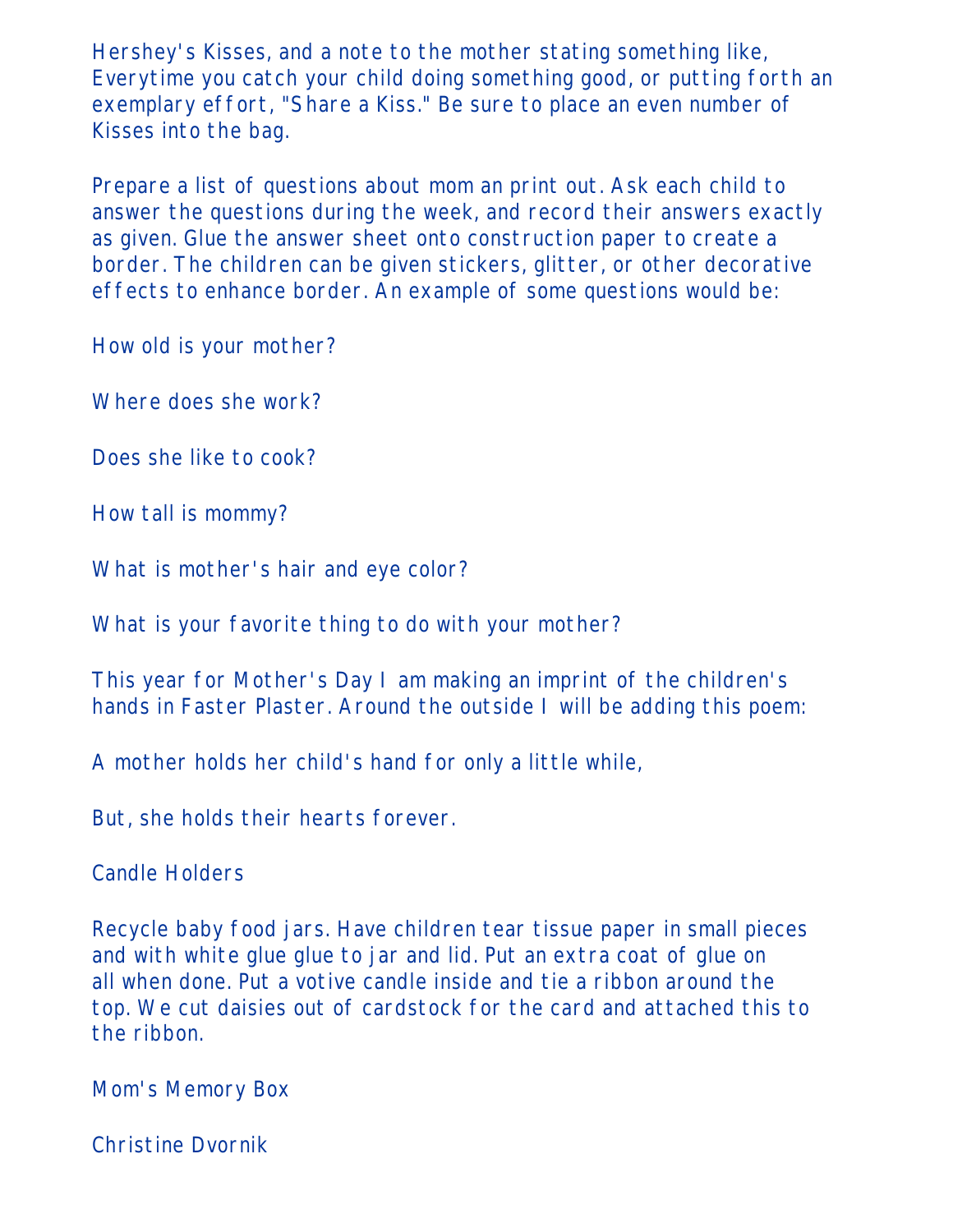Hershey's Kisses, and a note to the mother stating something like, Everytime you catch your child doing something good, or putting forth an exemplary effort, "Share a Kiss." Be sure to place an even number of Kisses into the bag.

Prepare a list of questions about mom an print out. Ask each child to answer the questions during the week, and record their answers exactly as given. Glue the answer sheet onto construction paper to create a border. The children can be given stickers, glitter, or other decorative effects to enhance border. An example of some questions would be:

How old is your mother?

Where does she work?

Does she like to cook?

How tall is mommy?

What is mother's hair and eye color?

What is your favorite thing to do with your mother?

This year for Mother's Day I am making an imprint of the children's hands in Faster Plaster. Around the outside I will be adding this poem:

A mother holds her child's hand for only a little while,

But, she holds their hearts forever.

Candle Holders

Recycle baby food jars. Have children tear tissue paper in small pieces and with white glue glue to jar and lid. Put an extra coat of glue on all when done. Put a votive candle inside and tie a ribbon around the top. We cut daisies out of cardstock for the card and attached this to the ribbon.

Mom's Memory Box

Christine Dvornik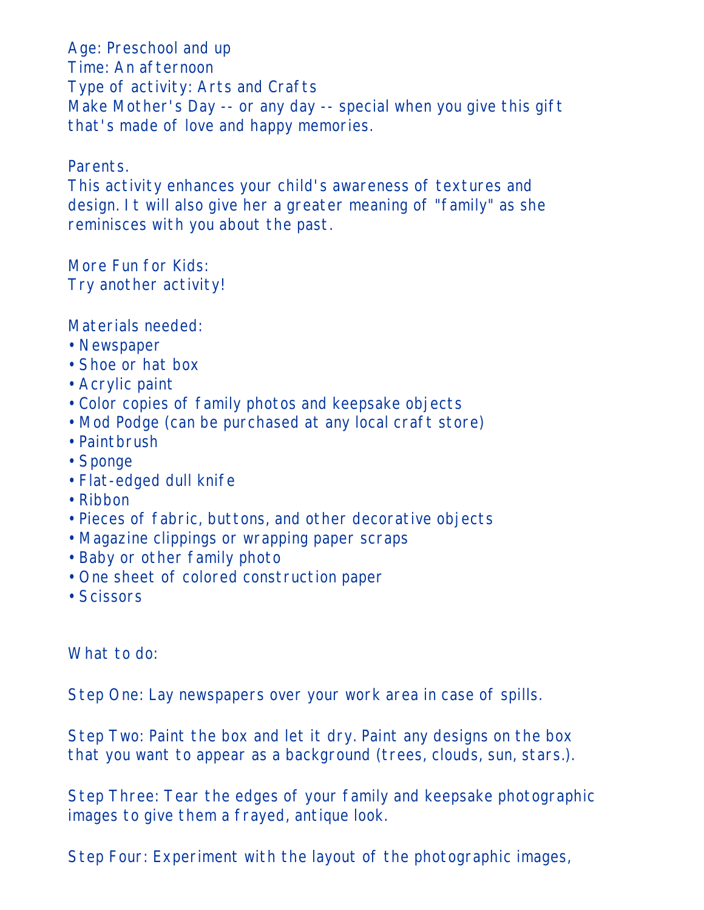Age: Preschool and up
Time: An afternoon
Type of activity: Arts and Crafts
Make Mother's Day -- or any day -- special when you give this gift that's made of love and happy memories.

Parents.
This activity enhances your child's awareness of textures and design. It will also give her a greater meaning of "family" as she reminisces with you about the past.

More Fun for Kids:
Try another activity!

Materials needed:

- Newspaper
- Shoe or hat box
- Acrylic paint
- Color copies of family photos and keepsake objects
- Mod Podge (can be purchased at any local craft store)
- Paintbrush
- Sponge
- Flat-edged dull knife
- Ribbon
- Pieces of fabric, buttons, and other decorative objects
- Magazine clippings or wrapping paper scraps
- Baby or other family photo
- One sheet of colored construction paper
- Scissors

What to do:

Step One: Lay newspapers over your work area in case of spills.

Step Two: Paint the box and let it dry. Paint any designs on the box that you want to appear as a background (trees, clouds, sun, stars.).

Step Three: Tear the edges of your family and keepsake photographic images to give them a frayed, antique look.

Step Four: Experiment with the layout of the photographic images,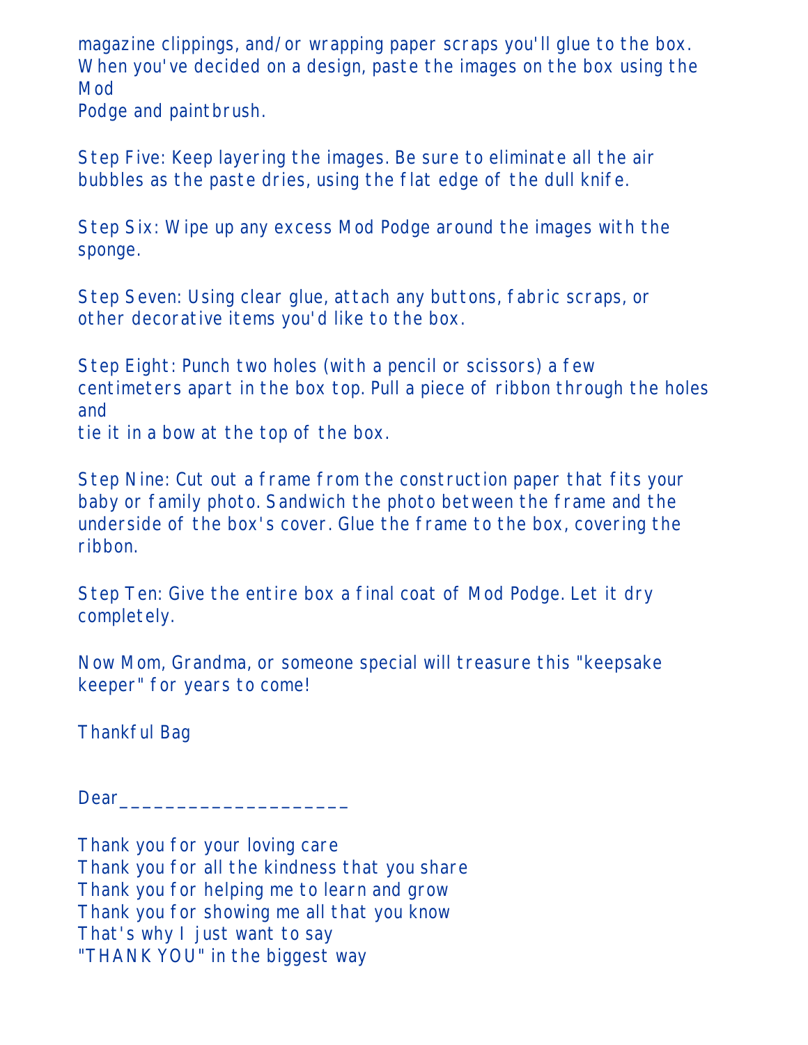magazine clippings, and/or wrapping paper scraps you'll glue to the box. When you've decided on a design, paste the images on the box using the Mod Podge and paintbrush.

Step Five: Keep layering the images. Be sure to eliminate all the air bubbles as the paste dries, using the flat edge of the dull knife.

Step Six: Wipe up any excess Mod Podge around the images with the sponge.

Step Seven: Using clear glue, attach any buttons, fabric scraps, or other decorative items you'd like to the box.

Step Eight: Punch two holes (with a pencil or scissors) a few centimeters apart in the box top. Pull a piece of ribbon through the holes and tie it in a bow at the top of the box.

Step Nine: Cut out a frame from the construction paper that fits your baby or family photo. Sandwich the photo between the frame and the underside of the box's cover. Glue the frame to the box, covering the ribbon.

Step Ten: Give the entire box a final coat of Mod Podge. Let it dry completely.

Now Mom, Grandma, or someone special will treasure this "keepsake keeper" for years to come!

## Thankful Bag

Dear____________________

Thank you for your loving care
Thank you for all the kindness that you share
Thank you for helping me to learn and grow
Thank you for showing me all that you know
That's why I just want to say
"THANK YOU" in the biggest way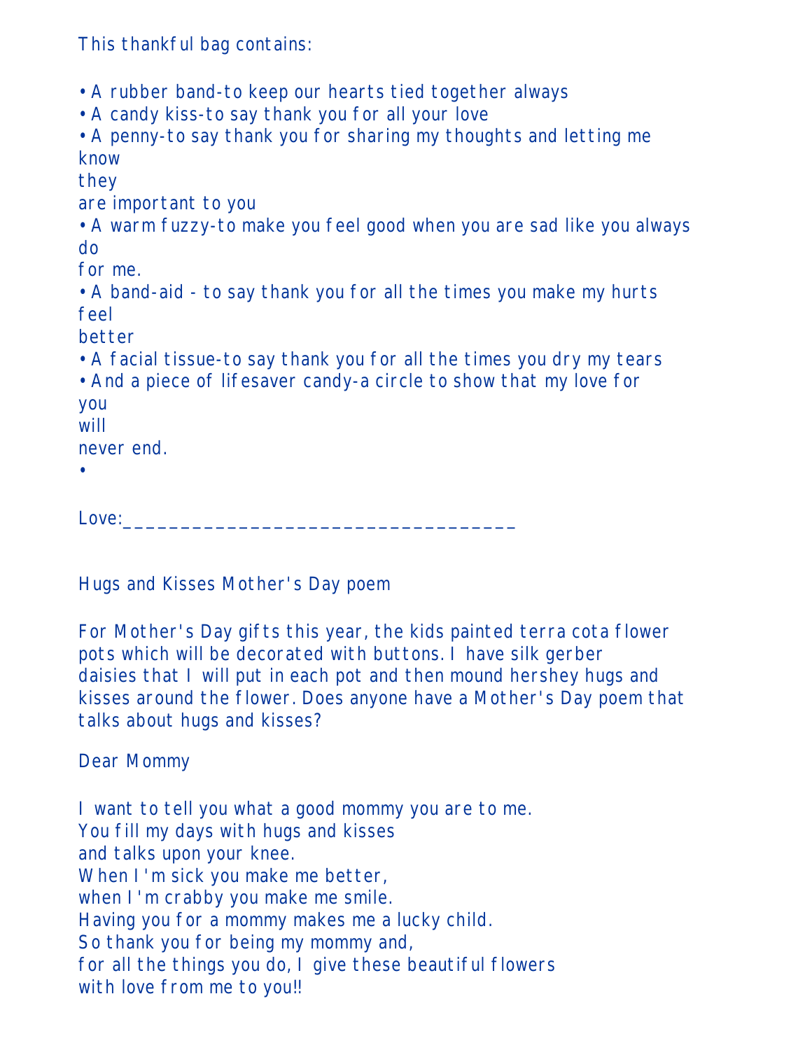This thankful bag contains:

- A rubber band-to keep our hearts tied together always
- A candy kiss-to say thank you for all your love
- A penny-to say thank you for sharing my thoughts and letting me know they are important to you
- A warm fuzzy-to make you feel good when you are sad like you always do for me.
- A band-aid - to say thank you for all the times you make my hurts feel better
- A facial tissue-to say thank you for all the times you dry my tears
- And a piece of lifesaver candy-a circle to show that my love for you will never end.
-

Love:___________________________________

Hugs and Kisses Mother's Day poem

For Mother's Day gifts this year, the kids painted terra cota flower pots which will be decorated with buttons. I have silk gerber daisies that I will put in each pot and then mound hershey hugs and kisses around the flower. Does anyone have a Mother's Day poem that talks about hugs and kisses?

Dear Mommy

I want to tell you what a good mommy you are to me.
You fill my days with hugs and kisses
and talks upon your knee.
When I'm sick you make me better,
when I'm crabby you make me smile.
Having you for a mommy makes me a lucky child.
So thank you for being my mommy and,
for all the things you do, I give these beautiful flowers
with love from me to you!!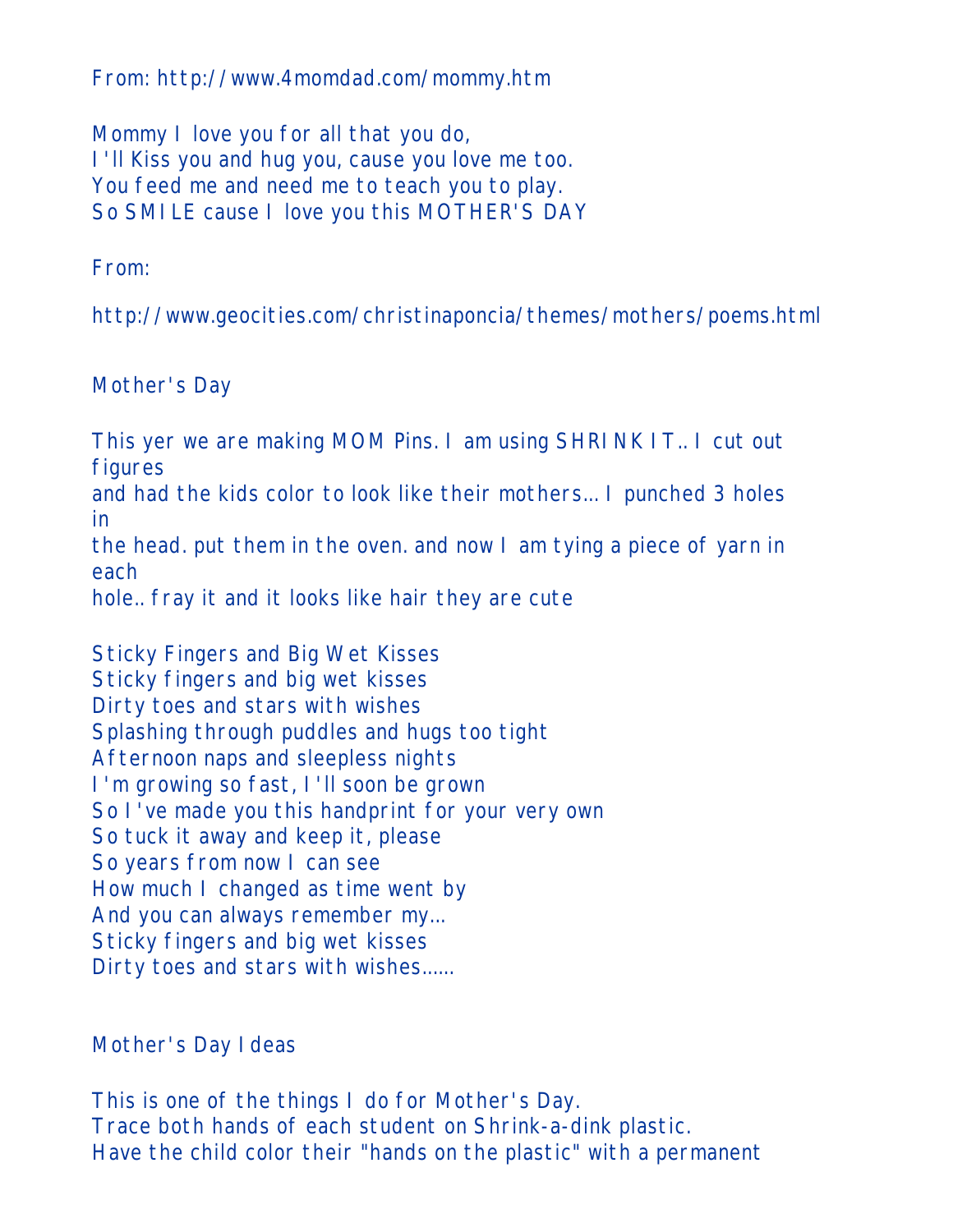From: http://www.4momdad.com/mommy.htm

Mommy I love you for all that you do,
I'll Kiss you and hug you, cause you love me too.
You feed me and need me to teach you to play.
So SMILE cause I love you this MOTHER'S DAY

From:

http://www.geocities.com/christinaponcia/themes/mothers/poems.html

Mother's Day

This yer we are making MOM Pins. I am using SHRINK IT.. I cut out figures
and had the kids color to look like their mothers... I punched 3 holes in
the head. put them in the oven. and now I am tying a piece of yarn in each
hole.. fray it and it looks like hair they are cute

Sticky Fingers and Big Wet Kisses
Sticky fingers and big wet kisses
Dirty toes and stars with wishes
Splashing through puddles and hugs too tight
Afternoon naps and sleepless nights
I'm growing so fast, I'll soon be grown
So I've made you this handprint for your very own
So tuck it away and keep it, please
So years from now I can see
How much I changed as time went by
And you can always remember my...
Sticky fingers and big wet kisses
Dirty toes and stars with wishes......

Mother's Day Ideas

This is one of the things I do for Mother's Day.
Trace both hands of each student on Shrink-a-dink plastic.
Have the child color their "hands on the plastic" with a permanent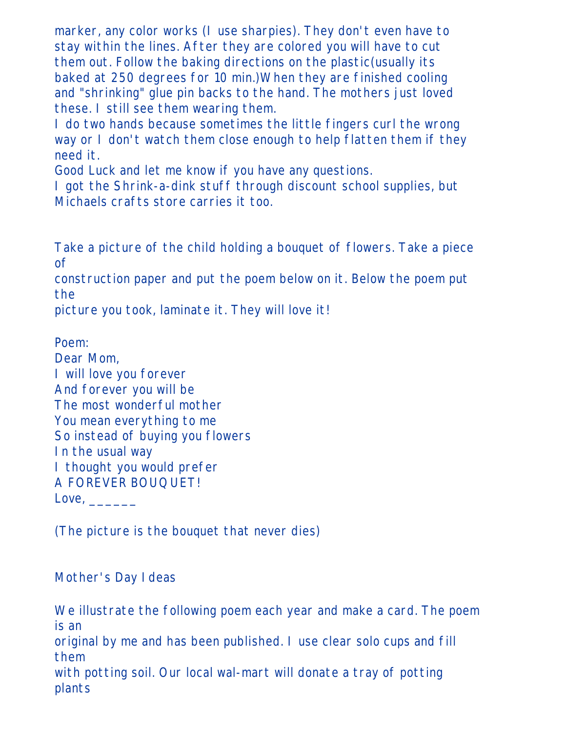marker, any color works (I use sharpies). They don't even have to stay within the lines. After they are colored you will have to cut them out. Follow the baking directions on the plastic(usually its baked at 250 degrees for 10 min.)When they are finished cooling and "shrinking" glue pin backs to the hand. The mothers just loved these. I still see them wearing them.

I do two hands because sometimes the little fingers curl the wrong way or I don't watch them close enough to help flatten them if they need it.

Good Luck and let me know if you have any questions.

I got the Shrink-a-dink stuff through discount school supplies, but Michaels crafts store carries it too.

Take a picture of the child holding a bouquet of flowers. Take a piece of construction paper and put the poem below on it. Below the poem put the picture you took, laminate it. They will love it!

Poem:
Dear Mom,
I will love you forever
And forever you will be
The most wonderful mother
You mean everything to me
So instead of buying you flowers
In the usual way
I thought you would prefer
A FOREVER BOUQUET!
Love, ______

(The picture is the bouquet that never dies)

Mother's Day Ideas

We illustrate the following poem each year and make a card. The poem is an original by me and has been published. I use clear solo cups and fill them with potting soil. Our local wal-mart will donate a tray of potting plants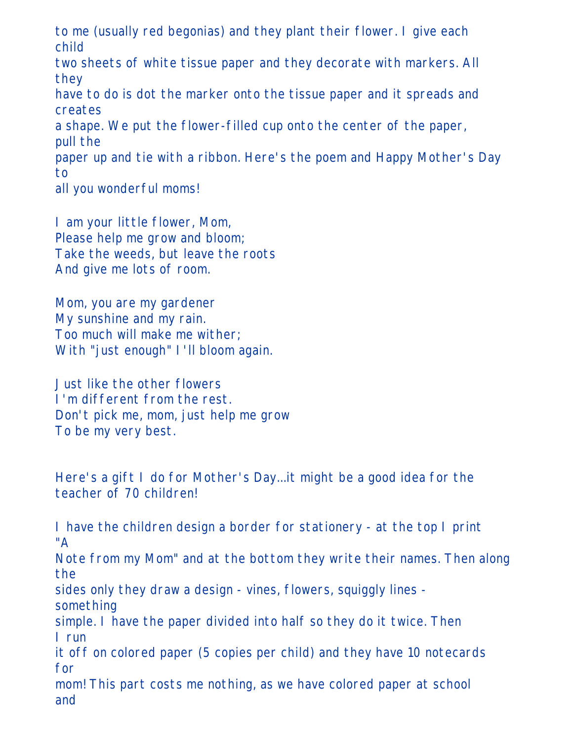to me (usually red begonias) and they plant their flower. I give each child two sheets of white tissue paper and they decorate with markers. All they have to do is dot the marker onto the tissue paper and it spreads and creates a shape. We put the flower-filled cup onto the center of the paper, pull the paper up and tie with a ribbon. Here's the poem and Happy Mother's Day to all you wonderful moms!

I am your little flower, Mom,
Please help me grow and bloom;
Take the weeds, but leave the roots
And give me lots of room.

Mom, you are my gardener
My sunshine and my rain.
Too much will make me wither;
With "just enough" I'll bloom again.

Just like the other flowers
I'm different from the rest.
Don't pick me, mom, just help me grow
To be my very best.

Here's a gift I do for Mother's Day...it might be a good idea for the teacher of 70 children!

I have the children design a border for stationery - at the top I print "A Note from my Mom" and at the bottom they write their names. Then along the sides only they draw a design - vines, flowers, squiggly lines - something simple. I have the paper divided into half so they do it twice. Then I run it off on colored paper (5 copies per child) and they have 10 notecards for mom! This part costs me nothing, as we have colored paper at school and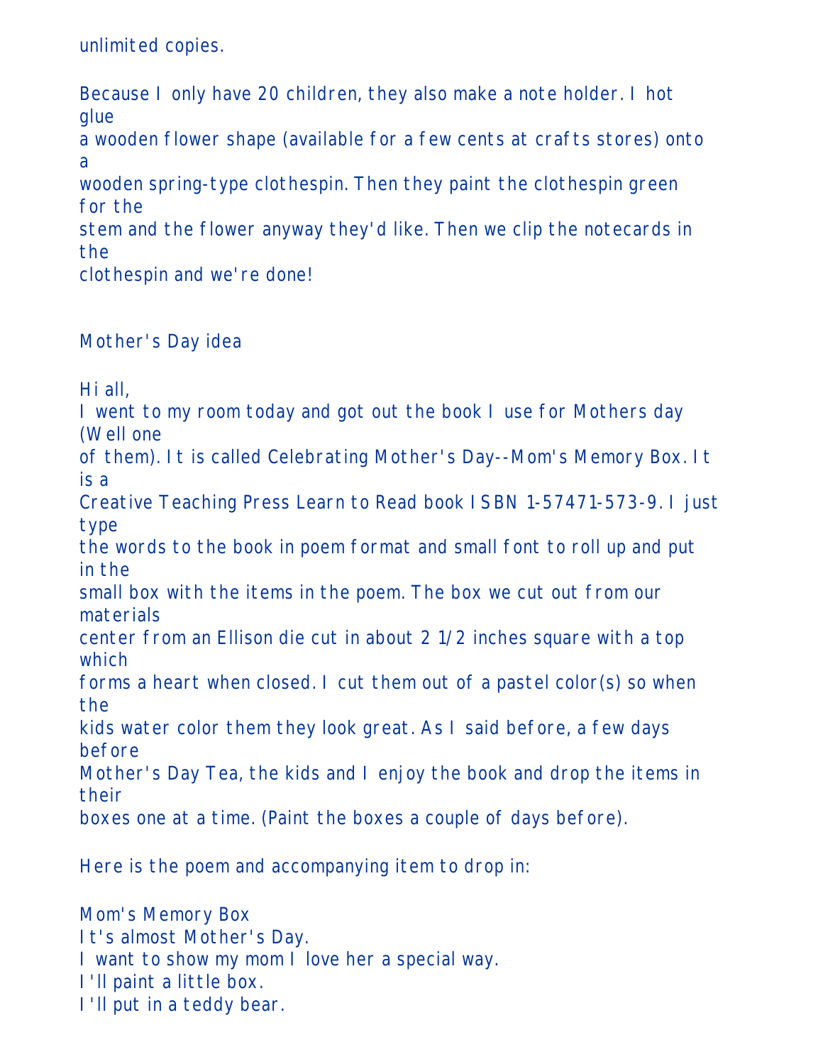unlimited copies.

Because I only have 20 children, they also make a note holder. I hot glue a wooden flower shape (available for a few cents at crafts stores) onto a wooden spring-type clothespin. Then they paint the clothespin green for the stem and the flower anyway they'd like. Then we clip the notecards in the clothespin and we're done!

Mother's Day idea

Hi all,
I went to my room today and got out the book I use for Mothers day (Well one of them). It is called Celebrating Mother's Day--Mom's Memory Box. It is a Creative Teaching Press Learn to Read book ISBN 1-57471-573-9. I just type the words to the book in poem format and small font to roll up and put in the small box with the items in the poem. The box we cut out from our materials center from an Ellison die cut in about 2 1/2 inches square with a top which forms a heart when closed. I cut them out of a pastel color(s) so when the kids water color them they look great. As I said before, a few days before Mother's Day Tea, the kids and I enjoy the book and drop the items in their boxes one at a time. (Paint the boxes a couple of days before).

Here is the poem and accompanying item to drop in:

Mom's Memory Box
It's almost Mother's Day.
I want to show my mom I love her a special way.
I'll paint a little box.
I'll put in a teddy bear.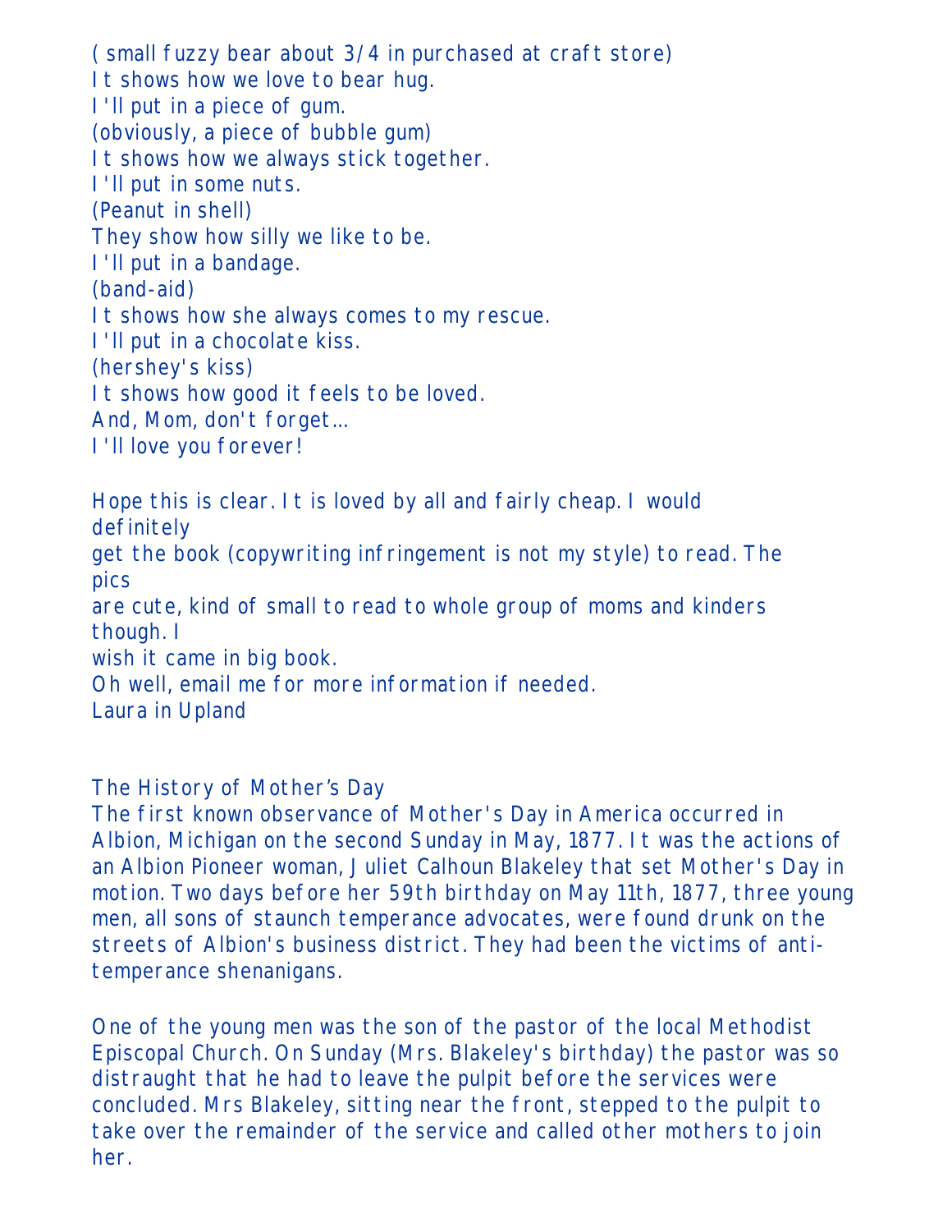( small fuzzy bear about 3/4 in purchased at craft store)
It shows how we love to bear hug.
I'll put in a piece of gum.
(obviously, a piece of bubble gum)
It shows how we always stick together.
I'll put in some nuts.
(Peanut in shell)
They show how silly we like to be.
I'll put in a bandage.
(band-aid)
It shows how she always comes to my rescue.
I'll put in a chocolate kiss.
(hershey's kiss)
It shows how good it feels to be loved.
And, Mom, don't forget...
I'll love you forever!

Hope this is clear. It is loved by all and fairly cheap. I would definitely
get the book (copywriting infringement is not my style) to read. The pics
are cute, kind of small to read to whole group of moms and kinders though. I
wish it came in big book.
Oh well, email me for more information if needed.
Laura in Upland

## The History of Mother's Day

The first known observance of Mother's Day in America occurred in Albion, Michigan on the second Sunday in May, 1877. It was the actions of an Albion Pioneer woman, Juliet Calhoun Blakeley that set Mother's Day in motion. Two days before her 59th birthday on May 11th, 1877, three young men, all sons of staunch temperance advocates, were found drunk on the streets of Albion's business district. They had been the victims of anti-temperance shenanigans.

One of the young men was the son of the pastor of the local Methodist Episcopal Church. On Sunday (Mrs. Blakeley's birthday) the pastor was so distraught that he had to leave the pulpit before the services were concluded. Mrs Blakeley, sitting near the front, stepped to the pulpit to take over the remainder of the service and called other mothers to join her.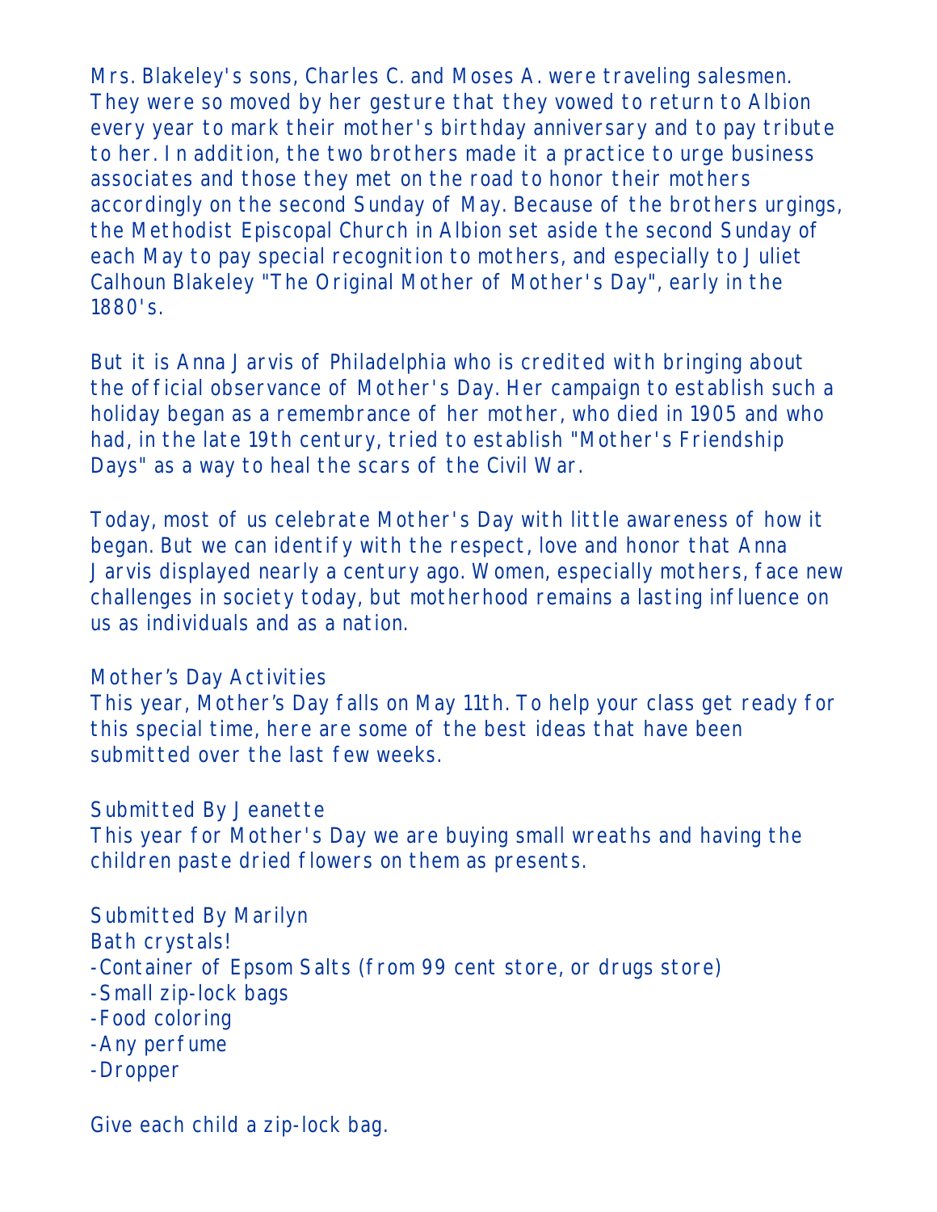Mrs. Blakeley's sons, Charles C. and Moses A. were traveling salesmen. They were so moved by her gesture that they vowed to return to Albion every year to mark their mother's birthday anniversary and to pay tribute to her. In addition, the two brothers made it a practice to urge business associates and those they met on the road to honor their mothers accordingly on the second Sunday of May. Because of the brothers urgings, the Methodist Episcopal Church in Albion set aside the second Sunday of each May to pay special recognition to mothers, and especially to Juliet Calhoun Blakeley "The Original Mother of Mother's Day", early in the 1880's.

But it is Anna Jarvis of Philadelphia who is credited with bringing about the official observance of Mother's Day. Her campaign to establish such a holiday began as a remembrance of her mother, who died in 1905 and who had, in the late 19th century, tried to establish "Mother's Friendship Days" as a way to heal the scars of the Civil War.

Today, most of us celebrate Mother's Day with little awareness of how it began. But we can identify with the respect, love and honor that Anna Jarvis displayed nearly a century ago. Women, especially mothers, face new challenges in society today, but motherhood remains a lasting influence on us as individuals and as a nation.

Mother's Day Activities
This year, Mother's Day falls on May 11th. To help your class get ready for this special time, here are some of the best ideas that have been submitted over the last few weeks.

Submitted By Jeanette
This year for Mother's Day we are buying small wreaths and having the children paste dried flowers on them as presents.

Submitted By Marilyn
Bath crystals!
-Container of Epsom Salts (from 99 cent store, or drugs store)
-Small zip-lock bags
-Food coloring
-Any perfume
-Dropper

Give each child a zip-lock bag.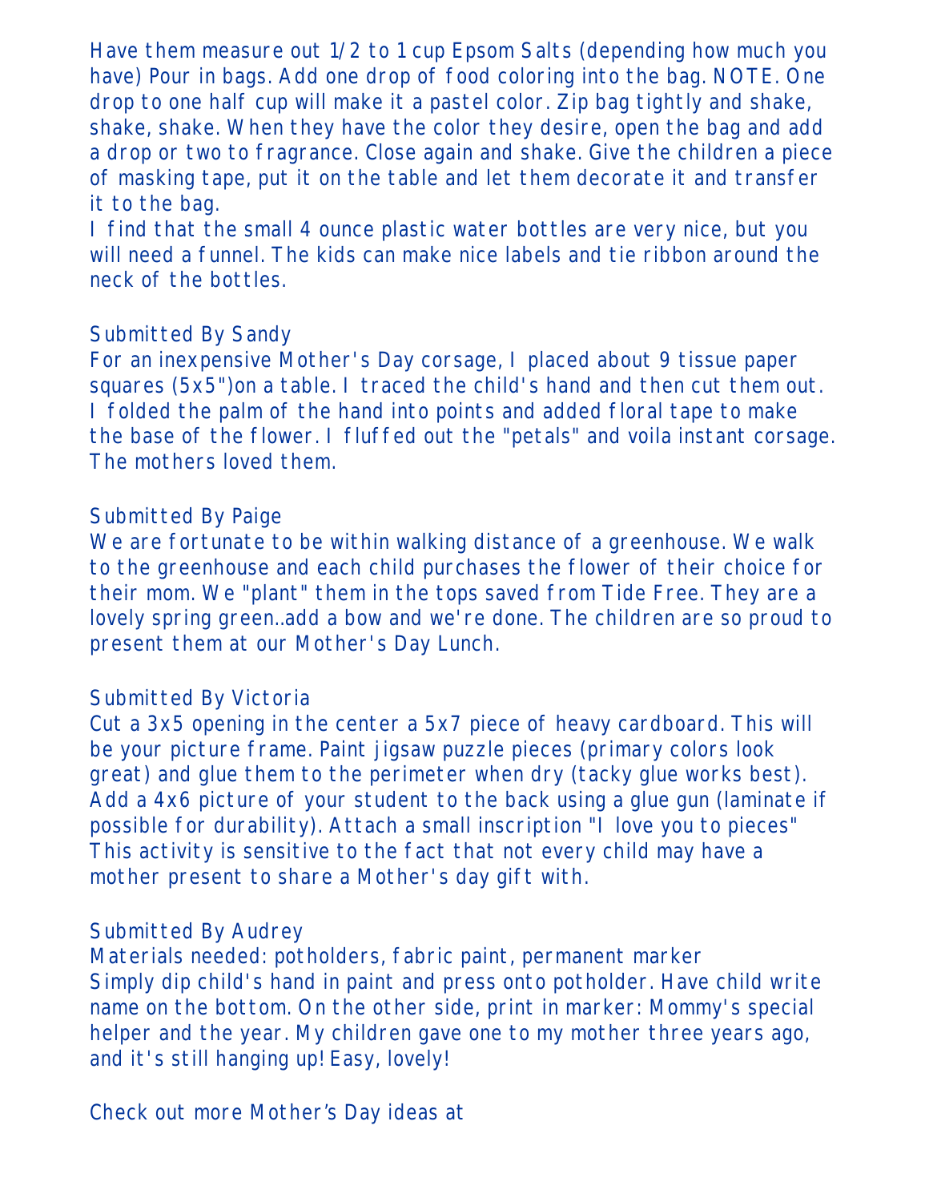Have them measure out 1/2 to 1 cup Epsom Salts (depending how much you have) Pour in bags. Add one drop of food coloring into the bag. NOTE. One drop to one half cup will make it a pastel color. Zip bag tightly and shake, shake, shake. When they have the color they desire, open the bag and add a drop or two to fragrance. Close again and shake. Give the children a piece of masking tape, put it on the table and let them decorate it and transfer it to the bag.
I find that the small 4 ounce plastic water bottles are very nice, but you will need a funnel. The kids can make nice labels and tie ribbon around the neck of the bottles.

Submitted By Sandy
For an inexpensive Mother's Day corsage, I placed about 9 tissue paper squares (5x5")on a table. I traced the child's hand and then cut them out. I folded the palm of the hand into points and added floral tape to make the base of the flower. I fluffed out the "petals" and voila instant corsage. The mothers loved them.

Submitted By Paige
We are fortunate to be within walking distance of a greenhouse. We walk to the greenhouse and each child purchases the flower of their choice for their mom. We "plant" them in the tops saved from Tide Free. They are a lovely spring green..add a bow and we're done. The children are so proud to present them at our Mother's Day Lunch.

Submitted By Victoria
Cut a 3x5 opening in the center a 5x7 piece of heavy cardboard. This will be your picture frame. Paint jigsaw puzzle pieces (primary colors look great) and glue them to the perimeter when dry (tacky glue works best). Add a 4x6 picture of your student to the back using a glue gun (laminate if possible for durability). Attach a small inscription "I love you to pieces" This activity is sensitive to the fact that not every child may have a mother present to share a Mother's day gift with.

Submitted By Audrey
Materials needed: potholders, fabric paint, permanent marker
Simply dip child's hand in paint and press onto potholder. Have child write name on the bottom. On the other side, print in marker: Mommy's special helper and the year. My children gave one to my mother three years ago, and it's still hanging up! Easy, lovely!

Check out more Mother's Day ideas at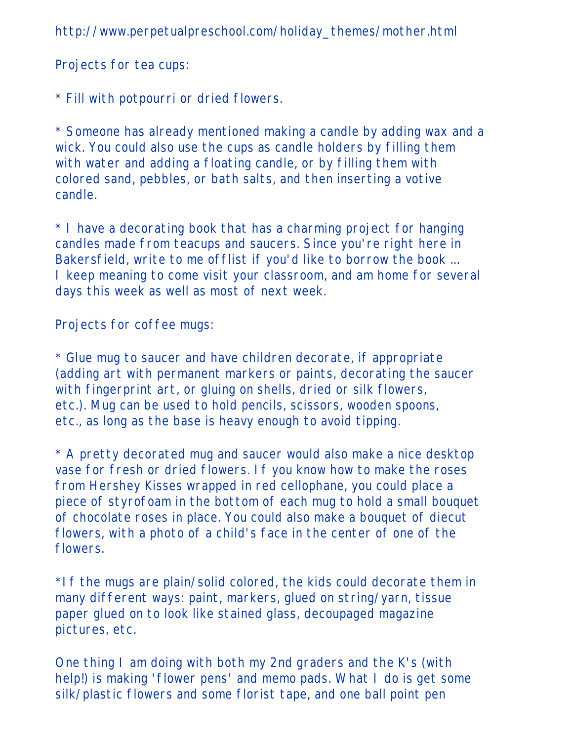http://www.perpetualpreschool.com/holiday_themes/mother.html

Projects for tea cups:

* Fill with potpourri or dried flowers.

* Someone has already mentioned making a candle by adding wax and a wick. You could also use the cups as candle holders by filling them with water and adding a floating candle, or by filling them with colored sand, pebbles, or bath salts, and then inserting a votive candle.

* I have a decorating book that has a charming project for hanging candles made from teacups and saucers. Since you're right here in Bakersfield, write to me offlist if you'd like to borrow the book ... I keep meaning to come visit your classroom, and am home for several days this week as well as most of next week.

Projects for coffee mugs:

* Glue mug to saucer and have children decorate, if appropriate (adding art with permanent markers or paints, decorating the saucer with fingerprint art, or gluing on shells, dried or silk flowers, etc.). Mug can be used to hold pencils, scissors, wooden spoons, etc., as long as the base is heavy enough to avoid tipping.

* A pretty decorated mug and saucer would also make a nice desktop vase for fresh or dried flowers. If you know how to make the roses from Hershey Kisses wrapped in red cellophane, you could place a piece of styrofoam in the bottom of each mug to hold a small bouquet of chocolate roses in place. You could also make a bouquet of diecut flowers, with a photo of a child's face in the center of one of the flowers.

*If the mugs are plain/solid colored, the kids could decorate them in many different ways: paint, markers, glued on string/yarn, tissue paper glued on to look like stained glass, decoupaged magazine pictures, etc.

One thing I am doing with both my 2nd graders and the K's (with help!) is making 'flower pens' and memo pads. What I do is get some silk/plastic flowers and some florist tape, and one ball point pen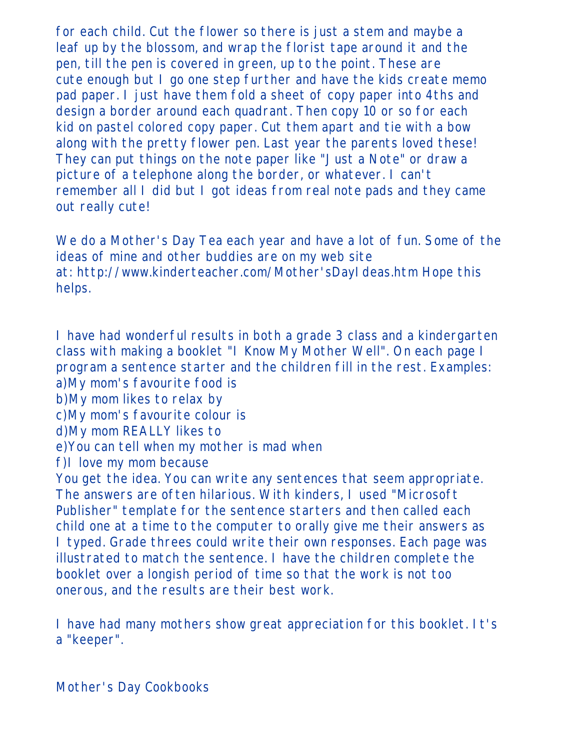for each child. Cut the flower so there is just a stem and maybe a leaf up by the blossom, and wrap the florist tape around it and the pen, till the pen is covered in green, up to the point. These are cute enough but I go one step further and have the kids create memo pad paper. I just have them fold a sheet of copy paper into 4ths and design a border around each quadrant. Then copy 10 or so for each kid on pastel colored copy paper. Cut them apart and tie with a bow along with the pretty flower pen. Last year the parents loved these! They can put things on the note paper like "Just a Note" or draw a picture of a telephone along the border, or whatever. I can't remember all I did but I got ideas from real note pads and they came out really cute!

We do a Mother's Day Tea each year and have a lot of fun. Some of the ideas of mine and other buddies are on my web site at: http://www.kinderteacher.com/Mother'sDayIdeas.htm Hope this helps.

I have had wonderful results in both a grade 3 class and a kindergarten class with making a booklet "I Know My Mother Well". On each page I program a sentence starter and the children fill in the rest. Examples:
a)My mom's favourite food is
b)My mom likes to relax by
c)My mom's favourite colour is
d)My mom REALLY likes to
e)You can tell when my mother is mad when
f)I love my mom because
You get the idea. You can write any sentences that seem appropriate. The answers are often hilarious. With kinders, I used "Microsoft Publisher" template for the sentence starters and then called each child one at a time to the computer to orally give me their answers as I typed. Grade threes could write their own responses. Each page was illustrated to match the sentence. I have the children complete the booklet over a longish period of time so that the work is not too onerous, and the results are their best work.

I have had many mothers show great appreciation for this booklet. It's a "keeper".

Mother's Day Cookbooks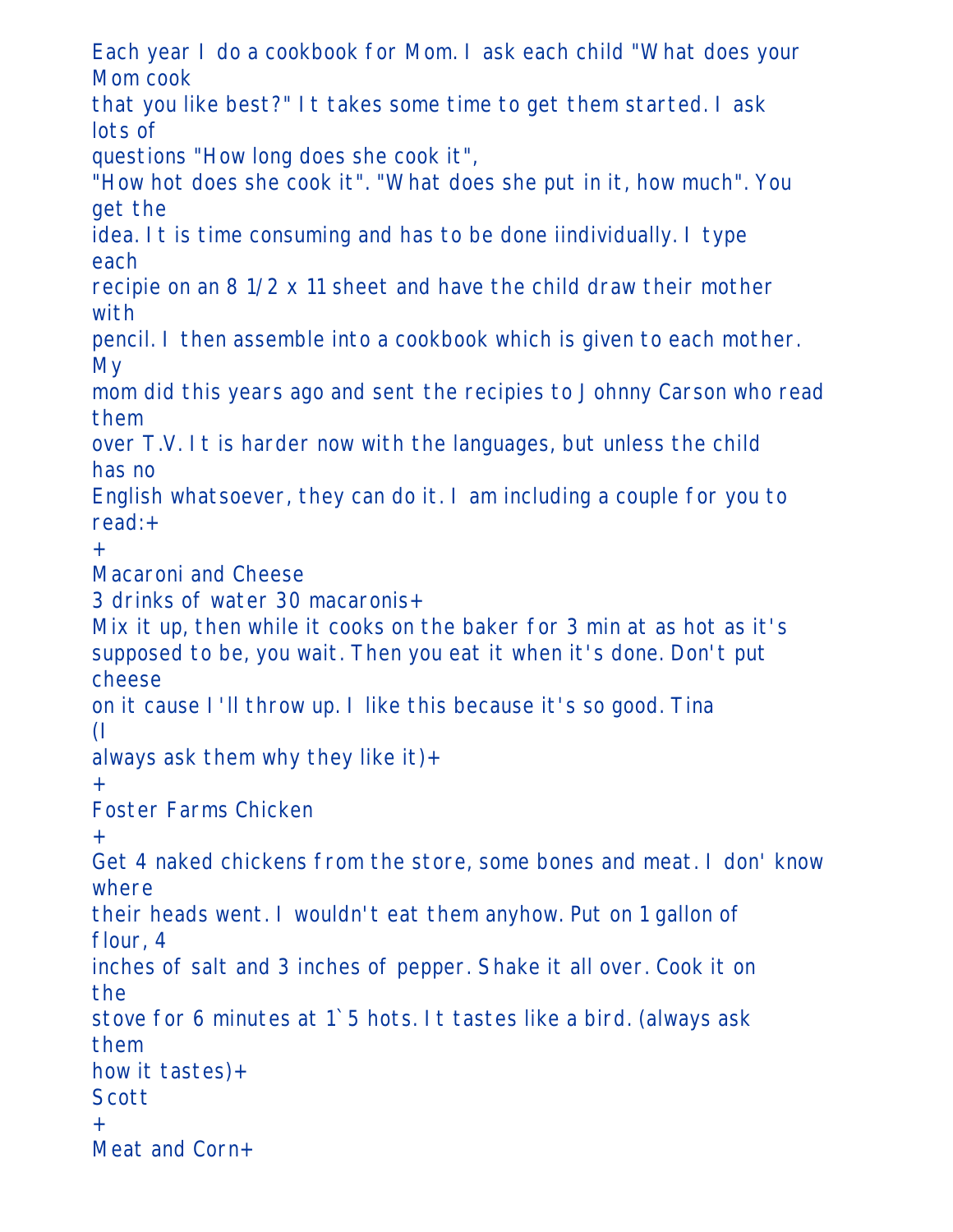Each year I do a cookbook for Mom. I ask each child "What does your Mom cook that you like best?" It takes some time to get them started. I ask lots of questions "How long does she cook it", "How hot does she cook it". "What does she put in it, how much". You get the idea. It is time consuming and has to be done iindividually. I type each recipie on an 8 1/2 x 11 sheet and have the child draw their mother with pencil. I then assemble into a cookbook which is given to each mother. My mom did this years ago and sent the recipies to Johnny Carson who read them over T.V. It is harder now with the languages, but unless the child has no English whatsoever, they can do it. I am including a couple for you to read:+
+
Macaroni and Cheese
3 drinks of water 30 macaronis+
Mix it up, then while it cooks on the baker for 3 min at as hot as it's supposed to be, you wait. Then you eat it when it's done. Don't put cheese on it cause I'll throw up. I like this because it's so good. Tina (I always ask them why they like it)+
+
Foster Farms Chicken
+
Get 4 naked chickens from the store, some bones and meat. I don' know where their heads went. I wouldn't eat them anyhow. Put on 1 gallon of flour, 4 inches of salt and 3 inches of pepper. Shake it all over. Cook it on the stove for 6 minutes at 1`5 hots. It tastes like a bird. (always ask them how it tastes)+
Scott
+
Meat and Corn+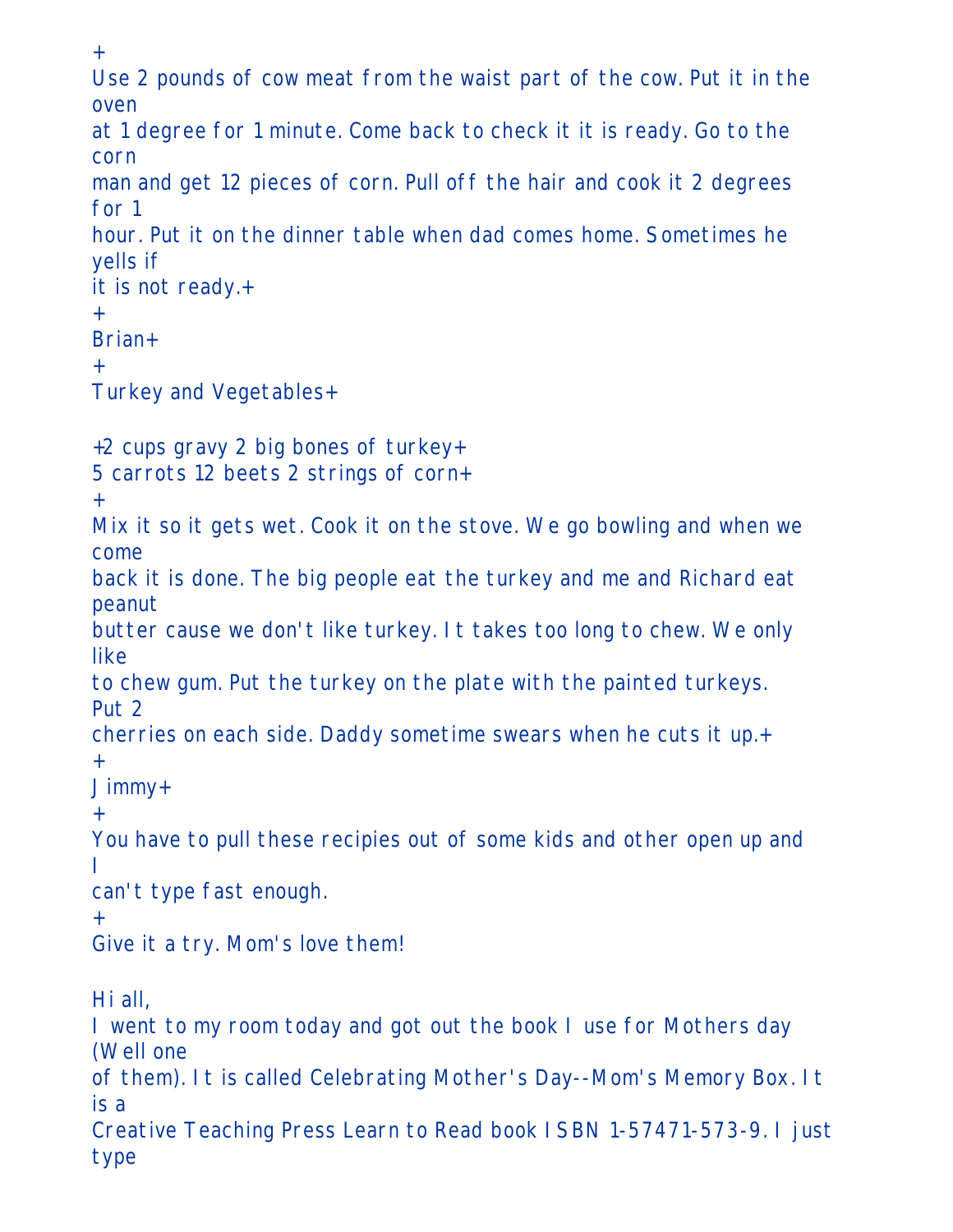+
Use 2 pounds of cow meat from the waist part of the cow. Put it in the oven
at 1 degree for 1 minute. Come back to check it it is ready. Go to the corn
man and get 12 pieces of corn. Pull off the hair and cook it 2 degrees for 1
hour. Put it on the dinner table when dad comes home. Sometimes he yells if
it is not ready.+
+
Brian+
+
Turkey and Vegetables+

+2 cups gravy 2 big bones of turkey+
5 carrots 12 beets 2 strings of corn+
+
Mix it so it gets wet. Cook it on the stove. We go bowling and when we come
back it is done. The big people eat the turkey and me and Richard eat peanut
butter cause we don't like turkey. It takes too long to chew. We only like
to chew gum. Put the turkey on the plate with the painted turkeys. Put 2
cherries on each side. Daddy sometime swears when he cuts it up.+
+
Jimmy+
+
You have to pull these recipies out of some kids and other open up and I
can't type fast enough.
+
Give it a try. Mom's love them!

Hi all,
I went to my room today and got out the book I use for Mothers day (Well one
of them). It is called Celebrating Mother's Day--Mom's Memory Box. It is a
Creative Teaching Press Learn to Read book ISBN 1-57471-573-9. I just type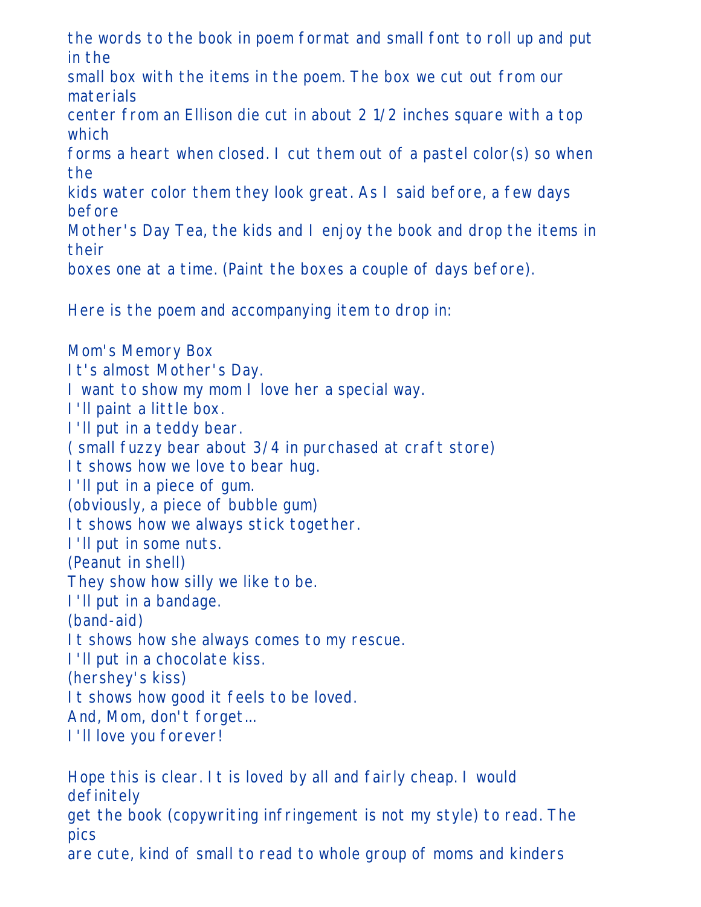the words to the book in poem format and small font to roll up and put in the small box with the items in the poem. The box we cut out from our materials center from an Ellison die cut in about 2 1/2 inches square with a top which forms a heart when closed. I cut them out of a pastel color(s) so when the kids water color them they look great. As I said before, a few days before Mother's Day Tea, the kids and I enjoy the book and drop the items in their boxes one at a time. (Paint the boxes a couple of days before).

Here is the poem and accompanying item to drop in:

Mom's Memory Box
It's almost Mother's Day.
I want to show my mom I love her a special way.
I'll paint a little box.
I'll put in a teddy bear.
( small fuzzy bear about 3/4 in purchased at craft store)
It shows how we love to bear hug.
I'll put in a piece of gum.
(obviously, a piece of bubble gum)
It shows how we always stick together.
I'll put in some nuts.
(Peanut in shell)
They show how silly we like to be.
I'll put in a bandage.
(band-aid)
It shows how she always comes to my rescue.
I'll put in a chocolate kiss.
(hershey's kiss)
It shows how good it feels to be loved.
And, Mom, don't forget...
I'll love you forever!

Hope this is clear. It is loved by all and fairly cheap. I would definitely get the book (copywriting infringement is not my style) to read. The pics are cute, kind of small to read to whole group of moms and kinders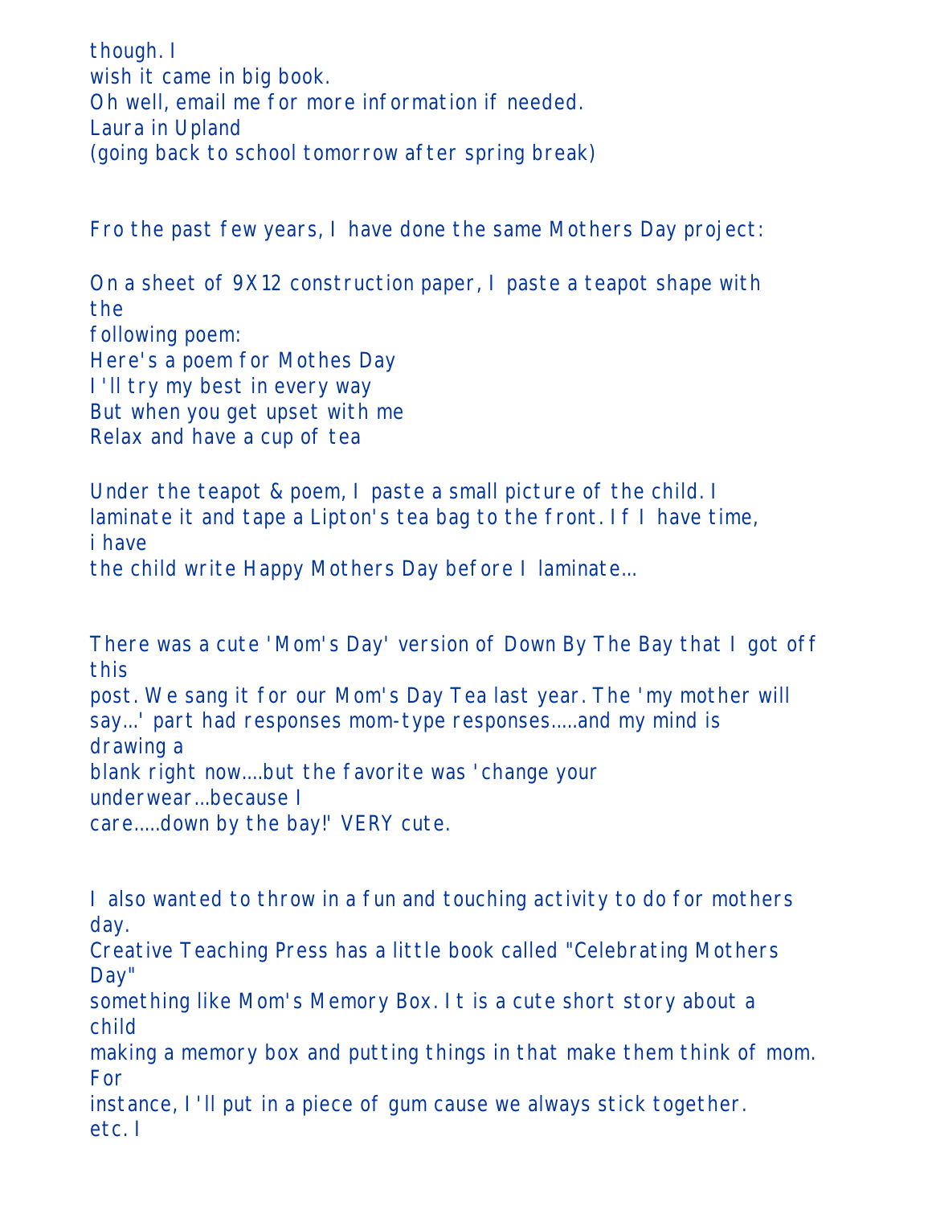though. I
wish it came in big book.
Oh well, email me for more information if needed.
Laura in Upland
(going back to school tomorrow after spring break)

Fro the past few years, I have done the same Mothers Day project:

On a sheet of 9X12 construction paper, I paste a teapot shape with the
following poem:
Here's a poem for Mothes Day
I'll try my best in every way
But when you get upset with me
Relax and have a cup of tea

Under the teapot & poem, I paste a small picture of the child. I
laminate it and tape a Lipton's tea bag to the front. If I have time, i have
the child write Happy Mothers Day before I laminate...

There was a cute 'Mom's Day' version of Down By The Bay that I got off this
post. We sang it for our Mom's Day Tea last year. The 'my mother will
say...' part had responses mom-type responses.....and my mind is drawing a
blank right now....but the favorite was 'change your underwear...because I
care.....down by the bay!' VERY cute.

I also wanted to throw in a fun and touching activity to do for mothers day.
Creative Teaching Press has a little book called "Celebrating Mothers Day"
something like Mom's Memory Box. It is a cute short story about a child
making a memory box and putting things in that make them think of mom. For
instance, I'll put in a piece of gum cause we always stick together.
etc. I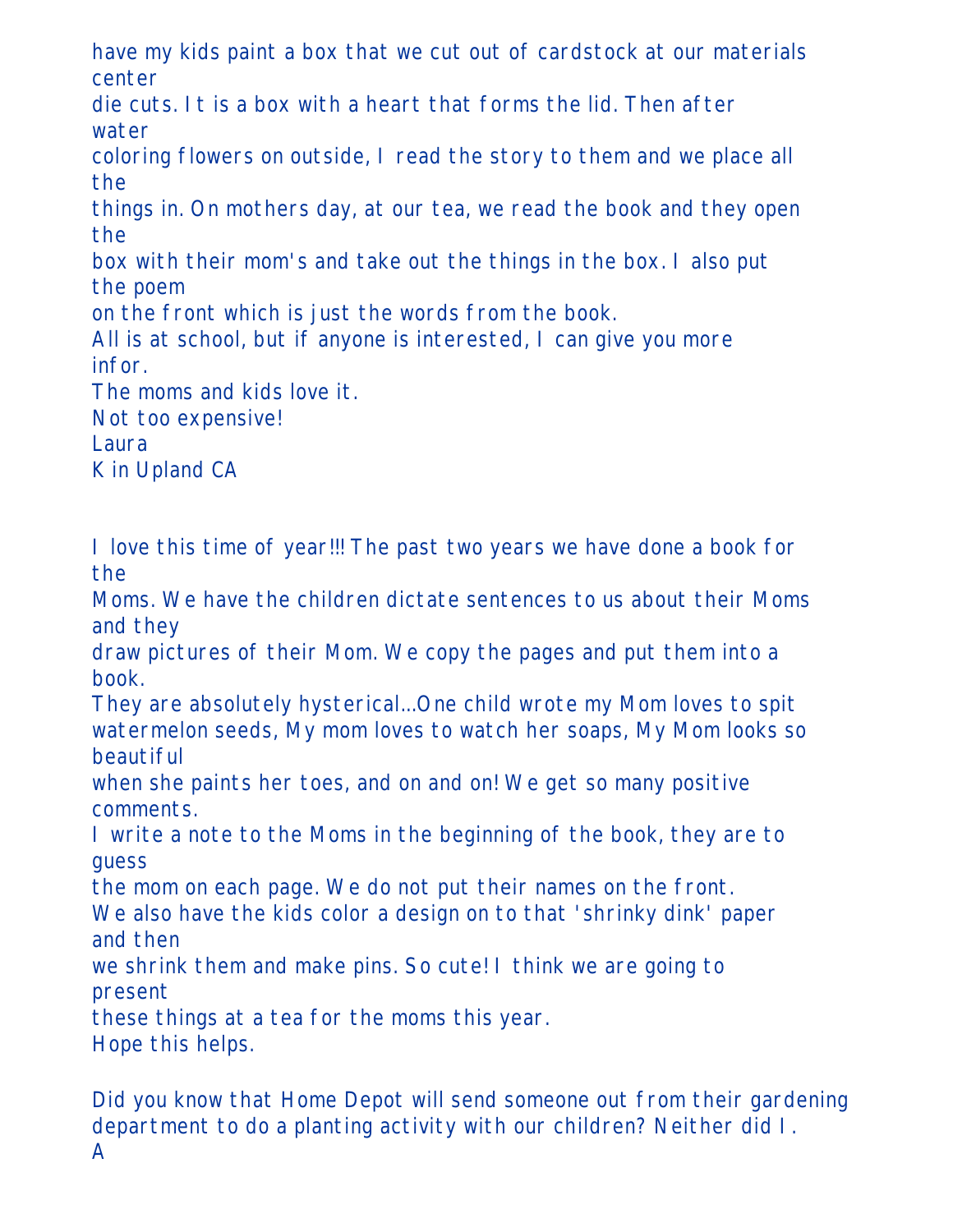have my kids paint a box that we cut out of cardstock at our materials center
die cuts. It is a box with a heart that forms the lid. Then after water
coloring flowers on outside, I read the story to them and we place all the
things in. On mothers day, at our tea, we read the book and they open the
box with their mom's and take out the things in the box. I also put the poem
on the front which is just the words from the book.
All is at school, but if anyone is interested, I can give you more infor.
The moms and kids love it.
Not too expensive!
Laura
K in Upland CA

I love this time of year!!! The past two years we have done a book for the
Moms. We have the children dictate sentences to us about their Moms and they
draw pictures of their Mom. We copy the pages and put them into a book.
They are absolutely hysterical...One child wrote my Mom loves to spit
watermelon seeds, My mom loves to watch her soaps, My Mom looks so beautiful
when she paints her toes, and on and on! We get so many positive comments.
I write a note to the Moms in the beginning of the book, they are to guess
the mom on each page. We do not put their names on the front.
We also have the kids color a design on to that 'shrinky dink' paper and then
we shrink them and make pins. So cute! I think we are going to present
these things at a tea for the moms this year.
Hope this helps.

Did you know that Home Depot will send someone out from their gardening
department to do a planting activity with our children? Neither did I.
A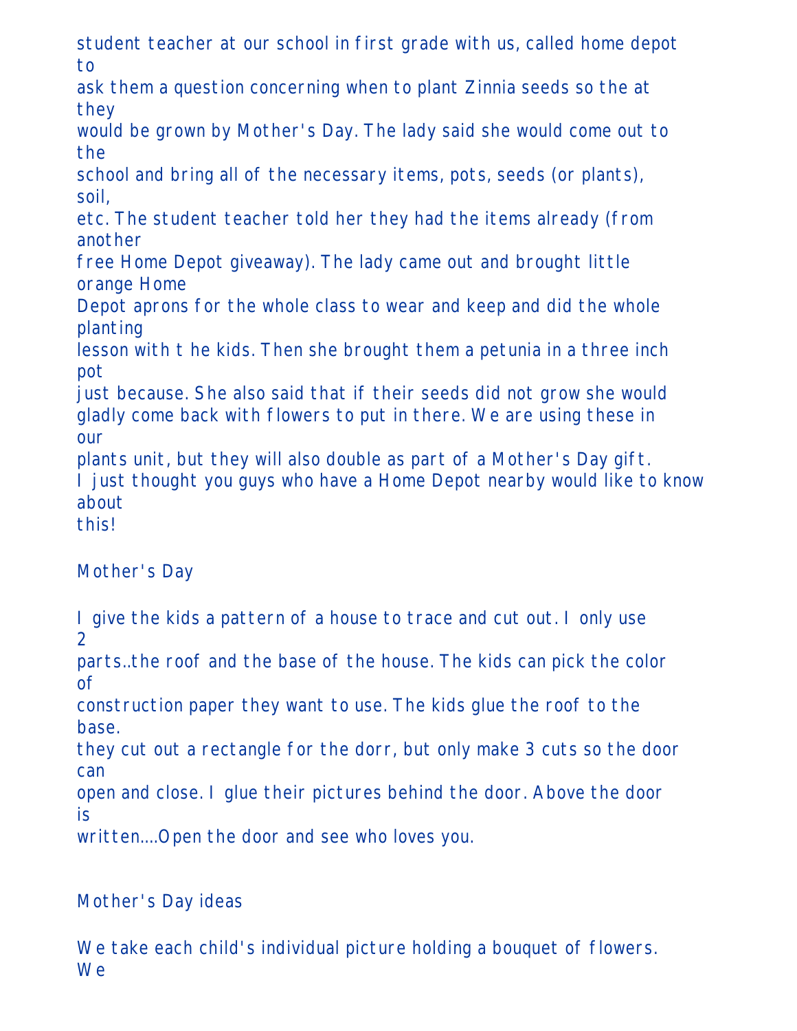student teacher at our school in first grade with us, called home depot to ask them a question concerning when to plant Zinnia seeds so the at they would be grown by Mother's Day. The lady said she would come out to the school and bring all of the necessary items, pots, seeds (or plants), soil, etc. The student teacher told her they had the items already (from another free Home Depot giveaway). The lady came out and brought little orange Home Depot aprons for the whole class to wear and keep and did the whole planting lesson with t he kids. Then she brought them a petunia in a three inch pot just because. She also said that if their seeds did not grow she would gladly come back with flowers to put in there. We are using these in our plants unit, but they will also double as part of a Mother's Day gift. I just thought you guys who have a Home Depot nearby would like to know about this!

Mother's Day

I give the kids a pattern of a house to trace and cut out. I only use 2 parts..the roof and the base of the house. The kids can pick the color of construction paper they want to use. The kids glue the roof to the base. they cut out a rectangle for the dorr, but only make 3 cuts so the door can open and close. I glue their pictures behind the door. Above the door is written....Open the door and see who loves you.

Mother's Day ideas

We take each child's individual picture holding a bouquet of flowers. We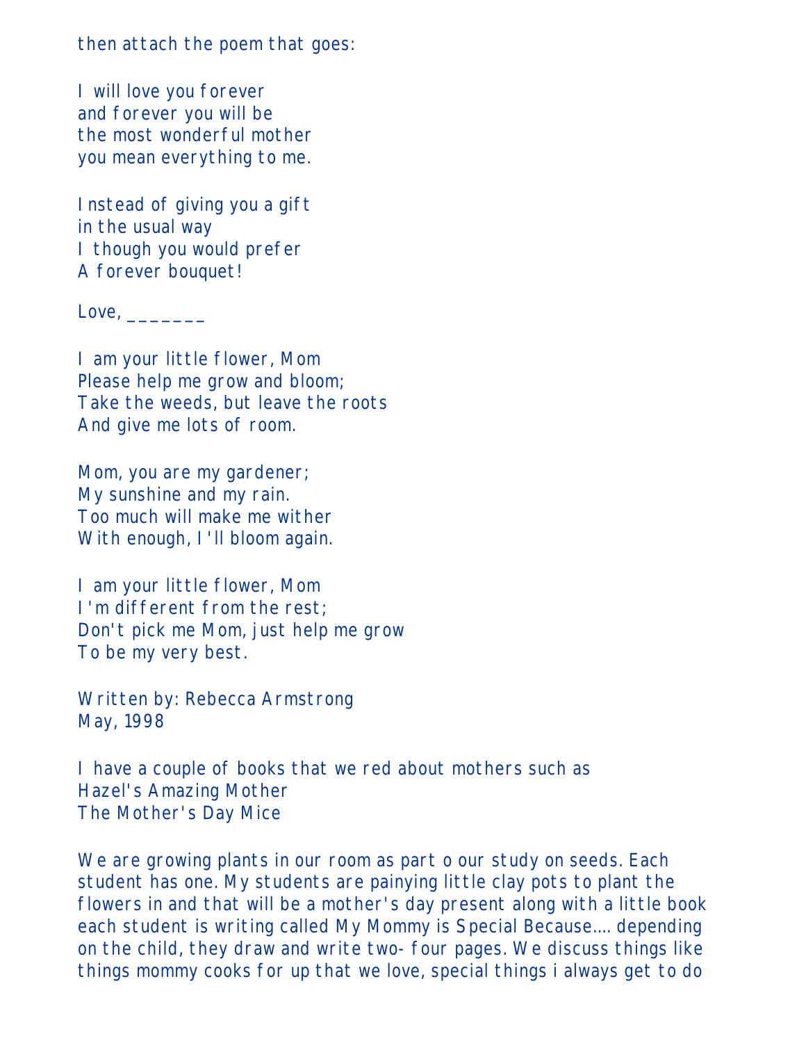then attach the poem that goes:

I will love you forever
and forever you will be
the most wonderful mother
you mean everything to me.

Instead of giving you a gift
in the usual way
I though you would prefer
A forever bouquet!

Love, _______

I am your little flower, Mom
Please help me grow and bloom;
Take the weeds, but leave the roots
And give me lots of room.

Mom, you are my gardener;
My sunshine and my rain.
Too much will make me wither
With enough, I'll bloom again.

I am your little flower, Mom
I'm different from the rest;
Don't pick me Mom, just help me grow
To be my very best.

Written by: Rebecca Armstrong
May, 1998

I have a couple of books that we red about mothers such as
Hazel's Amazing Mother
The Mother's Day Mice

We are growing plants in our room as part o our study on seeds. Each student has one. My students are painying little clay pots to plant the flowers in and that will be a mother's day present along with a little book each student is writing called My Mommy is Special Because.... depending on the child, they draw and write two- four pages. We discuss things like things mommy cooks for up that we love, special things i always get to do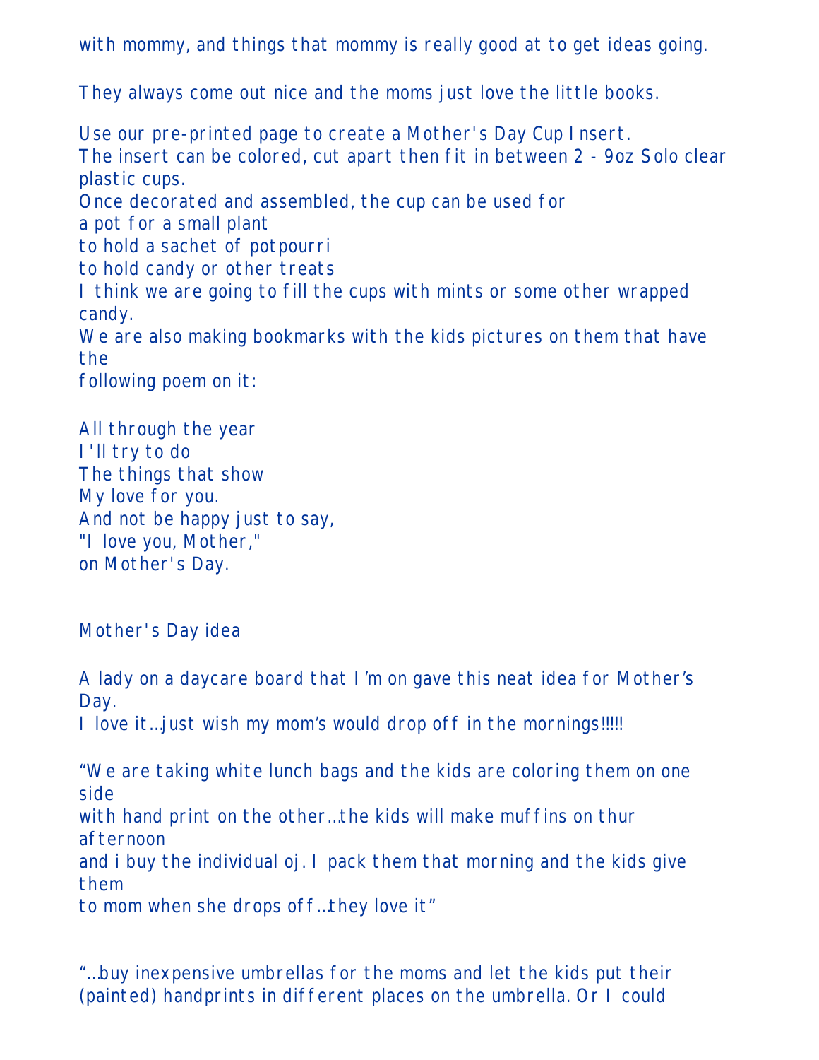with mommy, and things that mommy is really good at to get ideas going.

They always come out nice and the moms just love the little books.

Use our pre-printed page to create a Mother's Day Cup Insert.
The insert can be colored, cut apart then fit in between 2 - 9oz Solo clear plastic cups.
Once decorated and assembled, the cup can be used for
a pot for a small plant
to hold a sachet of potpourri
to hold candy or other treats
I think we are going to fill the cups with mints or some other wrapped candy.
We are also making bookmarks with the kids pictures on them that have the
following poem on it:

All through the year
I'll try to do
The things that show
My love for you.
And not be happy just to say,
"I love you, Mother,"
on Mother's Day.

Mother's Day idea

A lady on a daycare board that I'm on gave this neat idea for Mother's Day.
I love it…just wish my mom's would drop off in the mornings!!!!!

"We are taking white lunch bags and the kids are coloring them on one side
with hand print on the other…the kids will make muffins on thur afternoon
and i buy the individual oj. I pack them that morning and the kids give them
to mom when she drops off…they love it"

"…buy inexpensive umbrellas for the moms and let the kids put their (painted) handprints in different places on the umbrella. Or I could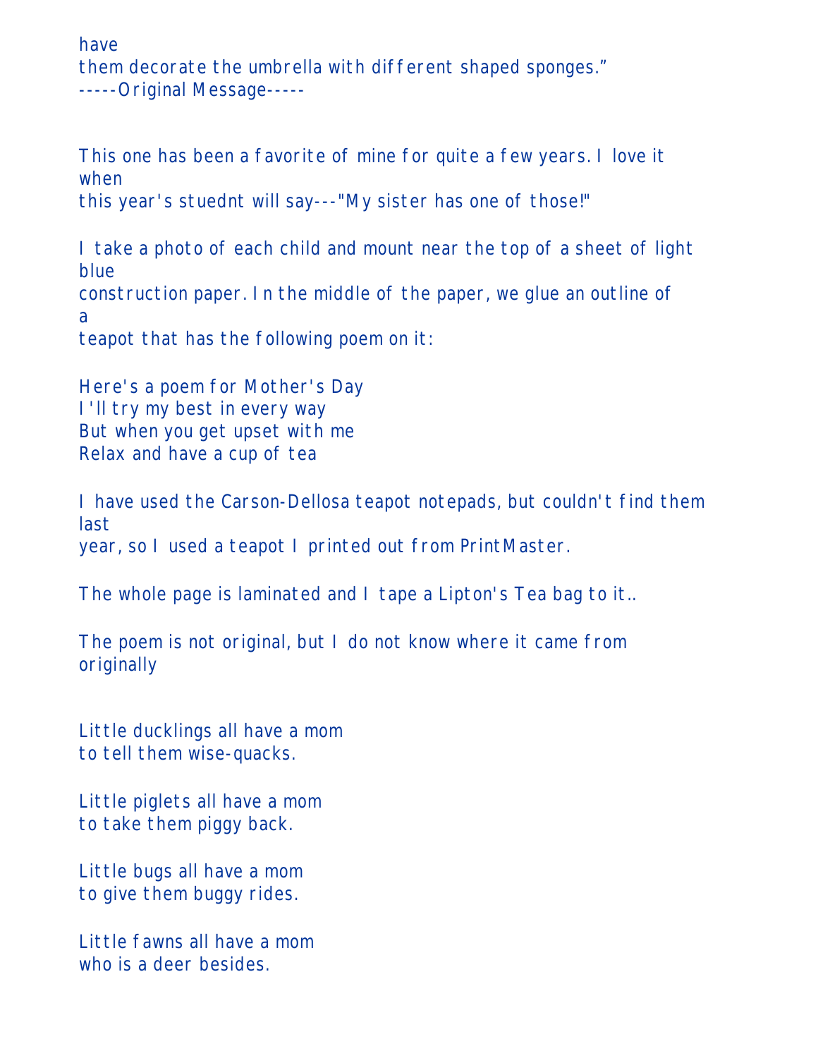have
them decorate the umbrella with different shaped sponges."
-----Original Message-----

This one has been a favorite of mine for quite a few years. I love it when
this year's stuednt will say---"My sister has one of those!"

I take a photo of each child and mount near the top of a sheet of light blue
construction paper. In the middle of the paper, we glue an outline of a
teapot that has the following poem on it:

Here's a poem for Mother's Day
I'll try my best in every way
But when you get upset with me
Relax and have a cup of tea

I have used the Carson-Dellosa teapot notepads, but couldn't find them last
year, so I used a teapot I printed out from PrintMaster.

The whole page is laminated and I tape a Lipton's Tea bag to it..

The poem is not original, but I do not know where it came from
originally

Little ducklings all have a mom
to tell them wise-quacks.

Little piglets all have a mom
to take them piggy back.

Little bugs all have a mom
to give them buggy rides.

Little fawns all have a mom
who is a deer besides.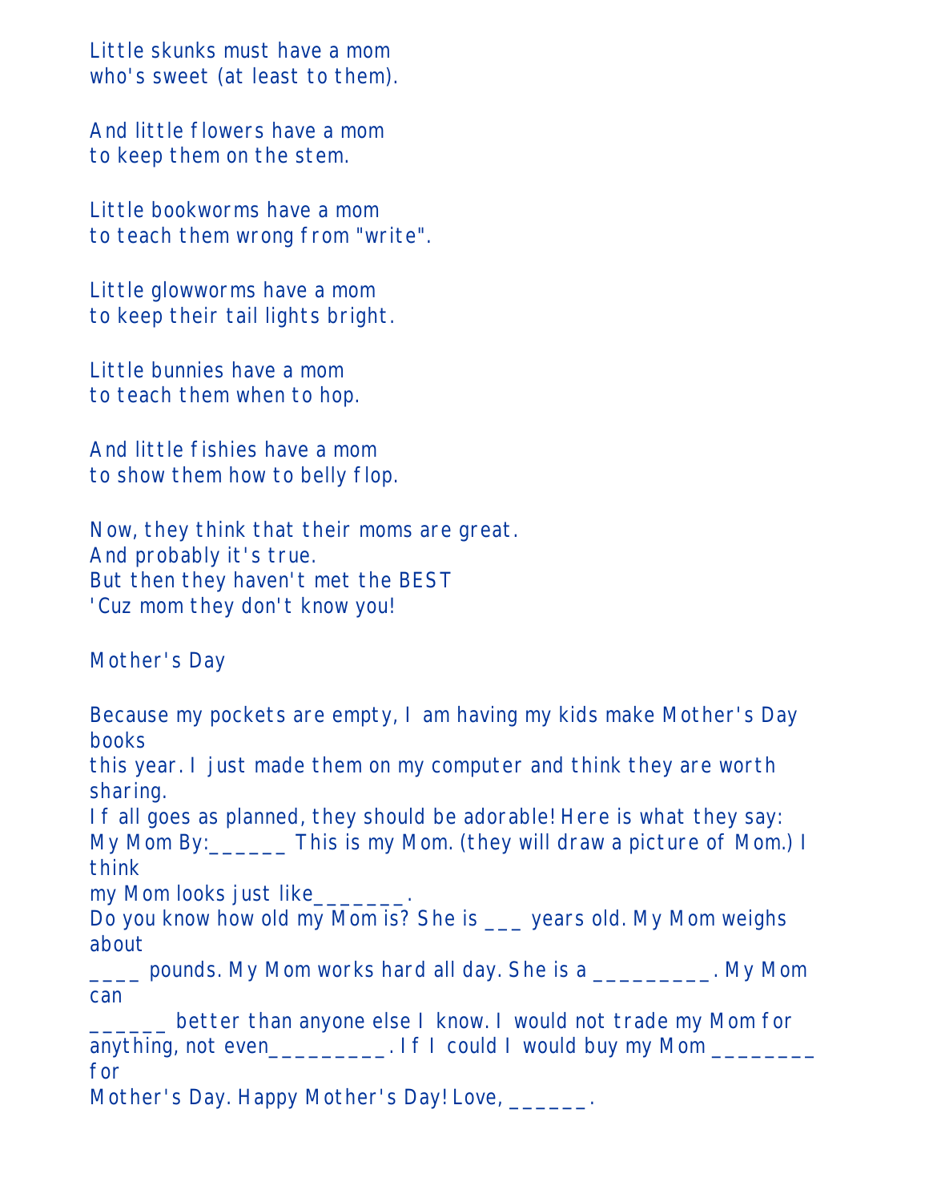Little skunks must have a mom
who's sweet (at least to them).

And little flowers have a mom
to keep them on the stem.

Little bookworms have a mom
to teach them wrong from "write".

Little glowworms have a mom
to keep their tail lights bright.

Little bunnies have a mom
to teach them when to hop.

And little fishies have a mom
to show them how to belly flop.

Now, they think that their moms are great.
And probably it's true.
But then they haven't met the BEST
'Cuz mom they don't know you!

Mother's Day

Because my pockets are empty, I am having my kids make Mother's Day books
this year. I just made them on my computer and think they are worth sharing.
If all goes as planned, they should be adorable! Here is what they say:
My Mom By:______ This is my Mom. (they will draw a picture of Mom.) I think
my Mom looks just like_______.
Do you know how old my Mom is? She is ___ years old. My Mom weighs about
____ pounds. My Mom works hard all day. She is a _________. My Mom can
______ better than anyone else I know. I would not trade my Mom for
anything, not even_________. If I could I would buy my Mom ________ for
Mother's Day. Happy Mother's Day! Love, ______.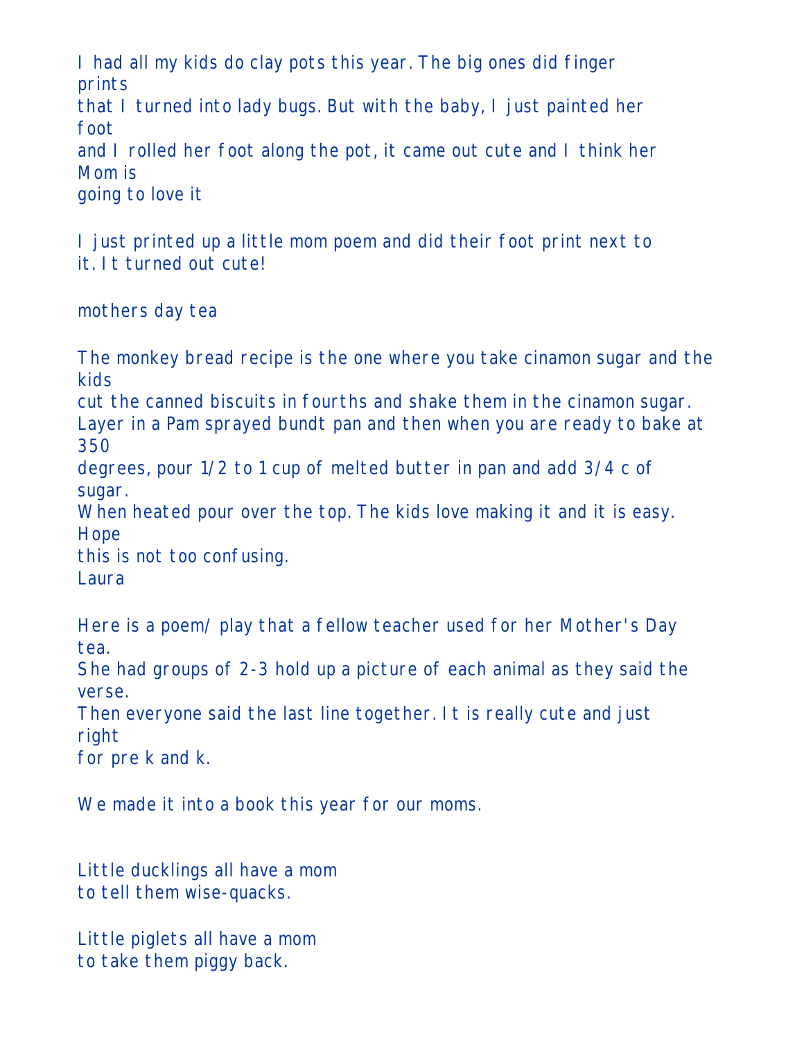I had all my kids do clay pots this year. The big ones did finger prints that I turned into lady bugs. But with the baby, I just painted her foot and I rolled her foot along the pot, it came out cute and I think her Mom is going to love it

I just printed up a little mom poem and did their foot print next to it. It turned out cute!

mothers day tea

The monkey bread recipe is the one where you take cinamon sugar and the kids cut the canned biscuits in fourths and shake them in the cinamon sugar. Layer in a Pam sprayed bundt pan and then when you are ready to bake at 350 degrees, pour 1/2 to 1 cup of melted butter in pan and add 3/4 c of sugar. When heated pour over the top. The kids love making it and it is easy. Hope this is not too confusing.
Laura

Here is a poem/ play that a fellow teacher used for her Mother's Day tea. She had groups of 2-3 hold up a picture of each animal as they said the verse. Then everyone said the last line together. It is really cute and just right for pre k and k.

We made it into a book this year for our moms.

Little ducklings all have a mom
to tell them wise-quacks.

Little piglets all have a mom
to take them piggy back.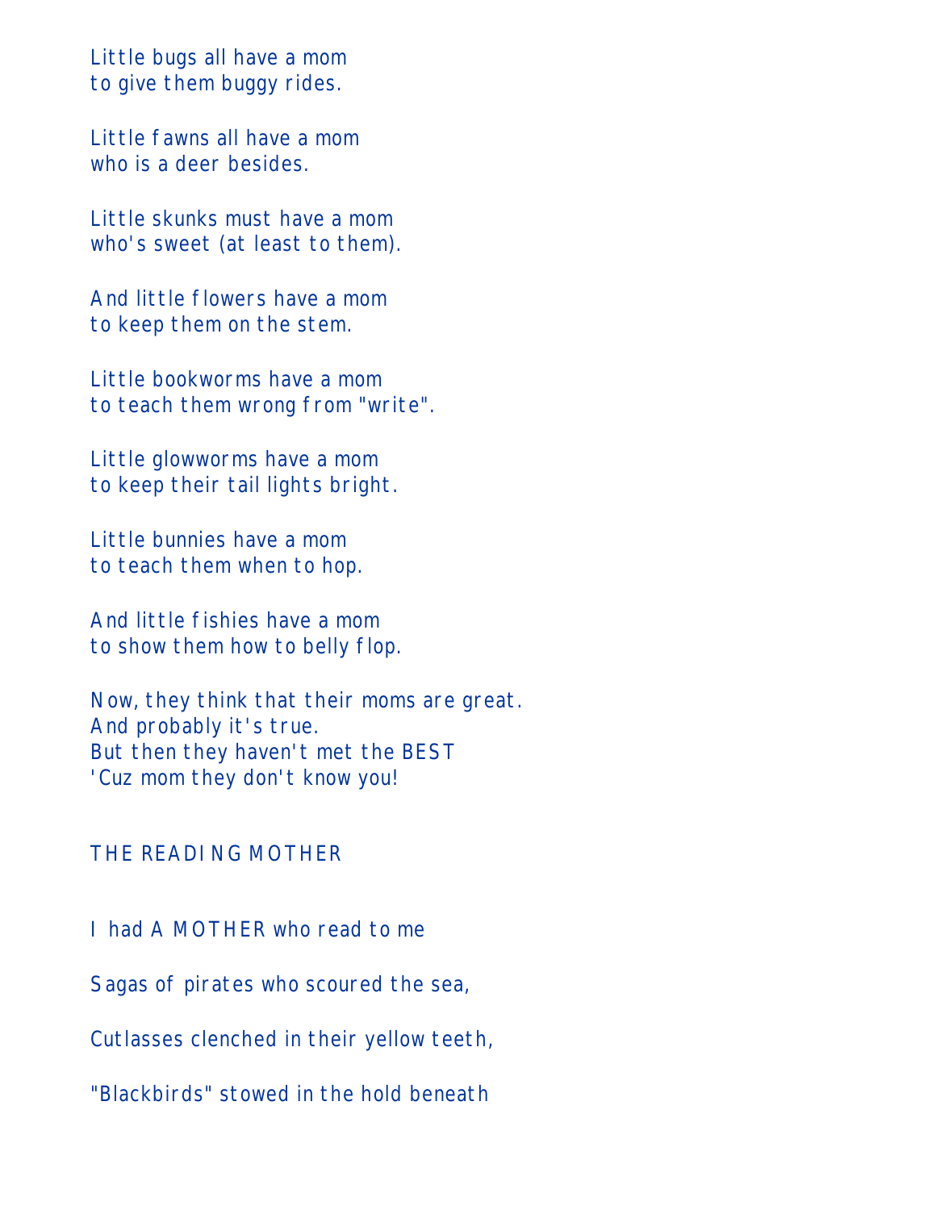Little bugs all have a mom
to give them buggy rides.

Little fawns all have a mom
who is a deer besides.

Little skunks must have a mom
who's sweet (at least to them).

And little flowers have a mom
to keep them on the stem.

Little bookworms have a mom
to teach them wrong from "write".

Little glowworms have a mom
to keep their tail lights bright.

Little bunnies have a mom
to teach them when to hop.

And little fishies have a mom
to show them how to belly flop.

Now, they think that their moms are great.
And probably it's true.
But then they haven't met the BEST
'Cuz mom they don't know you!

## THE READING MOTHER

I had A MOTHER who read to me

Sagas of pirates who scoured the sea,

Cutlasses clenched in their yellow teeth,

"Blackbirds" stowed in the hold beneath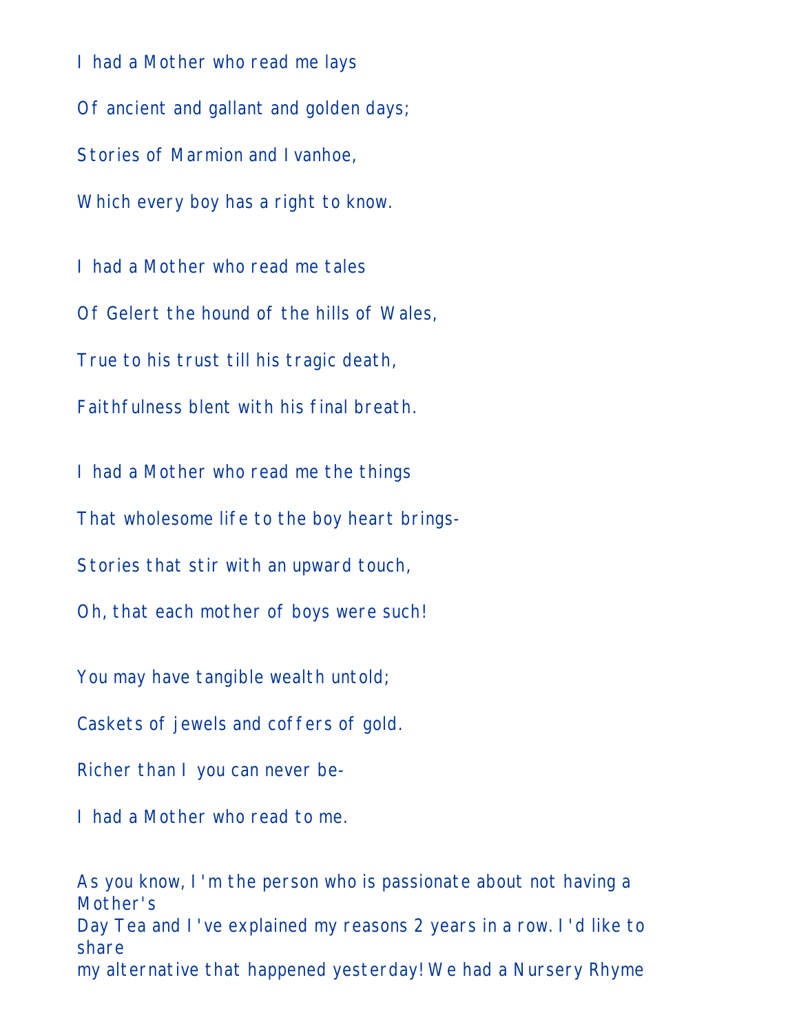I had a Mother who read me lays

Of ancient and gallant and golden days;

Stories of Marmion and Ivanhoe,

Which every boy has a right to know.

I had a Mother who read me tales

Of Gelert the hound of the hills of Wales,

True to his trust till his tragic death,

Faithfulness blent with his final breath.

I had a Mother who read me the things

That wholesome life to the boy heart brings-

Stories that stir with an upward touch,

Oh, that each mother of boys were such!

You may have tangible wealth untold;

Caskets of jewels and coffers of gold.

Richer than I you can never be-

I had a Mother who read to me.

As you know, I'm the person who is passionate about not having a Mother's
Day Tea and I've explained my reasons 2 years in a row. I'd like to share
my alternative that happened yesterday! We had a Nursery Rhyme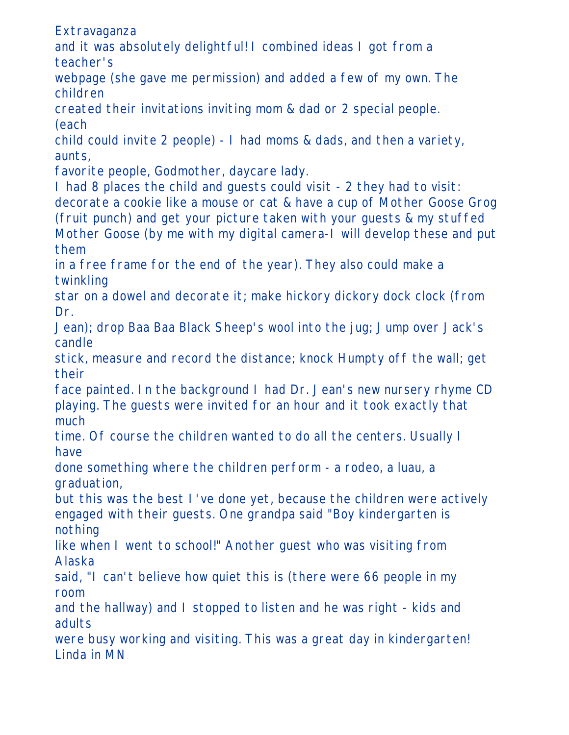Extravaganza
and it was absolutely delightful! I combined ideas I got from a teacher's webpage (she gave me permission) and added a few of my own. The children created their invitations inviting mom & dad or 2 special people. (each child could invite 2 people) - I had moms & dads, and then a variety, aunts, favorite people, Godmother, daycare lady.

I had 8 places the child and guests could visit - 2 they had to visit: decorate a cookie like a mouse or cat & have a cup of Mother Goose Grog (fruit punch) and get your picture taken with your guests & my stuffed Mother Goose (by me with my digital camera-I will develop these and put them in a free frame for the end of the year). They also could make a twinkling star on a dowel and decorate it; make hickory dickory dock clock (from Dr. Jean); drop Baa Baa Black Sheep's wool into the jug; Jump over Jack's candle stick, measure and record the distance; knock Humpty off the wall; get their face painted. In the background I had Dr. Jean's new nursery rhyme CD playing. The guests were invited for an hour and it took exactly that much time. Of course the children wanted to do all the centers. Usually I have done something where the children perform - a rodeo, a luau, a graduation, but this was the best I've done yet, because the children were actively engaged with their guests. One grandpa said "Boy kindergarten is nothing like when I went to school!" Another guest who was visiting from Alaska said, "I can't believe how quiet this is (there were 66 people in my room and the hallway) and I stopped to listen and he was right - kids and adults were busy working and visiting. This was a great day in kindergarten!
Linda in MN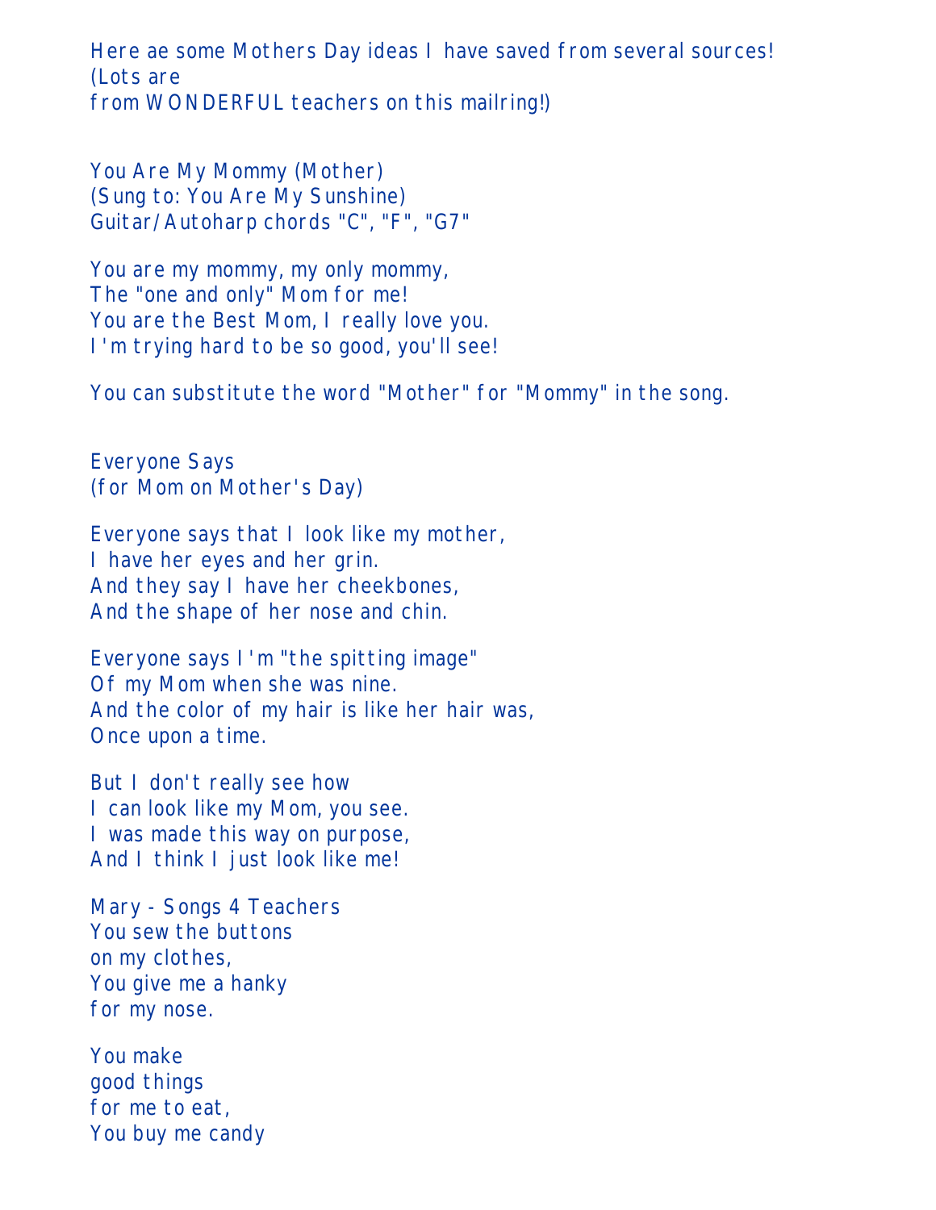Here ae some Mothers Day ideas I have saved from several sources!
(Lots are
from WONDERFUL teachers on this mailring!)

You Are My Mommy (Mother)
(Sung to: You Are My Sunshine)
Guitar/Autoharp chords "C", "F", "G7"

You are my mommy, my only mommy,
The "one and only" Mom for me!
You are the Best Mom, I really love you.
I'm trying hard to be so good, you'll see!

You can substitute the word "Mother" for "Mommy" in the song.

Everyone Says
(for Mom on Mother's Day)

Everyone says that I look like my mother,
I have her eyes and her grin.
And they say I have her cheekbones,
And the shape of her nose and chin.

Everyone says I'm "the spitting image"
Of my Mom when she was nine.
And the color of my hair is like her hair was,
Once upon a time.

But I don't really see how
I can look like my Mom, you see.
I was made this way on purpose,
And I think I just look like me!

Mary - Songs 4 Teachers
You sew the buttons
on my clothes,
You give me a hanky
for my nose.

You make
good things
for me to eat,
You buy me candy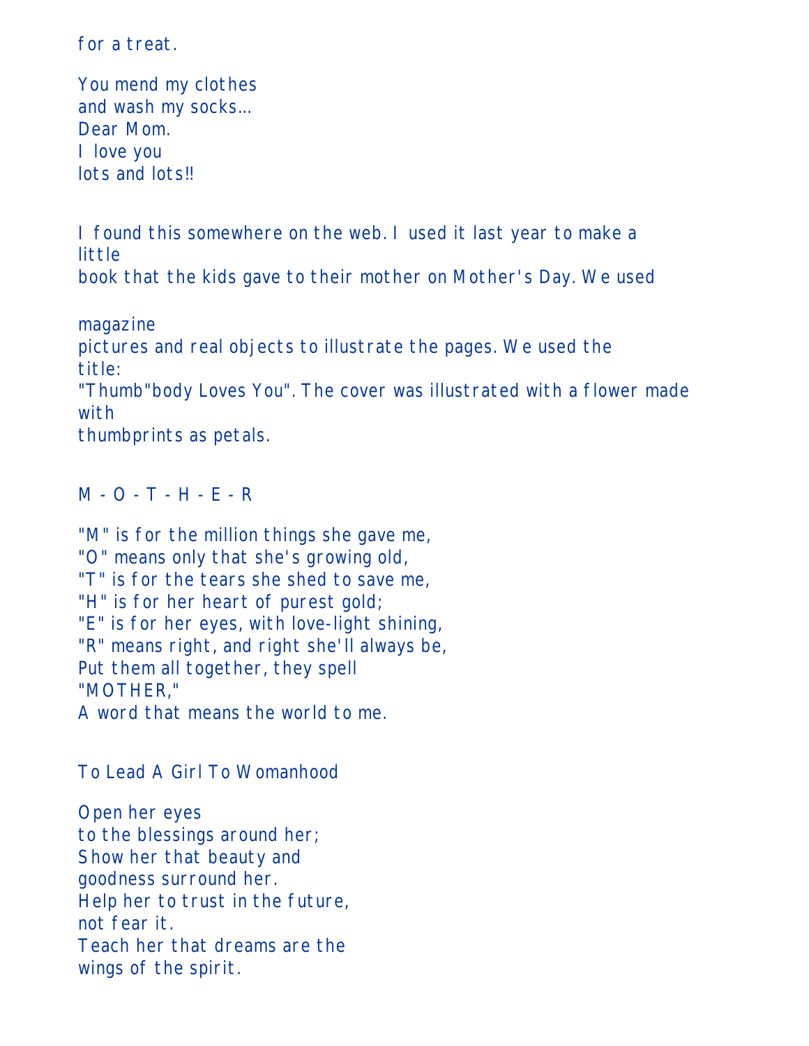for a treat.

You mend my clothes
and wash my socks...
Dear Mom.
I love you
lots and lots!!

I found this somewhere on the web. I used it last year to make a little
book that the kids gave to their mother on Mother's Day. We used

magazine
pictures and real objects to illustrate the pages. We used the title:
"Thumb"body Loves You". The cover was illustrated with a flower made with
thumbprints as petals.

M - O - T - H - E - R

"M" is for the million things she gave me,
"O" means only that she's growing old,
"T" is for the tears she shed to save me,
"H" is for her heart of purest gold;
"E" is for her eyes, with love-light shining,
"R" means right, and right she'll always be,
Put them all together, they spell
"MOTHER,"
A word that means the world to me.

To Lead A Girl To Womanhood

Open her eyes
to the blessings around her;
Show her that beauty and
goodness surround her.
Help her to trust in the future,
not fear it.
Teach her that dreams are the
wings of the spirit.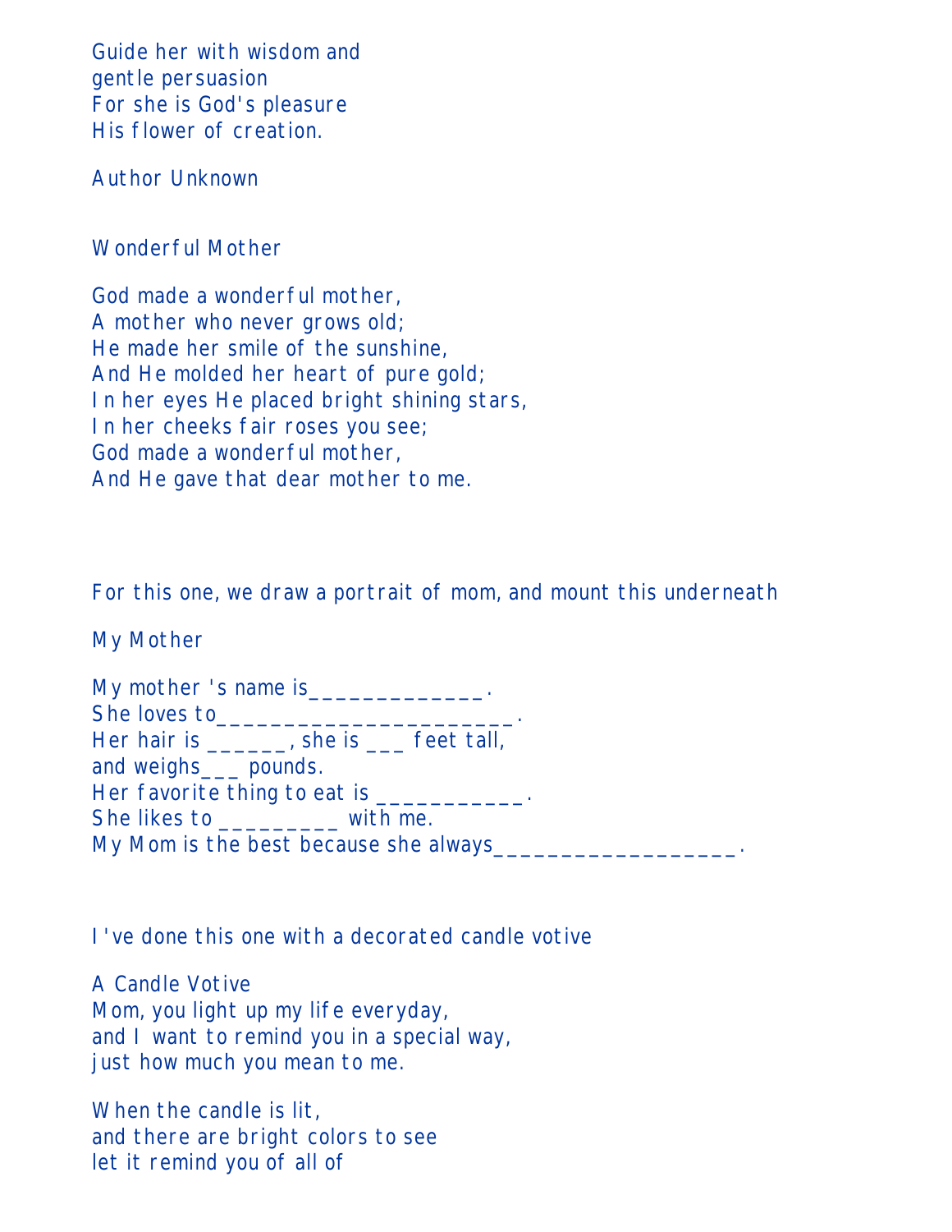Guide her with wisdom and
gentle persuasion
For she is God's pleasure
His flower of creation.

Author Unknown

Wonderful Mother

God made a wonderful mother,
A mother who never grows old;
He made her smile of the sunshine,
And He molded her heart of pure gold;
In her eyes He placed bright shining stars,
In her cheeks fair roses you see;
God made a wonderful mother,
And He gave that dear mother to me.

For this one, we draw a portrait of mom, and mount this underneath

My Mother

My mother 's name is______________.
She loves to________________________.
Her hair is ______, she is ___ feet tall,
and weighs___ pounds.
Her favorite thing to eat is ____________.
She likes to _________ with me.
My Mom is the best because she always___________________.

I've done this one with a decorated candle votive

A Candle Votive
Mom, you light up my life everyday,
and I want to remind you in a special way,
just how much you mean to me.

When the candle is lit,
and there are bright colors to see
let it remind you of all of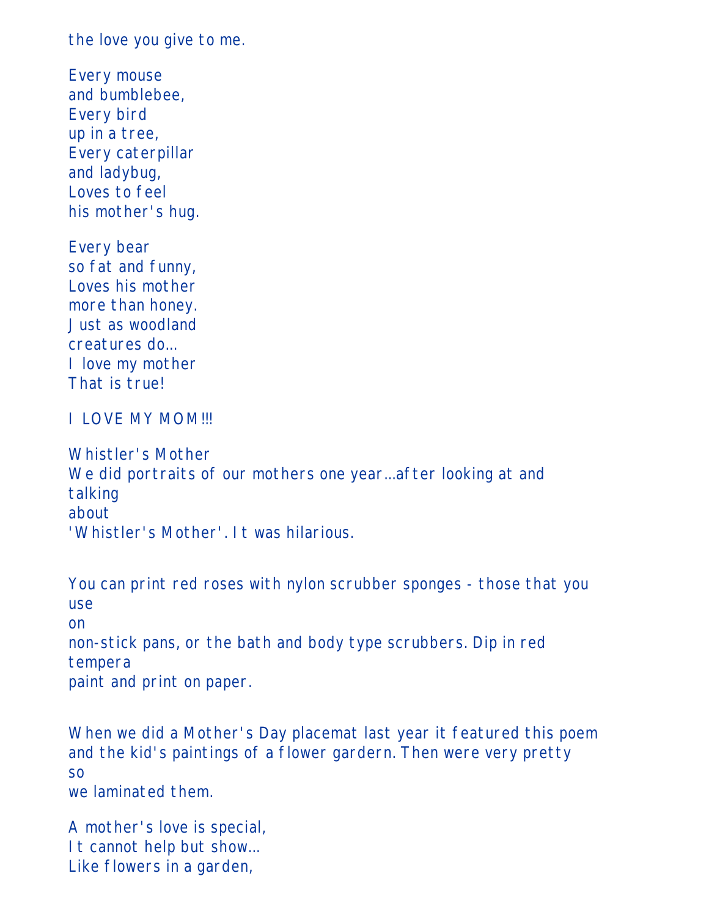the love you give to me.

Every mouse
and bumblebee,
Every bird
up in a tree,
Every caterpillar
and ladybug,
Loves to feel
his mother's hug.

Every bear
so fat and funny,
Loves his mother
more than honey.
Just as woodland
creatures do...
I love my mother
That is true!

I LOVE MY MOM!!!

Whistler's Mother
We did portraits of our mothers one year...after looking at and
talking
about
'Whistler's Mother'. It was hilarious.

You can print red roses with nylon scrubber sponges - those that you
use
on
non-stick pans, or the bath and body type scrubbers. Dip in red
tempera
paint and print on paper.

When we did a Mother's Day placemat last year it featured this poem
and the kid's paintings of a flower gardern. Then were very pretty
so
we laminated them.

A mother's love is special,
It cannot help but show...
Like flowers in a garden,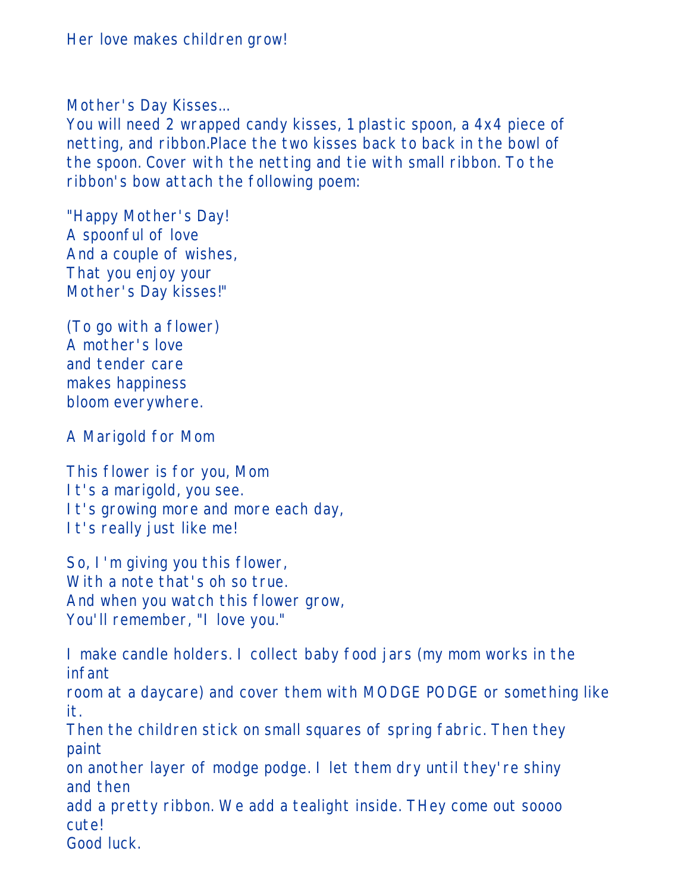Her love makes children grow!

Mother's Day Kisses...

You will need 2 wrapped candy kisses, 1 plastic spoon, a 4x4 piece of netting, and ribbon.Place the two kisses back to back in the bowl of the spoon. Cover with the netting and tie with small ribbon. To the ribbon's bow attach the following poem:

"Happy Mother's Day!
A spoonful of love
And a couple of wishes,
That you enjoy your
Mother's Day kisses!"

(To go with a flower)
A mother's love
and tender care
makes happiness
bloom everywhere.

A Marigold for Mom

This flower is for you, Mom
It's a marigold, you see.
It's growing more and more each day,
It's really just like me!

So, I'm giving you this flower,
With a note that's oh so true.
And when you watch this flower grow,
You'll remember, "I love you."

I make candle holders. I collect baby food jars (my mom works in the infant room at a daycare) and cover them with MODGE PODGE or something like it. Then the children stick on small squares of spring fabric. Then they paint on another layer of modge podge. I let them dry until they're shiny and then add a pretty ribbon. We add a tealight inside. THey come out soooo cute!
Good luck.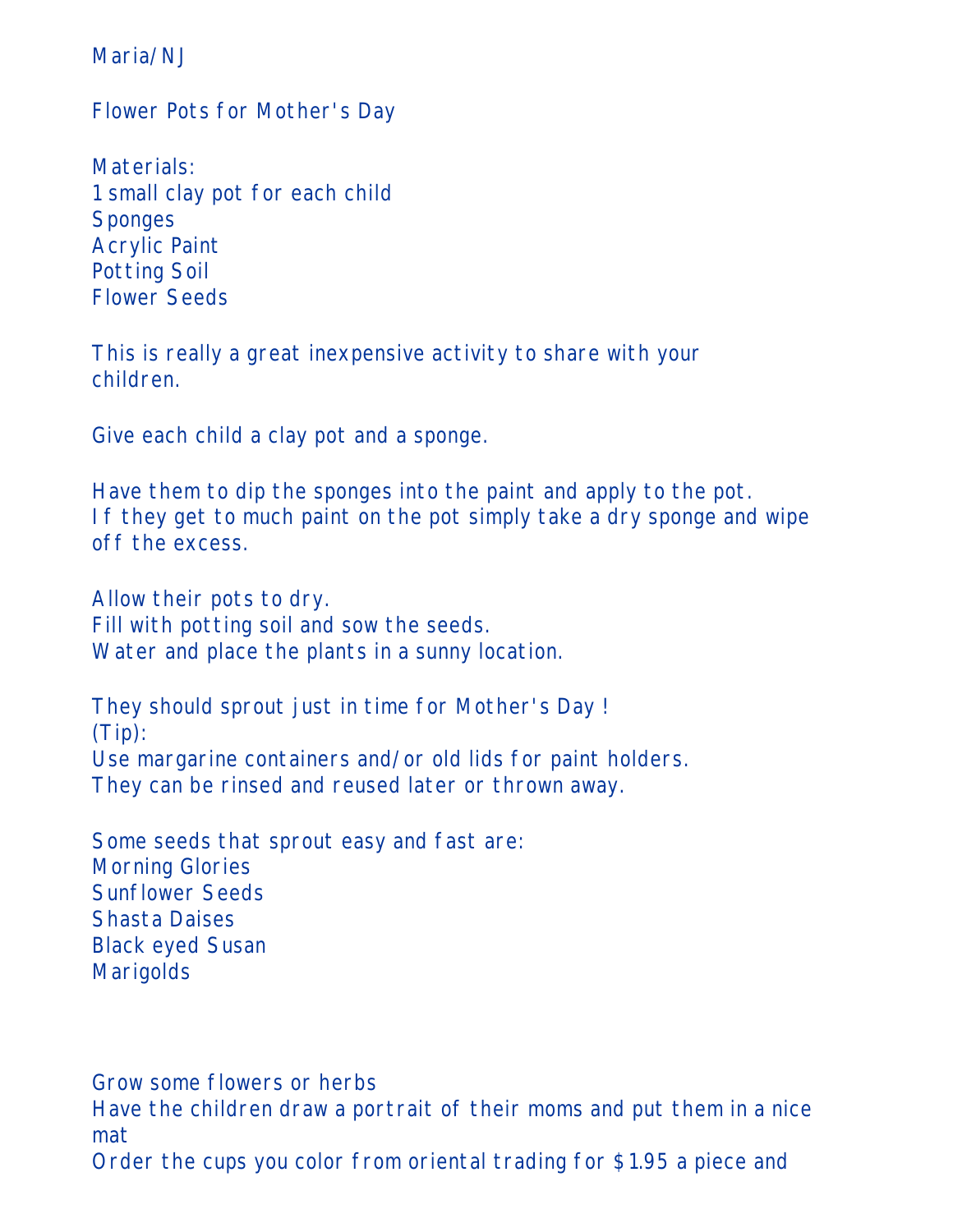Maria/NJ

Flower Pots for Mother's Day

Materials:
1 small clay pot for each child
Sponges
Acrylic Paint
Potting Soil
Flower Seeds

This is really a great inexpensive activity to share with your children.

Give each child a clay pot and a sponge.

Have them to dip the sponges into the paint and apply to the pot.
If they get to much paint on the pot simply take a dry sponge and wipe off the excess.

Allow their pots to dry.
Fill with potting soil and sow the seeds.
Water and place the plants in a sunny location.

They should sprout just in time for Mother's Day !
(Tip):
Use margarine containers and/or old lids for paint holders.
They can be rinsed and reused later or thrown away.

Some seeds that sprout easy and fast are:
Morning Glories
Sunflower Seeds
Shasta Daises
Black eyed Susan
Marigolds

Grow some flowers or herbs
Have the children draw a portrait of their moms and put them in a nice mat
Order the cups you color from oriental trading for $1.95 a piece and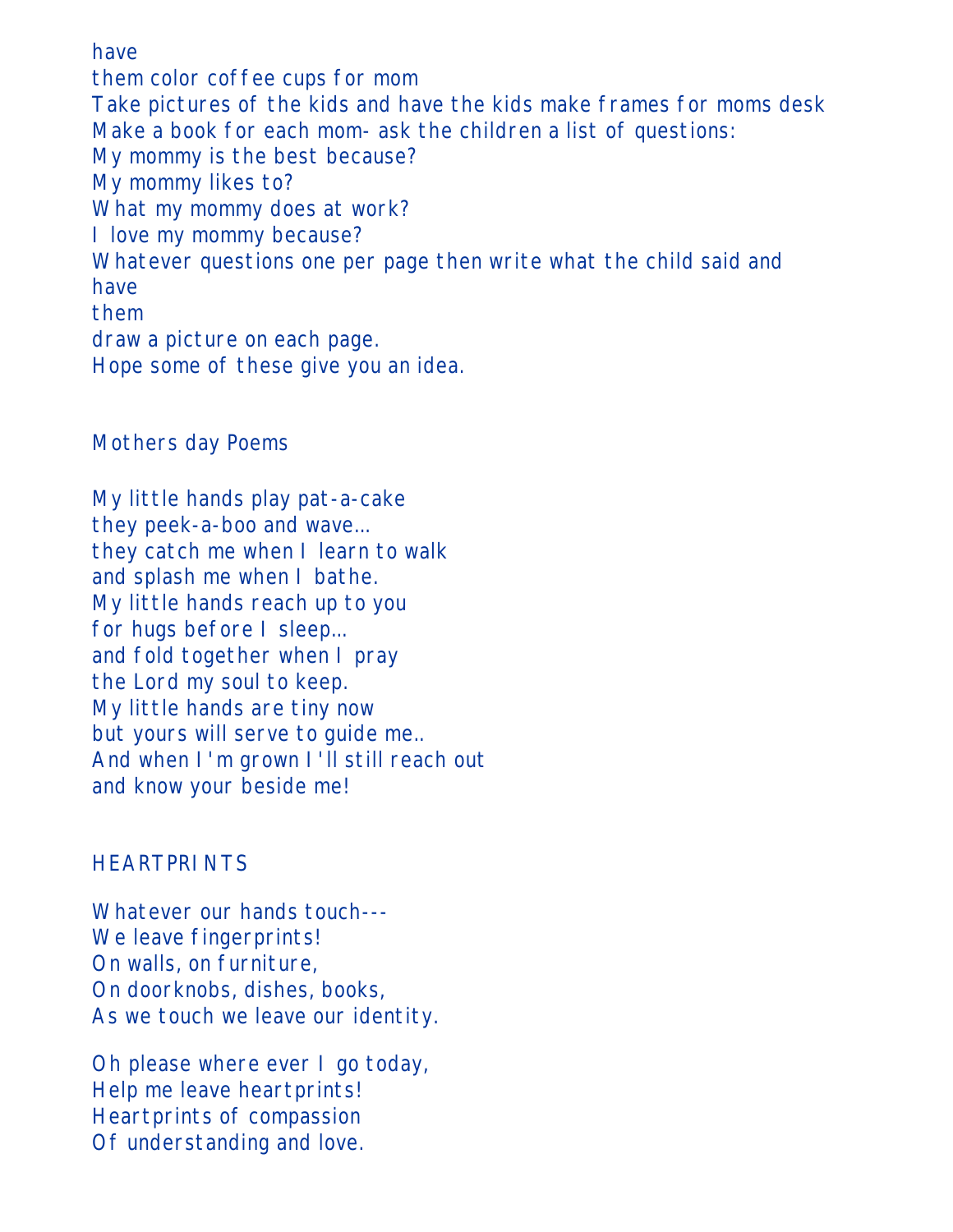have
them color coffee cups for mom
Take pictures of the kids and have the kids make frames for moms desk
Make a book for each mom- ask the children a list of questions:
My mommy is the best because?
My mommy likes to?
What my mommy does at work?
I love my mommy because?
Whatever questions one per page then write what the child said and
have
them
draw a picture on each page.
Hope some of these give you an idea.

Mothers day Poems

My little hands play pat-a-cake
they peek-a-boo and wave...
they catch me when I learn to walk
and splash me when I bathe.
My little hands reach up to you
for hugs before I sleep...
and fold together when I pray
the Lord my soul to keep.
My little hands are tiny now
but yours will serve to guide me..
And when I'm grown I'll still reach out
and know your beside me!

HEARTPRINTS

Whatever our hands touch---
We leave fingerprints!
On walls, on furniture,
On doorknobs, dishes, books,
As we touch we leave our identity.

Oh please where ever I go today,
Help me leave heartprints!
Heartprints of compassion
Of understanding and love.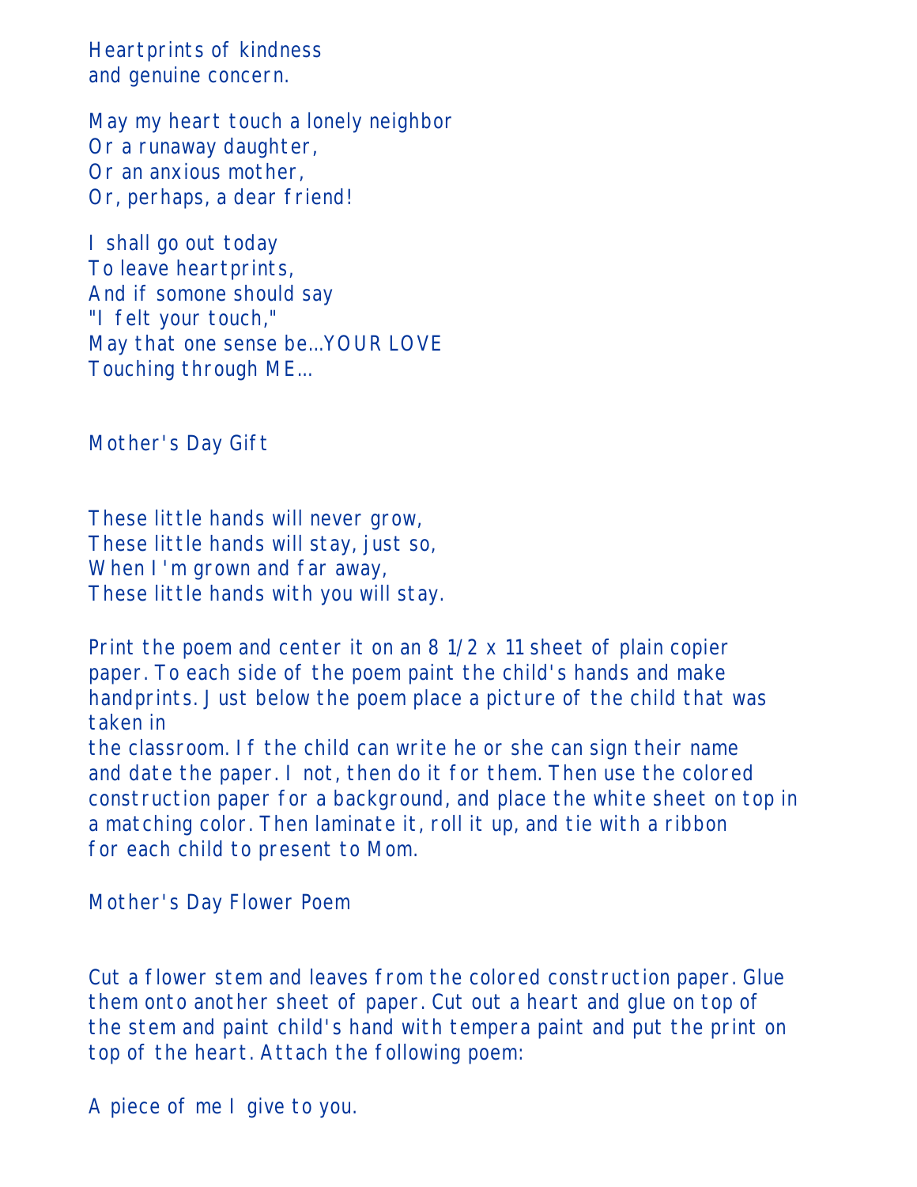Heartprints of kindness
and genuine concern.

May my heart touch a lonely neighbor
Or a runaway daughter,
Or an anxious mother,
Or, perhaps, a dear friend!

I shall go out today
To leave heartprints,
And if somone should say
"I felt your touch,"
May that one sense be...YOUR LOVE
Touching through ME...

## Mother's Day Gift

These little hands will never grow,
These little hands will stay, just so,
When I'm grown and far away,
These little hands with you will stay.

Print the poem and center it on an 8 1/2 x 11 sheet of plain copier paper. To each side of the poem paint the child's hands and make handprints. Just below the poem place a picture of the child that was taken in
the classroom. If the child can write he or she can sign their name and date the paper. I not, then do it for them. Then use the colored construction paper for a background, and place the white sheet on top in a matching color. Then laminate it, roll it up, and tie with a ribbon for each child to present to Mom.

## Mother's Day Flower Poem

Cut a flower stem and leaves from the colored construction paper. Glue them onto another sheet of paper. Cut out a heart and glue on top of the stem and paint child's hand with tempera paint and put the print on top of the heart. Attach the following poem:

A piece of me I give to you.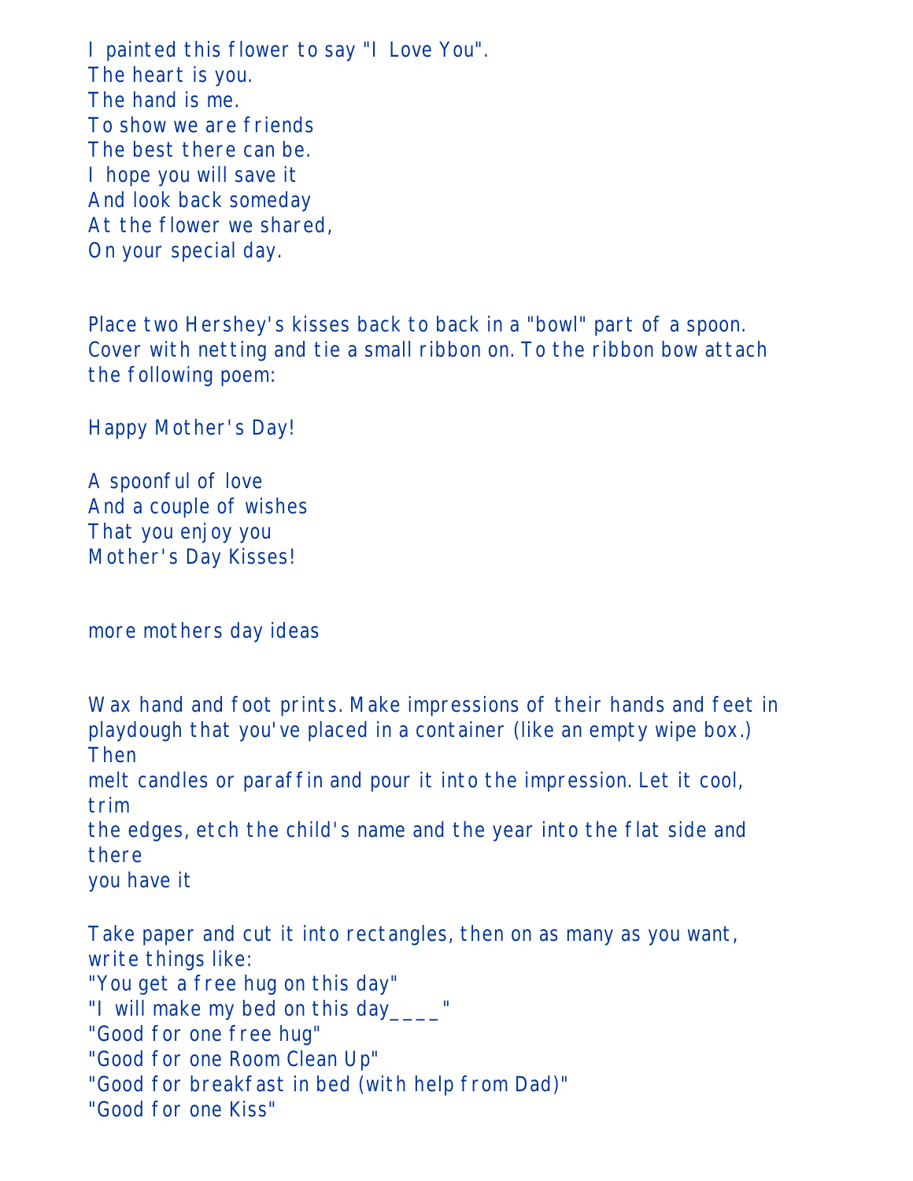I painted this flower to say "I Love You".
The heart is you.
The hand is me.
To show we are friends
The best there can be.
I hope you will save it
And look back someday
At the flower we shared,
On your special day.

Place two Hershey's kisses back to back in a "bowl" part of a spoon. Cover with netting and tie a small ribbon on. To the ribbon bow attach the following poem:

Happy Mother's Day!

A spoonful of love
And a couple of wishes
That you enjoy you
Mother's Day Kisses!

more mothers day ideas

Wax hand and foot prints. Make impressions of their hands and feet in playdough that you've placed in a container (like an empty wipe box.) Then
melt candles or paraffin and pour it into the impression. Let it cool, trim
the edges, etch the child's name and the year into the flat side and there
you have it

Take paper and cut it into rectangles, then on as many as you want, write things like:
"You get a free hug on this day"
"I will make my bed on this day____"
"Good for one free hug"
"Good for one Room Clean Up"
"Good for breakfast in bed (with help from Dad)"
"Good for one Kiss"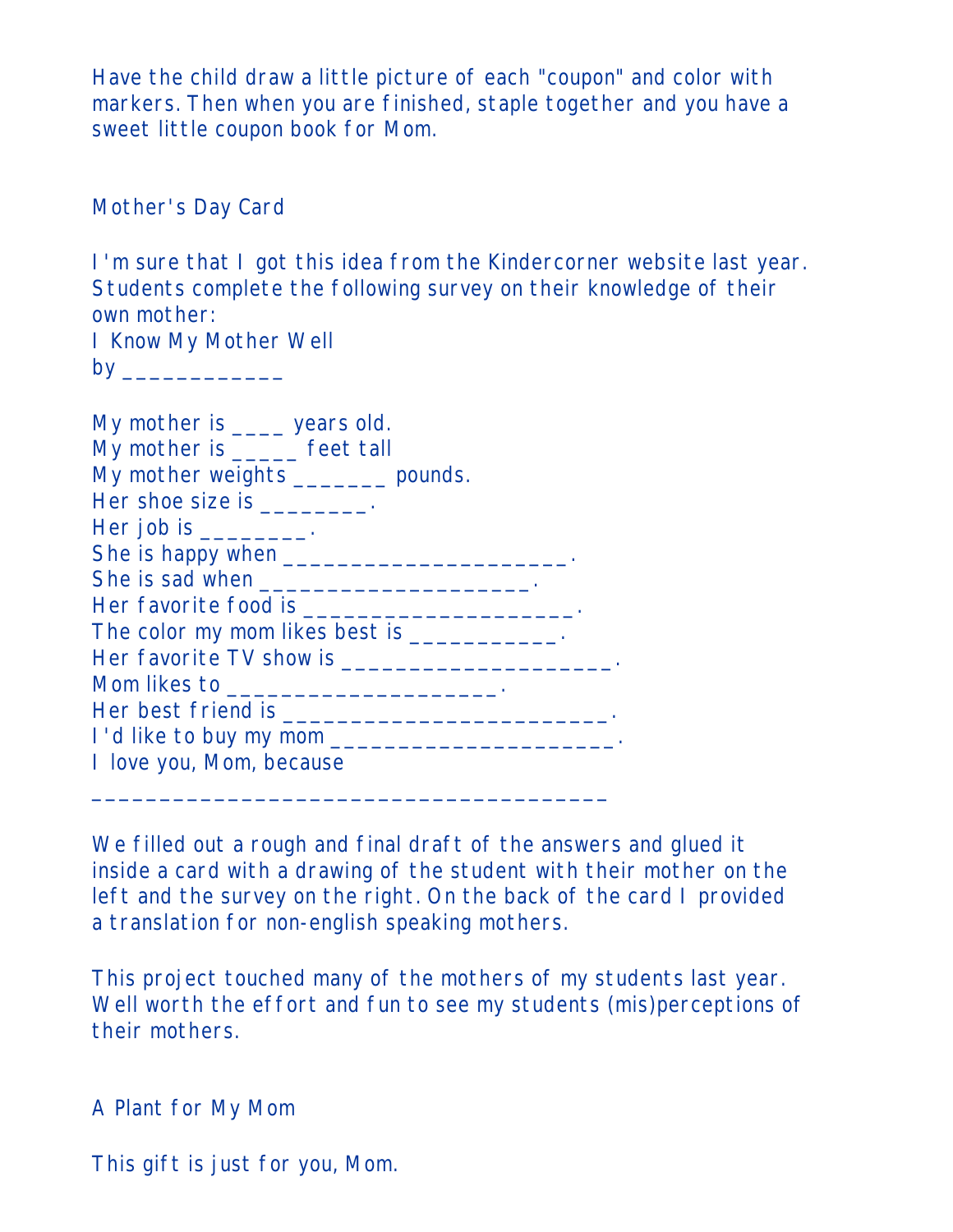Have the child draw a little picture of each "coupon" and color with markers. Then when you are finished, staple together and you have a sweet little coupon book for Mom.

## Mother's Day Card

I'm sure that I got this idea from the Kindercorner website last year. Students complete the following survey on their knowledge of their own mother:

I Know My Mother Well
by ____________

My mother is ____ years old.
My mother is _____ feet tall
My mother weights _______ pounds.
Her shoe size is ________.
Her job is ________.
She is happy when _____________________.
She is sad when ____________________.
Her favorite food is ____________________.
The color my mom likes best is ___________.
Her favorite TV show is ____________________.
Mom likes to ____________________.
Her best friend is _______________________.
I'd like to buy my mom _____________________.
I love you, Mom, because
________________________________________

We filled out a rough and final draft of the answers and glued it inside a card with a drawing of the student with their mother on the left and the survey on the right. On the back of the card I provided a translation for non-english speaking mothers.

This project touched many of the mothers of my students last year. Well worth the effort and fun to see my students (mis)perceptions of their mothers.

## A Plant for My Mom

This gift is just for you, Mom.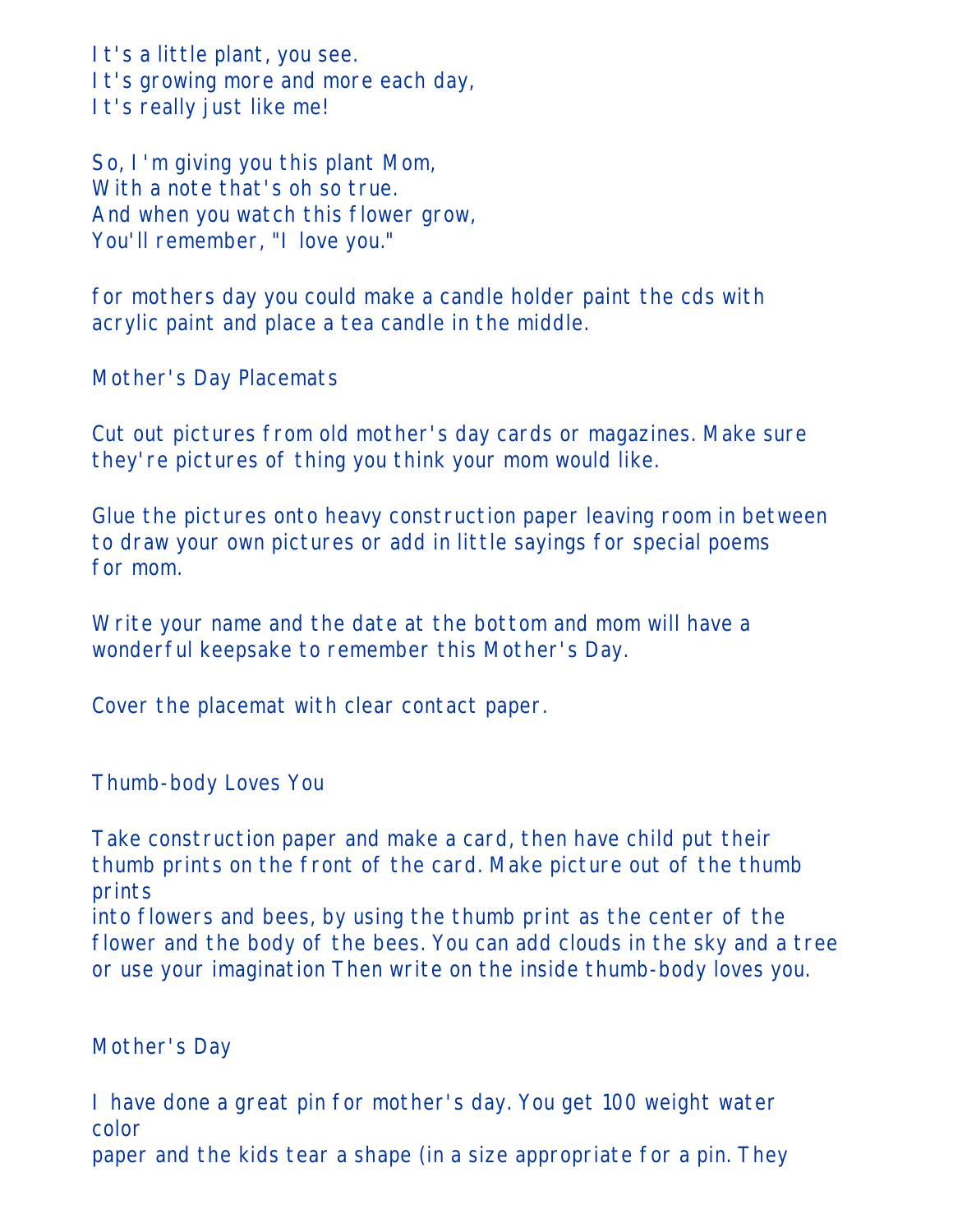It's a little plant, you see.
It's growing more and more each day,
It's really just like me!

So, I'm giving you this plant Mom,
With a note that's oh so true.
And when you watch this flower grow,
You'll remember, "I love you."

for mothers day you could make a candle holder paint the cds with acrylic paint and place a tea candle in the middle.

Mother's Day Placemats

Cut out pictures from old mother's day cards or magazines. Make sure they're pictures of thing you think your mom would like.

Glue the pictures onto heavy construction paper leaving room in between to draw your own pictures or add in little sayings for special poems for mom.

Write your name and the date at the bottom and mom will have a wonderful keepsake to remember this Mother's Day.

Cover the placemat with clear contact paper.

Thumb-body Loves You

Take construction paper and make a card, then have child put their thumb prints on the front of the card. Make picture out of the thumb prints
into flowers and bees, by using the thumb print as the center of the flower and the body of the bees. You can add clouds in the sky and a tree or use your imagination Then write on the inside thumb-body loves you.

Mother's Day

I have done a great pin for mother's day. You get 100 weight water color
paper and the kids tear a shape (in a size appropriate for a pin. They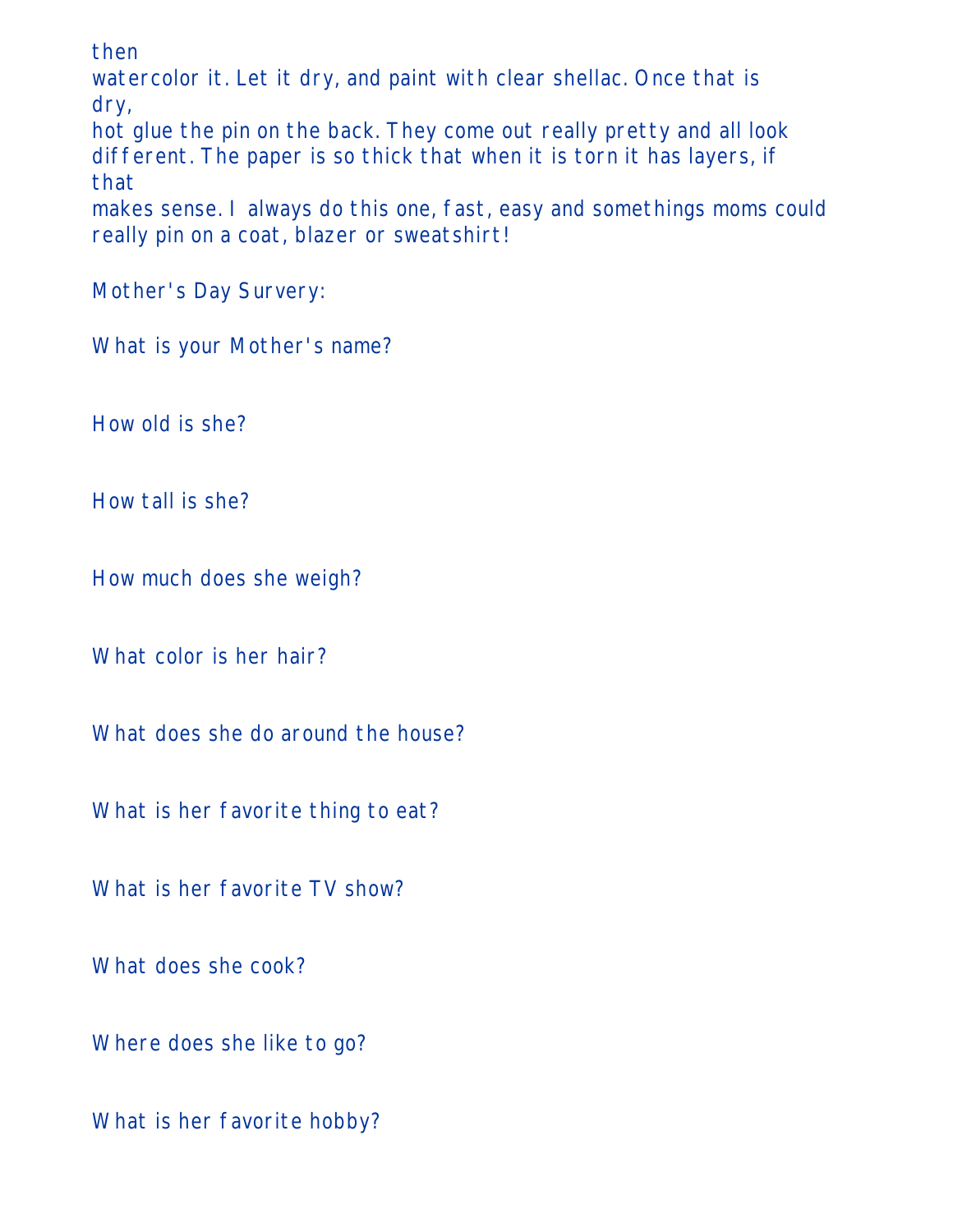then
watercolor it. Let it dry, and paint with clear shellac. Once that is
dry,
hot glue the pin on the back. They come out really pretty and all look
different. The paper is so thick that when it is torn it has layers, if
that
makes sense. I always do this one, fast, easy and somethings moms could
really pin on a coat, blazer or sweatshirt!

Mother's Day Survery:

What is your Mother's name?

How old is she?

How tall is she?

How much does she weigh?

What color is her hair?

What does she do around the house?

What is her favorite thing to eat?

What is her favorite TV show?

What does she cook?

Where does she like to go?

What is her favorite hobby?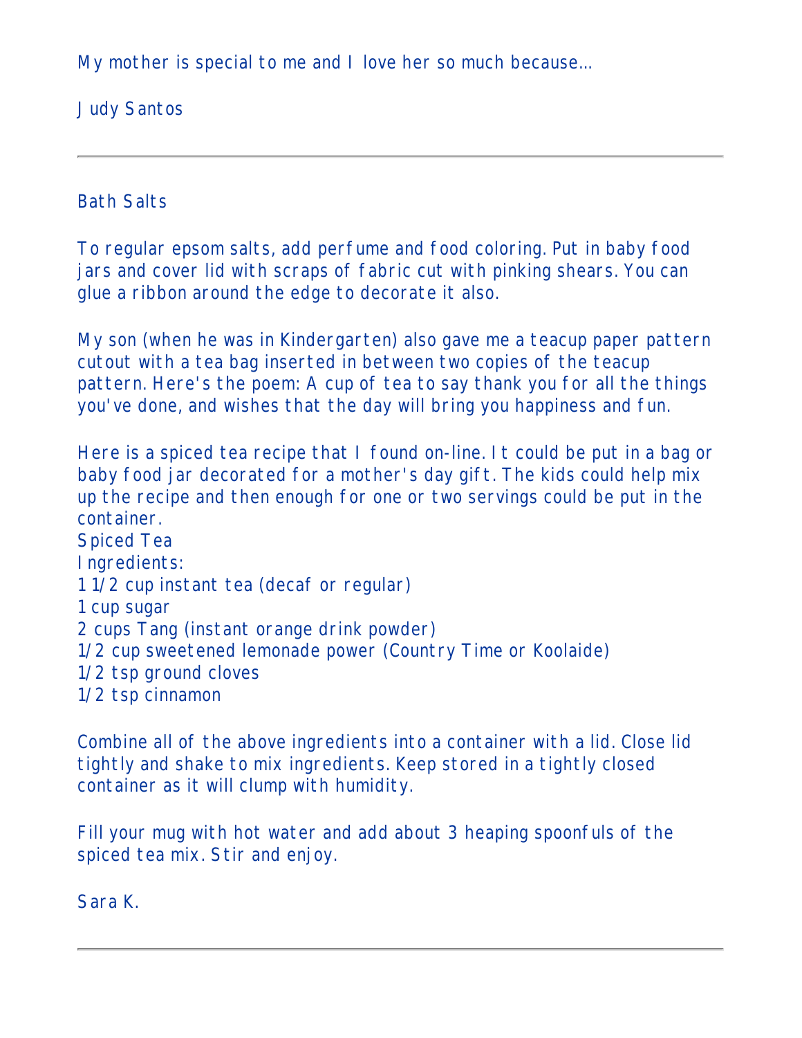My mother is special to me and I love her so much because...

Judy Santos

---

Bath Salts

To regular epsom salts, add perfume and food coloring. Put in baby food jars and cover lid with scraps of fabric cut with pinking shears. You can glue a ribbon around the edge to decorate it also.

My son (when he was in Kindergarten) also gave me a teacup paper pattern cutout with a tea bag inserted in between two copies of the teacup pattern. Here's the poem: A cup of tea to say thank you for all the things you've done, and wishes that the day will bring you happiness and fun.

Here is a spiced tea recipe that I found on-line. It could be put in a bag or baby food jar decorated for a mother's day gift. The kids could help mix up the recipe and then enough for one or two servings could be put in the container.
Spiced Tea
Ingredients:
1 1/2 cup instant tea (decaf or regular)
1 cup sugar
2 cups Tang (instant orange drink powder)
1/2 cup sweetened lemonade power (Country Time or Koolaide)
1/2 tsp ground cloves
1/2 tsp cinnamon

Combine all of the above ingredients into a container with a lid. Close lid tightly and shake to mix ingredients. Keep stored in a tightly closed container as it will clump with humidity.

Fill your mug with hot water and add about 3 heaping spoonfuls of the spiced tea mix. Stir and enjoy.

Sara K.

---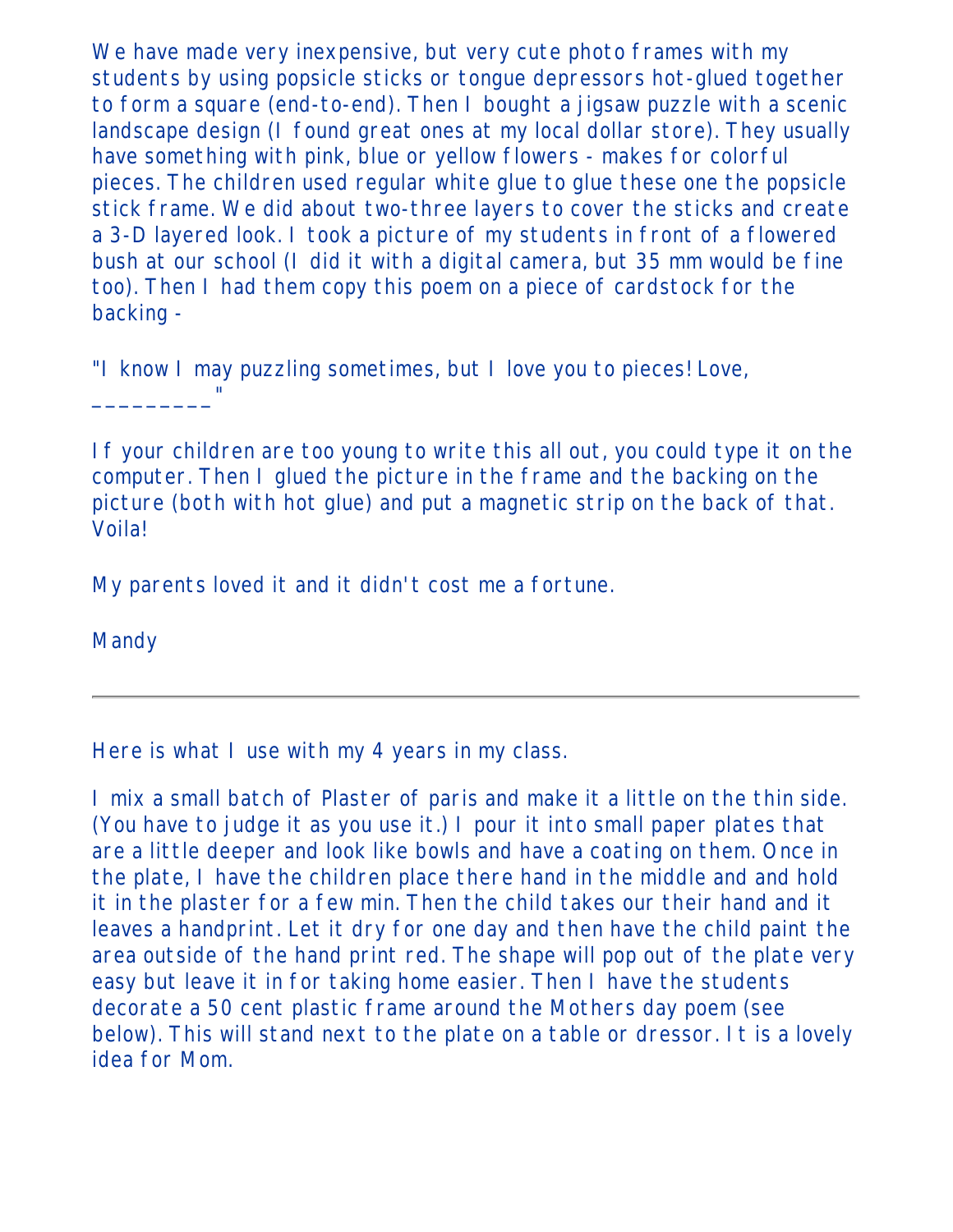We have made very inexpensive, but very cute photo frames with my students by using popsicle sticks or tongue depressors hot-glued together to form a square (end-to-end). Then I bought a jigsaw puzzle with a scenic landscape design (I found great ones at my local dollar store). They usually have something with pink, blue or yellow flowers - makes for colorful pieces. The children used regular white glue to glue these one the popsicle stick frame. We did about two-three layers to cover the sticks and create a 3-D layered look. I took a picture of my students in front of a flowered bush at our school (I did it with a digital camera, but 35 mm would be fine too). Then I had them copy this poem on a piece of cardstock for the backing -

"I know I may puzzling sometimes, but I love you to pieces! Love, _________"

If your children are too young to write this all out, you could type it on the computer. Then I glued the picture in the frame and the backing on the picture (both with hot glue) and put a magnetic strip on the back of that. Voila!

My parents loved it and it didn't cost me a fortune.

Mandy

---

Here is what I use with my 4 years in my class.

I mix a small batch of Plaster of paris and make it a little on the thin side. (You have to judge it as you use it.) I pour it into small paper plates that are a little deeper and look like bowls and have a coating on them. Once in the plate, I have the children place there hand in the middle and and hold it in the plaster for a few min. Then the child takes our their hand and it leaves a handprint. Let it dry for one day and then have the child paint the area outside of the hand print red. The shape will pop out of the plate very easy but leave it in for taking home easier. Then I have the students decorate a 50 cent plastic frame around the Mothers day poem (see below). This will stand next to the plate on a table or dressor. It is a lovely idea for Mom.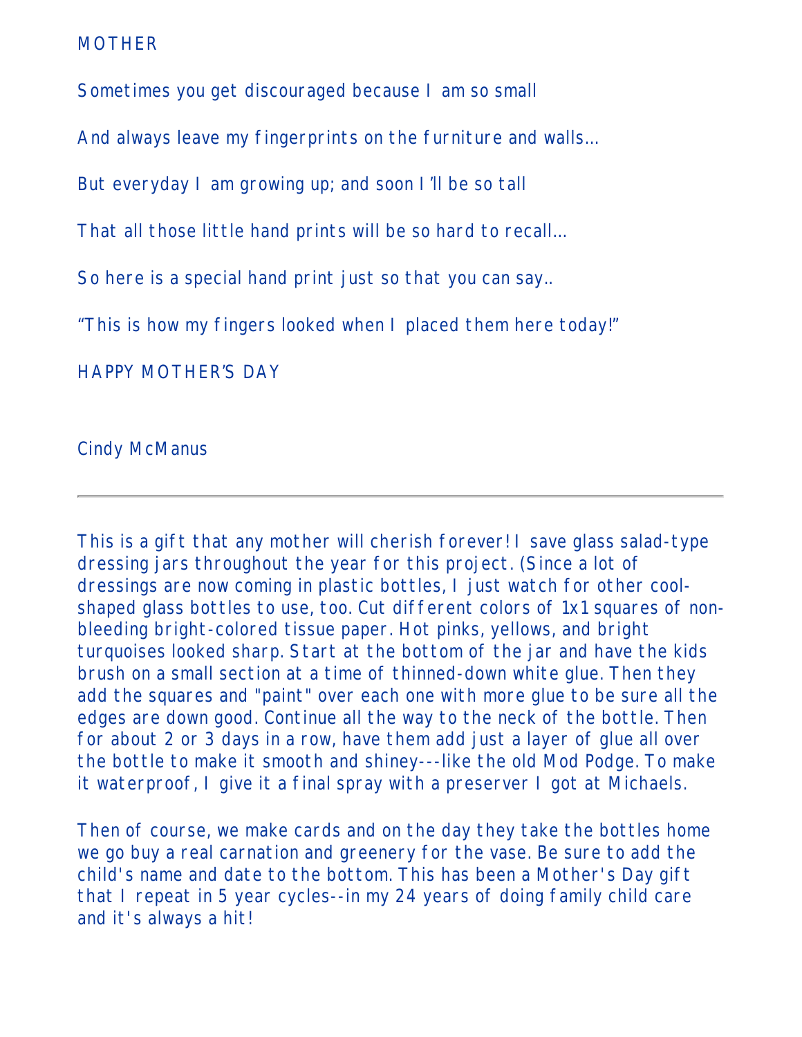MOTHER

Sometimes you get discouraged because I am so small

And always leave my fingerprints on the furniture and walls…

But everyday I am growing up; and soon I'll be so tall

That all those little hand prints will be so hard to recall…

So here is a special hand print just so that you can say..

"This is how my fingers looked when I placed them here today!"

HAPPY MOTHER'S DAY

Cindy McManus

---

This is a gift that any mother will cherish forever! I save glass salad-type dressing jars throughout the year for this project. (Since a lot of dressings are now coming in plastic bottles, I just watch for other cool-shaped glass bottles to use, too. Cut different colors of 1x1 squares of non-bleeding bright-colored tissue paper. Hot pinks, yellows, and bright turquoises looked sharp. Start at the bottom of the jar and have the kids brush on a small section at a time of thinned-down white glue. Then they add the squares and "paint" over each one with more glue to be sure all the edges are down good. Continue all the way to the neck of the bottle. Then for about 2 or 3 days in a row, have them add just a layer of glue all over the bottle to make it smooth and shiney---like the old Mod Podge. To make it waterproof, I give it a final spray with a preserver I got at Michaels.

Then of course, we make cards and on the day they take the bottles home we go buy a real carnation and greenery for the vase. Be sure to add the child's name and date to the bottom. This has been a Mother's Day gift that I repeat in 5 year cycles--in my 24 years of doing family child care and it's always a hit!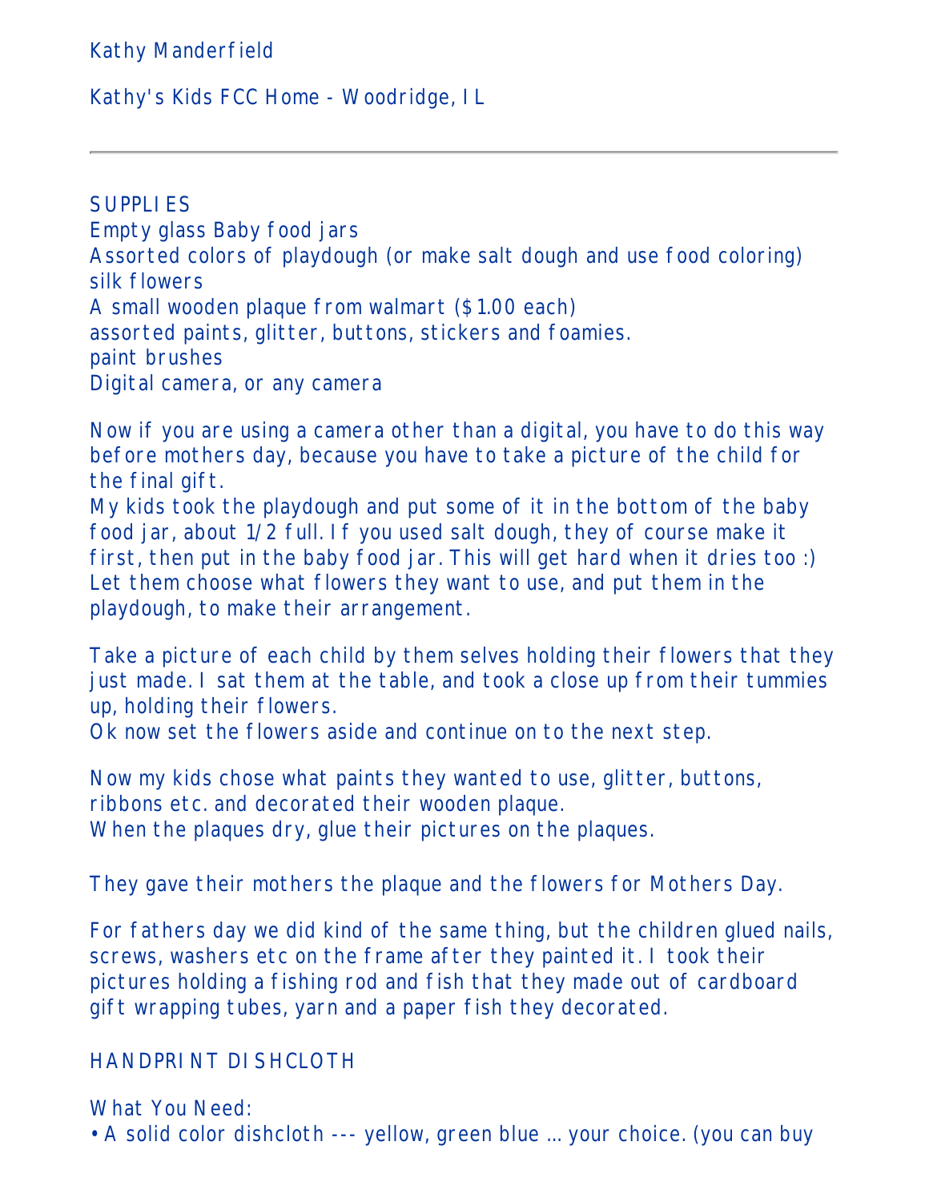Kathy Manderfield

Kathy's Kids FCC Home - Woodridge, IL

---

SUPPLIES
Empty glass Baby food jars
Assorted colors of playdough (or make salt dough and use food coloring)
silk flowers
A small wooden plaque from walmart ($1.00 each)
assorted paints, glitter, buttons, stickers and foamies.
paint brushes
Digital camera, or any camera

Now if you are using a camera other than a digital, you have to do this way before mothers day, because you have to take a picture of the child for the final gift.
My kids took the playdough and put some of it in the bottom of the baby food jar, about 1/2 full. If you used salt dough, they of course make it first, then put in the baby food jar. This will get hard when it dries too :)
Let them choose what flowers they want to use, and put them in the playdough, to make their arrangement.

Take a picture of each child by them selves holding their flowers that they just made. I sat them at the table, and took a close up from their tummies up, holding their flowers.
Ok now set the flowers aside and continue on to the next step.

Now my kids chose what paints they wanted to use, glitter, buttons, ribbons etc. and decorated their wooden plaque.
When the plaques dry, glue their pictures on the plaques.

They gave their mothers the plaque and the flowers for Mothers Day.

For fathers day we did kind of the same thing, but the children glued nails, screws, washers etc on the frame after they painted it. I took their pictures holding a fishing rod and fish that they made out of cardboard gift wrapping tubes, yarn and a paper fish they decorated.

HANDPRINT DISHCLOTH

What You Need:
• A solid color dishcloth --- yellow, green blue ... your choice. (you can buy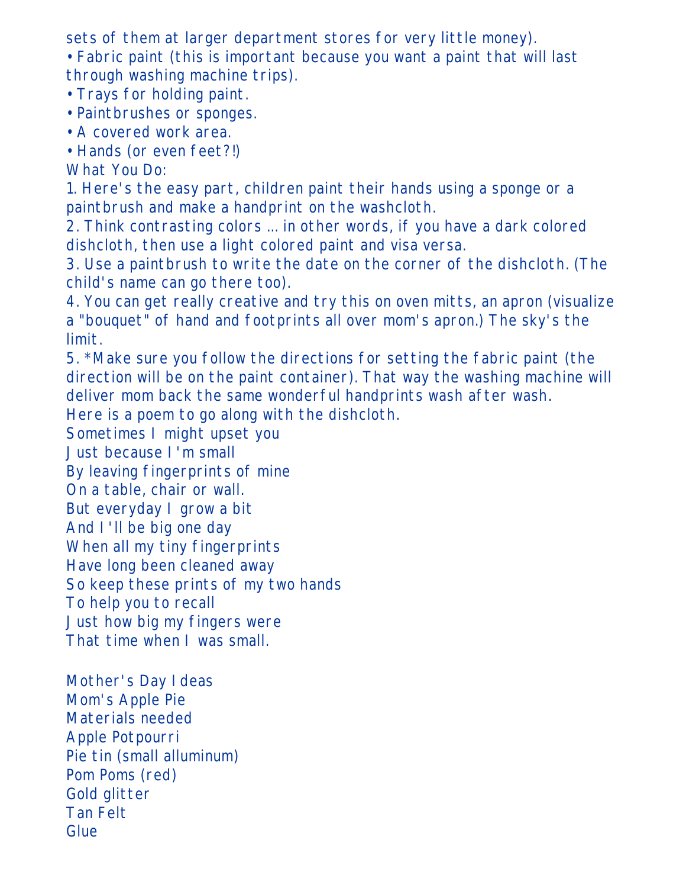sets of them at larger department stores for very little money).

- Fabric paint (this is important because you want a paint that will last through washing machine trips).
- Trays for holding paint.
- Paintbrushes or sponges.
- A covered work area.
- Hands (or even feet?!)

What You Do:

1. Here's the easy part, children paint their hands using a sponge or a paintbrush and make a handprint on the washcloth.
2. Think contrasting colors ... in other words, if you have a dark colored dishcloth, then use a light colored paint and visa versa.
3. Use a paintbrush to write the date on the corner of the dishcloth. (The child's name can go there too).
4. You can get really creative and try this on oven mitts, an apron (visualize a "bouquet" of hand and footprints all over mom's apron.) The sky's the limit.
5. *Make sure you follow the directions for setting the fabric paint (the direction will be on the paint container). That way the washing machine will deliver mom back the same wonderful handprints wash after wash.

Here is a poem to go along with the dishcloth.

Sometimes I might upset you  
Just because I'm small  
By leaving fingerprints of mine  
On a table, chair or wall.  
But everyday I grow a bit  
And I'll be big one day  
When all my tiny fingerprints  
Have long been cleaned away  
So keep these prints of my two hands  
To help you to recall  
Just how big my fingers were  
That time when I was small.

Mother's Day Ideas

Mom's Apple Pie

Materials needed

Apple Potpourri  
Pie tin (small alluminum)  
Pom Poms (red)  
Gold glitter  
Tan Felt  
Glue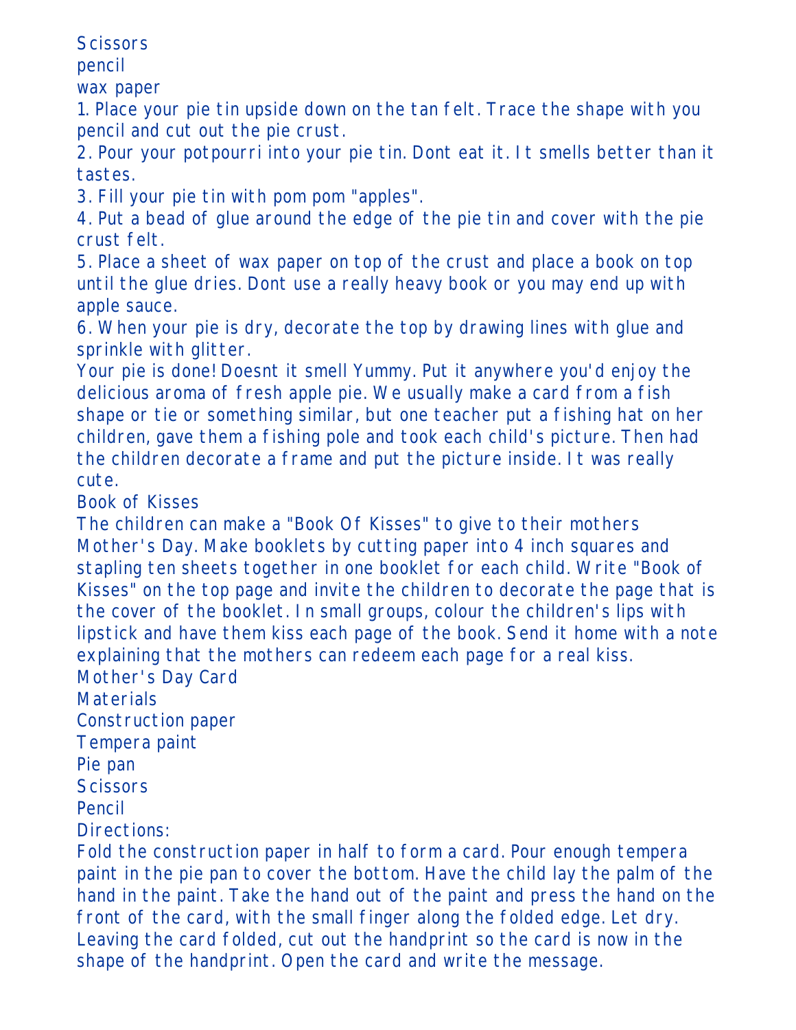Scissors
pencil
wax paper

1. Place your pie tin upside down on the tan felt. Trace the shape with you pencil and cut out the pie crust.
2. Pour your potpourri into your pie tin. Dont eat it. It smells better than it tastes.
3. Fill your pie tin with pom pom "apples".
4. Put a bead of glue around the edge of the pie tin and cover with the pie crust felt.
5. Place a sheet of wax paper on top of the crust and place a book on top until the glue dries. Dont use a really heavy book or you may end up with apple sauce.
6. When your pie is dry, decorate the top by drawing lines with glue and sprinkle with glitter.

Your pie is done! Doesnt it smell Yummy. Put it anywhere you'd enjoy the delicious aroma of fresh apple pie. We usually make a card from a fish shape or tie or something similar, but one teacher put a fishing hat on her children, gave them a fishing pole and took each child's picture. Then had the children decorate a frame and put the picture inside. It was really cute.

## Book of Kisses

The children can make a "Book Of Kisses" to give to their mothers Mother's Day. Make booklets by cutting paper into 4 inch squares and stapling ten sheets together in one booklet for each child. Write "Book of Kisses" on the top page and invite the children to decorate the page that is the cover of the booklet. In small groups, colour the children's lips with lipstick and have them kiss each page of the book. Send it home with a note explaining that the mothers can redeem each page for a real kiss.

## Mother's Day Card

Materials
Construction paper
Tempera paint
Pie pan
Scissors
Pencil

Directions:
Fold the construction paper in half to form a card. Pour enough tempera paint in the pie pan to cover the bottom. Have the child lay the palm of the hand in the paint. Take the hand out of the paint and press the hand on the front of the card, with the small finger along the folded edge. Let dry. Leaving the card folded, cut out the handprint so the card is now in the shape of the handprint. Open the card and write the message.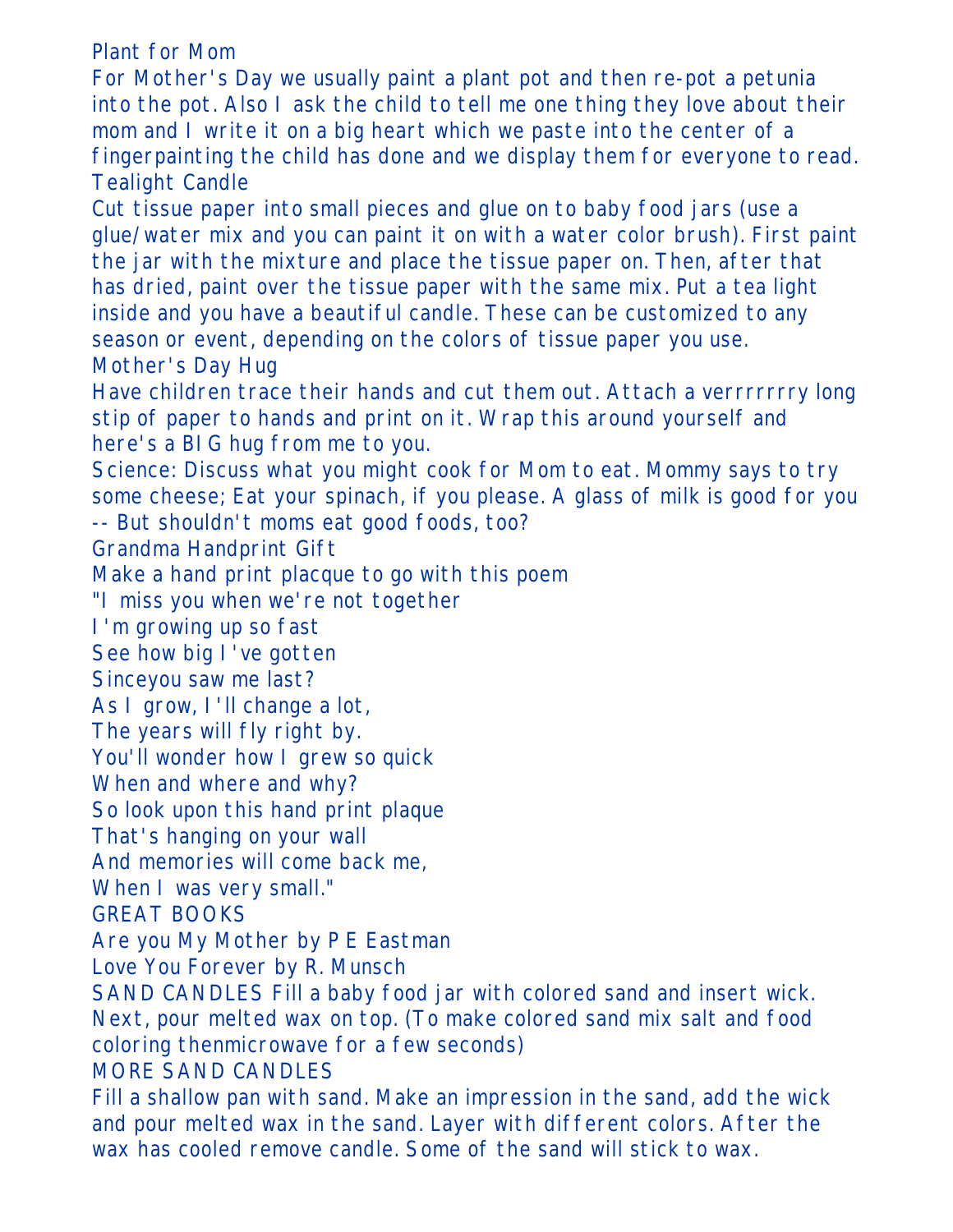Plant for Mom

For Mother's Day we usually paint a plant pot and then re-pot a petunia into the pot. Also I ask the child to tell me one thing they love about their mom and I write it on a big heart which we paste into the center of a fingerpainting the child has done and we display them for everyone to read.

Tealight Candle

Cut tissue paper into small pieces and glue on to baby food jars (use a glue/water mix and you can paint it on with a water color brush). First paint the jar with the mixture and place the tissue paper on. Then, after that has dried, paint over the tissue paper with the same mix. Put a tea light inside and you have a beautiful candle. These can be customized to any season or event, depending on the colors of tissue paper you use.

Mother's Day Hug

Have children trace their hands and cut them out. Attach a verrrrrrry long stip of paper to hands and print on it. Wrap this around yourself and here's a BIG hug from me to you.

Science: Discuss what you might cook for Mom to eat. Mommy says to try some cheese; Eat your spinach, if you please. A glass of milk is good for you -- But shouldn't moms eat good foods, too?

Grandma Handprint Gift

Make a hand print placque to go with this poem

"I miss you when we're not together
I'm growing up so fast
See how big I've gotten
Sinceyou saw me last?
As I grow, I'll change a lot,
The years will fly right by.
You'll wonder how I grew so quick
When and where and why?
So look upon this hand print plaque
That's hanging on your wall
And memories will come back me,
When I was very small."

GREAT BOOKS

Are you My Mother by P E Eastman

Love You Forever by R. Munsch

SAND CANDLES Fill a baby food jar with colored sand and insert wick. Next, pour melted wax on top. (To make colored sand mix salt and food coloring thenmicrowave for a few seconds)

MORE SAND CANDLES

Fill a shallow pan with sand. Make an impression in the sand, add the wick and pour melted wax in the sand. Layer with different colors. After the wax has cooled remove candle. Some of the sand will stick to wax.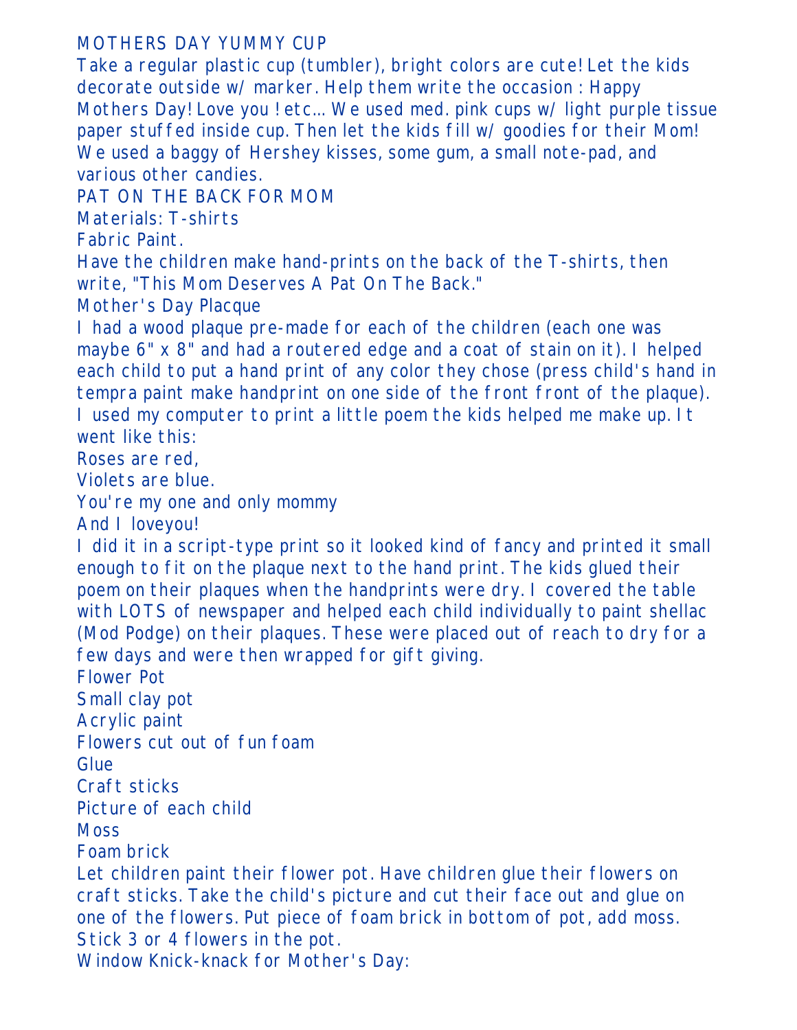## MOTHERS DAY YUMMY CUP

Take a regular plastic cup (tumbler), bright colors are cute! Let the kids decorate outside w/ marker. Help them write the occasion : Happy Mothers Day! Love you ! etc... We used med. pink cups w/ light purple tissue paper stuffed inside cup. Then let the kids fill w/ goodies for their Mom! We used a baggy of Hershey kisses, some gum, a small note-pad, and various other candies.

## PAT ON THE BACK FOR MOM

Materials: T-shirts

Fabric Paint.

Have the children make hand-prints on the back of the T-shirts, then write, "This Mom Deserves A Pat On The Back."

## Mother's Day Placque

I had a wood plaque pre-made for each of the children (each one was maybe 6" x 8" and had a routered edge and a coat of stain on it). I helped each child to put a hand print of any color they chose (press child's hand in tempra paint make handprint on one side of the front front of the plaque). I used my computer to print a little poem the kids helped me make up. It went like this:

Roses are red,

Violets are blue.

You're my one and only mommy

And I loveyou!

I did it in a script-type print so it looked kind of fancy and printed it small enough to fit on the plaque next to the hand print. The kids glued their poem on their plaques when the handprints were dry. I covered the table with LOTS of newspaper and helped each child individually to paint shellac (Mod Podge) on their plaques. These were placed out of reach to dry for a few days and were then wrapped for gift giving.

## Flower Pot

Small clay pot

Acrylic paint

Flowers cut out of fun foam

Glue

Craft sticks

Picture of each child

Moss

Foam brick

Let children paint their flower pot. Have children glue their flowers on craft sticks. Take the child's picture and cut their face out and glue on one of the flowers. Put piece of foam brick in bottom of pot, add moss. Stick 3 or 4 flowers in the pot.

## Window Knick-knack for Mother's Day: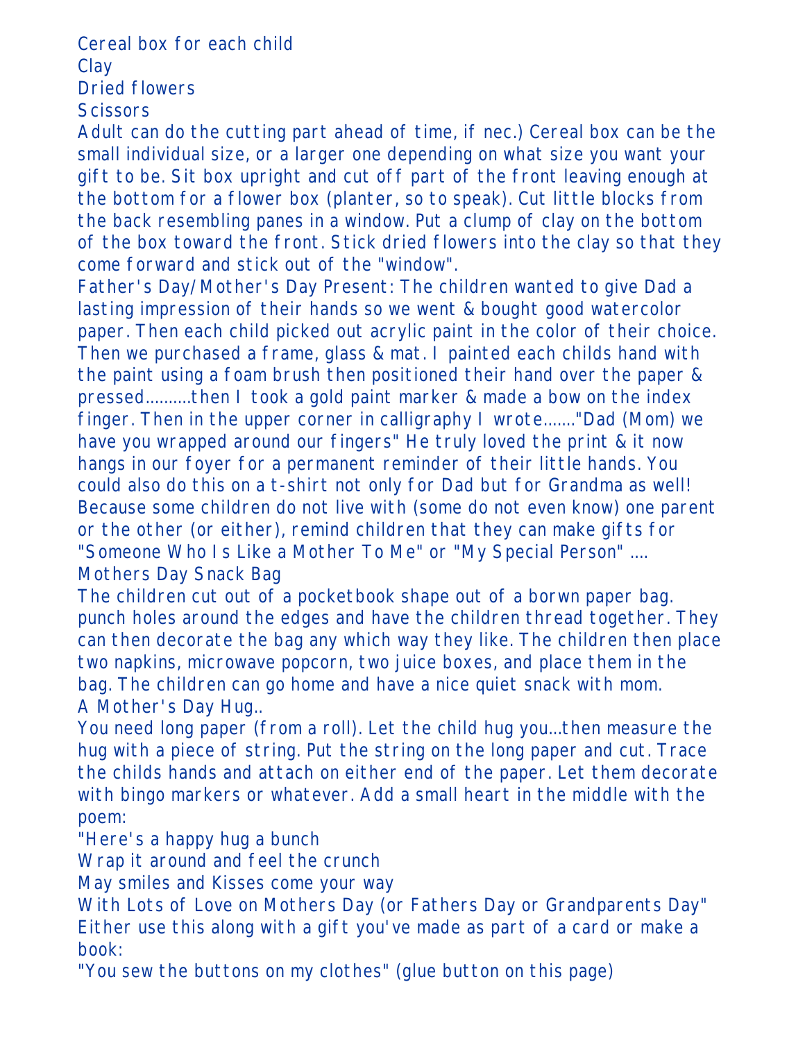Cereal box for each child
Clay
Dried flowers
Scissors
Adult can do the cutting part ahead of time, if nec.) Cereal box can be the small individual size, or a larger one depending on what size you want your gift to be. Sit box upright and cut off part of the front leaving enough at the bottom for a flower box (planter, so to speak). Cut little blocks from the back resembling panes in a window. Put a clump of clay on the bottom of the box toward the front. Stick dried flowers into the clay so that they come forward and stick out of the "window".
Father's Day/Mother's Day Present: The children wanted to give Dad a lasting impression of their hands so we went & bought good watercolor paper. Then each child picked out acrylic paint in the color of their choice. Then we purchased a frame, glass & mat. I painted each childs hand with the paint using a foam brush then positioned their hand over the paper & pressed..........then I took a gold paint marker & made a bow on the index finger. Then in the upper corner in calligraphy I wrote......."Dad (Mom) we have you wrapped around our fingers" He truly loved the print & it now hangs in our foyer for a permanent reminder of their little hands. You could also do this on a t-shirt not only for Dad but for Grandma as well!
Because some children do not live with (some do not even know) one parent or the other (or either), remind children that they can make gifts for "Someone Who Is Like a Mother To Me" or "My Special Person" ....
Mothers Day Snack Bag
The children cut out of a pocketbook shape out of a borwn paper bag. punch holes around the edges and have the children thread together. They can then decorate the bag any which way they like. The children then place two napkins, microwave popcorn, two juice boxes, and place them in the bag. The children can go home and have a nice quiet snack with mom.
A Mother's Day Hug..
You need long paper (from a roll). Let the child hug you...then measure the hug with a piece of string. Put the string on the long paper and cut. Trace the childs hands and attach on either end of the paper. Let them decorate with bingo markers or whatever. Add a small heart in the middle with the poem:
"Here's a happy hug a bunch
Wrap it around and feel the crunch
May smiles and Kisses come your way
With Lots of Love on Mothers Day (or Fathers Day or Grandparents Day"
Either use this along with a gift you've made as part of a card or make a book:
"You sew the buttons on my clothes" (glue button on this page)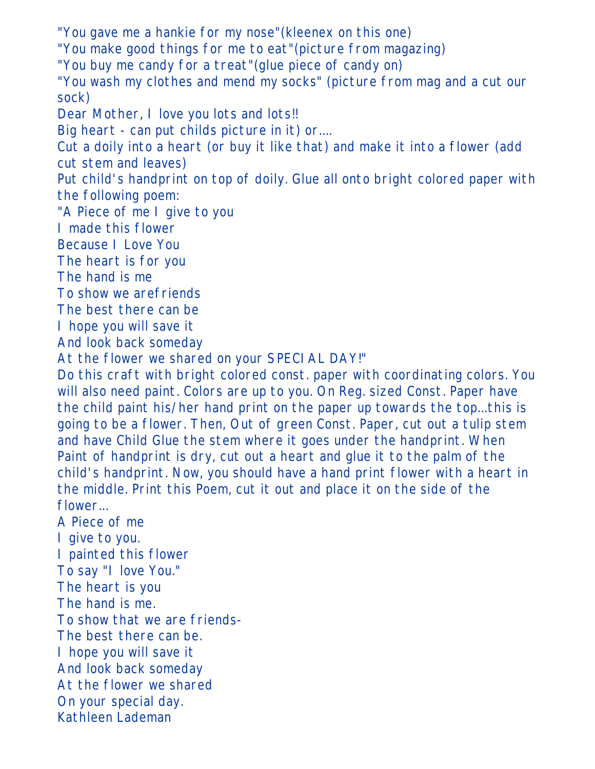"You gave me a hankie for my nose"(kleenex on this one)
"You make good things for me to eat"(picture from magazing)
"You buy me candy for a treat"(glue piece of candy on)
"You wash my clothes and mend my socks" (picture from mag and a cut our sock)
Dear Mother, I love you lots and lots!!
Big heart - can put childs picture in it) or....
Cut a doily into a heart (or buy it like that) and make it into a flower (add cut stem and leaves)
Put child's handprint on top of doily. Glue all onto bright colored paper with the following poem:
"A Piece of me I give to you
I made this flower
Because I Love You
The heart is for you
The hand is me
To show we arefriends
The best there can be
I hope you will save it
And look back someday
At the flower we shared on your SPECIAL DAY!"
Do this craft with bright colored const. paper with coordinating colors. You will also need paint. Colors are up to you. On Reg. sized Const. Paper have the child paint his/her hand print on the paper up towards the top...this is going to be a flower. Then, Out of green Const. Paper, cut out a tulip stem and have Child Glue the stem where it goes under the handprint. When Paint of handprint is dry, cut out a heart and glue it to the palm of the child's handprint. Now, you should have a hand print flower with a heart in the middle. Print this Poem, cut it out and place it on the side of the flower...
A Piece of me
I give to you.
I painted this flower
To say "I love You."
The heart is you
The hand is me.
To show that we are friends-
The best there can be.
I hope you will save it
And look back someday
At the flower we shared
On your special day.
Kathleen Lademan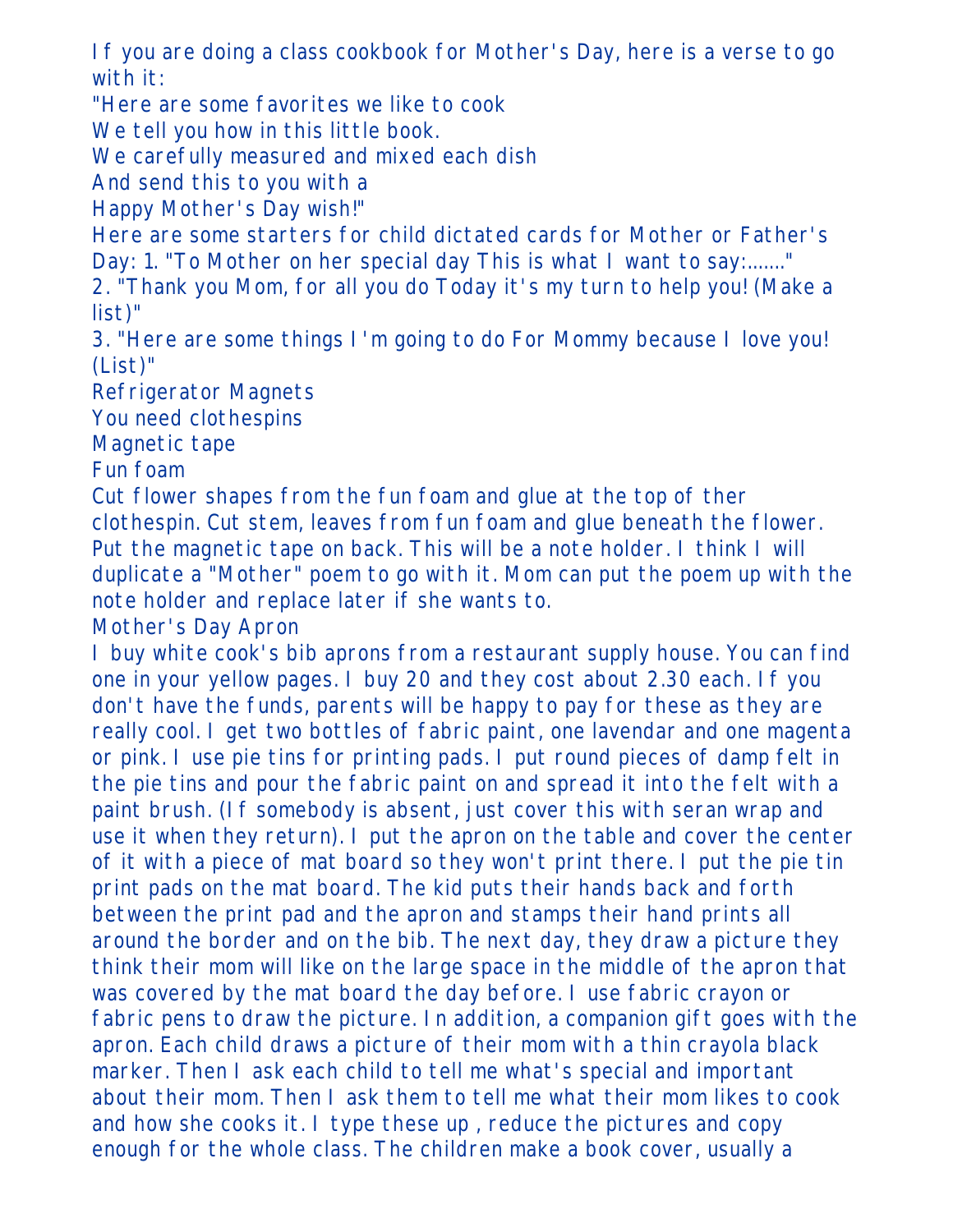If you are doing a class cookbook for Mother's Day, here is a verse to go with it:

"Here are some favorites we like to cook
We tell you how in this little book.
We carefully measured and mixed each dish
And send this to you with a
Happy Mother's Day wish!"

Here are some starters for child dictated cards for Mother or Father's Day: 1. "To Mother on her special day This is what I want to say:......."
2. "Thank you Mom, for all you do Today it's my turn to help you! (Make a list)"
3. "Here are some things I'm going to do For Mommy because I love you! (List)"

Refrigerator Magnets

You need clothespins
Magnetic tape
Fun foam

Cut flower shapes from the fun foam and glue at the top of ther clothespin. Cut stem, leaves from fun foam and glue beneath the flower. Put the magnetic tape on back. This will be a note holder. I think I will duplicate a "Mother" poem to go with it. Mom can put the poem up with the note holder and replace later if she wants to.

Mother's Day Apron

I buy white cook's bib aprons from a restaurant supply house. You can find one in your yellow pages. I buy 20 and they cost about 2.30 each. If you don't have the funds, parents will be happy to pay for these as they are really cool. I get two bottles of fabric paint, one lavendar and one magenta or pink. I use pie tins for printing pads. I put round pieces of damp felt in the pie tins and pour the fabric paint on and spread it into the felt with a paint brush. (If somebody is absent, just cover this with seran wrap and use it when they return). I put the apron on the table and cover the center of it with a piece of mat board so they won't print there. I put the pie tin print pads on the mat board. The kid puts their hands back and forth between the print pad and the apron and stamps their hand prints all around the border and on the bib. The next day, they draw a picture they think their mom will like on the large space in the middle of the apron that was covered by the mat board the day before. I use fabric crayon or fabric pens to draw the picture. In addition, a companion gift goes with the apron. Each child draws a picture of their mom with a thin crayola black marker. Then I ask each child to tell me what's special and important about their mom. Then I ask them to tell me what their mom likes to cook and how she cooks it. I type these up , reduce the pictures and copy enough for the whole class. The children make a book cover, usually a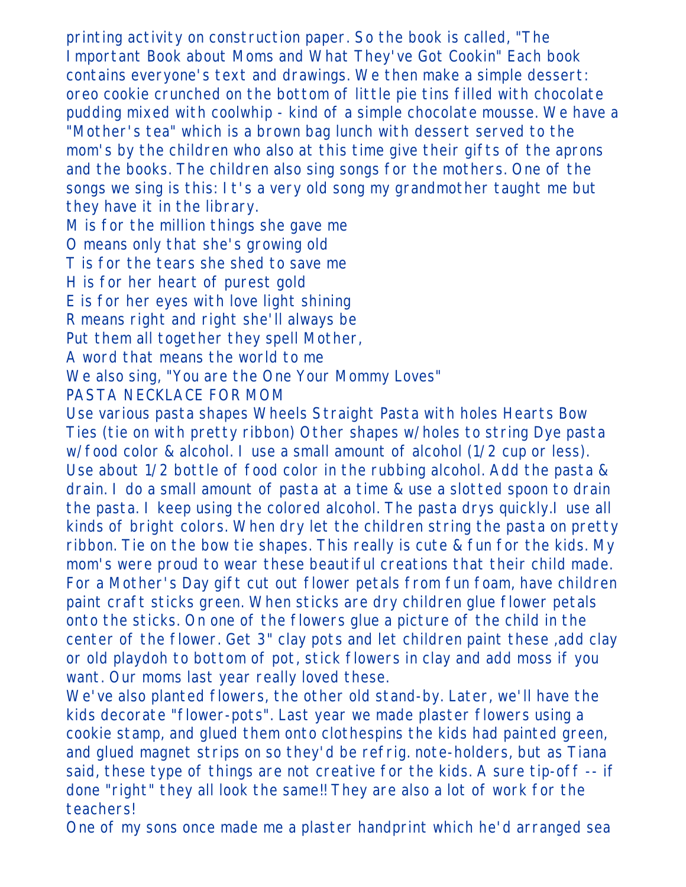printing activity on construction paper. So the book is called, "The Important Book about Moms and What They've Got Cookin" Each book contains everyone's text and drawings. We then make a simple dessert: oreo cookie crunched on the bottom of little pie tins filled with chocolate pudding mixed with coolwhip - kind of a simple chocolate mousse. We have a "Mother's tea" which is a brown bag lunch with dessert served to the mom's by the children who also at this time give their gifts of the aprons and the books. The children also sing songs for the mothers. One of the songs we sing is this: It's a very old song my grandmother taught me but they have it in the library.

M is for the million things she gave me
O means only that she's growing old
T is for the tears she shed to save me
H is for her heart of purest gold
E is for her eyes with love light shining
R means right and right she'll always be
Put them all together they spell Mother,
A word that means the world to me

We also sing, "You are the One Your Mommy Loves"

PASTA NECKLACE FOR MOM

Use various pasta shapes Wheels Straight Pasta with holes Hearts Bow Ties (tie on with pretty ribbon) Other shapes w/holes to string Dye pasta w/food color & alcohol. I use a small amount of alcohol (1/2 cup or less). Use about 1/2 bottle of food color in the rubbing alcohol. Add the pasta & drain. I do a small amount of pasta at a time & use a slotted spoon to drain the pasta. I keep using the colored alcohol. The pasta drys quickly.I use all kinds of bright colors. When dry let the children string the pasta on pretty ribbon. Tie on the bow tie shapes. This really is cute & fun for the kids. My mom's were proud to wear these beautiful creations that their child made.

For a Mother's Day gift cut out flower petals from fun foam, have children paint craft sticks green. When sticks are dry children glue flower petals onto the sticks. On one of the flowers glue a picture of the child in the center of the flower. Get 3" clay pots and let children paint these ,add clay or old playdoh to bottom of pot, stick flowers in clay and add moss if you want. Our moms last year really loved these.

We've also planted flowers, the other old stand-by. Later, we'll have the kids decorate "flower-pots". Last year we made plaster flowers using a cookie stamp, and glued them onto clothespins the kids had painted green, and glued magnet strips on so they'd be refrig. note-holders, but as Tiana said, these type of things are not creative for the kids. A sure tip-off -- if done "right" they all look the same!! They are also a lot of work for the teachers!

One of my sons once made me a plaster handprint which he'd arranged sea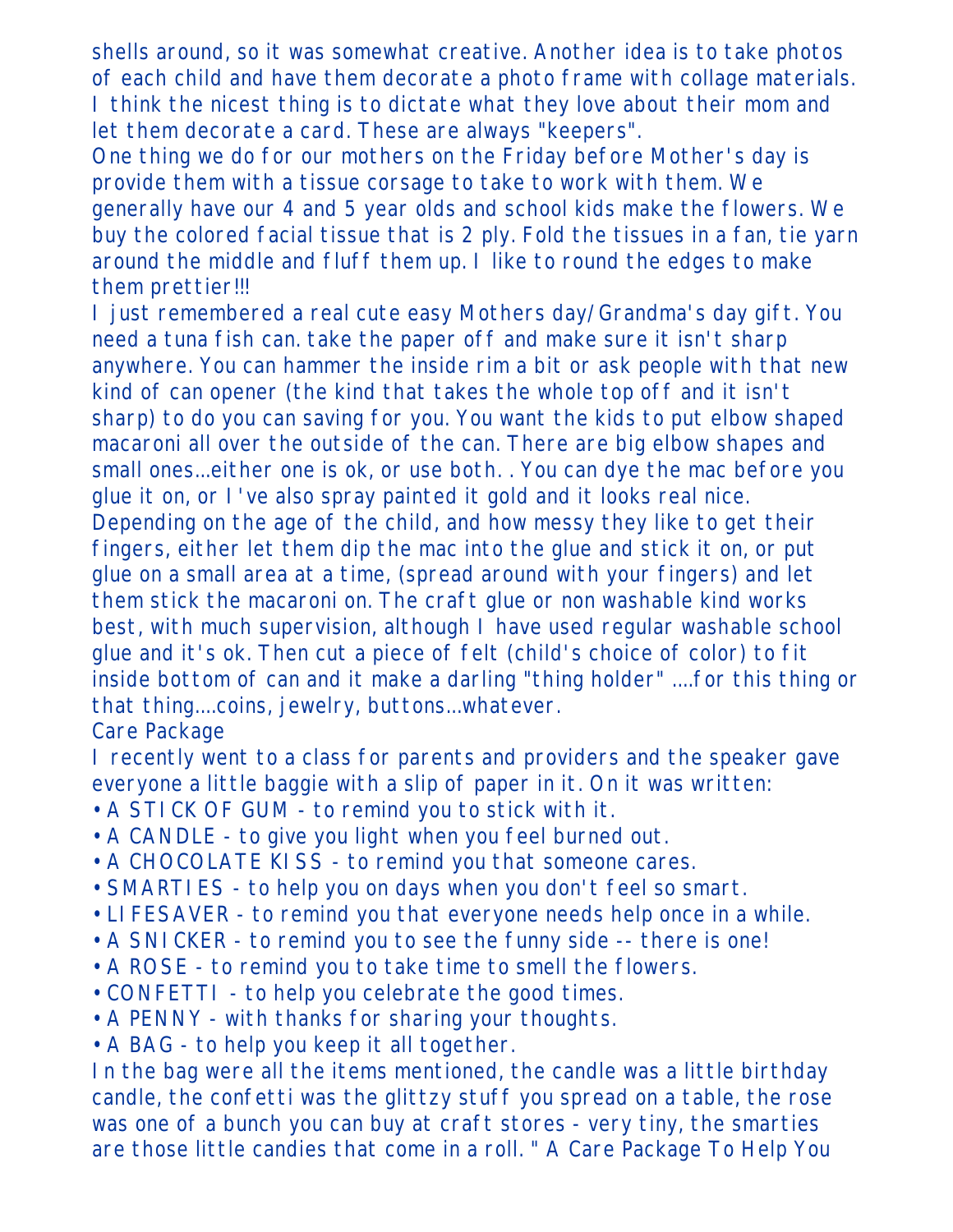shells around, so it was somewhat creative. Another idea is to take photos of each child and have them decorate a photo frame with collage materials. I think the nicest thing is to dictate what they love about their mom and let them decorate a card. These are always "keepers".

One thing we do for our mothers on the Friday before Mother's day is provide them with a tissue corsage to take to work with them. We generally have our 4 and 5 year olds and school kids make the flowers. We buy the colored facial tissue that is 2 ply. Fold the tissues in a fan, tie yarn around the middle and fluff them up. I like to round the edges to make them prettier!!!

I just remembered a real cute easy Mothers day/Grandma's day gift. You need a tuna fish can. take the paper off and make sure it isn't sharp anywhere. You can hammer the inside rim a bit or ask people with that new kind of can opener (the kind that takes the whole top off and it isn't sharp) to do you can saving for you. You want the kids to put elbow shaped macaroni all over the outside of the can. There are big elbow shapes and small ones...either one is ok, or use both. . You can dye the mac before you glue it on, or I've also spray painted it gold and it looks real nice. Depending on the age of the child, and how messy they like to get their fingers, either let them dip the mac into the glue and stick it on, or put glue on a small area at a time, (spread around with your fingers) and let them stick the macaroni on. The craft glue or non washable kind works best, with much supervision, although I have used regular washable school glue and it's ok. Then cut a piece of felt (child's choice of color) to fit inside bottom of can and it make a darling "thing holder" ....for this thing or that thing....coins, jewelry, buttons...whatever.

Care Package

I recently went to a class for parents and providers and the speaker gave everyone a little baggie with a slip of paper in it. On it was written:

- A STICK OF GUM - to remind you to stick with it.
- A CANDLE - to give you light when you feel burned out.
- A CHOCOLATE KISS - to remind you that someone cares.
- SMARTIES - to help you on days when you don't feel so smart.
- LIFESAVER - to remind you that everyone needs help once in a while.
- A SNICKER - to remind you to see the funny side -- there is one!
- A ROSE - to remind you to take time to smell the flowers.
- CONFETTI - to help you celebrate the good times.
- A PENNY - with thanks for sharing your thoughts.
- A BAG - to help you keep it all together.

In the bag were all the items mentioned, the candle was a little birthday candle, the confetti was the glittzy stuff you spread on a table, the rose was one of a bunch you can buy at craft stores - very tiny, the smarties are those little candies that come in a roll. " A Care Package To Help You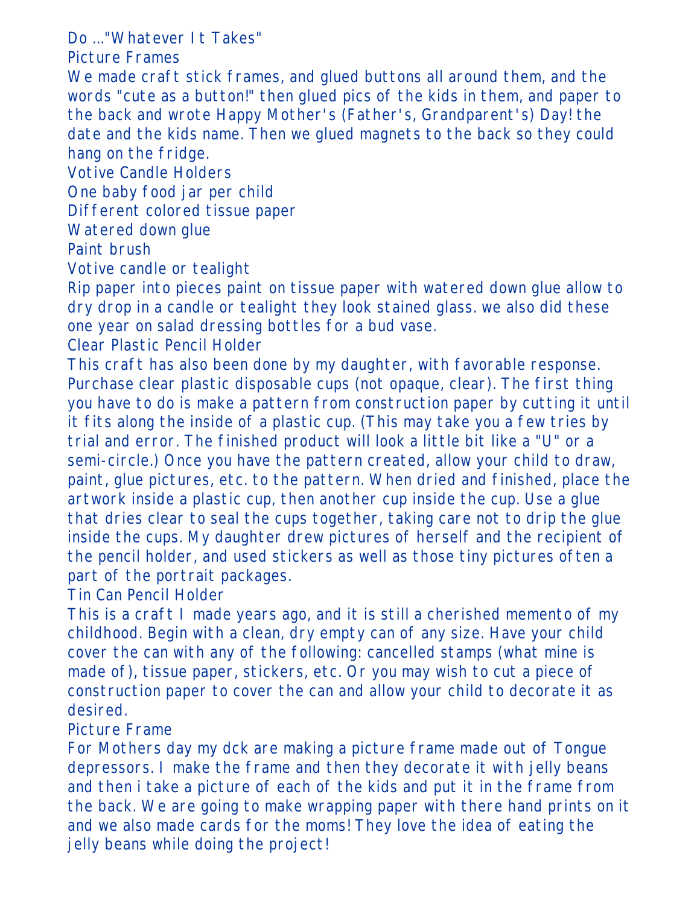Do ..."Whatever It Takes"

## Picture Frames

We made craft stick frames, and glued buttons all around them, and the words "cute as a button!" then glued pics of the kids in them, and paper to the back and wrote Happy Mother's (Father's, Grandparent's) Day! the date and the kids name. Then we glued magnets to the back so they could hang on the fridge.

## Votive Candle Holders

One baby food jar per child
Different colored tissue paper
Watered down glue
Paint brush
Votive candle or tealight

Rip paper into pieces paint on tissue paper with watered down glue allow to dry drop in a candle or tealight they look stained glass. we also did these one year on salad dressing bottles for a bud vase.

## Clear Plastic Pencil Holder

This craft has also been done by my daughter, with favorable response. Purchase clear plastic disposable cups (not opaque, clear). The first thing you have to do is make a pattern from construction paper by cutting it until it fits along the inside of a plastic cup. (This may take you a few tries by trial and error. The finished product will look a little bit like a "U" or a semi-circle.) Once you have the pattern created, allow your child to draw, paint, glue pictures, etc. to the pattern. When dried and finished, place the artwork inside a plastic cup, then another cup inside the cup. Use a glue that dries clear to seal the cups together, taking care not to drip the glue inside the cups. My daughter drew pictures of herself and the recipient of the pencil holder, and used stickers as well as those tiny pictures often a part of the portrait packages.

## Tin Can Pencil Holder

This is a craft I made years ago, and it is still a cherished memento of my childhood. Begin with a clean, dry empty can of any size. Have your child cover the can with any of the following: cancelled stamps (what mine is made of), tissue paper, stickers, etc. Or you may wish to cut a piece of construction paper to cover the can and allow your child to decorate it as desired.

## Picture Frame

For Mothers day my dck are making a picture frame made out of Tongue depressors. I make the frame and then they decorate it with jelly beans and then i take a picture of each of the kids and put it in the frame from the back. We are going to make wrapping paper with there hand prints on it and we also made cards for the moms! They love the idea of eating the jelly beans while doing the project!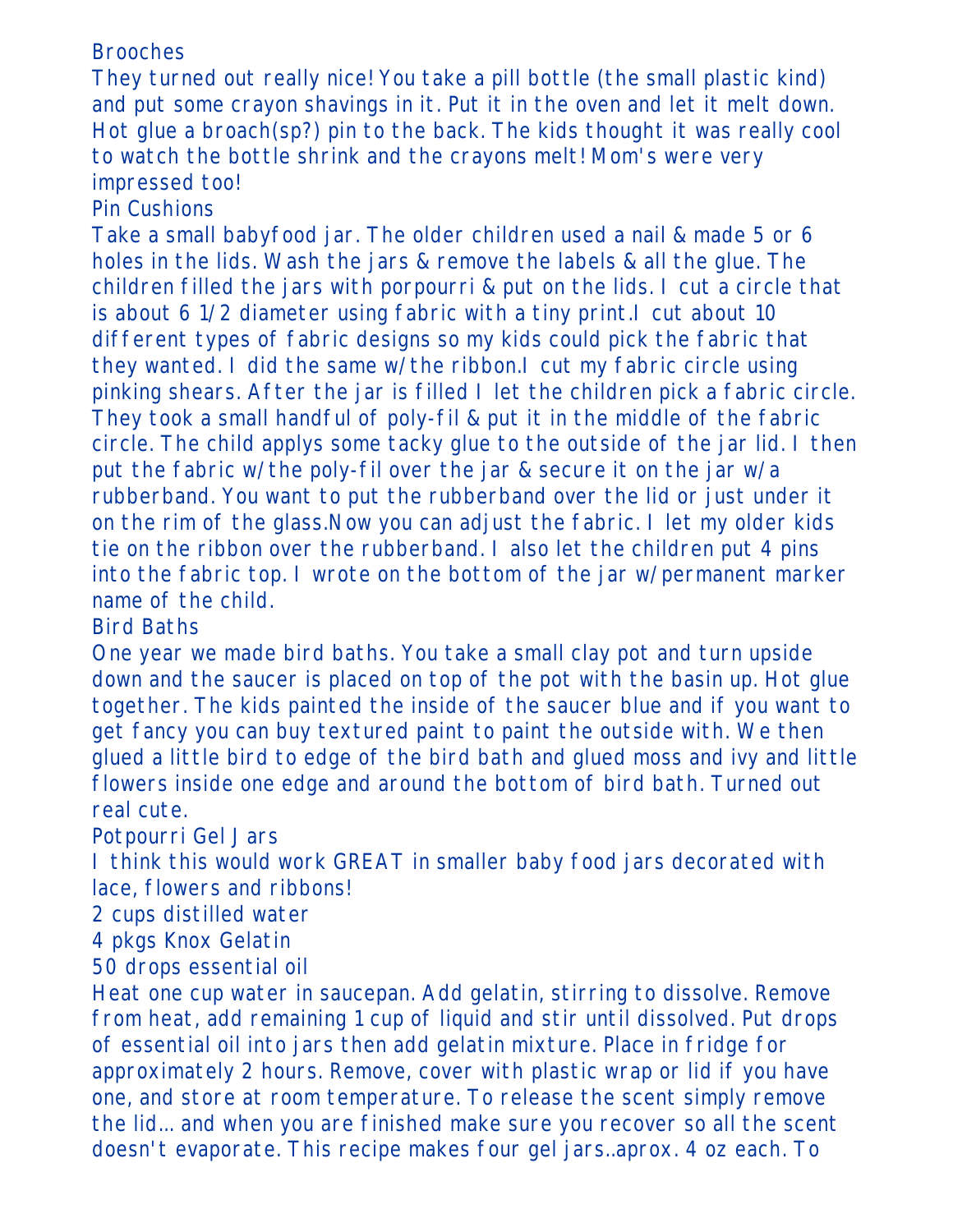## Brooches

They turned out really nice! You take a pill bottle (the small plastic kind) and put some crayon shavings in it. Put it in the oven and let it melt down. Hot glue a broach(sp?) pin to the back. The kids thought it was really cool to watch the bottle shrink and the crayons melt! Mom's were very impressed too!

## Pin Cushions

Take a small babyfood jar. The older children used a nail & made 5 or 6 holes in the lids. Wash the jars & remove the labels & all the glue. The children filled the jars with porpourri & put on the lids. I cut a circle that is about 6 1/2 diameter using fabric with a tiny print.I cut about 10 different types of fabric designs so my kids could pick the fabric that they wanted. I did the same w/the ribbon.I cut my fabric circle using pinking shears. After the jar is filled I let the children pick a fabric circle. They took a small handful of poly-fil & put it in the middle of the fabric circle. The child applys some tacky glue to the outside of the jar lid. I then put the fabric w/the poly-fil over the jar & secure it on the jar w/a rubberband. You want to put the rubberband over the lid or just under it on the rim of the glass.Now you can adjust the fabric. I let my older kids tie on the ribbon over the rubberband. I also let the children put 4 pins into the fabric top. I wrote on the bottom of the jar w/permanent marker name of the child.

## Bird Baths

One year we made bird baths. You take a small clay pot and turn upside down and the saucer is placed on top of the pot with the basin up. Hot glue together. The kids painted the inside of the saucer blue and if you want to get fancy you can buy textured paint to paint the outside with. We then glued a little bird to edge of the bird bath and glued moss and ivy and little flowers inside one edge and around the bottom of bird bath. Turned out real cute.

## Potpourri Gel Jars

I think this would work GREAT in smaller baby food jars decorated with lace, flowers and ribbons!

2 cups distilled water
4 pkgs Knox Gelatin
50 drops essential oil

Heat one cup water in saucepan. Add gelatin, stirring to dissolve. Remove from heat, add remaining 1 cup of liquid and stir until dissolved. Put drops of essential oil into jars then add gelatin mixture. Place in fridge for approximately 2 hours. Remove, cover with plastic wrap or lid if you have one, and store at room temperature. To release the scent simply remove the lid... and when you are finished make sure you recover so all the scent doesn't evaporate. This recipe makes four gel jars..aprox. 4 oz each. To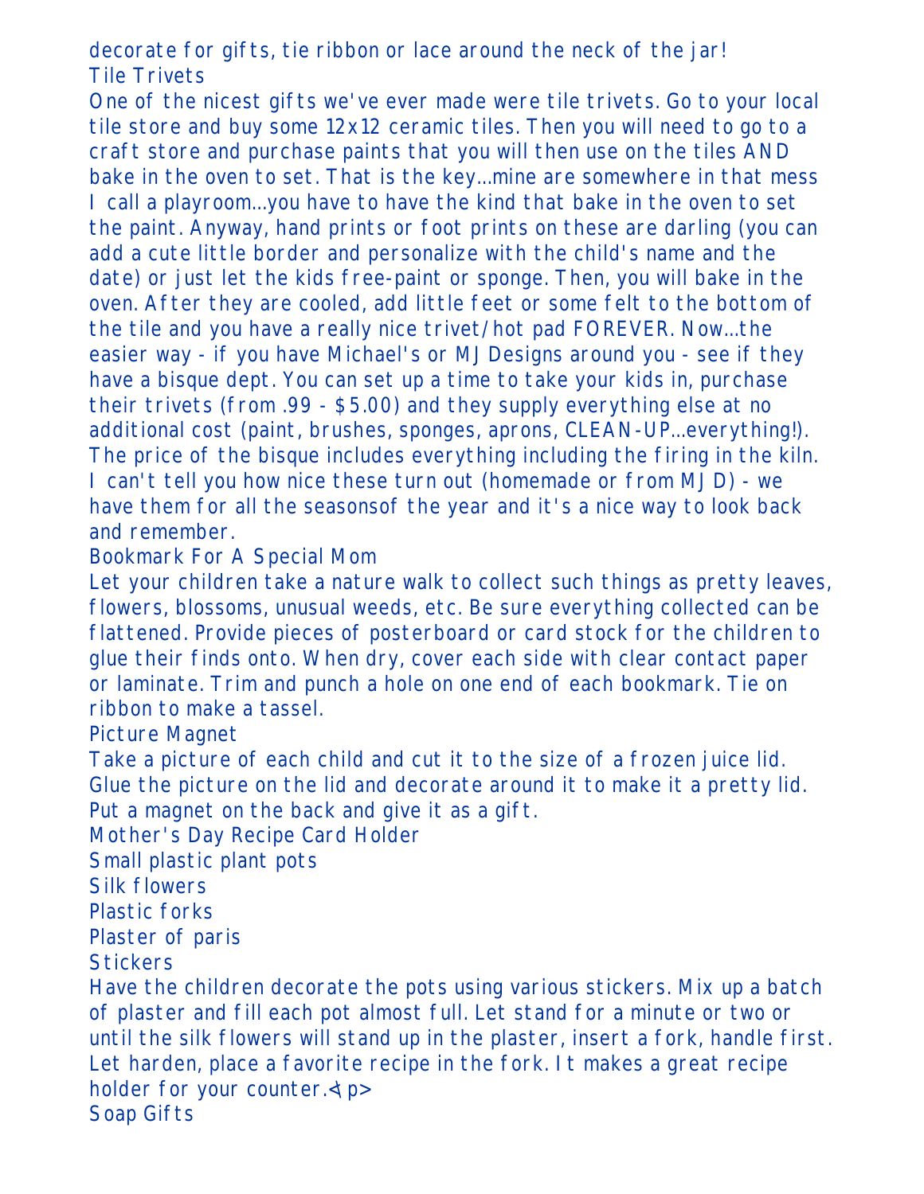decorate for gifts, tie ribbon or lace around the neck of the jar!

## Tile Trivets

One of the nicest gifts we've ever made were tile trivets. Go to your local tile store and buy some 12x12 ceramic tiles. Then you will need to go to a craft store and purchase paints that you will then use on the tiles AND bake in the oven to set. That is the key...mine are somewhere in that mess I call a playroom...you have to have the kind that bake in the oven to set the paint. Anyway, hand prints or foot prints on these are darling (you can add a cute little border and personalize with the child's name and the date) or just let the kids free-paint or sponge. Then, you will bake in the oven. After they are cooled, add little feet or some felt to the bottom of the tile and you have a really nice trivet/hot pad FOREVER. Now...the easier way - if you have Michael's or MJ Designs around you - see if they have a bisque dept. You can set up a time to take your kids in, purchase their trivets (from .99 - $5.00) and they supply everything else at no additional cost (paint, brushes, sponges, aprons, CLEAN-UP...everything!). The price of the bisque includes everything including the firing in the kiln. I can't tell you how nice these turn out (homemade or from MJD) - we have them for all the seasonsof the year and it's a nice way to look back and remember.

## Bookmark For A Special Mom

Let your children take a nature walk to collect such things as pretty leaves, flowers, blossoms, unusual weeds, etc. Be sure everything collected can be flattened. Provide pieces of posterboard or card stock for the children to glue their finds onto. When dry, cover each side with clear contact paper or laminate. Trim and punch a hole on one end of each bookmark. Tie on ribbon to make a tassel.

## Picture Magnet

Take a picture of each child and cut it to the size of a frozen juice lid. Glue the picture on the lid and decorate around it to make it a pretty lid. Put a magnet on the back and give it as a gift.

## Mother's Day Recipe Card Holder

Small plastic plant pots
Silk flowers
Plastic forks
Plaster of paris
Stickers

Have the children decorate the pots using various stickers. Mix up a batch of plaster and fill each pot almost full. Let stand for a minute or two or until the silk flowers will stand up in the plaster, insert a fork, handle first. Let harden, place a favorite recipe in the fork. It makes a great recipe holder for your counter.</p>

## Soap Gifts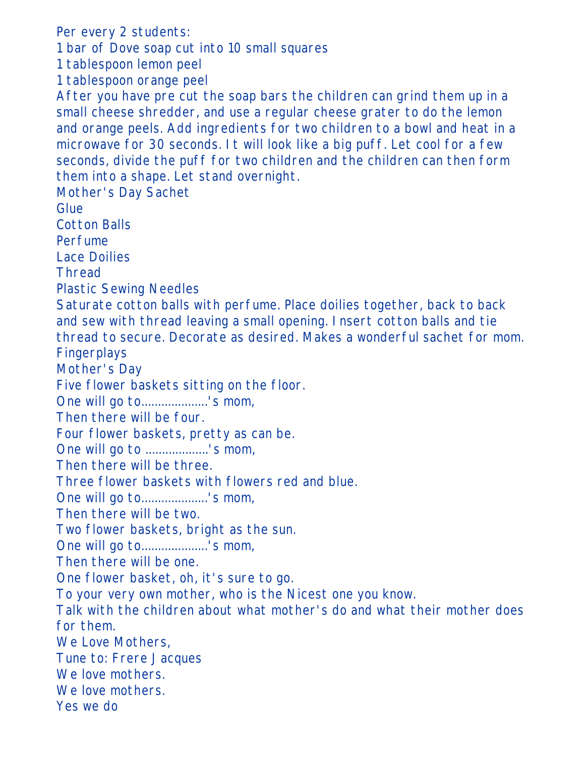Per every 2 students:

1 bar of Dove soap cut into 10 small squares

1 tablespoon lemon peel

1 tablespoon orange peel

After you have pre cut the soap bars the children can grind them up in a small cheese shredder, and use a regular cheese grater to do the lemon and orange peels. Add ingredients for two children to a bowl and heat in a microwave for 30 seconds. It will look like a big puff. Let cool for a few seconds, divide the puff for two children and the children can then form them into a shape. Let stand overnight.

Mother's Day Sachet

Glue

Cotton Balls

Perfume

Lace Doilies

Thread

Plastic Sewing Needles

Saturate cotton balls with perfume. Place doilies together, back to back and sew with thread leaving a small opening. Insert cotton balls and tie thread to secure. Decorate as desired. Makes a wonderful sachet for mom.

Fingerplays

Mother's Day

Five flower baskets sitting on the floor.

One will go to...................'s mom,

Then there will be four.

Four flower baskets, pretty as can be.

One will go to ..................'s mom,

Then there will be three.

Three flower baskets with flowers red and blue.

One will go to...................'s mom,

Then there will be two.

Two flower baskets, bright as the sun.

One will go to...................'s mom,

Then there will be one.

One flower basket, oh, it's sure to go.

To your very own mother, who is the Nicest one you know.

Talk with the children about what mother's do and what their mother does for them.

We Love Mothers,

Tune to: Frere Jacques

We love mothers.

We love mothers.

Yes we do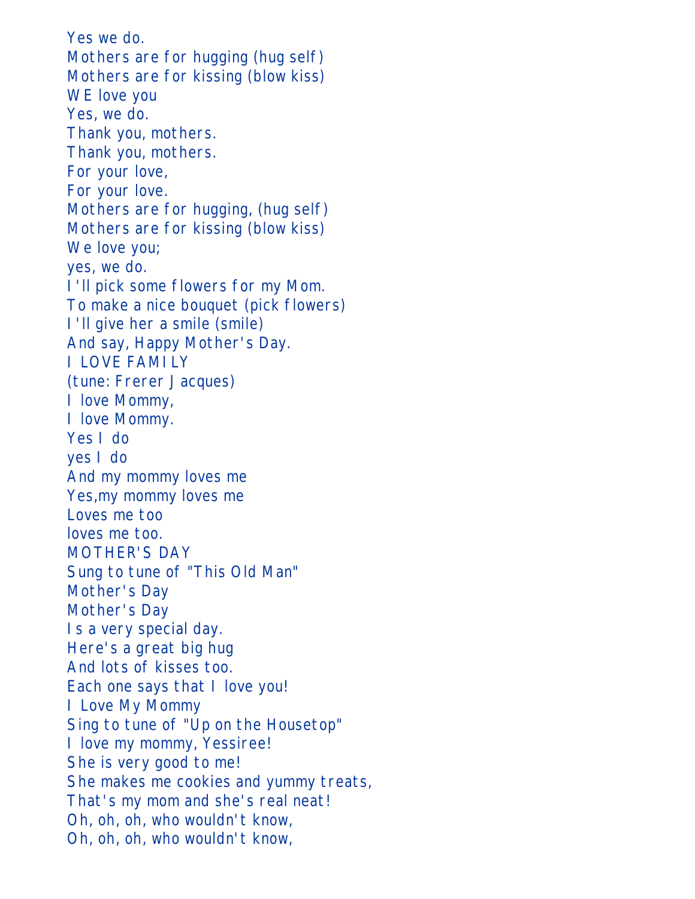Yes we do.
Mothers are for hugging (hug self)
Mothers are for kissing (blow kiss)
WE love you
Yes, we do.
Thank you, mothers.
Thank you, mothers.
For your love,
For your love.
Mothers are for hugging, (hug self)
Mothers are for kissing (blow kiss)
We love you;
yes, we do.
I'll pick some flowers for my Mom.
To make a nice bouquet (pick flowers)
I'll give her a smile (smile)
And say, Happy Mother's Day.

I LOVE FAMILY
(tune: Frerer Jacques)
I love Mommy,
I love Mommy.
Yes I do
yes I do
And my mommy loves me
Yes,my mommy loves me
Loves me too
loves me too.

MOTHER'S DAY
Sung to tune of "This Old Man"
Mother's Day
Mother's Day
Is a very special day.
Here's a great big hug
And lots of kisses too.
Each one says that I love you!

I Love My Mommy
Sing to tune of "Up on the Housetop"
I love my mommy, Yessiree!
She is very good to me!
She makes me cookies and yummy treats,
That's my mom and she's real neat!
Oh, oh, oh, who wouldn't know,
Oh, oh, oh, who wouldn't know,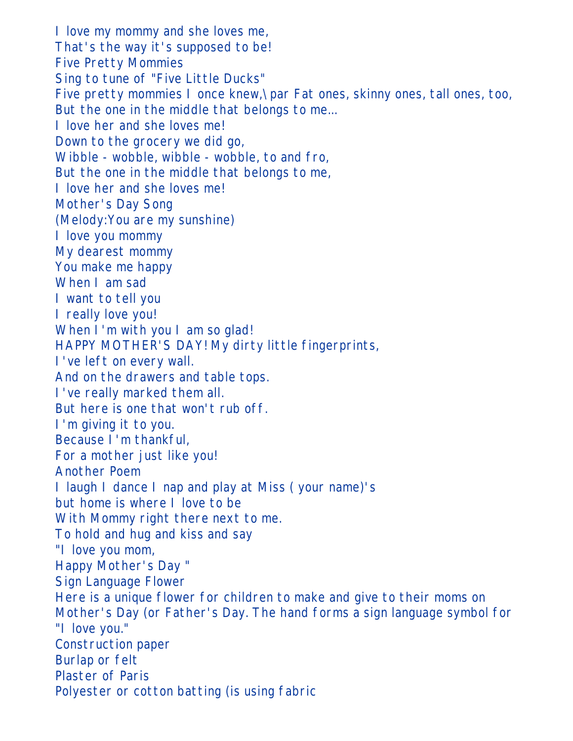I love my mommy and she loves me,
That's the way it's supposed to be!

Five Pretty Mommies

Sing to tune of "Five Little Ducks"

Five pretty mommies I once knew,\par Fat ones, skinny ones, tall ones, too,
But the one in the middle that belongs to me...
I love her and she loves me!
Down to the grocery we did go,
Wibble - wobble, wibble - wobble, to and fro,
But the one in the middle that belongs to me,
I love her and she loves me!

Mother's Day Song

(Melody:You are my sunshine)

I love you mommy
My dearest mommy
You make me happy
When I am sad
I want to tell you
I really love you!
When I'm with you I am so glad!
HAPPY MOTHER'S DAY! My dirty little fingerprints,
I've left on every wall.
And on the drawers and table tops.
I've really marked them all.
But here is one that won't rub off.
I'm giving it to you.
Because I'm thankful,
For a mother just like you!

Another Poem

I laugh I dance I nap and play at Miss ( your name)'s
but home is where I love to be
With Mommy right there next to me.
To hold and hug and kiss and say
"I love you mom,
Happy Mother's Day "

Sign Language Flower

Here is a unique flower for children to make and give to their moms on Mother's Day (or Father's Day. The hand forms a sign language symbol for "I love you."

Construction paper
Burlap or felt
Plaster of Paris
Polyester or cotton batting (is using fabric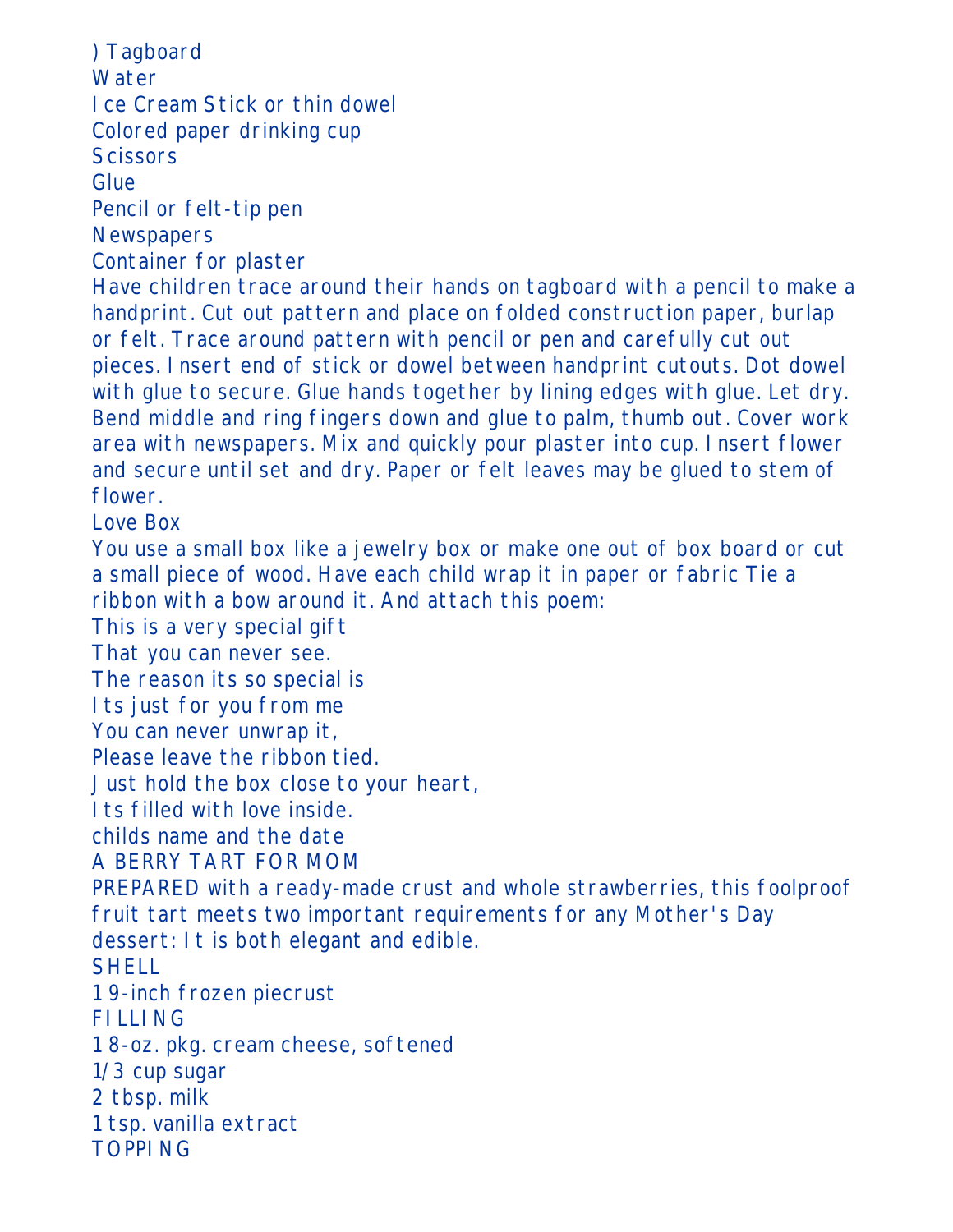) Tagboard
Water
Ice Cream Stick or thin dowel
Colored paper drinking cup
Scissors
Glue
Pencil or felt-tip pen
Newspapers
Container for plaster

Have children trace around their hands on tagboard with a pencil to make a handprint. Cut out pattern and place on folded construction paper, burlap or felt. Trace around pattern with pencil or pen and carefully cut out pieces. Insert end of stick or dowel between handprint cutouts. Dot dowel with glue to secure. Glue hands together by lining edges with glue. Let dry. Bend middle and ring fingers down and glue to palm, thumb out. Cover work area with newspapers. Mix and quickly pour plaster into cup. Insert flower and secure until set and dry. Paper or felt leaves may be glued to stem of flower.

Love Box

You use a small box like a jewelry box or make one out of box board or cut a small piece of wood. Have each child wrap it in paper or fabric Tie a ribbon with a bow around it. And attach this poem:

This is a very special gift
That you can never see.
The reason its so special is
Its just for you from me
You can never unwrap it,
Please leave the ribbon tied.
Just hold the box close to your heart,
Its filled with love inside.
childs name and the date

A BERRY TART FOR MOM

PREPARED with a ready-made crust and whole strawberries, this foolproof fruit tart meets two important requirements for any Mother's Day dessert: It is both elegant and edible.

SHELL
1 9-inch frozen piecrust

FILLING
1 8-oz. pkg. cream cheese, softened
1/3 cup sugar
2 tbsp. milk
1 tsp. vanilla extract

TOPPING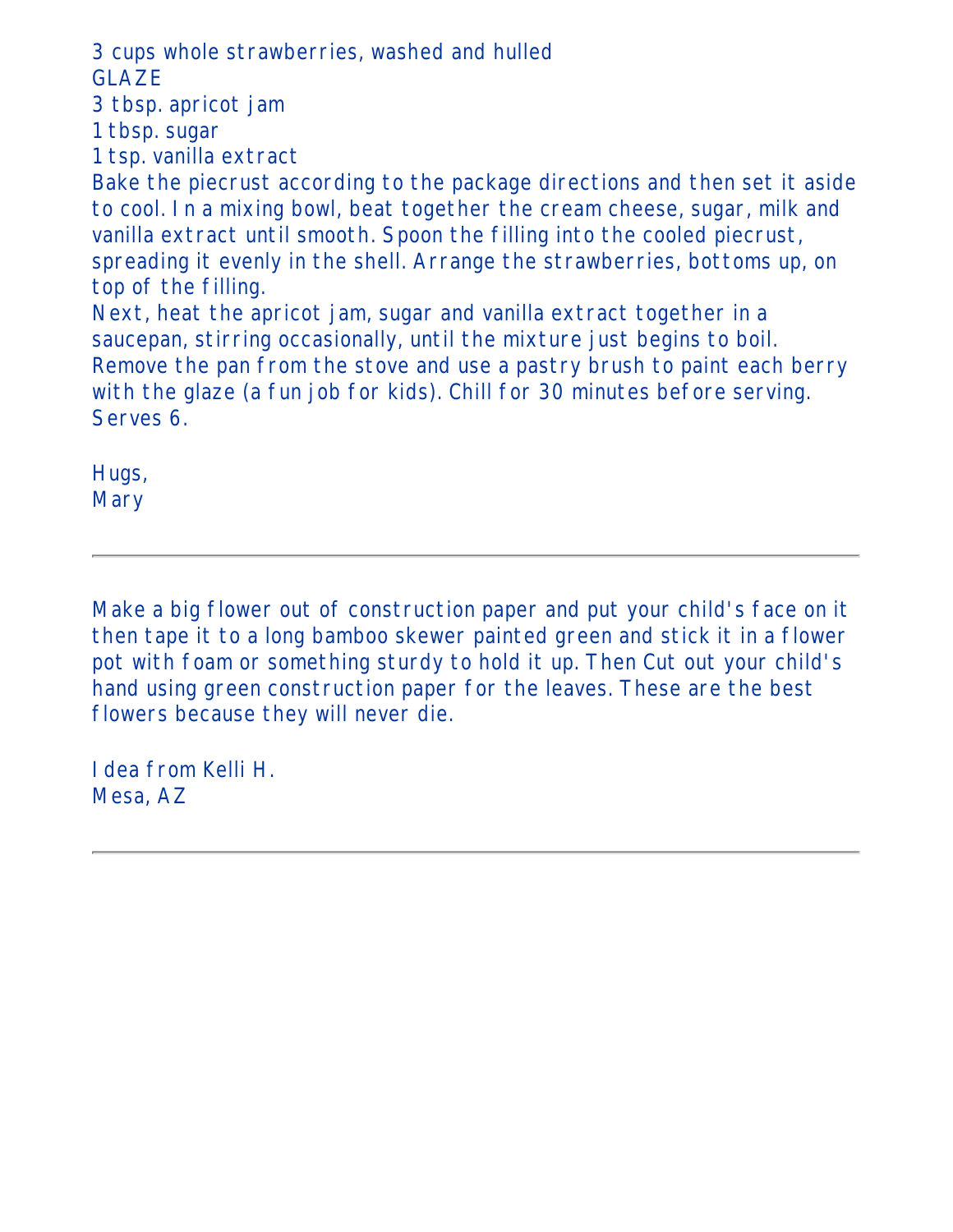3 cups whole strawberries, washed and hulled
GLAZE
3 tbsp. apricot jam
1 tbsp. sugar
1 tsp. vanilla extract

Bake the piecrust according to the package directions and then set it aside to cool. In a mixing bowl, beat together the cream cheese, sugar, milk and vanilla extract until smooth. Spoon the filling into the cooled piecrust, spreading it evenly in the shell. Arrange the strawberries, bottoms up, on top of the filling.

Next, heat the apricot jam, sugar and vanilla extract together in a saucepan, stirring occasionally, until the mixture just begins to boil. Remove the pan from the stove and use a pastry brush to paint each berry with the glaze (a fun job for kids). Chill for 30 minutes before serving. Serves 6.

Hugs,
Mary

---

Make a big flower out of construction paper and put your child's face on it then tape it to a long bamboo skewer painted green and stick it in a flower pot with foam or something sturdy to hold it up. Then Cut out your child's hand using green construction paper for the leaves. These are the best flowers because they will never die.

Idea from Kelli H.
Mesa, AZ

---